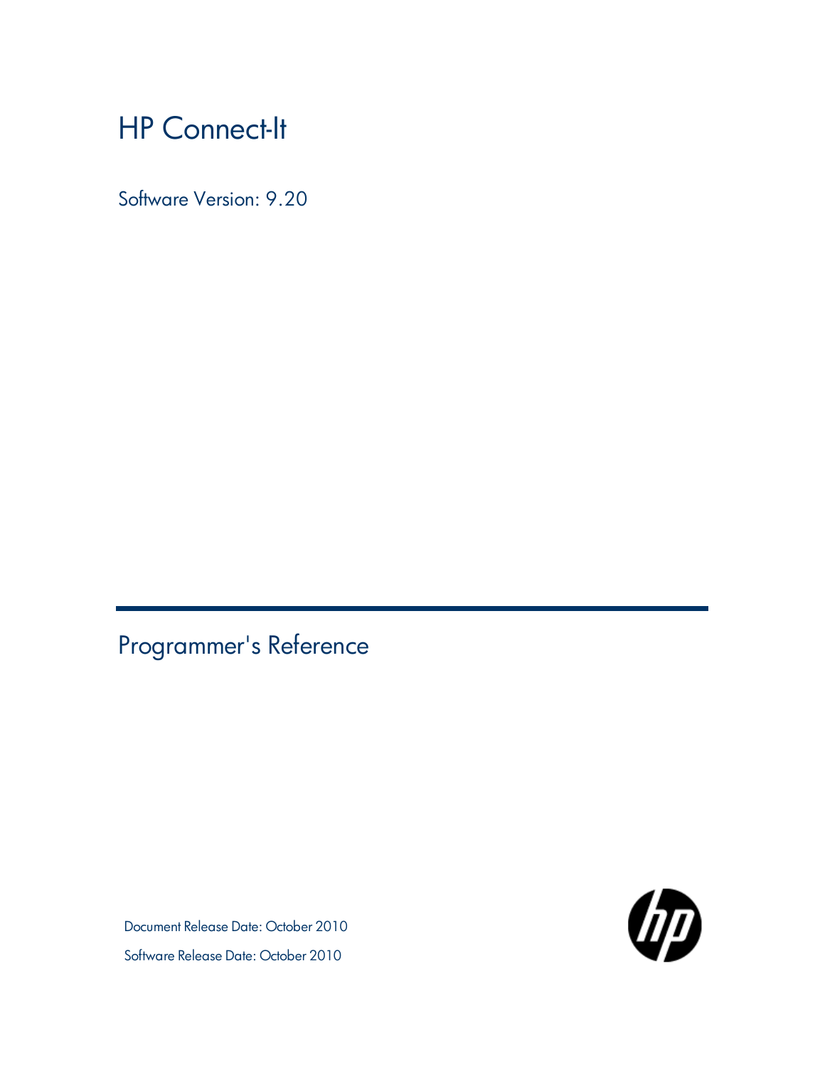# HP Connect-It

Software Version: 9.20

## Programmer's Reference

Document Release Date: October 2010

Software Release Date: October 2010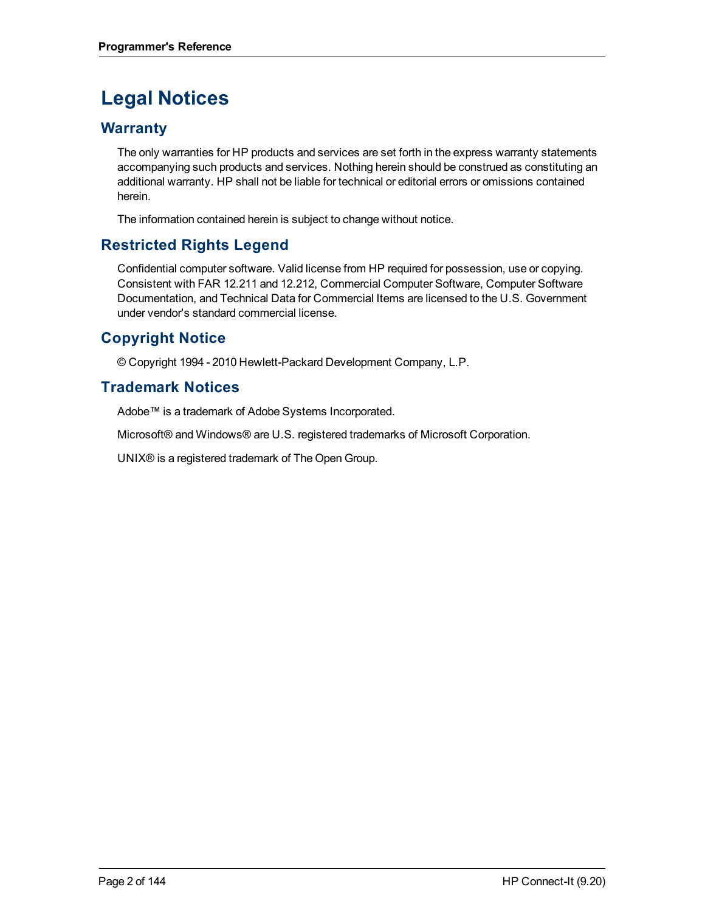# Legal Notices

## Warranty

The only warranties for HP products and services are set forth in the express warranty statements accompanying such products and services. Nothing herein should be construed as constituting an additional warranty. HP shall not be liable for technical or editorial errors or omissions contained herein.

The information contained herein is subject to change without notice.

## Restricted Rights Legend

Confidential computer software. Valid license from HP required for possession, use or copying. Consistent with FAR 12.211 and 12.212, Commercial Computer Software, Computer Software Documentation, and Technical Data for Commercial Items are licensed to the U.S. Government under vendor's standard commercial license.

## Copyright Notice

© Copyright 1994 - 2010 Hewlett-Packard Development Company, L.P.

## Trademark Notices

Adobe™ is a trademark of Adobe Systems Incorporated.

Microsoft® and Windows® are U.S. registered trademarks of Microsoft Corporation.

UNIX® is a registered trademark of The Open Group.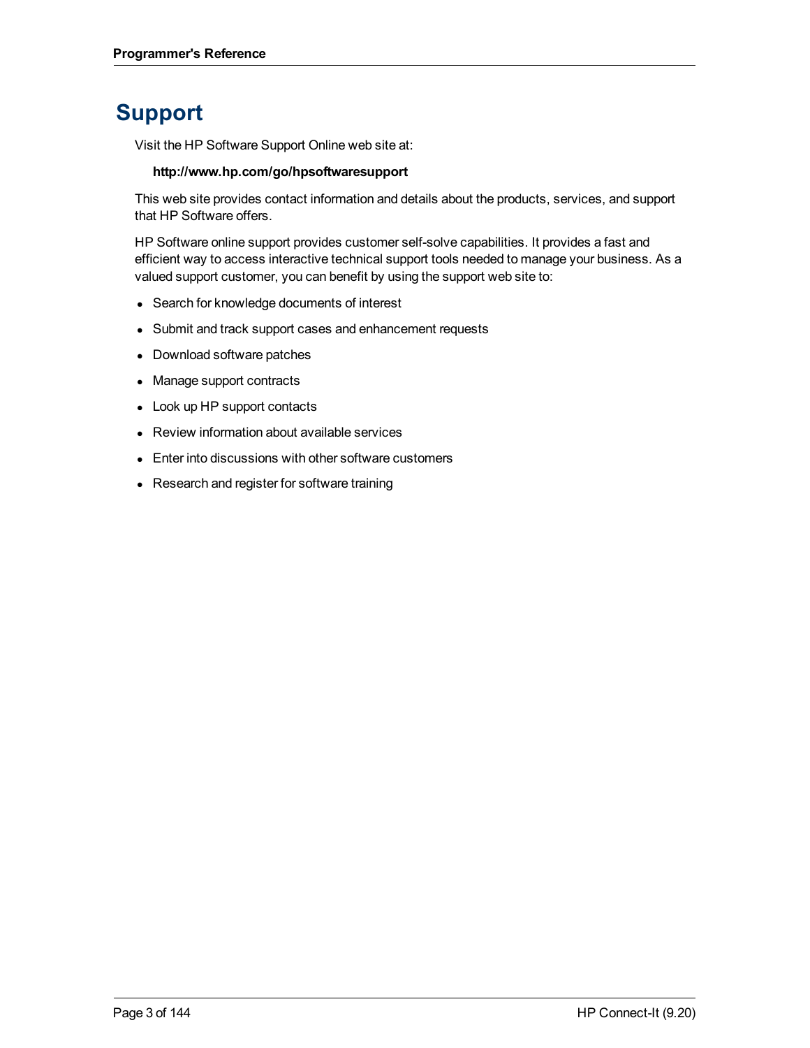# Support

Visit the HP Software Support Online web site at:

**http://www.hp.com/go/hpsoftwaresupport**

This web site provides contact information and details about the products, services, and support that HP Software offers.

HP Software online support provides customer self-solve capabilities. It provides a fast and efficient way to access interactive technical support tools needed to manage your business. As a valued support customer, you can benefit by using the support web site to:

- Search for knowledge documents of interest
- Submit and track support cases and enhancement requests
- Download software patches
- Manage support contracts
- Look up HP support contacts
- Review information about available services
- Enter into discussions with other software customers
- Research and register for software training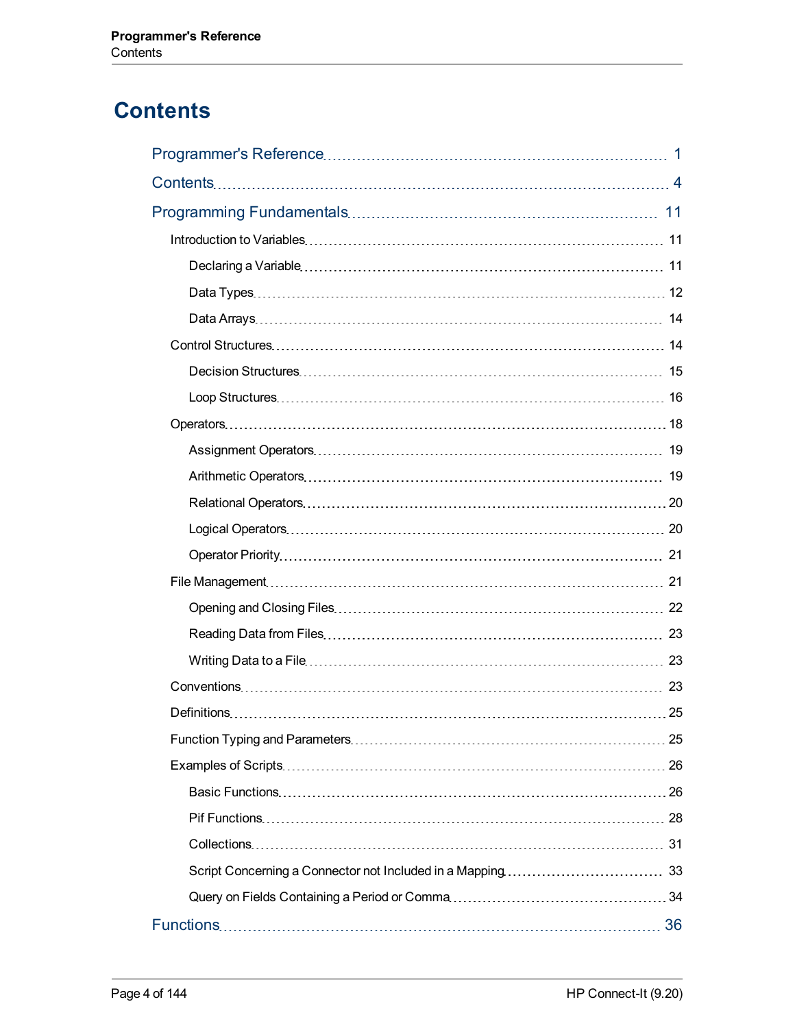# Contents

Programmer's Reference ........ 1

Contents ........ 4

Programming Fundamentals ........ 11

- Introduction to Variables ........ 11
  - Declaring a Variable ........ 11
  - Data Types ........ 12
  - Data Arrays ........ 14
- Control Structures ........ 14
  - Decision Structures ........ 15
  - Loop Structures ........ 16
- Operators ........ 18
  - Assignment Operators ........ 19
  - Arithmetic Operators ........ 19
  - Relational Operators ........ 20
  - Logical Operators ........ 20
  - Operator Priority ........ 21
- File Management ........ 21
  - Opening and Closing Files ........ 22
  - Reading Data from Files ........ 23
  - Writing Data to a File ........ 23
- Conventions ........ 23
- Definitions ........ 25
- Function Typing and Parameters ........ 25
- Examples of Scripts ........ 26
  - Basic Functions ........ 26
  - Pif Functions ........ 28
  - Collections ........ 31
  - Script Concerning a Connector not Included in a Mapping ........ 33
  - Query on Fields Containing a Period or Comma ........ 34

Functions ........ 36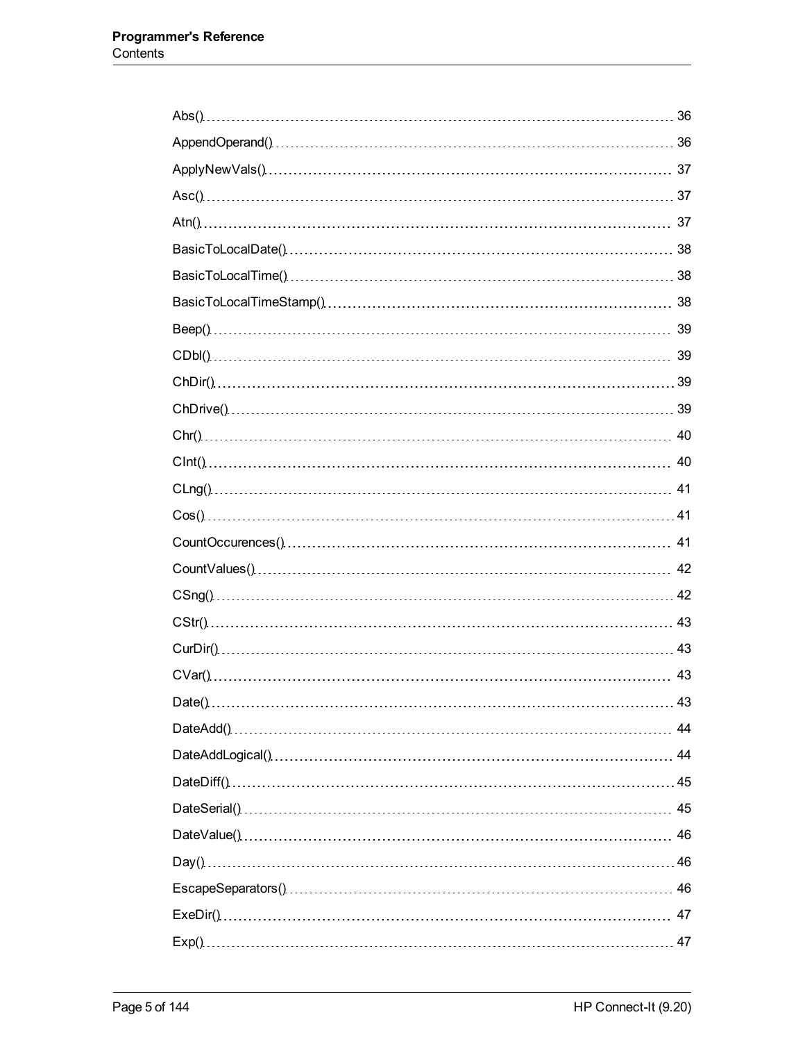| | |
|---|---|
| Abs() | 36 |
| AppendOperand() | 36 |
| ApplyNewVals() | 37 |
| Asc() | 37 |
| Atn() | 37 |
| BasicToLocalDate() | 38 |
| BasicToLocalTime() | 38 |
| BasicToLocalTimeStamp() | 38 |
| Beep() | 39 |
| CDbl() | 39 |
| ChDir() | 39 |
| ChDrive() | 39 |
| Chr() | 40 |
| CInt() | 40 |
| CLng() | 41 |
| Cos() | 41 |
| CountOccurences() | 41 |
| CountValues() | 42 |
| CSng() | 42 |
| CStr() | 43 |
| CurDir() | 43 |
| CVar() | 43 |
| Date() | 43 |
| DateAdd() | 44 |
| DateAddLogical() | 44 |
| DateDiff() | 45 |
| DateSerial() | 45 |
| DateValue() | 46 |
| Day() | 46 |
| EscapeSeparators() | 46 |
| ExeDir() | 47 |
| Exp() | 47 |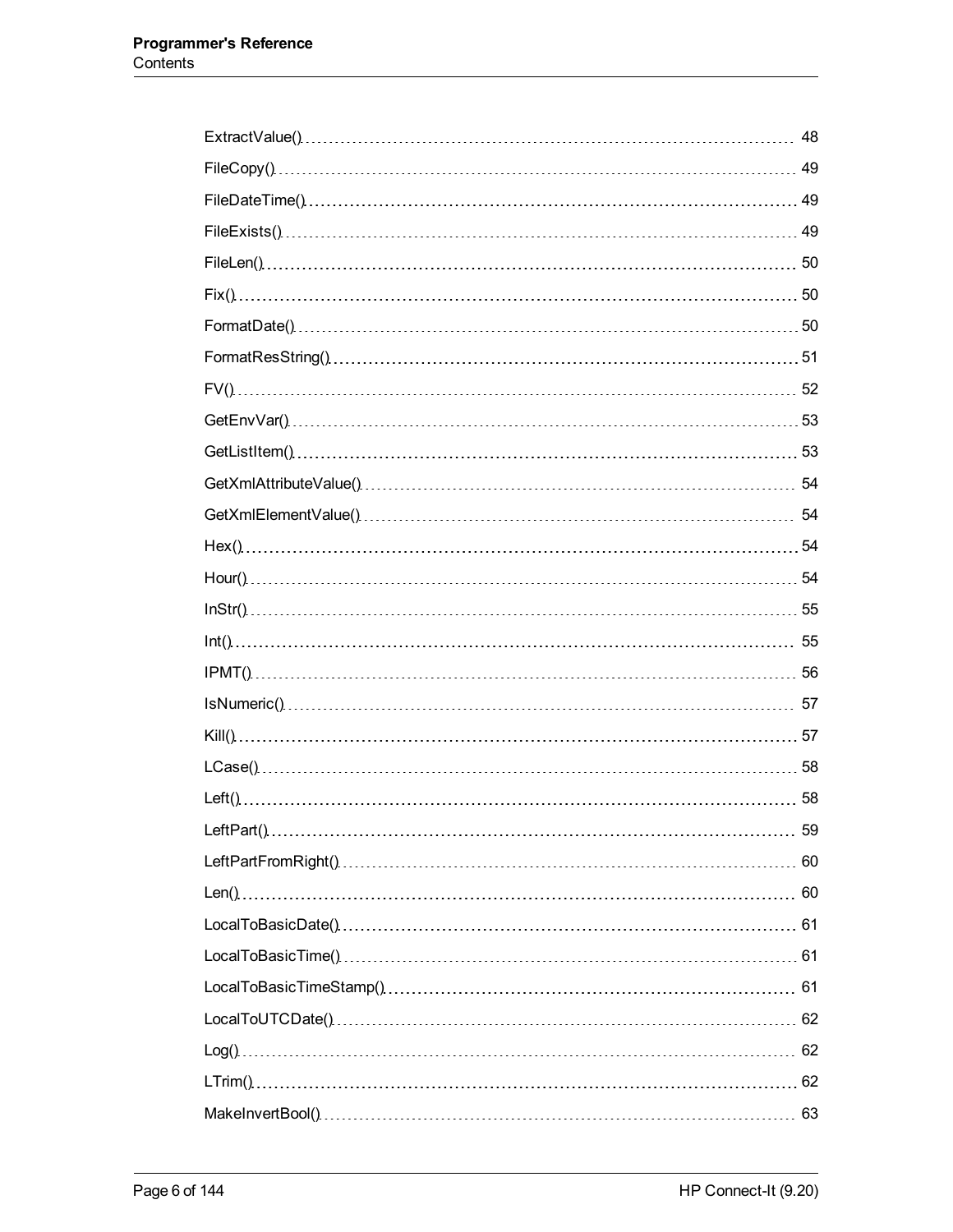ExtractValue() 48
FileCopy() 49
FileDateTime() 49
FileExists() 49
FileLen() 50
Fix() 50
FormatDate() 50
FormatResString() 51
FV() 52
GetEnvVar() 53
GetListItem() 53
GetXmlAttributeValue() 54
GetXmlElementValue() 54
Hex() 54
Hour() 54
InStr() 55
Int() 55
IPMT() 56
IsNumeric() 57
Kill() 57
LCase() 58
Left() 58
LeftPart() 59
LeftPartFromRight() 60
Len() 60
LocalToBasicDate() 61
LocalToBasicTime() 61
LocalToBasicTimeStamp() 61
LocalToUTCDate() 62
Log() 62
LTrim() 62
MakeInvertBool() 63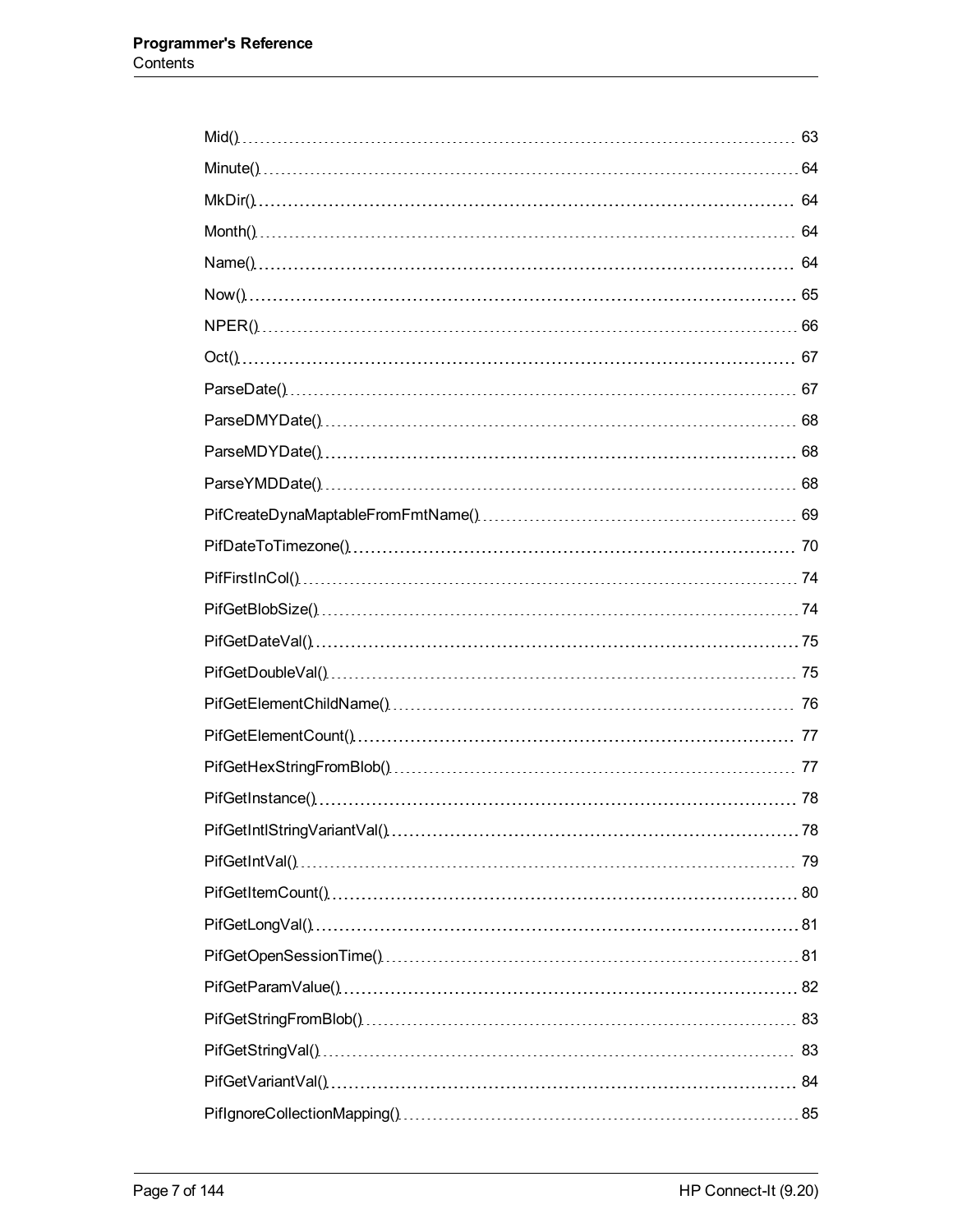Mid() 63
Minute() 64
MkDir() 64
Month() 64
Name() 64
Now() 65
NPER() 66
Oct() 67
ParseDate() 67
ParseDMYDate() 68
ParseMDYDate() 68
ParseYMDDate() 68
PifCreateDynaMaptableFromFmtName() 69
PifDateToTimezone() 70
PifFirstInCol() 74
PifGetBlobSize() 74
PifGetDateVal() 75
PifGetDoubleVal() 75
PifGetElementChildName() 76
PifGetElementCount() 77
PifGetHexStringFromBlob() 77
PifGetInstance() 78
PifGetIntlStringVariantVal() 78
PifGetIntVal() 79
PifGetItemCount() 80
PifGetLongVal() 81
PifGetOpenSessionTime() 81
PifGetParamValue() 82
PifGetStringFromBlob() 83
PifGetStringVal() 83
PifGetVariantVal() 84
PifIgnoreCollectionMapping() 85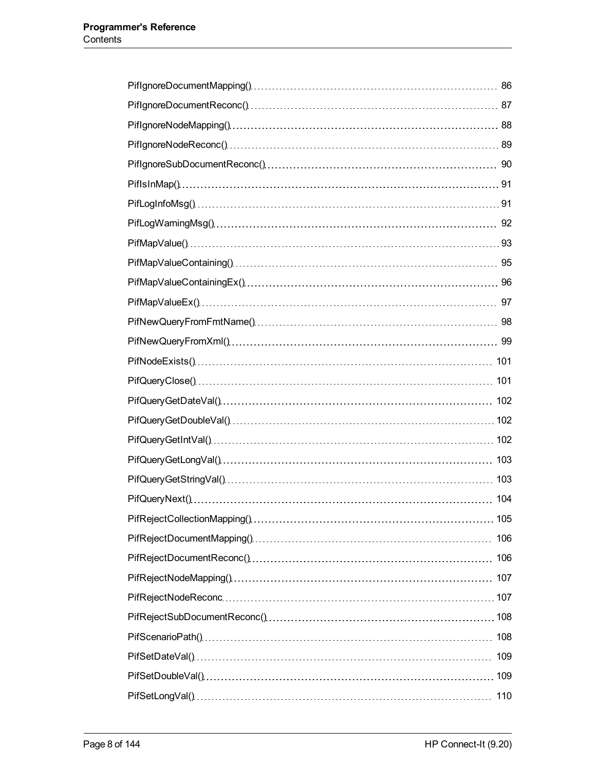PifIgnoreDocumentMapping() 86

PifIgnoreDocumentReconc() 87

PifIgnoreNodeMapping() 88

PifIgnoreNodeReconc() 89

PifIgnoreSubDocumentReconc() 90

PifIsInMap() 91

PifLogInfoMsg() 91

PifLogWarningMsg() 92

PifMapValue() 93

PifMapValueContaining() 95

PifMapValueContainingEx() 96

PifMapValueEx() 97

PifNewQueryFromFmtName() 98

PifNewQueryFromXml() 99

PifNodeExists() 101

PifQueryClose() 101

PifQueryGetDateVal() 102

PifQueryGetDoubleVal() 102

PifQueryGetIntVal() 102

PifQueryGetLongVal() 103

PifQueryGetStringVal() 103

PifQueryNext() 104

PifRejectCollectionMapping() 105

PifRejectDocumentMapping() 106

PifRejectDocumentReconc() 106

PifRejectNodeMapping() 107

PifRejectNodeReconc 107

PifRejectSubDocumentReconc() 108

PifScenarioPath() 108

PifSetDateVal() 109

PifSetDoubleVal() 109

PifSetLongVal() 110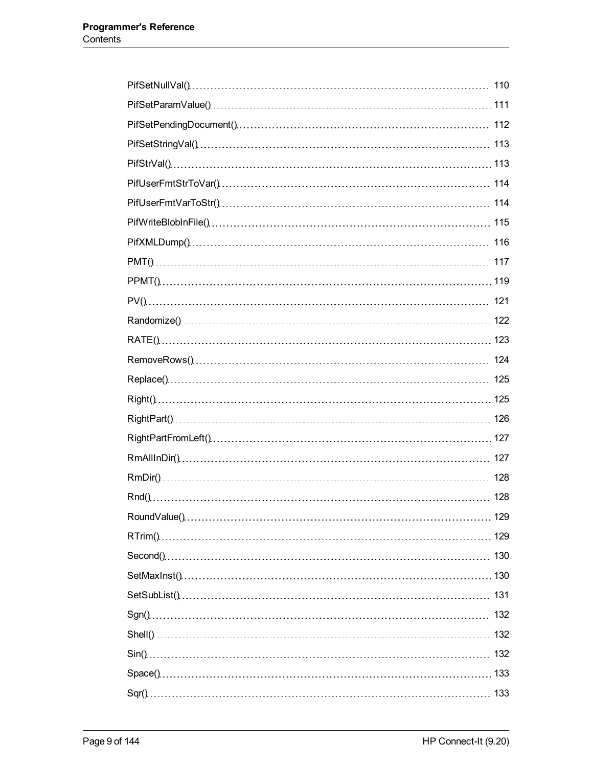PifSetNullVal() 110

PifSetParamValue() 111

PifSetPendingDocument() 112

PifSetStringVal() 113

PifStrVal() 113

PifUserFmtStrToVar() 114

PifUserFmtVarToStr() 114

PifWriteBlobInFile() 115

PifXMLDump() 116

PMT() 117

PPMT() 119

PV() 121

Randomize() 122

RATE() 123

RemoveRows() 124

Replace() 125

Right() 125

RightPart() 126

RightPartFromLeft() 127

RmAllInDir() 127

RmDir() 128

Rnd() 128

RoundValue() 129

RTrim() 129

Second() 130

SetMaxInst() 130

SetSubList() 131

Sgn() 132

Shell() 132

Sin() 132

Space() 133

Sqr() 133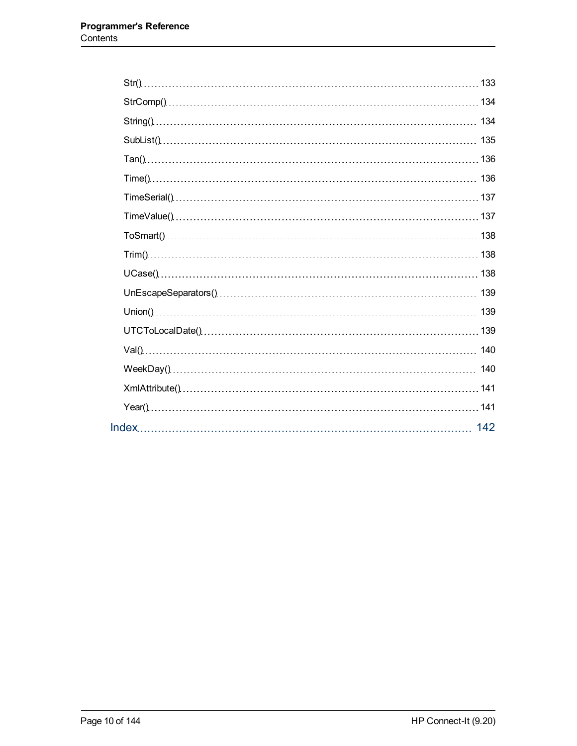Str() 133

StrComp() 134

String() 134

SubList() 135

Tan() 136

Time() 136

TimeSerial() 137

TimeValue() 137

ToSmart() 138

Trim() 138

UCase() 138

UnEscapeSeparators() 139

Union() 139

UTCToLocalDate() 139

Val() 140

WeekDay() 140

XmlAttribute() 141

Year() 141

Index 142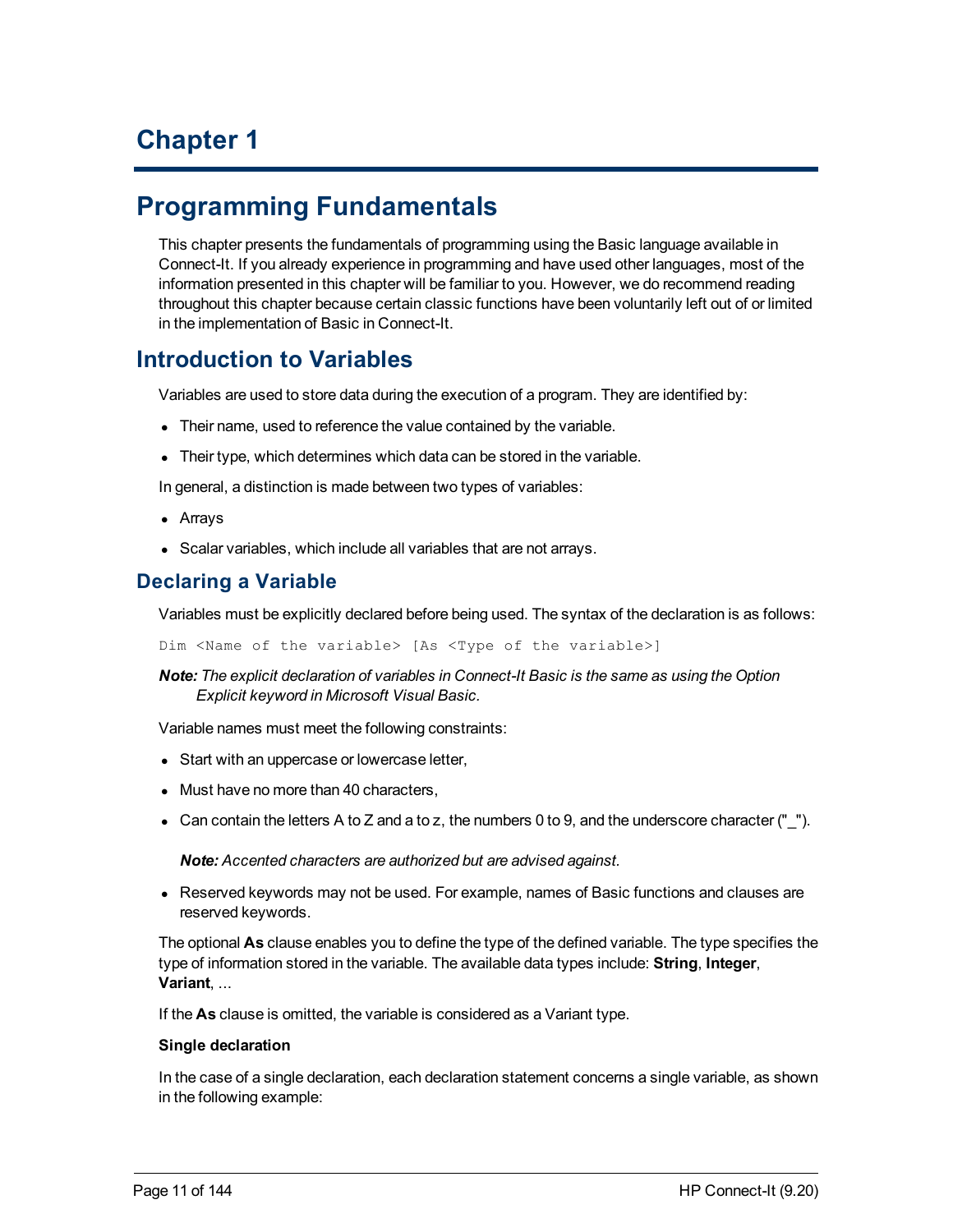# Chapter 1

# Programming Fundamentals

This chapter presents the fundamentals of programming using the Basic language available in Connect-It. If you already experience in programming and have used other languages, most of the information presented in this chapter will be familiar to you. However, we do recommend reading throughout this chapter because certain classic functions have been voluntarily left out of or limited in the implementation of Basic in Connect-It.

## Introduction to Variables

Variables are used to store data during the execution of a program. They are identified by:

- Their name, used to reference the value contained by the variable.
- Their type, which determines which data can be stored in the variable.

In general, a distinction is made between two types of variables:

- Arrays
- Scalar variables, which include all variables that are not arrays.

### Declaring a Variable

Variables must be explicitly declared before being used. The syntax of the declaration is as follows:

```
Dim <Name of the variable> [As <Type of the variable>]
```

***Note:*** *The explicit declaration of variables in Connect-It Basic is the same as using the Option Explicit keyword in Microsoft Visual Basic.*

Variable names must meet the following constraints:

- Start with an uppercase or lowercase letter,
- Must have no more than 40 characters,
- Can contain the letters A to Z and a to z, the numbers 0 to 9, and the underscore character ("_").

  ***Note:*** *Accented characters are authorized but are advised against.*

- Reserved keywords may not be used. For example, names of Basic functions and clauses are reserved keywords.

The optional **As** clause enables you to define the type of the defined variable. The type specifies the type of information stored in the variable. The available data types include: **String**, **Integer**, **Variant**, ...

If the **As** clause is omitted, the variable is considered as a Variant type.

**Single declaration**

In the case of a single declaration, each declaration statement concerns a single variable, as shown in the following example: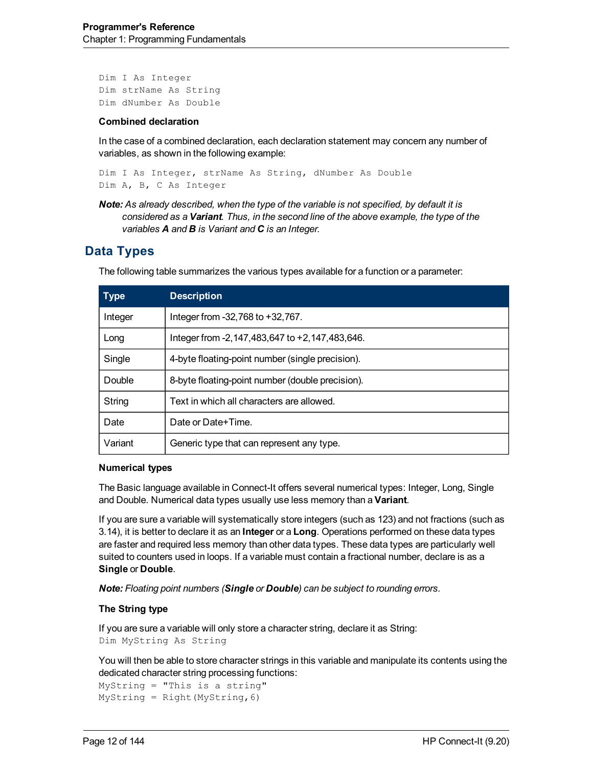```
Dim I As Integer
Dim strName As String
Dim dNumber As Double
```

#### Combined declaration

In the case of a combined declaration, each declaration statement may concern any number of variables, as shown in the following example:

```
Dim I As Integer, strName As String, dNumber As Double
Dim A, B, C As Integer
```

***Note:*** *As already described, when the type of the variable is not specified, by default it is considered as a* ***Variant****. Thus, in the second line of the above example, the type of the variables* ***A*** *and* ***B*** *is Variant and* ***C*** *is an Integer.*

## Data Types

The following table summarizes the various types available for a function or a parameter:

| Type | Description |
| --- | --- |
| Integer | Integer from -32,768 to +32,767. |
| Long | Integer from -2,147,483,647 to +2,147,483,646. |
| Single | 4-byte floating-point number (single precision). |
| Double | 8-byte floating-point number (double precision). |
| String | Text in which all characters are allowed. |
| Date | Date or Date+Time. |
| Variant | Generic type that can represent any type. |

#### Numerical types

The Basic language available in Connect-It offers several numerical types: Integer, Long, Single and Double. Numerical data types usually use less memory than a **Variant**.

If you are sure a variable will systematically store integers (such as 123) and not fractions (such as 3.14), it is better to declare it as an **Integer** or a **Long**. Operations performed on these data types are faster and required less memory than other data types. These data types are particularly well suited to counters used in loops. If a variable must contain a fractional number, declare is as a **Single** or **Double**.

***Note:*** *Floating point numbers (**Single** or **Double**) can be subject to rounding errors.*

#### The String type

If you are sure a variable will only store a character string, declare it as String:

```
Dim MyString As String
```

You will then be able to store character strings in this variable and manipulate its contents using the dedicated character string processing functions:

```
MyString = "This is a string"
MyString = Right(MyString,6)
```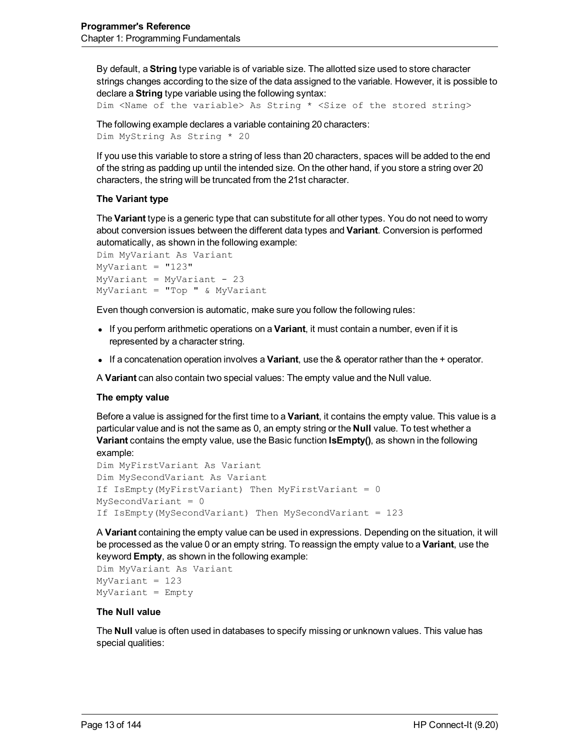By default, a **String** type variable is of variable size. The allotted size used to store character strings changes according to the size of the data assigned to the variable. However, it is possible to declare a **String** type variable using the following syntax:

```
Dim <Name of the variable> As String * <Size of the stored string>
```

The following example declares a variable containing 20 characters:

```
Dim MyString As String * 20
```

If you use this variable to store a string of less than 20 characters, spaces will be added to the end of the string as padding up until the intended size. On the other hand, if you store a string over 20 characters, the string will be truncated from the 21st character.

**The Variant type**

The **Variant** type is a generic type that can substitute for all other types. You do not need to worry about conversion issues between the different data types and **Variant**. Conversion is performed automatically, as shown in the following example:

```
Dim MyVariant As Variant
MyVariant = "123"
MyVariant = MyVariant - 23
MyVariant = "Top " & MyVariant
```

Even though conversion is automatic, make sure you follow the following rules:

- If you perform arithmetic operations on a **Variant**, it must contain a number, even if it is represented by a character string.
- If a concatenation operation involves a **Variant**, use the & operator rather than the + operator.

A **Variant** can also contain two special values: The empty value and the Null value.

**The empty value**

Before a value is assigned for the first time to a **Variant**, it contains the empty value. This value is a particular value and is not the same as 0, an empty string or the **Null** value. To test whether a **Variant** contains the empty value, use the Basic function **IsEmpty()**, as shown in the following example:

```
Dim MyFirstVariant As Variant
Dim MySecondVariant As Variant
If IsEmpty(MyFirstVariant) Then MyFirstVariant = 0
MySecondVariant = 0
If IsEmpty(MySecondVariant) Then MySecondVariant = 123
```

A **Variant** containing the empty value can be used in expressions. Depending on the situation, it will be processed as the value 0 or an empty string. To reassign the empty value to a **Variant**, use the keyword **Empty**, as shown in the following example:

```
Dim MyVariant As Variant
MyVariant = 123
MyVariant = Empty
```

**The Null value**

The **Null** value is often used in databases to specify missing or unknown values. This value has special qualities: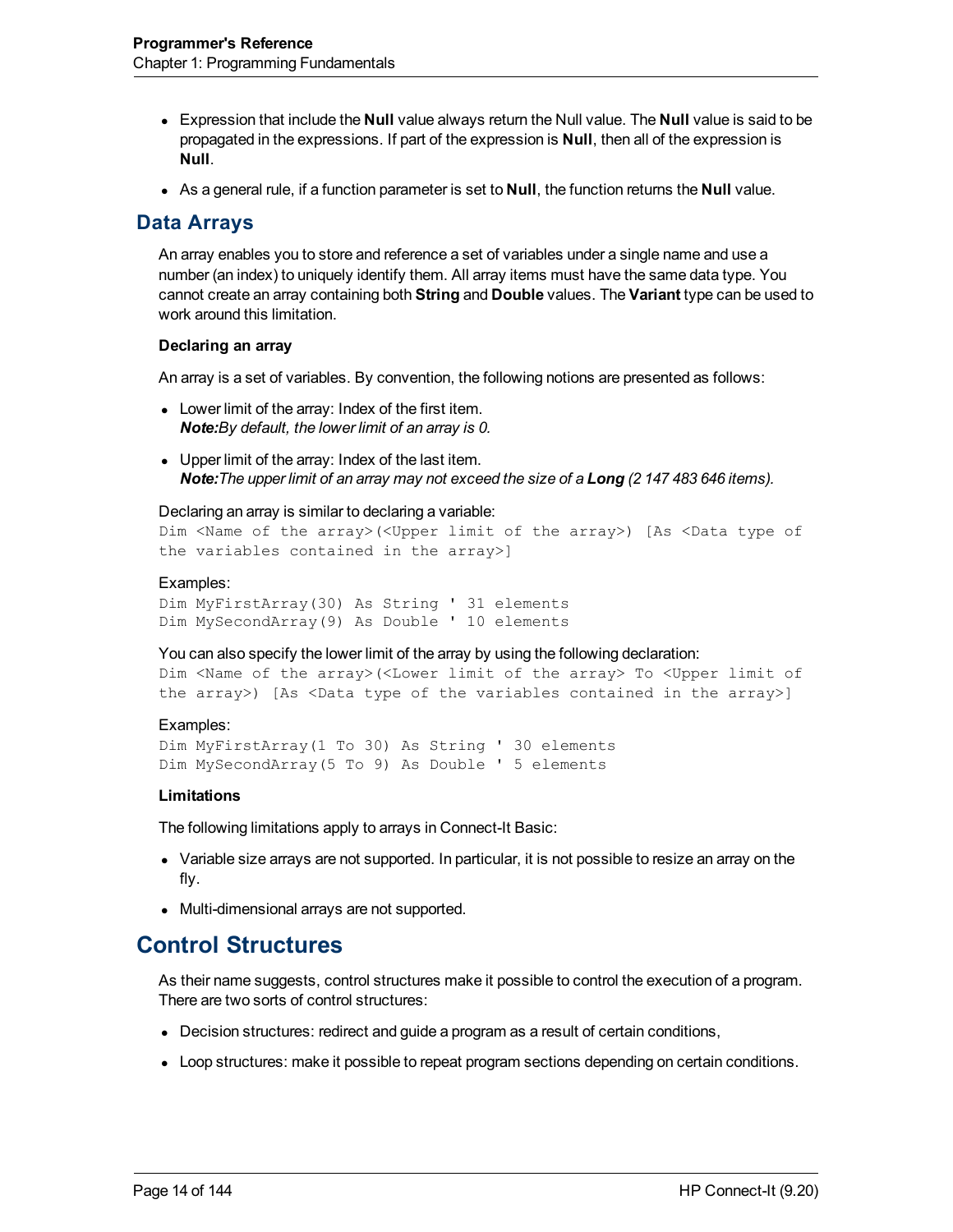- Expression that include the **Null** value always return the Null value. The **Null** value is said to be propagated in the expressions. If part of the expression is **Null**, then all of the expression is **Null**.
- As a general rule, if a function parameter is set to **Null**, the function returns the **Null** value.

## Data Arrays

An array enables you to store and reference a set of variables under a single name and use a number (an index) to uniquely identify them. All array items must have the same data type. You cannot create an array containing both **String** and **Double** values. The **Variant** type can be used to work around this limitation.

#### Declaring an array

An array is a set of variables. By convention, the following notions are presented as follows:

- Lower limit of the array: Index of the first item.
  ***Note:****By default, the lower limit of an array is 0.*
- Upper limit of the array: Index of the last item.
  ***Note:****The upper limit of an array may not exceed the size of a* ***Long*** *(2 147 483 646 items).*

Declaring an array is similar to declaring a variable:

```
Dim <Name of the array>(<Upper limit of the array>) [As <Data type of the variables contained in the array>]
```

Examples:

```
Dim MyFirstArray(30) As String ' 31 elements
Dim MySecondArray(9) As Double ' 10 elements
```

You can also specify the lower limit of the array by using the following declaration:

```
Dim <Name of the array>(<Lower limit of the array> To <Upper limit of the array>) [As <Data type of the variables contained in the array>]
```

Examples:

```
Dim MyFirstArray(1 To 30) As String ' 30 elements
Dim MySecondArray(5 To 9) As Double ' 5 elements
```

#### Limitations

The following limitations apply to arrays in Connect-It Basic:

- Variable size arrays are not supported. In particular, it is not possible to resize an array on the fly.
- Multi-dimensional arrays are not supported.

# Control Structures

As their name suggests, control structures make it possible to control the execution of a program. There are two sorts of control structures:

- Decision structures: redirect and guide a program as a result of certain conditions,
- Loop structures: make it possible to repeat program sections depending on certain conditions.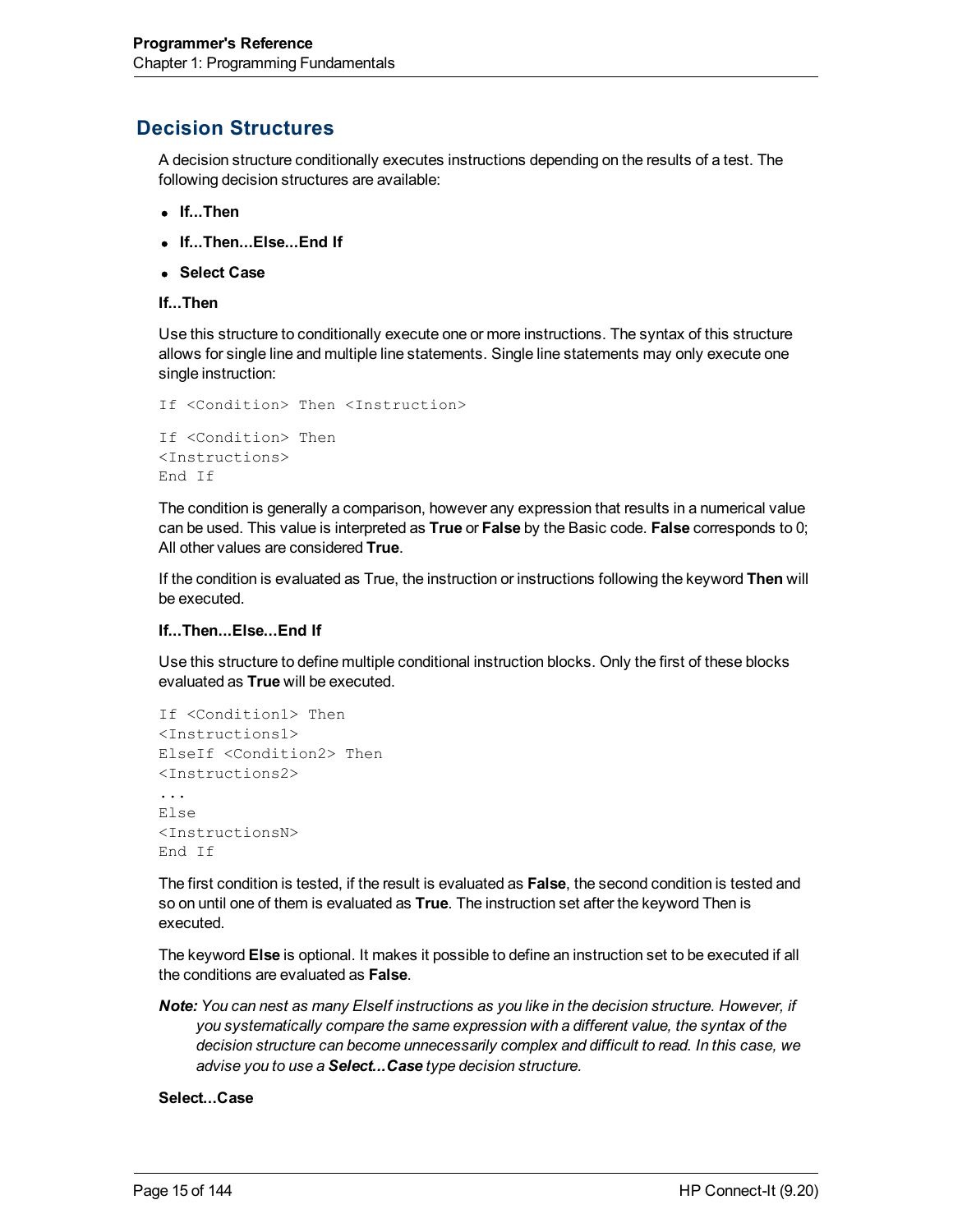## Decision Structures

A decision structure conditionally executes instructions depending on the results of a test. The following decision structures are available:

- **If...Then**
- **If...Then...Else...End If**
- **Select Case**

**If...Then**

Use this structure to conditionally execute one or more instructions. The syntax of this structure allows for single line and multiple line statements. Single line statements may only execute one single instruction:

```
If <Condition> Then <Instruction>
```

```
If <Condition> Then
<Instructions>
End If
```

The condition is generally a comparison, however any expression that results in a numerical value can be used. This value is interpreted as **True** or **False** by the Basic code. **False** corresponds to 0; All other values are considered **True**.

If the condition is evaluated as True, the instruction or instructions following the keyword **Then** will be executed.

**If...Then...Else...End If**

Use this structure to define multiple conditional instruction blocks. Only the first of these blocks evaluated as **True** will be executed.

```
If <Condition1> Then
<Instructions1>
ElseIf <Condition2> Then
<Instructions2>
...
Else
<InstructionsN>
End If
```

The first condition is tested, if the result is evaluated as **False**, the second condition is tested and so on until one of them is evaluated as **True**. The instruction set after the keyword Then is executed.

The keyword **Else** is optional. It makes it possible to define an instruction set to be executed if all the conditions are evaluated as **False**.

***Note:*** *You can nest as many ElseIf instructions as you like in the decision structure. However, if you systematically compare the same expression with a different value, the syntax of the decision structure can become unnecessarily complex and difficult to read. In this case, we advise you to use a **Select...Case** type decision structure.*

**Select...Case**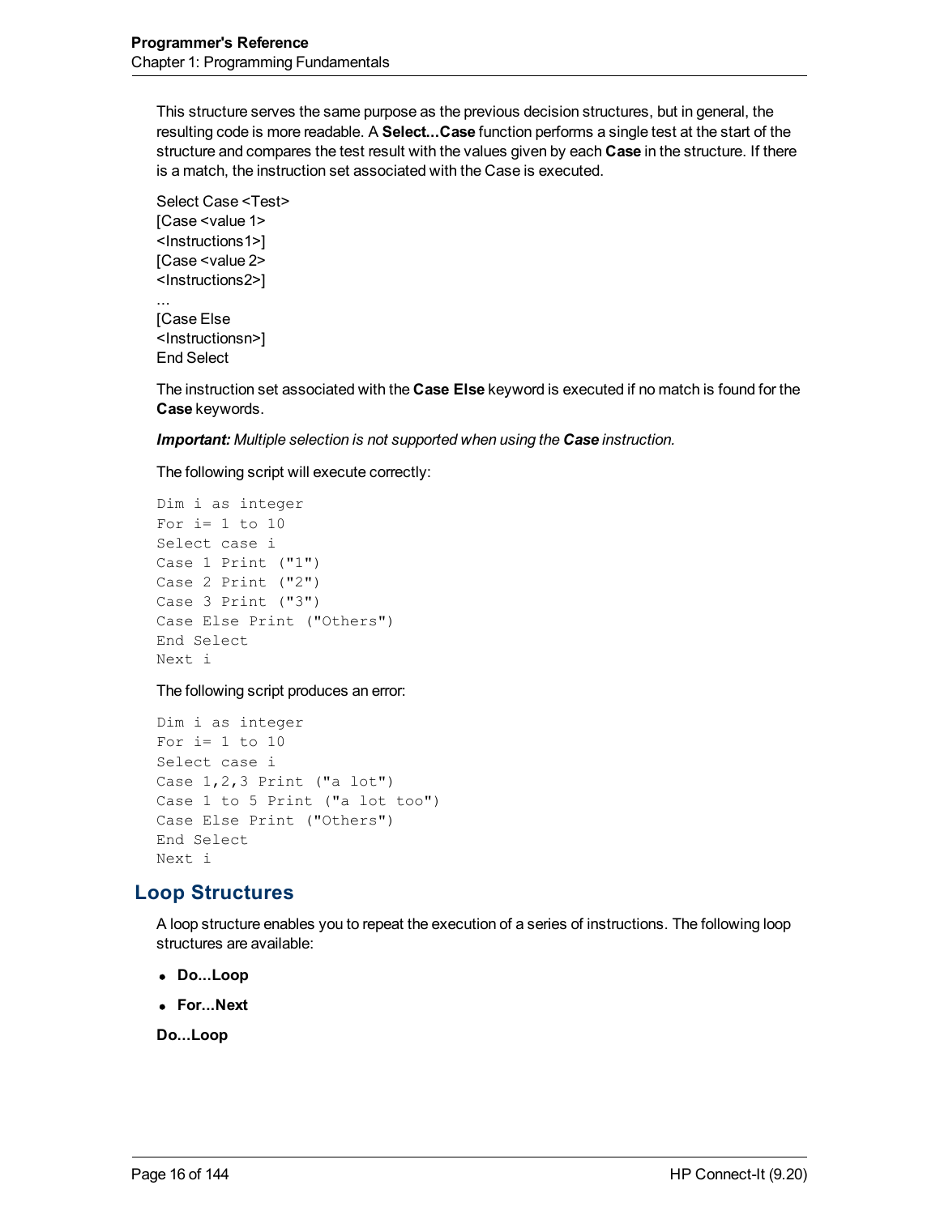This structure serves the same purpose as the previous decision structures, but in general, the resulting code is more readable. A **Select...Case** function performs a single test at the start of the structure and compares the test result with the values given by each **Case** in the structure. If there is a match, the instruction set associated with the Case is executed.

Select Case <Test>
[Case <value 1>
<Instructions1>]
[Case <value 2>
<Instructions2>]
...
[Case Else
<Instructionsn>]
End Select

The instruction set associated with the **Case Else** keyword is executed if no match is found for the **Case** keywords.

***Important:*** *Multiple selection is not supported when using the* ***Case*** *instruction.*

The following script will execute correctly:

```
Dim i as integer
For i= 1 to 10
Select case i
Case 1 Print ("1")
Case 2 Print ("2")
Case 3 Print ("3")
Case Else Print ("Others")
End Select
Next i
```

The following script produces an error:

```
Dim i as integer
For i= 1 to 10
Select case i
Case 1,2,3 Print ("a lot")
Case 1 to 5 Print ("a lot too")
Case Else Print ("Others")
End Select
Next i
```

## Loop Structures

A loop structure enables you to repeat the execution of a series of instructions. The following loop structures are available:

- **Do...Loop**
- **For...Next**

**Do...Loop**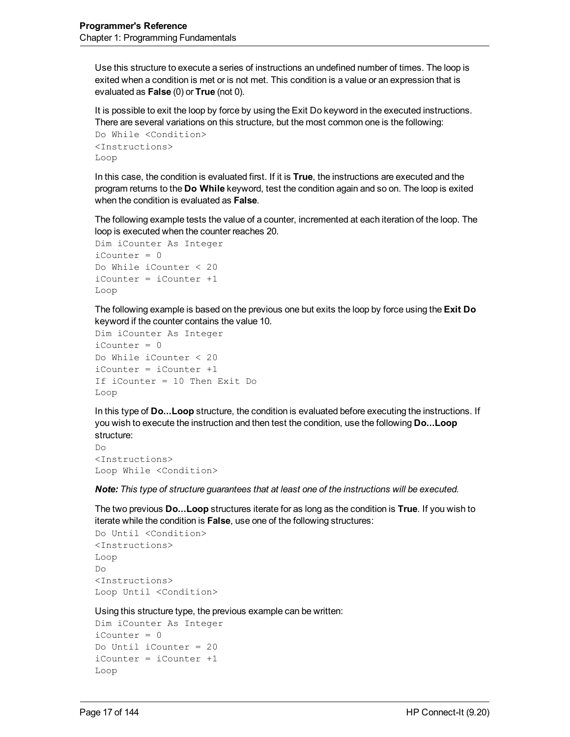Use this structure to execute a series of instructions an undefined number of times. The loop is exited when a condition is met or is not met. This condition is a value or an expression that is evaluated as **False** (0) or **True** (not 0).

It is possible to exit the loop by force by using the Exit Do keyword in the executed instructions. There are several variations on this structure, but the most common one is the following:

```
Do While <Condition>
<Instructions>
Loop
```

In this case, the condition is evaluated first. If it is **True**, the instructions are executed and the program returns to the **Do While** keyword, test the condition again and so on. The loop is exited when the condition is evaluated as **False**.

The following example tests the value of a counter, incremented at each iteration of the loop. The loop is executed when the counter reaches 20.

```
Dim iCounter As Integer
iCounter = 0
Do While iCounter < 20
iCounter = iCounter +1
Loop
```

The following example is based on the previous one but exits the loop by force using the **Exit Do** keyword if the counter contains the value 10.

```
Dim iCounter As Integer
iCounter = 0
Do While iCounter < 20
iCounter = iCounter +1
If iCounter = 10 Then Exit Do
Loop
```

In this type of **Do...Loop** structure, the condition is evaluated before executing the instructions. If you wish to execute the instruction and then test the condition, use the following **Do...Loop** structure:

```
Do
<Instructions>
Loop While <Condition>
```

***Note:*** *This type of structure guarantees that at least one of the instructions will be executed.*

The two previous **Do...Loop** structures iterate for as long as the condition is **True**. If you wish to iterate while the condition is **False**, use one of the following structures:

```
Do Until <Condition>
<Instructions>
Loop
Do
<Instructions>
Loop Until <Condition>
```

Using this structure type, the previous example can be written:

```
Dim iCounter As Integer
iCounter = 0
Do Until iCounter = 20
iCounter = iCounter +1
Loop
```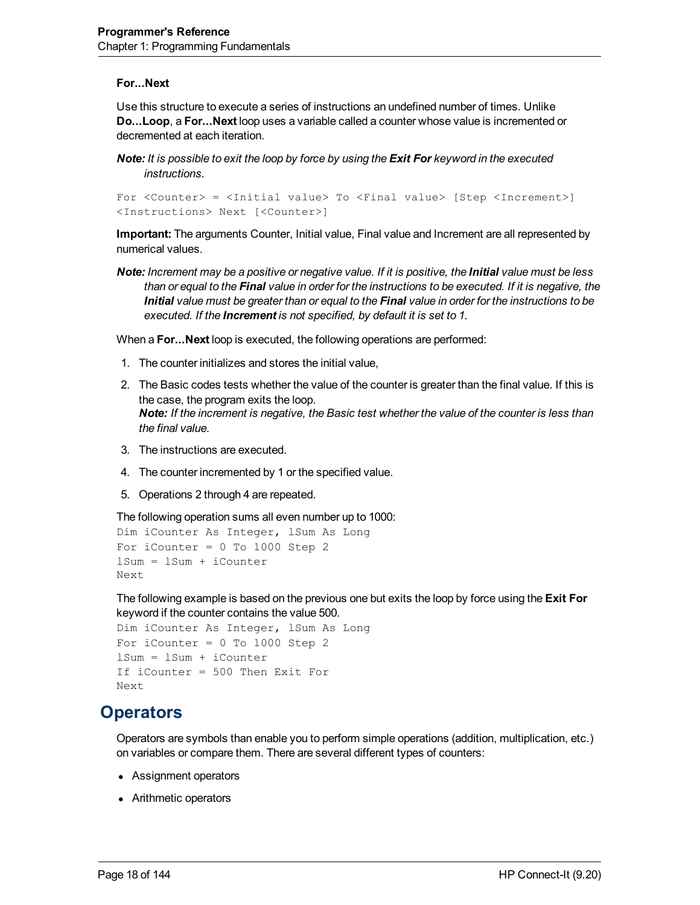**For...Next**

Use this structure to execute a series of instructions an undefined number of times. Unlike **Do...Loop**, a **For...Next** loop uses a variable called a counter whose value is incremented or decremented at each iteration.

***Note:*** *It is possible to exit the loop by force by using the* ***Exit For*** *keyword in the executed instructions.*

```
For <Counter> = <Initial value> To <Final value> [Step <Increment>]
<Instructions> Next [<Counter>]
```

**Important:** The arguments Counter, Initial value, Final value and Increment are all represented by numerical values.

***Note:*** *Increment may be a positive or negative value. If it is positive, the* ***Initial*** *value must be less than or equal to the* ***Final*** *value in order for the instructions to be executed. If it is negative, the* ***Initial*** *value must be greater than or equal to the* ***Final*** *value in order for the instructions to be executed. If the* ***Increment*** *is not specified, by default it is set to 1.*

When a **For...Next** loop is executed, the following operations are performed:

1. The counter initializes and stores the initial value,
2. The Basic codes tests whether the value of the counter is greater than the final value. If this is the case, the program exits the loop.
   ***Note:*** *If the increment is negative, the Basic test whether the value of the counter is less than the final value.*
3. The instructions are executed.
4. The counter incremented by 1 or the specified value.
5. Operations 2 through 4 are repeated.

The following operation sums all even number up to 1000:

```
Dim iCounter As Integer, lSum As Long
For iCounter = 0 To 1000 Step 2
lSum = lSum + iCounter
Next
```

The following example is based on the previous one but exits the loop by force using the **Exit For** keyword if the counter contains the value 500.

```
Dim iCounter As Integer, lSum As Long
For iCounter = 0 To 1000 Step 2
lSum = lSum + iCounter
If iCounter = 500 Then Exit For
Next
```

## Operators

Operators are symbols than enable you to perform simple operations (addition, multiplication, etc.) on variables or compare them. There are several different types of counters:

- Assignment operators
- Arithmetic operators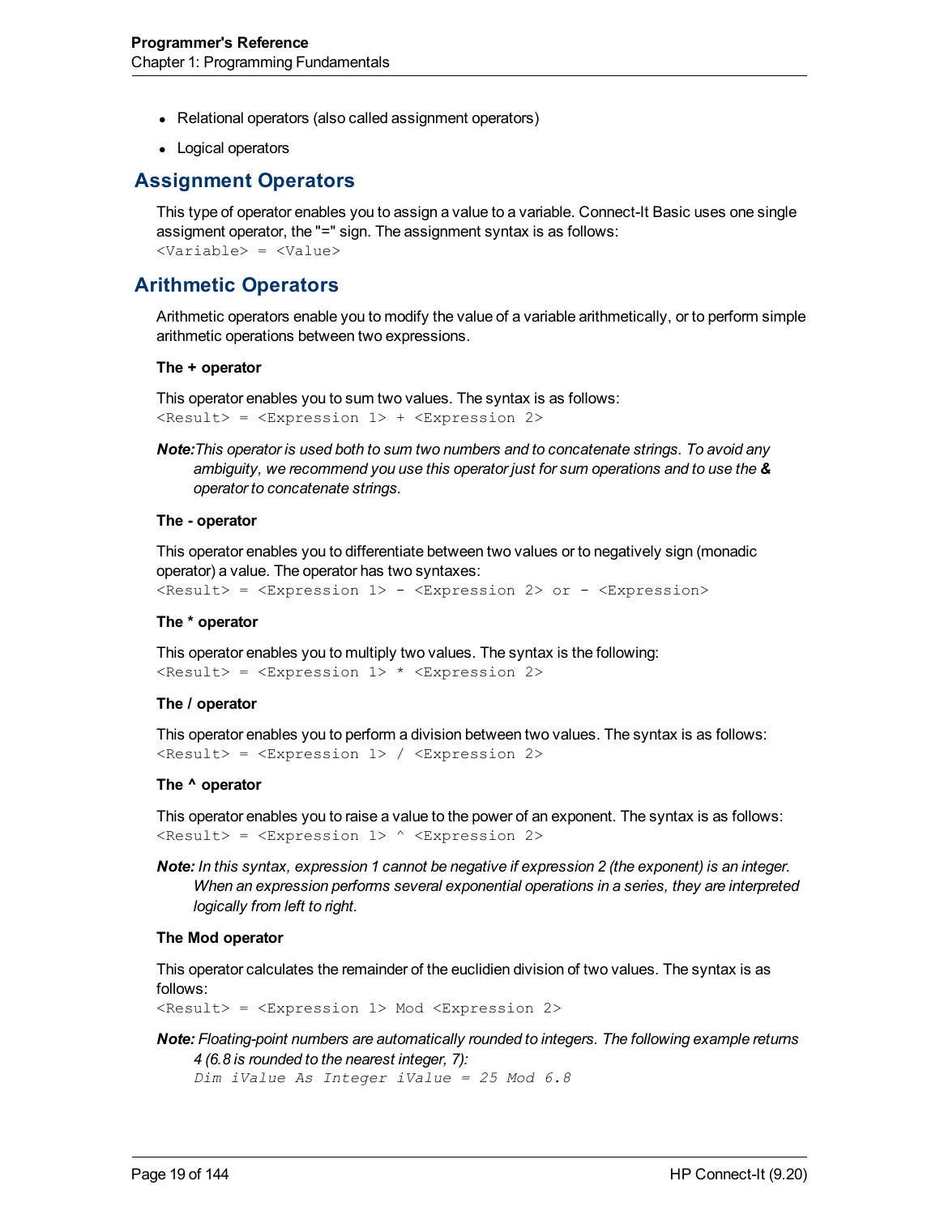- Relational operators (also called assignment operators)
- Logical operators

## Assignment Operators

This type of operator enables you to assign a value to a variable. Connect-It Basic uses one single assignment operator, the "=" sign. The assignment syntax is as follows:

```
<Variable> = <Value>
```

## Arithmetic Operators

Arithmetic operators enable you to modify the value of a variable arithmetically, or to perform simple arithmetic operations between two expressions.

**The + operator**

This operator enables you to sum two values. The syntax is as follows:

```
<Result> = <Expression 1> + <Expression 2>
```

***Note:*** *This operator is used both to sum two numbers and to concatenate strings. To avoid any ambiguity, we recommend you use this operator just for sum operations and to use the* ***&*** *operator to concatenate strings.*

**The - operator**

This operator enables you to differentiate between two values or to negatively sign (monadic operator) a value. The operator has two syntaxes:

```
<Result> = <Expression 1> - <Expression 2> or - <Expression>
```

**The * operator**

This operator enables you to multiply two values. The syntax is the following:

```
<Result> = <Expression 1> * <Expression 2>
```

**The / operator**

This operator enables you to perform a division between two values. The syntax is as follows:

```
<Result> = <Expression 1> / <Expression 2>
```

**The ^ operator**

This operator enables you to raise a value to the power of an exponent. The syntax is as follows:

```
<Result> = <Expression 1> ^ <Expression 2>
```

***Note:*** *In this syntax, expression 1 cannot be negative if expression 2 (the exponent) is an integer. When an expression performs several exponential operations in a series, they are interpreted logically from left to right.*

**The Mod operator**

This operator calculates the remainder of the euclidien division of two values. The syntax is as follows:

```
<Result> = <Expression 1> Mod <Expression 2>
```

***Note:*** *Floating-point numbers are automatically rounded to integers. The following example returns 4 (6.8 is rounded to the nearest integer, 7):*

```
Dim iValue As Integer iValue = 25 Mod 6.8
```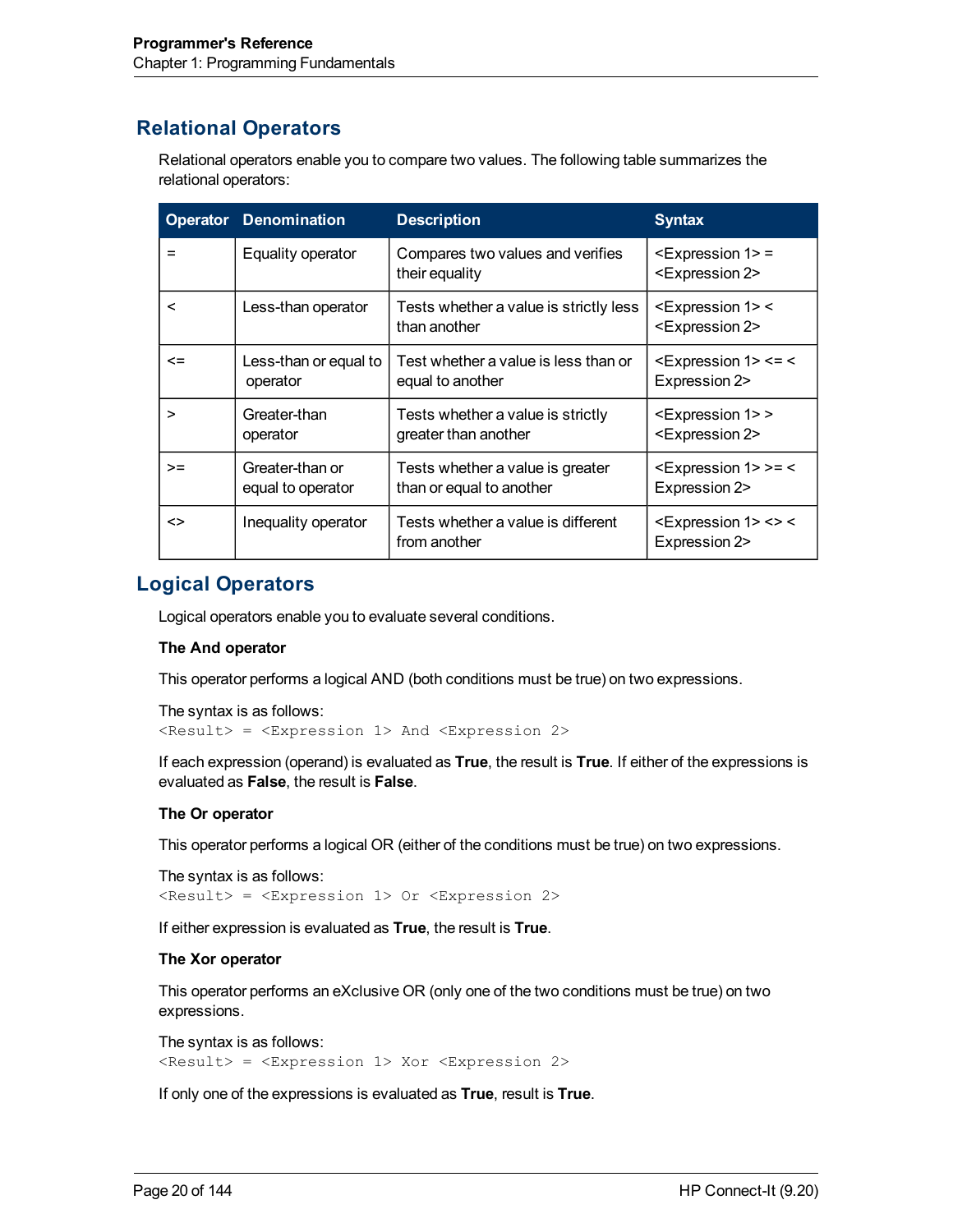## Relational Operators

Relational operators enable you to compare two values. The following table summarizes the relational operators:

| Operator | Denomination | Description | Syntax |
| --- | --- | --- | --- |
| = | Equality operator | Compares two values and verifies their equality | <Expression 1> = <Expression 2> |
| < | Less-than operator | Tests whether a value is strictly less than another | <Expression 1> < <Expression 2> |
| <= | Less-than or equal to operator | Test whether a value is less than or equal to another | <Expression 1> <= < Expression 2> |
| > | Greater-than operator | Tests whether a value is strictly greater than another | <Expression 1> > <Expression 2> |
| >= | Greater-than or equal to operator | Tests whether a value is greater than or equal to another | <Expression 1> >= < Expression 2> |
| <> | Inequality operator | Tests whether a value is different from another | <Expression 1> <> < Expression 2> |

## Logical Operators

Logical operators enable you to evaluate several conditions.

**The And operator**

This operator performs a logical AND (both conditions must be true) on two expressions.

The syntax is as follows:

```
<Result> = <Expression 1> And <Expression 2>
```

If each expression (operand) is evaluated as **True**, the result is **True**. If either of the expressions is evaluated as **False**, the result is **False**.

**The Or operator**

This operator performs a logical OR (either of the conditions must be true) on two expressions.

The syntax is as follows:

```
<Result> = <Expression 1> Or <Expression 2>
```

If either expression is evaluated as **True**, the result is **True**.

**The Xor operator**

This operator performs an eXclusive OR (only one of the two conditions must be true) on two expressions.

The syntax is as follows:

```
<Result> = <Expression 1> Xor <Expression 2>
```

If only one of the expressions is evaluated as **True**, result is **True**.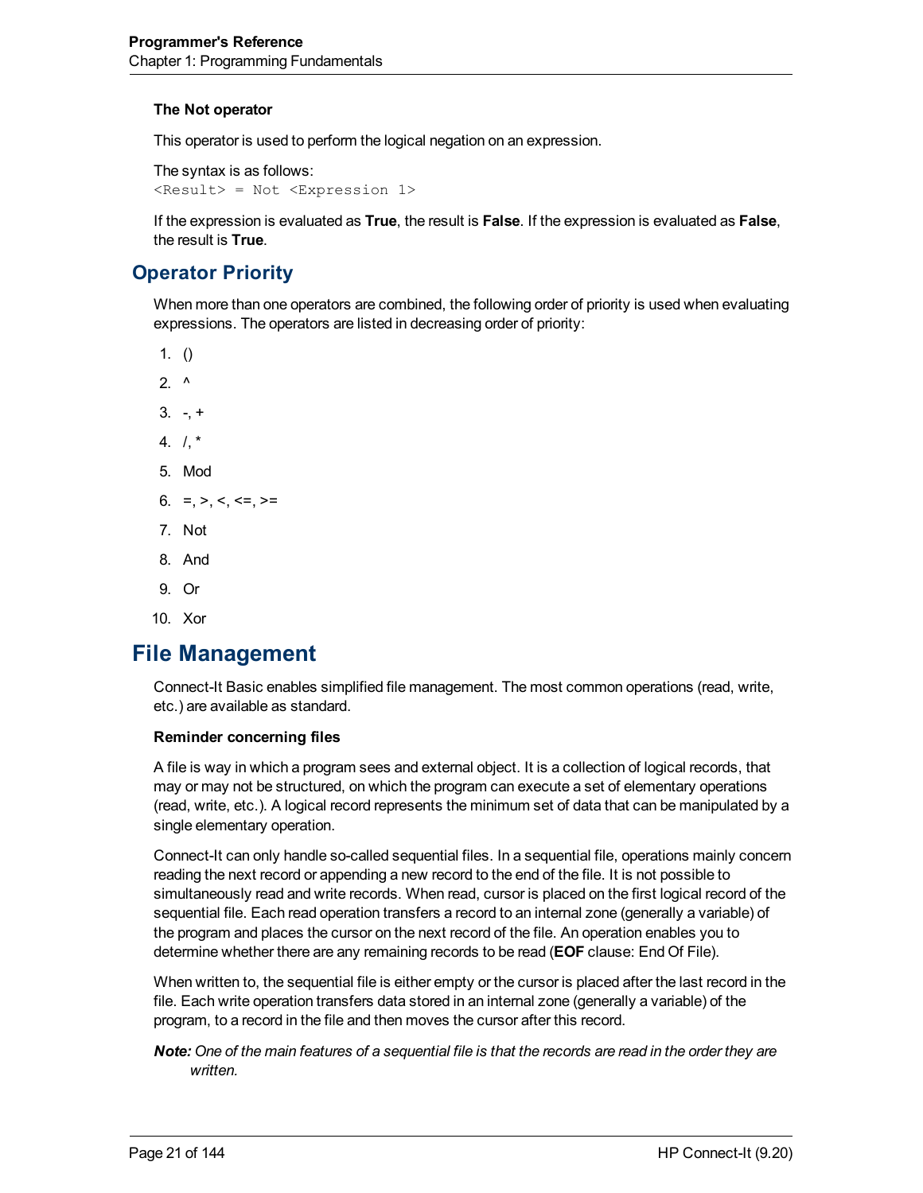**The Not operator**

This operator is used to perform the logical negation on an expression.

The syntax is as follows:

```
<Result> = Not <Expression 1>
```

If the expression is evaluated as **True**, the result is **False**. If the expression is evaluated as **False**, the result is **True**.

## Operator Priority

When more than one operators are combined, the following order of priority is used when evaluating expressions. The operators are listed in decreasing order of priority:

1. ()
2. ^
3. -, +
4. /, *
5. Mod
6. =, >, <, <=, >=
7. Not
8. And
9. Or
10. Xor

# File Management

Connect-It Basic enables simplified file management. The most common operations (read, write, etc.) are available as standard.

**Reminder concerning files**

A file is way in which a program sees and external object. It is a collection of logical records, that may or may not be structured, on which the program can execute a set of elementary operations (read, write, etc.). A logical record represents the minimum set of data that can be manipulated by a single elementary operation.

Connect-It can only handle so-called sequential files. In a sequential file, operations mainly concern reading the next record or appending a new record to the end of the file. It is not possible to simultaneously read and write records. When read, cursor is placed on the first logical record of the sequential file. Each read operation transfers a record to an internal zone (generally a variable) of the program and places the cursor on the next record of the file. An operation enables you to determine whether there are any remaining records to be read (**EOF** clause: End Of File).

When written to, the sequential file is either empty or the cursor is placed after the last record in the file. Each write operation transfers data stored in an internal zone (generally a variable) of the program, to a record in the file and then moves the cursor after this record.

***Note:*** *One of the main features of a sequential file is that the records are read in the order they are written.*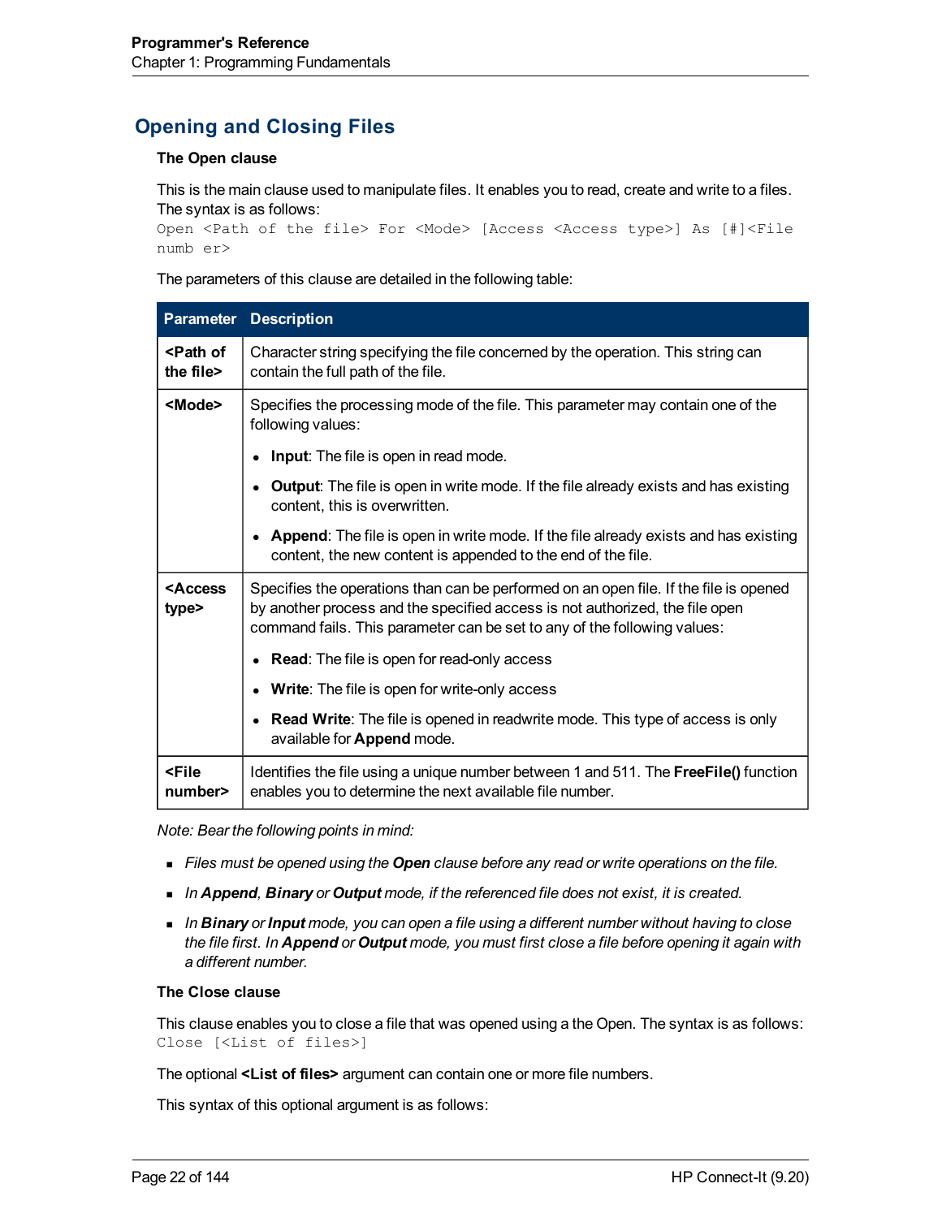## Opening and Closing Files

**The Open clause**

This is the main clause used to manipulate files. It enables you to read, create and write to a files. The syntax is as follows:

```
Open <Path of the file> For <Mode> [Access <Access type>] As [#]<File numb er>
```

The parameters of this clause are detailed in the following table:

| Parameter | Description |
|---|---|
| **<Path of the file>** | Character string specifying the file concerned by the operation. This string can contain the full path of the file. |
| **<Mode>** | Specifies the processing mode of the file. This parameter may contain one of the following values:<br>• **Input**: The file is open in read mode.<br>• **Output**: The file is open in write mode. If the file already exists and has existing content, this is overwritten.<br>• **Append**: The file is open in write mode. If the file already exists and has existing content, the new content is appended to the end of the file. |
| **<Access type>** | Specifies the operations than can be performed on an open file. If the file is opened by another process and the specified access is not authorized, the file open command fails. This parameter can be set to any of the following values:<br>• **Read**: The file is open for read-only access<br>• **Write**: The file is open for write-only access<br>• **Read Write**: The file is opened in readwrite mode. This type of access is only available for **Append** mode. |
| **<File number>** | Identifies the file using a unique number between 1 and 511. The **FreeFile()** function enables you to determine the next available file number. |

*Note: Bear the following points in mind:*

- *Files must be opened using the **Open** clause before any read or write operations on the file.*
- *In **Append**, **Binary** or **Output** mode, if the referenced file does not exist, it is created.*
- *In **Binary** or **Input** mode, you can open a file using a different number without having to close the file first. In **Append** or **Output** mode, you must first close a file before opening it again with a different number.*

**The Close clause**

This clause enables you to close a file that was opened using a the Open. The syntax is as follows:

```
Close [<List of files>]
```

The optional **<List of files>** argument can contain one or more file numbers.

This syntax of this optional argument is as follows: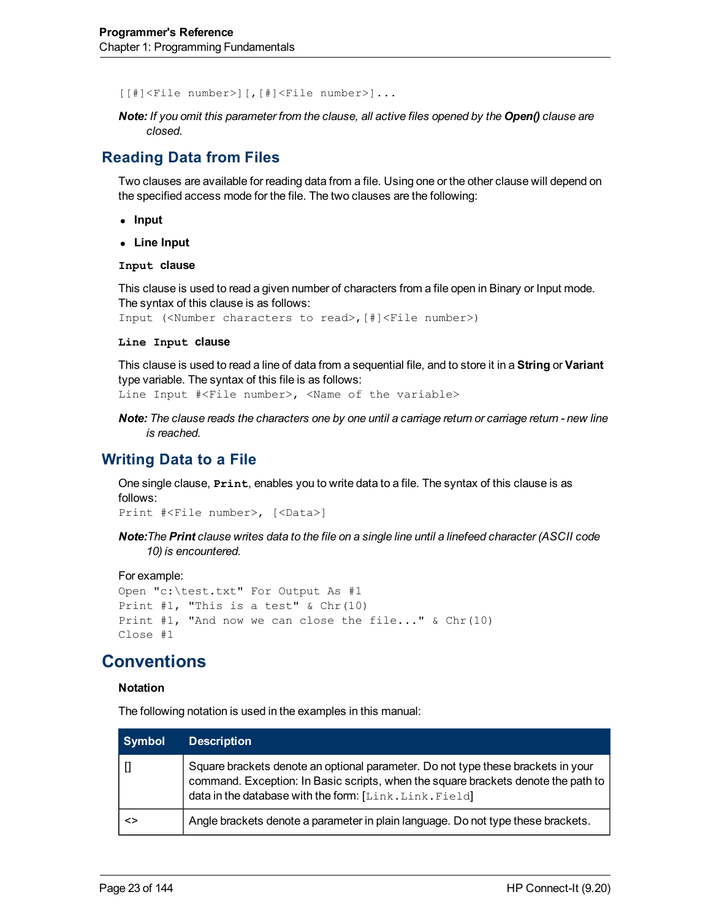```
[[#]<File number>][,[#]<File number>]...
```

***Note:*** *If you omit this parameter from the clause, all active files opened by the* ***Open()*** *clause are closed.*

## Reading Data from Files

Two clauses are available for reading data from a file. Using one or the other clause will depend on the specified access mode for the file. The two clauses are the following:

- **Input**
- **Line Input**

**`Input` clause**

This clause is used to read a given number of characters from a file open in Binary or Input mode. The syntax of this clause is as follows:

```
Input (<Number characters to read>,[#]<File number>)
```

**`Line Input` clause**

This clause is used to read a line of data from a sequential file, and to store it in a **String** or **Variant** type variable. The syntax of this file is as follows:

```
Line Input #<File number>, <Name of the variable>
```

***Note:*** *The clause reads the characters one by one until a carriage return or carriage return - new line is reached.*

## Writing Data to a File

One single clause, **`Print`**, enables you to write data to a file. The syntax of this clause is as follows:

```
Print #<File number>, [<Data>]
```

***Note:****The* ***Print*** *clause writes data to the file on a single line until a linefeed character (ASCII code 10) is encountered.*

For example:

```
Open "c:\test.txt" For Output As #1
Print #1, "This is a test" & Chr(10)
Print #1, "And now we can close the file..." & Chr(10)
Close #1
```

# Conventions

**Notation**

The following notation is used in the examples in this manual:

| Symbol | Description |
| --- | --- |
| [] | Square brackets denote an optional parameter. Do not type these brackets in your command. Exception: In Basic scripts, when the square brackets denote the path to data in the database with the form: [`Link.Link.Field`] |
| <> | Angle brackets denote a parameter in plain language. Do not type these brackets. |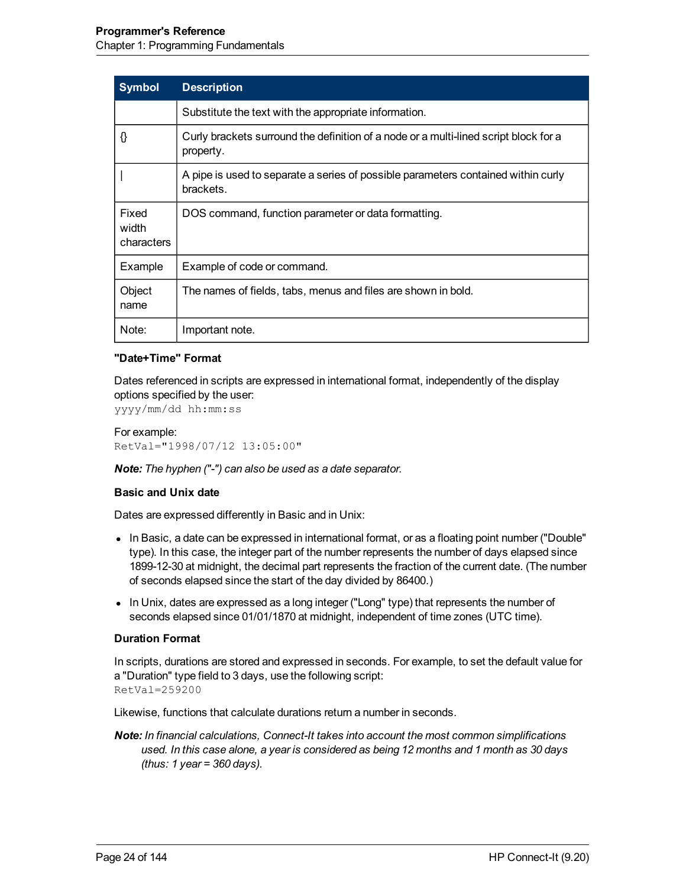| Symbol | Description |
|---|---|
| | Substitute the text with the appropriate information. |
| {} | Curly brackets surround the definition of a node or a multi-lined script block for a property. |
| \| | A pipe is used to separate a series of possible parameters contained within curly brackets. |
| Fixed width characters | DOS command, function parameter or data formatting. |
| Example | Example of code or command. |
| **Object name** | The names of fields, tabs, menus and files are shown in bold. |
| **Note:** | Important note. |

### "Date+Time" Format

Dates referenced in scripts are expressed in international format, independently of the display options specified by the user:

```
yyyy/mm/dd hh:mm:ss
```

For example:

```
RetVal="1998/07/12 13:05:00"
```

***Note:*** *The hyphen ("-") can also be used as a date separator.*

### Basic and Unix date

Dates are expressed differently in Basic and in Unix:

- In Basic, a date can be expressed in international format, or as a floating point number ("Double" type). In this case, the integer part of the number represents the number of days elapsed since 1899-12-30 at midnight, the decimal part represents the fraction of the current date. (The number of seconds elapsed since the start of the day divided by 86400.)
- In Unix, dates are expressed as a long integer ("Long" type) that represents the number of seconds elapsed since 01/01/1870 at midnight, independent of time zones (UTC time).

### Duration Format

In scripts, durations are stored and expressed in seconds. For example, to set the default value for a "Duration" type field to 3 days, use the following script:

```
RetVal=259200
```

Likewise, functions that calculate durations return a number in seconds.

***Note:*** *In financial calculations, Connect-It takes into account the most common simplifications used. In this case alone, a year is considered as being 12 months and 1 month as 30 days (thus: 1 year = 360 days).*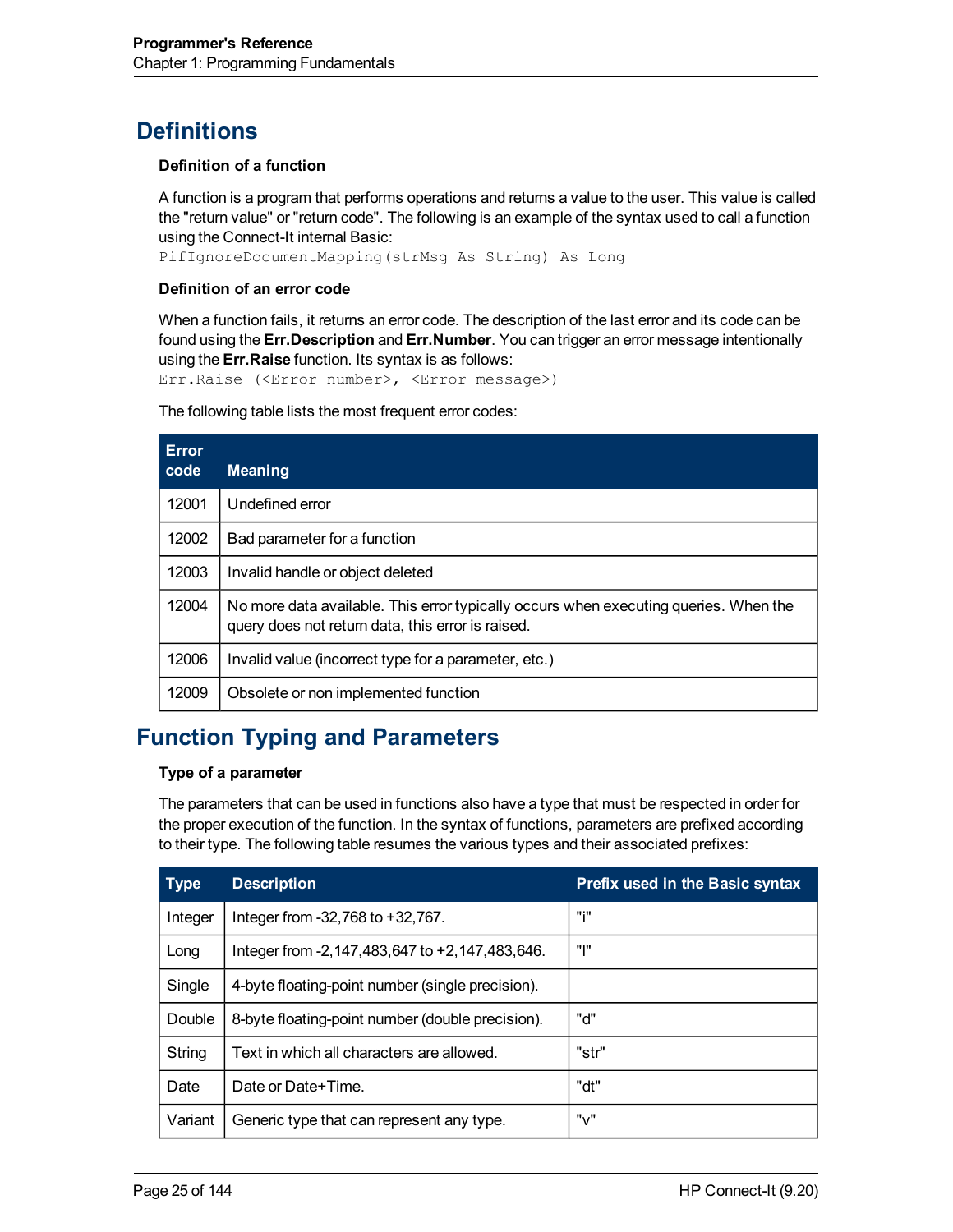# Definitions

### Definition of a function

A function is a program that performs operations and returns a value to the user. This value is called the "return value" or "return code". The following is an example of the syntax used to call a function using the Connect-It internal Basic:

```
PifIgnoreDocumentMapping(strMsg As String) As Long
```

### Definition of an error code

When a function fails, it returns an error code. The description of the last error and its code can be found using the **Err.Description** and **Err.Number**. You can trigger an error message intentionally using the **Err.Raise** function. Its syntax is as follows:

```
Err.Raise (<Error number>, <Error message>)
```

The following table lists the most frequent error codes:

| Error code | Meaning |
|---|---|
| 12001 | Undefined error |
| 12002 | Bad parameter for a function |
| 12003 | Invalid handle or object deleted |
| 12004 | No more data available. This error typically occurs when executing queries. When the query does not return data, this error is raised. |
| 12006 | Invalid value (incorrect type for a parameter, etc.) |
| 12009 | Obsolete or non implemented function |

# Function Typing and Parameters

### Type of a parameter

The parameters that can be used in functions also have a type that must be respected in order for the proper execution of the function. In the syntax of functions, parameters are prefixed according to their type. The following table resumes the various types and their associated prefixes:

| Type | Description | Prefix used in the Basic syntax |
|---|---|---|
| Integer | Integer from -32,768 to +32,767. | "i" |
| Long | Integer from -2,147,483,647 to +2,147,483,646. | "l" |
| Single | 4-byte floating-point number (single precision). | |
| Double | 8-byte floating-point number (double precision). | "d" |
| String | Text in which all characters are allowed. | "str" |
| Date | Date or Date+Time. | "dt" |
| Variant | Generic type that can represent any type. | "v" |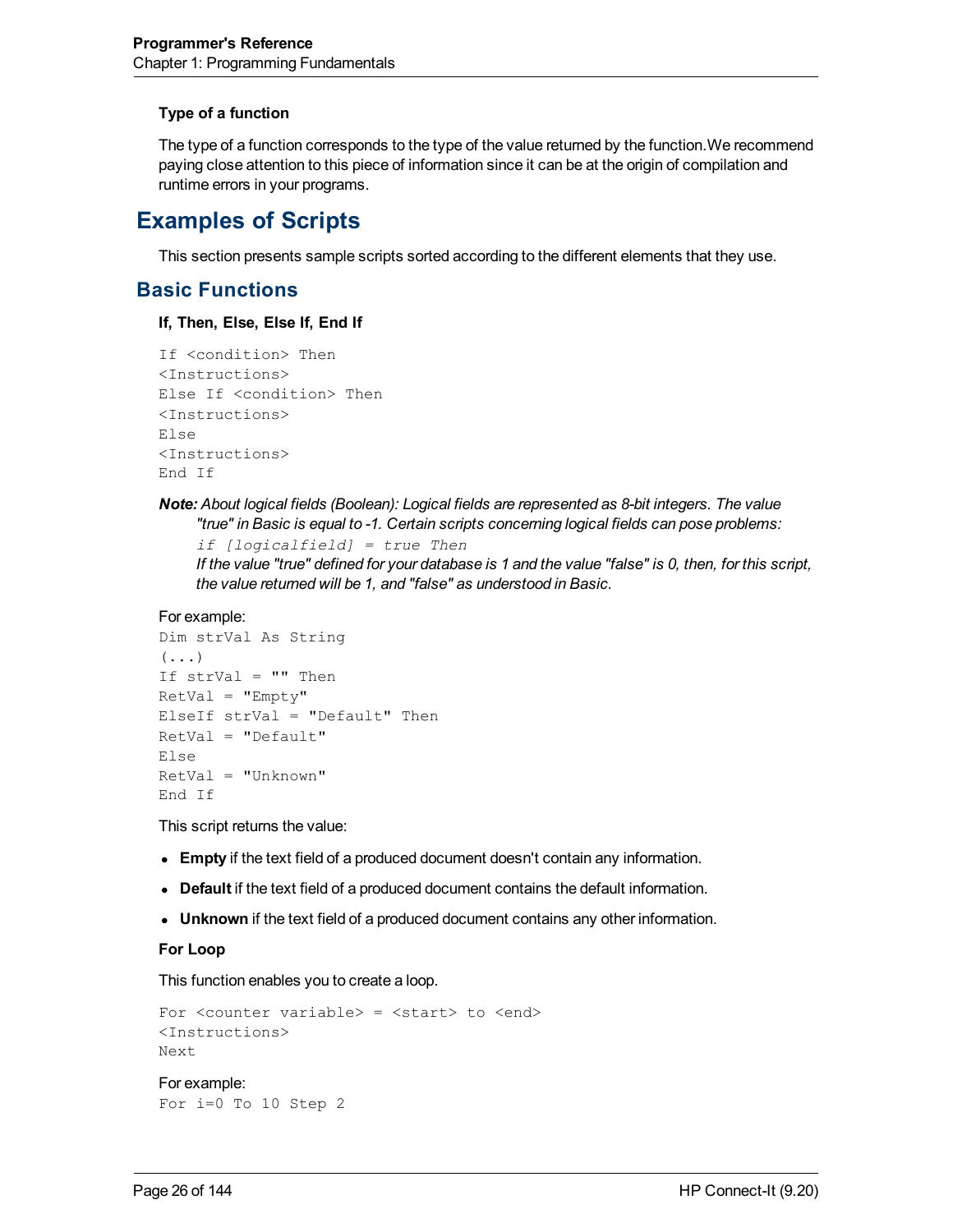#### Type of a function

The type of a function corresponds to the type of the value returned by the function. We recommend paying close attention to this piece of information since it can be at the origin of compilation and runtime errors in your programs.

## Examples of Scripts

This section presents sample scripts sorted according to the different elements that they use.

### Basic Functions

#### If, Then, Else, Else If, End If

```
If <condition> Then
<Instructions>
Else If <condition> Then
<Instructions>
Else
<Instructions>
End If
```

***Note:*** *About logical fields (Boolean): Logical fields are represented as 8-bit integers. The value "true" in Basic is equal to -1. Certain scripts concerning logical fields can pose problems:*

*`if [logicalfield] = true Then`*

*If the value "true" defined for your database is 1 and the value "false" is 0, then, for this script, the value returned will be 1, and "false" as understood in Basic.*

For example:

```
Dim strVal As String
(...)
If strVal = "" Then
RetVal = "Empty"
ElseIf strVal = "Default" Then
RetVal = "Default"
Else
RetVal = "Unknown"
End If
```

This script returns the value:

- **Empty** if the text field of a produced document doesn't contain any information.
- **Default** if the text field of a produced document contains the default information.
- **Unknown** if the text field of a produced document contains any other information.

#### For Loop

This function enables you to create a loop.

```
For <counter variable> = <start> to <end>
<Instructions>
Next
```

For example:

```
For i=0 To 10 Step 2
```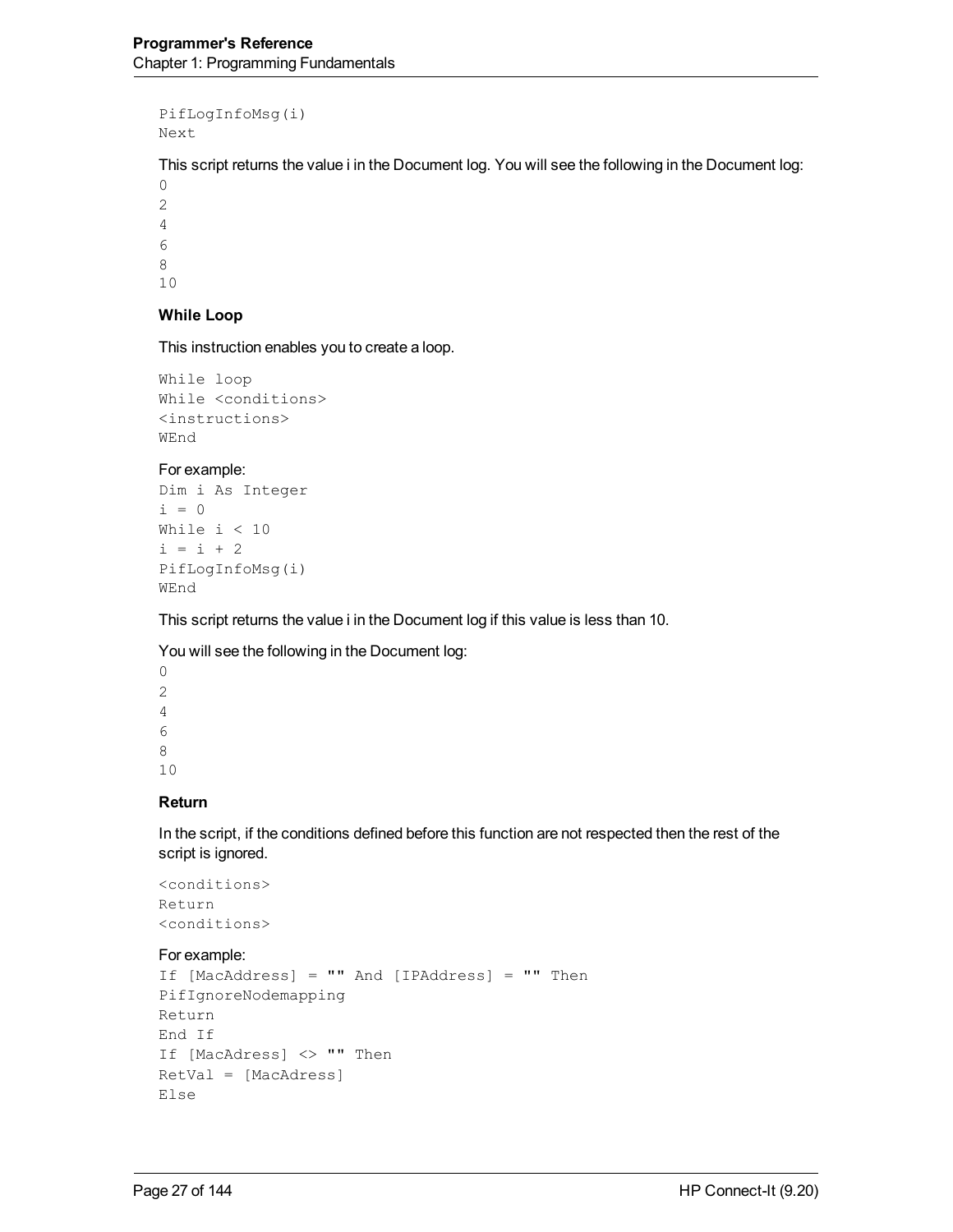```
PifLogInfoMsg(i)
Next
```

This script returns the value i in the Document log. You will see the following in the Document log:

```
0
2
4
6
8
10
```

### While Loop

This instruction enables you to create a loop.

```
While loop
While <conditions>
<instructions>
WEnd
```

For example:

```
Dim i As Integer
i = 0
While i < 10
i = i + 2
PifLogInfoMsg(i)
WEnd
```

This script returns the value i in the Document log if this value is less than 10.

You will see the following in the Document log:

```
0
2
4
6
8
10
```

### Return

In the script, if the conditions defined before this function are not respected then the rest of the script is ignored.

```
<conditions>
Return
<conditions>
```

For example:

```
If [MacAddress] = "" And [IPAddress] = "" Then
PifIgnoreNodemapping
Return
End If
If [MacAdress] <> "" Then
RetVal = [MacAdress]
Else
```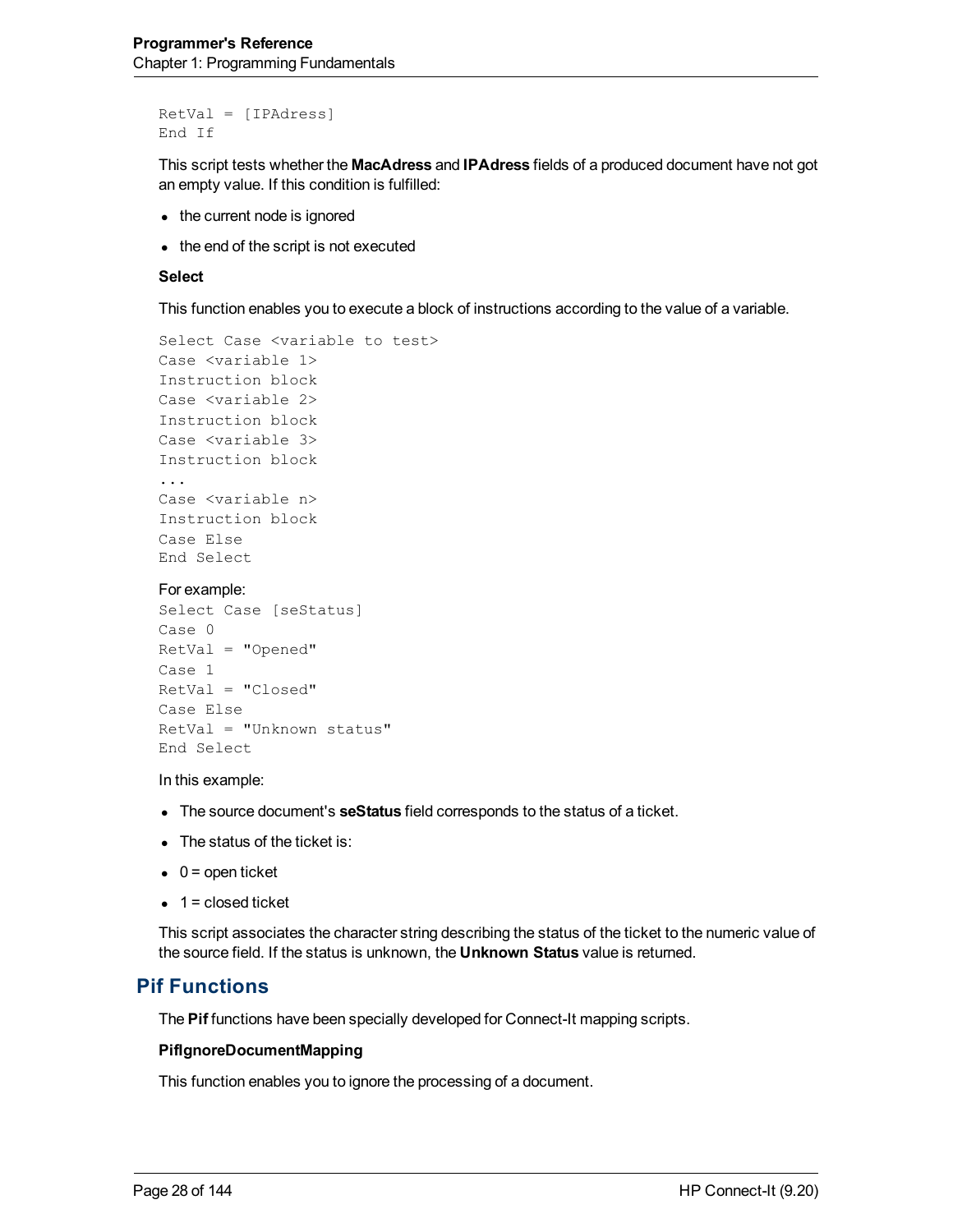```
RetVal = [IPAdress]
End If
```

This script tests whether the **MacAdress** and **IPAdress** fields of a produced document have not got an empty value. If this condition is fulfilled:

- the current node is ignored
- the end of the script is not executed

**Select**

This function enables you to execute a block of instructions according to the value of a variable.

```
Select Case <variable to test>
Case <variable 1>
Instruction block
Case <variable 2>
Instruction block
Case <variable 3>
Instruction block
...
Case <variable n>
Instruction block
Case Else
End Select
```

For example:

```
Select Case [seStatus]
Case 0
RetVal = "Opened"
Case 1
RetVal = "Closed"
Case Else
RetVal = "Unknown status"
End Select
```

In this example:

- The source document's **seStatus** field corresponds to the status of a ticket.
- The status of the ticket is:
- 0 = open ticket
- 1 = closed ticket

This script associates the character string describing the status of the ticket to the numeric value of the source field. If the status is unknown, the **Unknown Status** value is returned.

## Pif Functions

The **Pif** functions have been specially developed for Connect-It mapping scripts.

**PifIgnoreDocumentMapping**

This function enables you to ignore the processing of a document.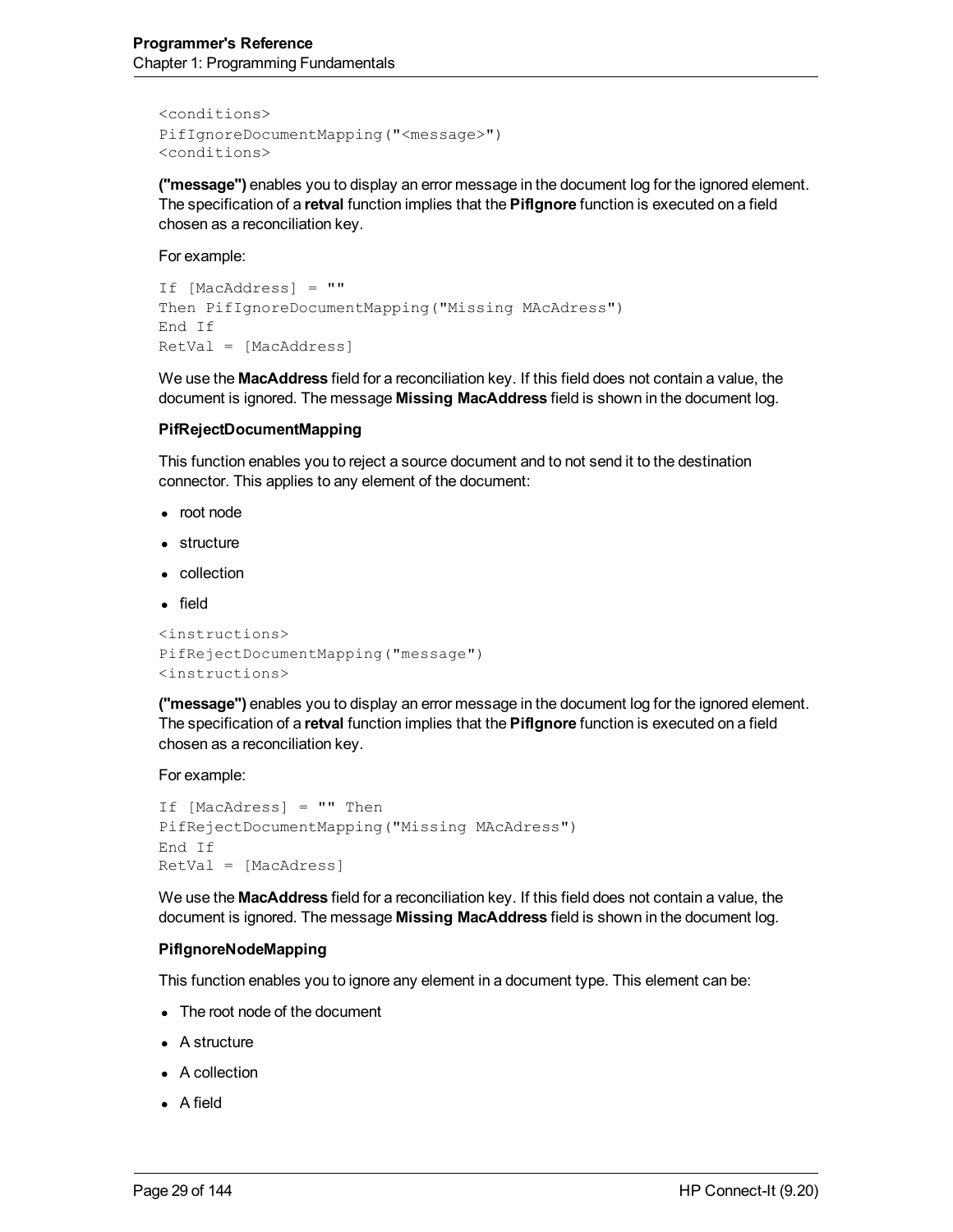```
<conditions>
PifIgnoreDocumentMapping("<message>")
<conditions>
```

**("message")** enables you to display an error message in the document log for the ignored element. The specification of a **retval** function implies that the **PifIgnore** function is executed on a field chosen as a reconciliation key.

For example:

```
If [MacAddress] = ""
Then PifIgnoreDocumentMapping("Missing MAcAdress")
End If
RetVal = [MacAddress]
```

We use the **MacAddress** field for a reconciliation key. If this field does not contain a value, the document is ignored. The message **Missing MacAddress** field is shown in the document log.

**PifRejectDocumentMapping**

This function enables you to reject a source document and to not send it to the destination connector. This applies to any element of the document:

- root node
- structure
- collection
- field

```
<instructions>
PifRejectDocumentMapping("message")
<instructions>
```

**("message")** enables you to display an error message in the document log for the ignored element. The specification of a **retval** function implies that the **PifIgnore** function is executed on a field chosen as a reconciliation key.

For example:

```
If [MacAdress] = "" Then
PifRejectDocumentMapping("Missing MAcAdress")
End If
RetVal = [MacAdress]
```

We use the **MacAddress** field for a reconciliation key. If this field does not contain a value, the document is ignored. The message **Missing MacAddress** field is shown in the document log.

**PifIgnoreNodeMapping**

This function enables you to ignore any element in a document type. This element can be:

- The root node of the document
- A structure
- A collection
- A field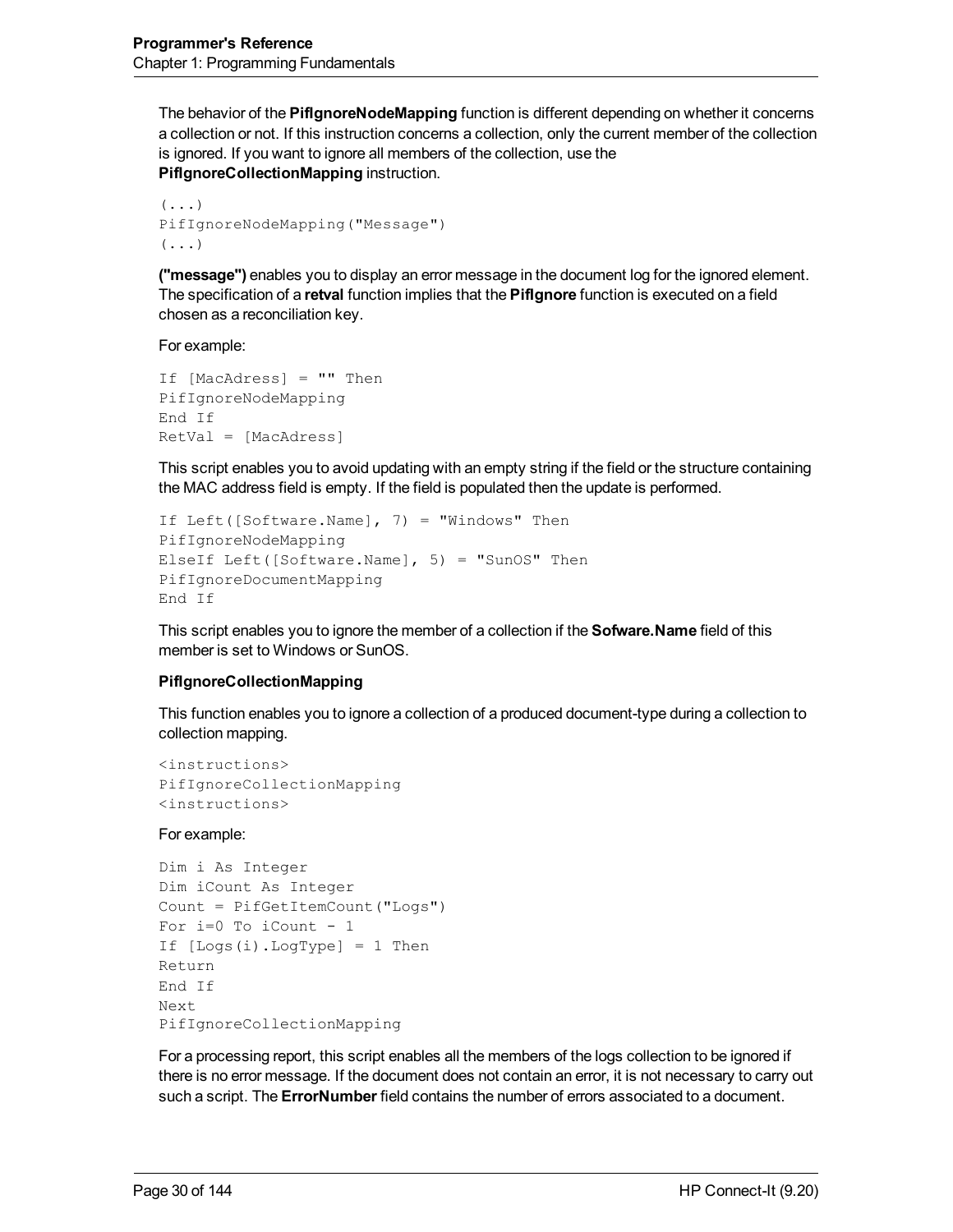The behavior of the **PifIgnoreNodeMapping** function is different depending on whether it concerns a collection or not. If this instruction concerns a collection, only the current member of the collection is ignored. If you want to ignore all members of the collection, use the **PifIgnoreCollectionMapping** instruction.

```
(...)
PifIgnoreNodeMapping("Message")
(...)
```

**("message")** enables you to display an error message in the document log for the ignored element. The specification of a **retval** function implies that the **PifIgnore** function is executed on a field chosen as a reconciliation key.

For example:

```
If [MacAdress] = "" Then
PifIgnoreNodeMapping
End If
RetVal = [MacAdress]
```

This script enables you to avoid updating with an empty string if the field or the structure containing the MAC address field is empty. If the field is populated then the update is performed.

```
If Left([Software.Name], 7) = "Windows" Then
PifIgnoreNodeMapping
ElseIf Left([Software.Name], 5) = "SunOS" Then
PifIgnoreDocumentMapping
End If
```

This script enables you to ignore the member of a collection if the **Sofware.Name** field of this member is set to Windows or SunOS.

**PifIgnoreCollectionMapping**

This function enables you to ignore a collection of a produced document-type during a collection to collection mapping.

```
<instructions>
PifIgnoreCollectionMapping
<instructions>
```

For example:

```
Dim i As Integer
Dim iCount As Integer
Count = PifGetItemCount("Logs")
For i=0 To iCount - 1
If [Logs(i).LogType] = 1 Then
Return
End If
Next
PifIgnoreCollectionMapping
```

For a processing report, this script enables all the members of the logs collection to be ignored if there is no error message. If the document does not contain an error, it is not necessary to carry out such a script. The **ErrorNumber** field contains the number of errors associated to a document.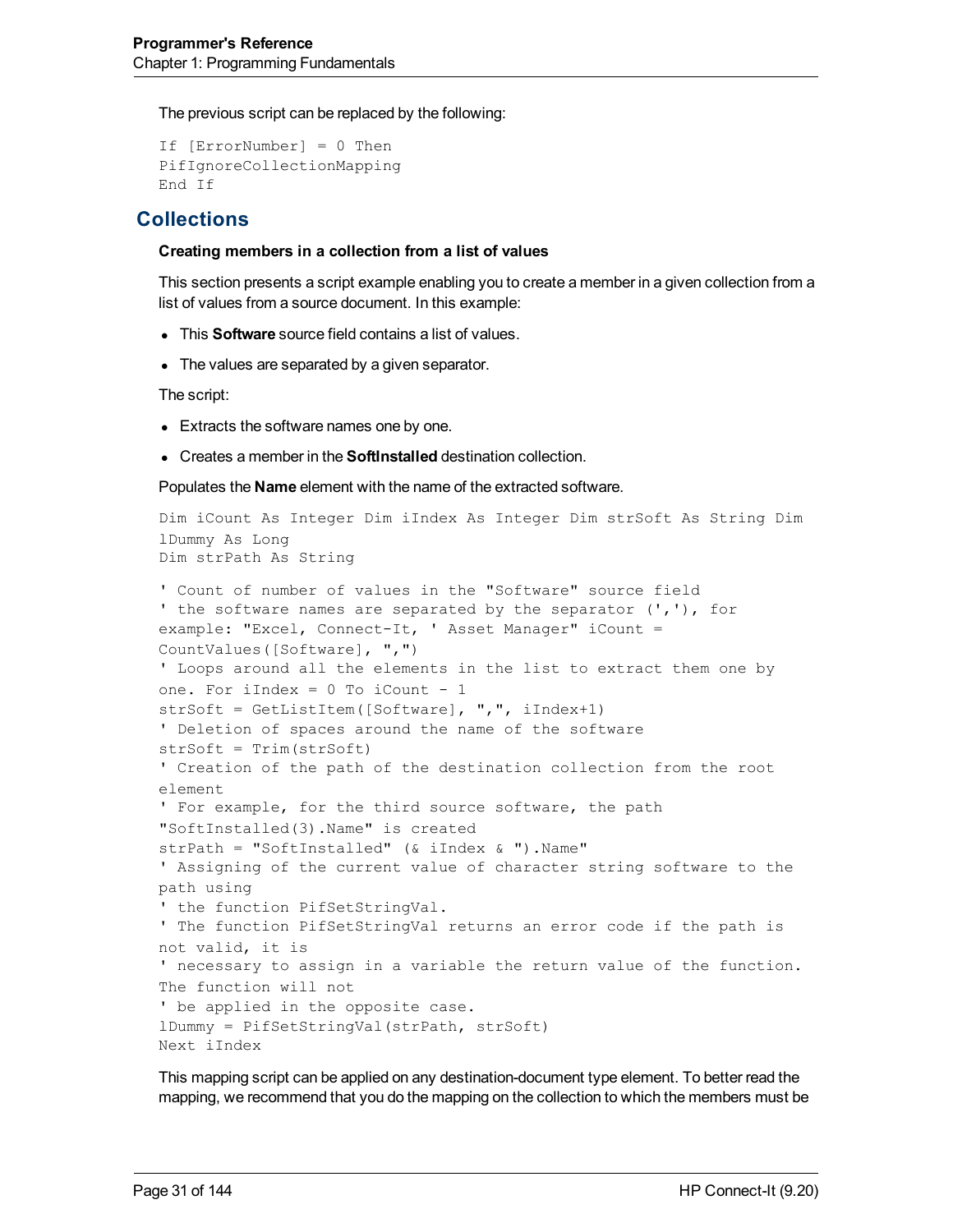The previous script can be replaced by the following:

```
If [ErrorNumber] = 0 Then
PifIgnoreCollectionMapping
End If
```

## Collections

**Creating members in a collection from a list of values**

This section presents a script example enabling you to create a member in a given collection from a list of values from a source document. In this example:

- This **Software** source field contains a list of values.
- The values are separated by a given separator.

The script:

- Extracts the software names one by one.
- Creates a member in the **SoftInstalled** destination collection.

Populates the **Name** element with the name of the extracted software.

```
Dim iCount As Integer Dim iIndex As Integer Dim strSoft As String Dim
lDummy As Long
Dim strPath As String

' Count of number of values in the "Software" source field
' the software names are separated by the separator (','), for
example: "Excel, Connect-It, ' Asset Manager" iCount =
CountValues([Software], ",")
' Loops around all the elements in the list to extract them one by
one. For iIndex = 0 To iCount - 1
strSoft = GetListItem([Software], ",", iIndex+1)
' Deletion of spaces around the name of the software
strSoft = Trim(strSoft)
' Creation of the path of the destination collection from the root
element
' For example, for the third source software, the path
"SoftInstalled(3).Name" is created
strPath = "SoftInstalled" (& iIndex & ").Name"
' Assigning of the current value of character string software to the
path using
' the function PifSetStringVal.
' The function PifSetStringVal returns an error code if the path is
not valid, it is
' necessary to assign in a variable the return value of the function.
The function will not
' be applied in the opposite case.
lDummy = PifSetStringVal(strPath, strSoft)
Next iIndex
```

This mapping script can be applied on any destination-document type element. To better read the mapping, we recommend that you do the mapping on the collection to which the members must be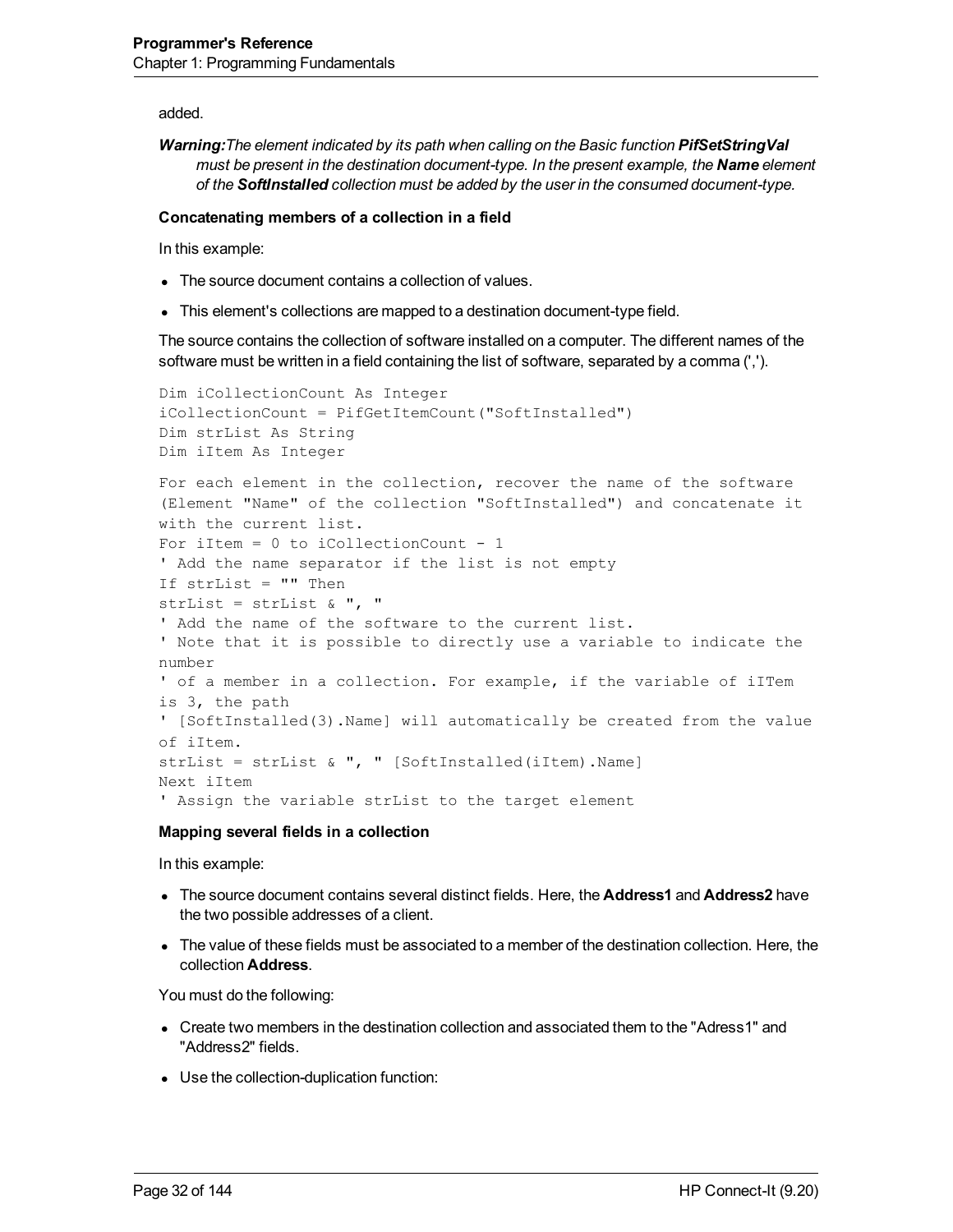added.

***Warning:** The element indicated by its path when calling on the Basic function **PifSetStringVal** must be present in the destination document-type. In the present example, the **Name** element of the **SoftInstalled** collection must be added by the user in the consumed document-type.*

#### Concatenating members of a collection in a field

In this example:

- The source document contains a collection of values.
- This element's collections are mapped to a destination document-type field.

The source contains the collection of software installed on a computer. The different names of the software must be written in a field containing the list of software, separated by a comma (',').

```
Dim iCollectionCount As Integer
iCollectionCount = PifGetItemCount("SoftInstalled")
Dim strList As String
Dim iItem As Integer

For each element in the collection, recover the name of the software
(Element "Name" of the collection "SoftInstalled") and concatenate it
with the current list.
For iItem = 0 to iCollectionCount - 1
' Add the name separator if the list is not empty
If strList = "" Then
strList = strList & ", "
' Add the name of the software to the current list.
' Note that it is possible to directly use a variable to indicate the
number
' of a member in a collection. For example, if the variable of iITem
is 3, the path
' [SoftInstalled(3).Name] will automatically be created from the value
of iItem.
strList = strList & ", " [SoftInstalled(iItem).Name]
Next iItem
' Assign the variable strList to the target element
```

#### Mapping several fields in a collection

In this example:

- The source document contains several distinct fields. Here, the **Address1** and **Address2** have the two possible addresses of a client.
- The value of these fields must be associated to a member of the destination collection. Here, the collection **Address**.

You must do the following:

- Create two members in the destination collection and associated them to the "Adress1" and "Address2" fields.
- Use the collection-duplication function: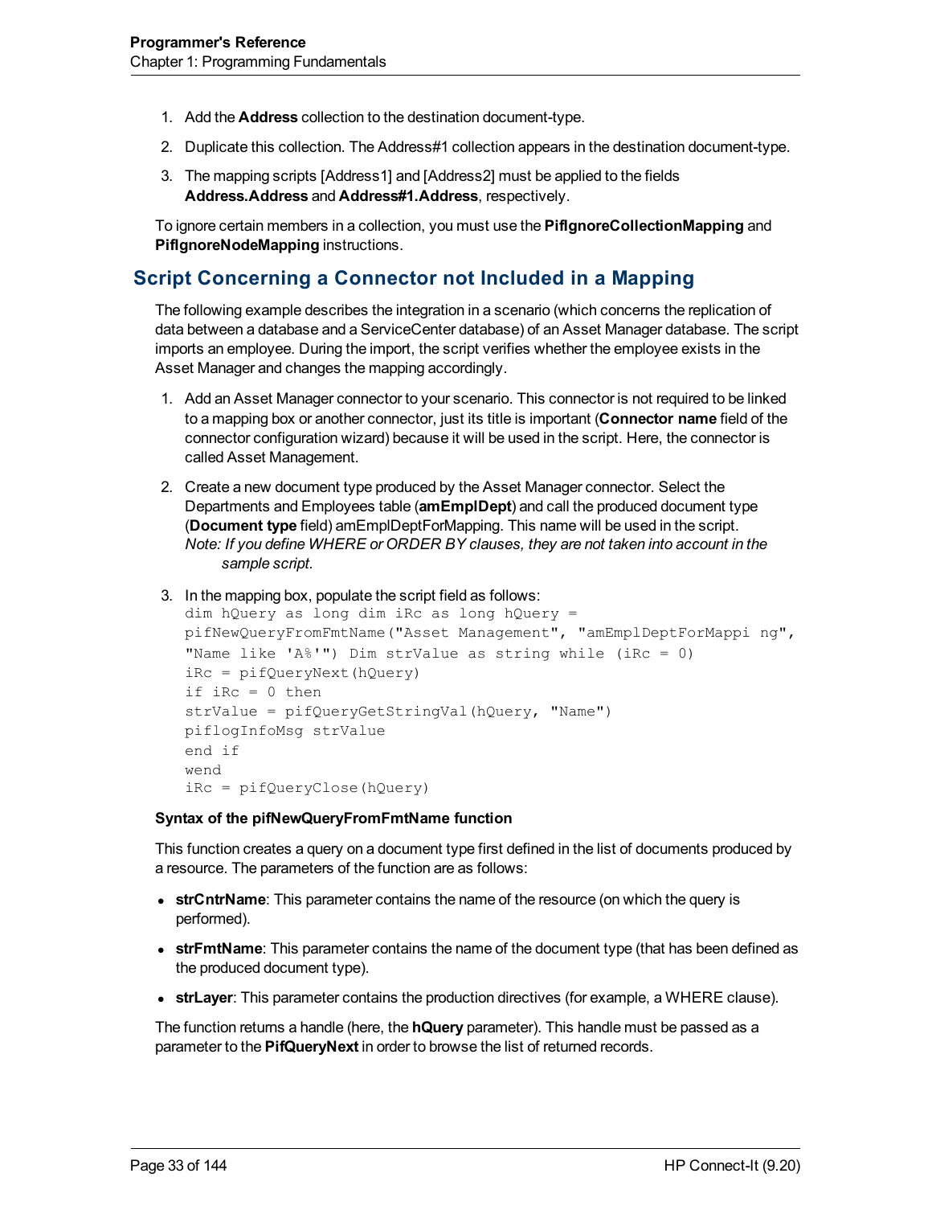1. Add the **Address** collection to the destination document-type.
2. Duplicate this collection. The Address#1 collection appears in the destination document-type.
3. The mapping scripts [Address1] and [Address2] must be applied to the fields **Address.Address** and **Address#1.Address**, respectively.

To ignore certain members in a collection, you must use the **PifIgnoreCollectionMapping** and **PifIgnoreNodeMapping** instructions.

## Script Concerning a Connector not Included in a Mapping

The following example describes the integration in a scenario (which concerns the replication of data between a database and a ServiceCenter database) of an Asset Manager database. The script imports an employee. During the import, the script verifies whether the employee exists in the Asset Manager and changes the mapping accordingly.

1. Add an Asset Manager connector to your scenario. This connector is not required to be linked to a mapping box or another connector, just its title is important (**Connector name** field of the connector configuration wizard) because it will be used in the script. Here, the connector is called Asset Management.
2. Create a new document type produced by the Asset Manager connector. Select the Departments and Employees table (**amEmplDept**) and call the produced document type (**Document type** field) amEmplDeptForMapping. This name will be used in the script.
   *Note: If you define WHERE or ORDER BY clauses, they are not taken into account in the sample script.*
3. In the mapping box, populate the script field as follows:

```
dim hQuery as long dim iRc as long hQuery =
pifNewQueryFromFmtName("Asset Management", "amEmplDeptForMappi ng",
"Name like 'A%'") Dim strValue as string while (iRc = 0)
iRc = pifQueryNext(hQuery)
if iRc = 0 then
strValue = pifQueryGetStringVal(hQuery, "Name")
piflogInfoMsg strValue
end if
wend
iRc = pifQueryClose(hQuery)
```

**Syntax of the pifNewQueryFromFmtName function**

This function creates a query on a document type first defined in the list of documents produced by a resource. The parameters of the function are as follows:

- **strCntrName**: This parameter contains the name of the resource (on which the query is performed).
- **strFmtName**: This parameter contains the name of the document type (that has been defined as the produced document type).
- **strLayer**: This parameter contains the production directives (for example, a WHERE clause).

The function returns a handle (here, the **hQuery** parameter). This handle must be passed as a parameter to the **PifQueryNext** in order to browse the list of returned records.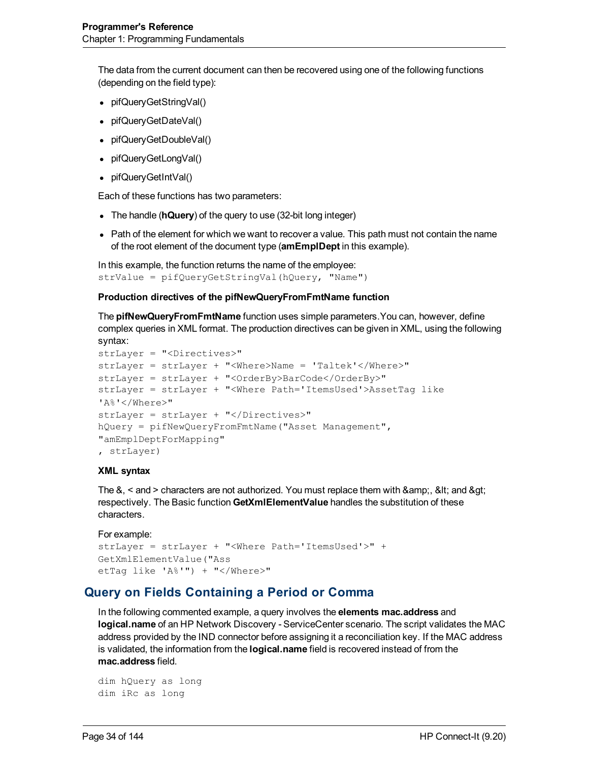The data from the current document can then be recovered using one of the following functions (depending on the field type):

- pifQueryGetStringVal()
- pifQueryGetDateVal()
- pifQueryGetDoubleVal()
- pifQueryGetLongVal()
- pifQueryGetIntVal()

Each of these functions has two parameters:

- The handle (**hQuery**) of the query to use (32-bit long integer)
- Path of the element for which we want to recover a value. This path must not contain the name of the root element of the document type (**amEmplDept** in this example).

In this example, the function returns the name of the employee:

```
strValue = pifQueryGetStringVal(hQuery, "Name")
```

#### Production directives of the pifNewQueryFromFmtName function

The **pifNewQueryFromFmtName** function uses simple parameters.You can, however, define complex queries in XML format. The production directives can be given in XML, using the following syntax:

```
strLayer = "<Directives>"
strLayer = strLayer + "<Where>Name = 'Taltek'</Where>"
strLayer = strLayer + "<OrderBy>BarCode</OrderBy>"
strLayer = strLayer + "<Where Path='ItemsUsed'>AssetTag like
'A%'</Where>"
strLayer = strLayer + "</Directives>"
hQuery = pifNewQueryFromFmtName("Asset Management",
"amEmplDeptForMapping"
, strLayer)
```

#### XML syntax

The &, < and > characters are not authorized. You must replace them with &amp;, &lt; and &gt; respectively. The Basic function **GetXmlElementValue** handles the substitution of these characters.

For example:

```
strLayer = strLayer + "<Where Path='ItemsUsed'>" +
GetXmlElementValue("Ass
etTag like 'A%'") + "</Where>"
```

## Query on Fields Containing a Period or Comma

In the following commented example, a query involves the **elements mac.address** and **logical.name** of an HP Network Discovery - ServiceCenter scenario. The script validates the MAC address provided by the IND connector before assigning it a reconciliation key. If the MAC address is validated, the information from the **logical.name** field is recovered instead of from the **mac.address** field.

```
dim hQuery as long
dim iRc as long
```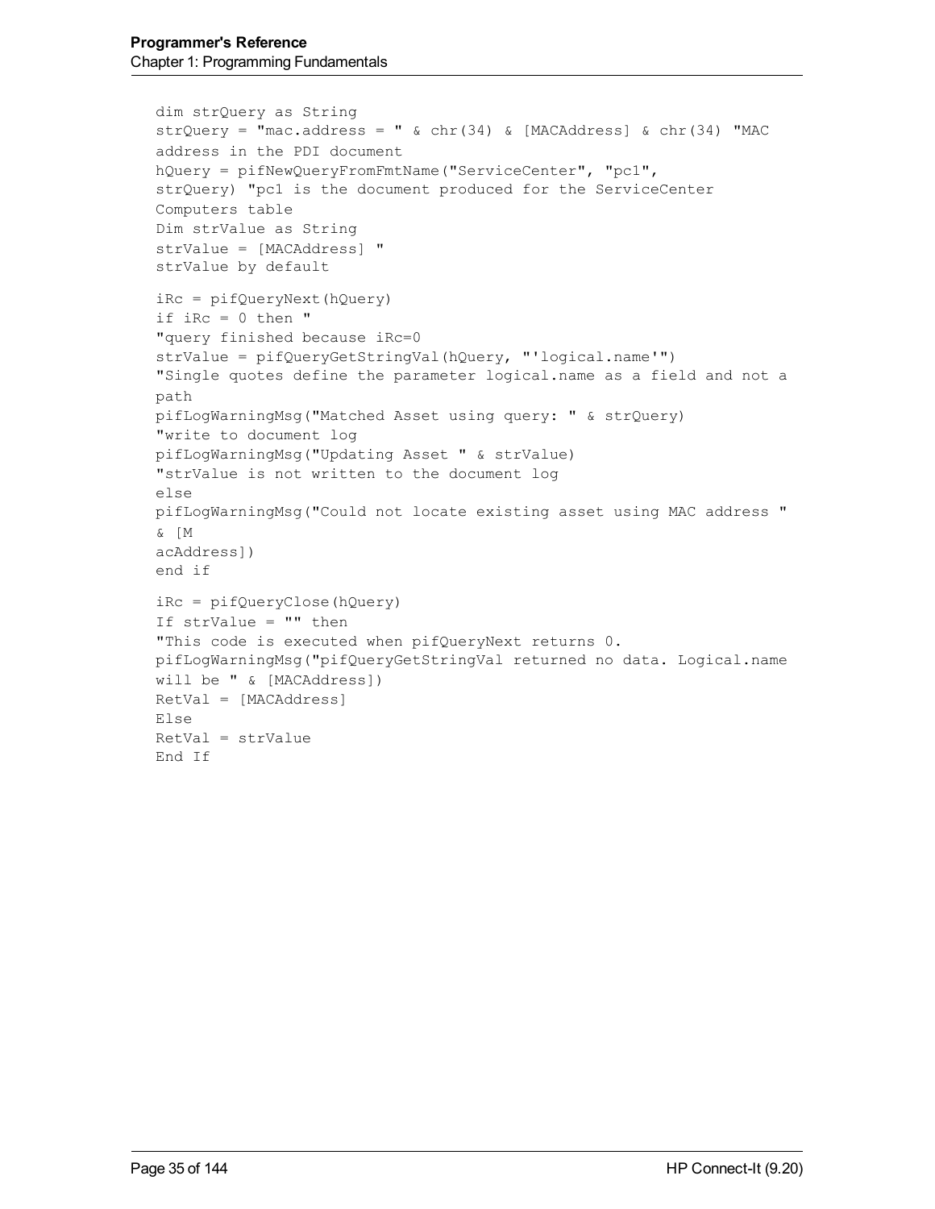```
dim strQuery as String
strQuery = "mac.address = " & chr(34) & [MACAddress] & chr(34) "MAC
address in the PDI document
hQuery = pifNewQueryFromFmtName("ServiceCenter", "pc1",
strQuery) "pc1 is the document produced for the ServiceCenter
Computers table
Dim strValue as String
strValue = [MACAddress] "
strValue by default

iRc = pifQueryNext(hQuery)
if iRc = 0 then "
"query finished because iRc=0
strValue = pifQueryGetStringVal(hQuery, "'logical.name'")
"Single quotes define the parameter logical.name as a field and not a
path
pifLogWarningMsg("Matched Asset using query: " & strQuery)
"write to document log
pifLogWarningMsg("Updating Asset " & strValue)
"strValue is not written to the document log
else
pifLogWarningMsg("Could not locate existing asset using MAC address "
& [M
acAddress])
end if

iRc = pifQueryClose(hQuery)
If strValue = "" then
"This code is executed when pifQueryNext returns 0.
pifLogWarningMsg("pifQueryGetStringVal returned no data. Logical.name
will be " & [MACAddress])
RetVal = [MACAddress]
Else
RetVal = strValue
End If
```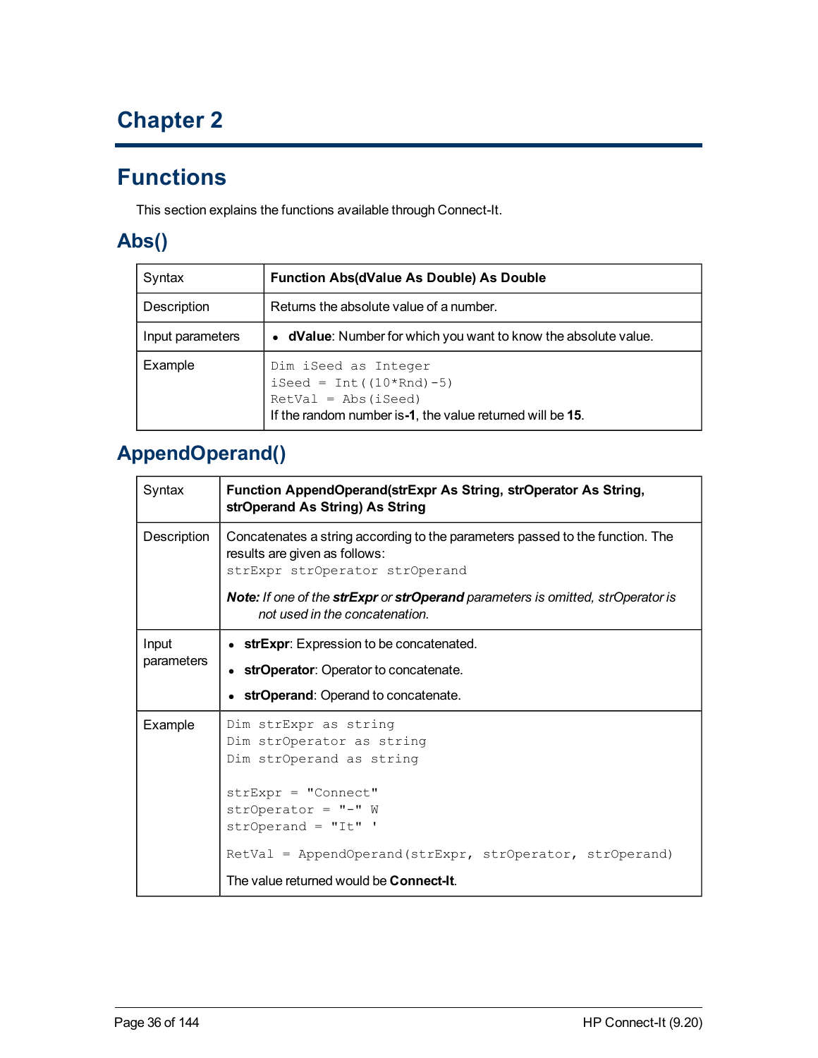# Chapter 2

# Functions

This section explains the functions available through Connect-It.

## Abs()

| Syntax | **Function Abs(dValue As Double) As Double** |
|---|---|
| Description | Returns the absolute value of a number. |
| Input parameters | • **dValue**: Number for which you want to know the absolute value. |
| Example | `Dim iSeed as Integer`<br>`iSeed = Int((10*Rnd)-5)`<br>`RetVal = Abs(iSeed)`<br>If the random number is **-1**, the value returned will be **15**. |

## AppendOperand()

| Syntax | **Function AppendOperand(strExpr As String, strOperator As String, strOperand As String) As String** |
|---|---|
| Description | Concatenates a string according to the parameters passed to the function. The results are given as follows:<br>`strExpr strOperator strOperand`<br>***Note:*** *If one of the* ***strExpr*** *or* ***strOperand*** *parameters is omitted, strOperator is not used in the concatenation.* |
| Input parameters | • **strExpr**: Expression to be concatenated.<br>• **strOperator**: Operator to concatenate.<br>• **strOperand**: Operand to concatenate. |
| Example | `Dim strExpr as string`<br>`Dim strOperator as string`<br>`Dim strOperand as string`<br><br>`strExpr = "Connect"`<br>`strOperator = "-" W`<br>`strOperand = "It" '`<br><br>`RetVal = AppendOperand(strExpr, strOperator, strOperand)`<br>The value returned would be **Connect-It**. |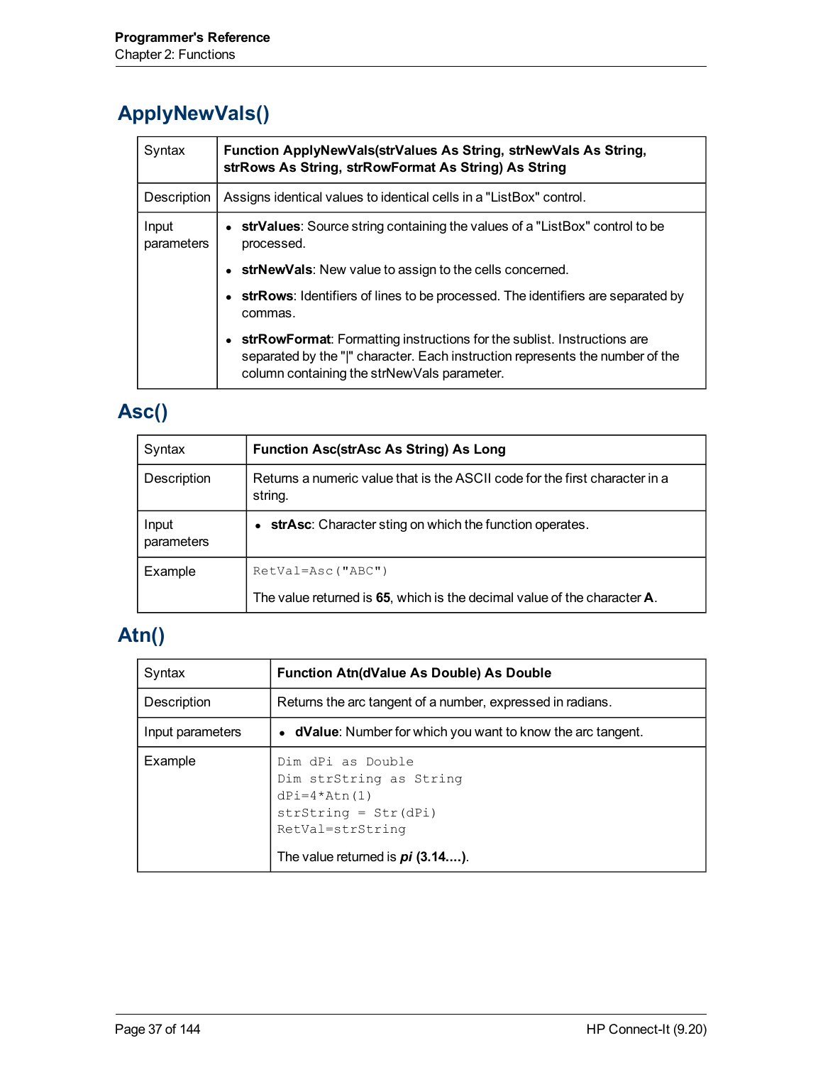## ApplyNewVals()

| Syntax | **Function ApplyNewVals(strValues As String, strNewVals As String, strRows As String, strRowFormat As String) As String** |
|---|---|
| Description | Assigns identical values to identical cells in a "ListBox" control. |
| Input parameters | • **strValues**: Source string containing the values of a "ListBox" control to be processed.<br>• **strNewVals**: New value to assign to the cells concerned.<br>• **strRows**: Identifiers of lines to be processed. The identifiers are separated by commas.<br>• **strRowFormat**: Formatting instructions for the sublist. Instructions are separated by the "\|" character. Each instruction represents the number of the column containing the strNewVals parameter. |

## Asc()

| Syntax | **Function Asc(strAsc As String) As Long** |
|---|---|
| Description | Returns a numeric value that is the ASCII code for the first character in a string. |
| Input parameters | • **strAsc**: Character sting on which the function operates. |
| Example | `RetVal=Asc("ABC")`<br><br>The value returned is **65**, which is the decimal value of the character **A**. |

## Atn()

| Syntax | **Function Atn(dValue As Double) As Double** |
|---|---|
| Description | Returns the arc tangent of a number, expressed in radians. |
| Input parameters | • **dValue**: Number for which you want to know the arc tangent. |
| Example | `Dim dPi as Double`<br>`Dim strString as String`<br>`dPi=4*Atn(1)`<br>`strString = Str(dPi)`<br>`RetVal=strString`<br><br>The value returned is ***pi*** **(3.14....)**. |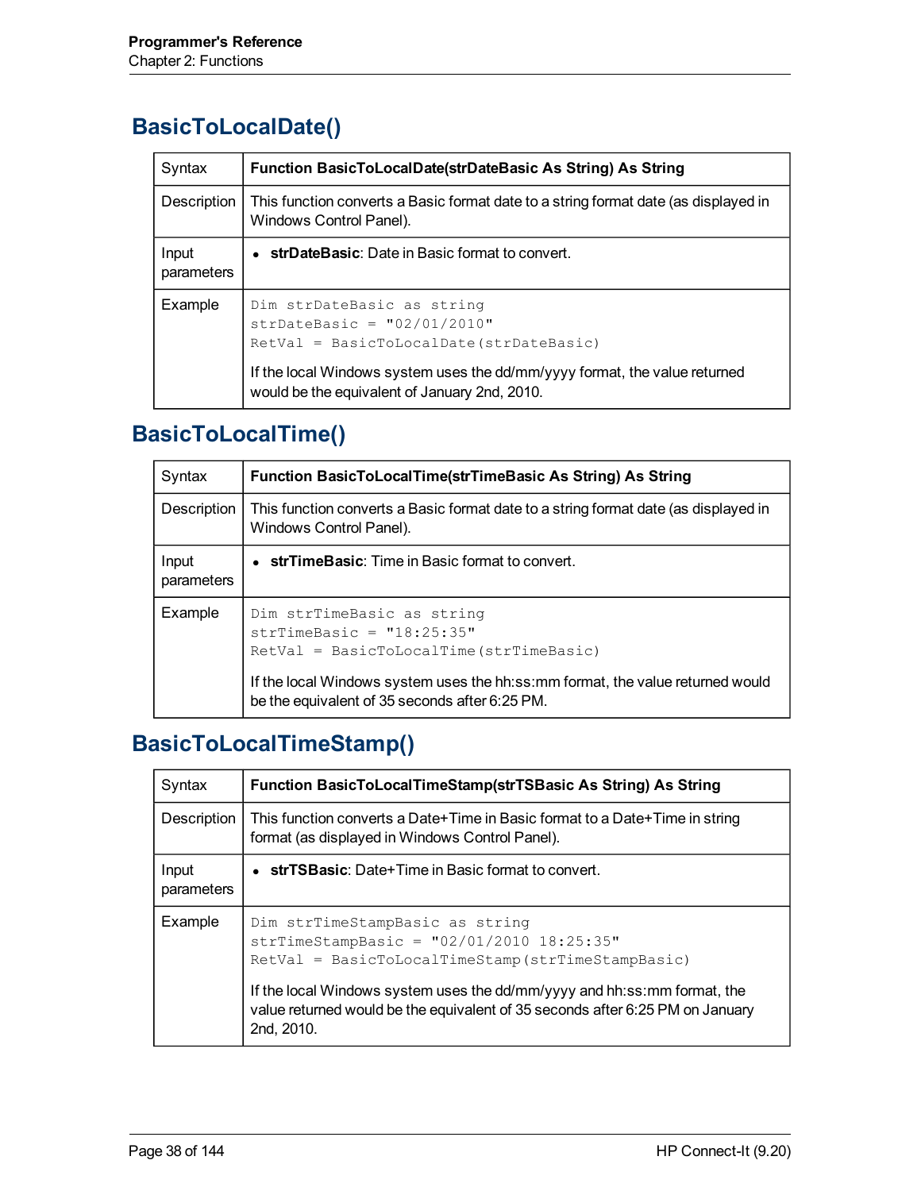## BasicToLocalDate()

| Syntax | **Function BasicToLocalDate(strDateBasic As String) As String** |
|---|---|
| Description | This function converts a Basic format date to a string format date (as displayed in Windows Control Panel). |
| Input parameters | • **strDateBasic**: Date in Basic format to convert. |
| Example | `Dim strDateBasic as string`<br>`strDateBasic = "02/01/2010"`<br>`RetVal = BasicToLocalDate(strDateBasic)`<br><br>If the local Windows system uses the dd/mm/yyyy format, the value returned would be the equivalent of January 2nd, 2010. |

## BasicToLocalTime()

| Syntax | **Function BasicToLocalTime(strTimeBasic As String) As String** |
|---|---|
| Description | This function converts a Basic format date to a string format date (as displayed in Windows Control Panel). |
| Input parameters | • **strTimeBasic**: Time in Basic format to convert. |
| Example | `Dim strTimeBasic as string`<br>`strTimeBasic = "18:25:35"`<br>`RetVal = BasicToLocalTime(strTimeBasic)`<br><br>If the local Windows system uses the hh:ss:mm format, the value returned would be the equivalent of 35 seconds after 6:25 PM. |

## BasicToLocalTimeStamp()

| Syntax | **Function BasicToLocalTimeStamp(strTSBasic As String) As String** |
|---|---|
| Description | This function converts a Date+Time in Basic format to a Date+Time in string format (as displayed in Windows Control Panel). |
| Input parameters | • **strTSBasic**: Date+Time in Basic format to convert. |
| Example | `Dim strTimeStampBasic as string`<br>`strTimeStampBasic = "02/01/2010 18:25:35"`<br>`RetVal = BasicToLocalTimeStamp(strTimeStampBasic)`<br><br>If the local Windows system uses the dd/mm/yyyy and hh:ss:mm format, the value returned would be the equivalent of 35 seconds after 6:25 PM on January 2nd, 2010. |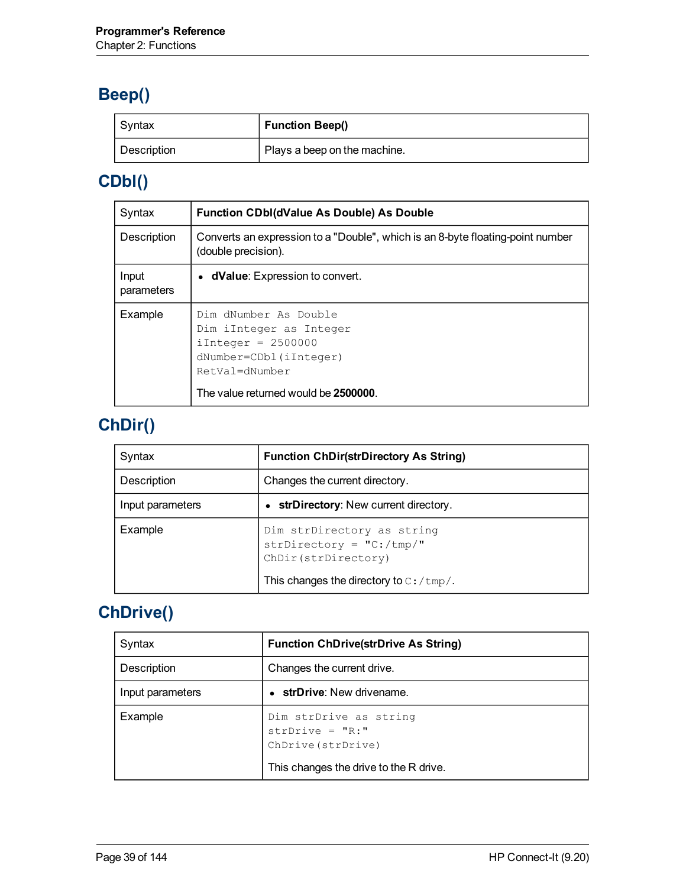## Beep()

| Syntax | **Function Beep()** |
|---|---|
| Description | Plays a beep on the machine. |

## CDbl()

| Syntax | **Function CDbl(dValue As Double) As Double** |
|---|---|
| Description | Converts an expression to a "Double", which is an 8-byte floating-point number (double precision). |
| Input parameters | • **dValue**: Expression to convert. |
| Example | `Dim dNumber As Double`<br>`Dim iInteger as Integer`<br>`iInteger = 2500000`<br>`dNumber=CDbl(iInteger)`<br>`RetVal=dNumber`<br><br>The value returned would be **2500000**. |

## ChDir()

| Syntax | **Function ChDir(strDirectory As String)** |
|---|---|
| Description | Changes the current directory. |
| Input parameters | • **strDirectory**: New current directory. |
| Example | `Dim strDirectory as string`<br>`strDirectory = "C:/tmp/"`<br>`ChDir(strDirectory)`<br><br>This changes the directory to `C:/tmp/`. |

## ChDrive()

| Syntax | **Function ChDrive(strDrive As String)** |
|---|---|
| Description | Changes the current drive. |
| Input parameters | • **strDrive**: New drivename. |
| Example | `Dim strDrive as string`<br>`strDrive = "R:"`<br>`ChDrive(strDrive)`<br><br>This changes the drive to the R drive. |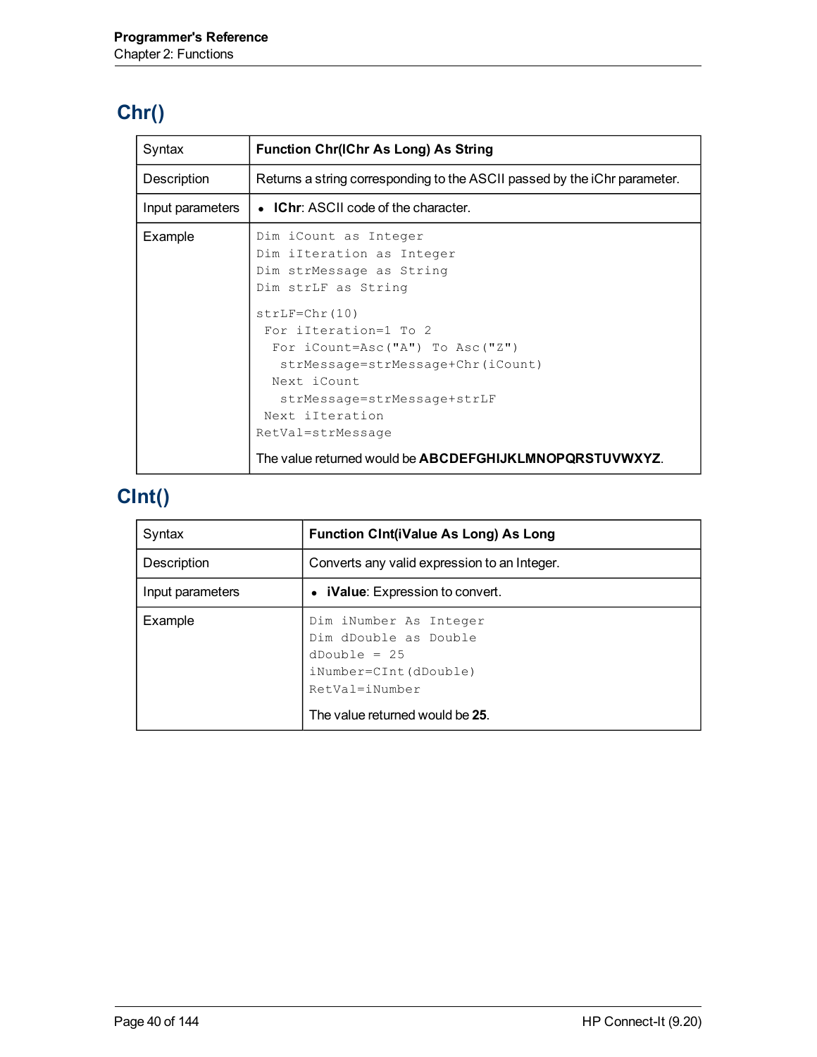## Chr()

| Syntax | **Function Chr(lChr As Long) As String** |
|---|---|
| Description | Returns a string corresponding to the ASCII passed by the iChr parameter. |
| Input parameters | • **lChr**: ASCII code of the character. |
| Example | `Dim iCount as Integer`<br>`Dim iIteration as Integer`<br>`Dim strMessage as String`<br>`Dim strLF as String`<br><br>`strLF=Chr(10)`<br>` For iIteration=1 To 2`<br>`  For iCount=Asc("A") To Asc("Z")`<br>`   strMessage=strMessage+Chr(iCount)`<br>`  Next iCount`<br>`   strMessage=strMessage+strLF`<br>` Next iIteration`<br>`RetVal=strMessage`<br><br>The value returned would be **ABCDEFGHIJKLMNOPQRSTUVWXYZ**. |

## CInt()

| Syntax | **Function CInt(iValue As Long) As Long** |
|---|---|
| Description | Converts any valid expression to an Integer. |
| Input parameters | • **iValue**: Expression to convert. |
| Example | `Dim iNumber As Integer`<br>`Dim dDouble as Double`<br>`dDouble = 25`<br>`iNumber=CInt(dDouble)`<br>`RetVal=iNumber`<br><br>The value returned would be **25**. |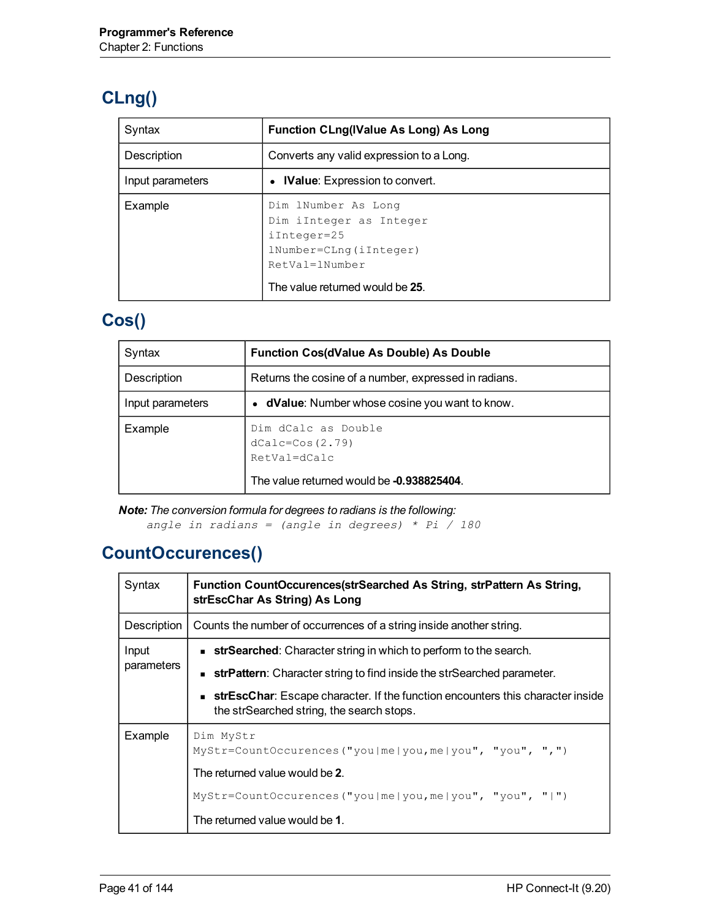## CLng()

| Syntax | **Function CLng(lValue As Long) As Long** |
|---|---|
| Description | Converts any valid expression to a Long. |
| Input parameters | • **lValue**: Expression to convert. |
| Example | `Dim lNumber As Long`<br>`Dim iInteger as Integer`<br>`iInteger=25`<br>`lNumber=CLng(iInteger)`<br>`RetVal=lNumber`<br><br>The value returned would be **25**. |

## Cos()

| Syntax | **Function Cos(dValue As Double) As Double** |
|---|---|
| Description | Returns the cosine of a number, expressed in radians. |
| Input parameters | • **dValue**: Number whose cosine you want to know. |
| Example | `Dim dCalc as Double`<br>`dCalc=Cos(2.79)`<br>`RetVal=dCalc`<br><br>The value returned would be **-0.938825404**. |

***Note:*** *The conversion formula for degrees to radians is the following:*

```
angle in radians = (angle in degrees) * Pi / 180
```

## CountOccurences()

| Syntax | **Function CountOccurences(strSearched As String, strPattern As String, strEscChar As String) As Long** |
|---|---|
| Description | Counts the number of occurrences of a string inside another string. |
| Input parameters | ▪ **strSearched**: Character string in which to perform to the search.<br>▪ **strPattern**: Character string to find inside the strSearched parameter.<br>▪ **strEscChar**: Escape character. If the function encounters this character inside the strSearched string, the search stops. |
| Example | `Dim MyStr`<br>`MyStr=CountOccurences("you\|me\|you,me\|you", "you", ",")`<br><br>The returned value would be **2**.<br><br>`MyStr=CountOccurences("you\|me\|you,me\|you", "you", "\|")`<br><br>The returned value would be **1**. |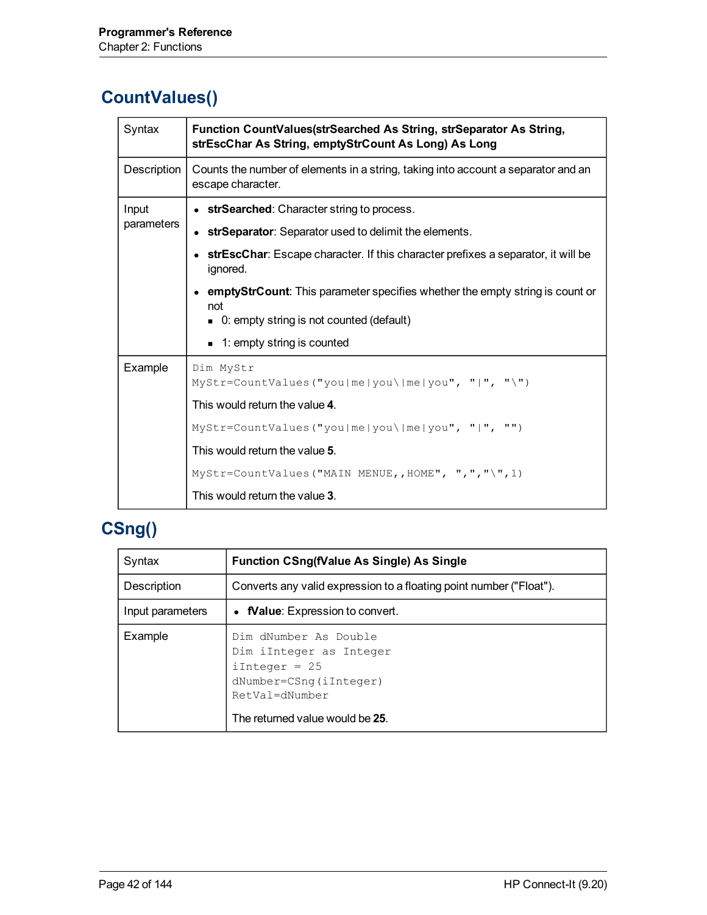## CountValues()

| Syntax | **Function CountValues(strSearched As String, strSeparator As String, strEscChar As String, emptyStrCount As Long) As Long** |
|---|---|
| Description | Counts the number of elements in a string, taking into account a separator and an escape character. |
| Input parameters | • **strSearched**: Character string to process.<br>• **strSeparator**: Separator used to delimit the elements.<br>• **strEscChar**: Escape character. If this character prefixes a separator, it will be ignored.<br>• **emptyStrCount**: This parameter specifies whether the empty string is count or not<br>  ▪ 0: empty string is not counted (default)<br>  ▪ 1: empty string is counted |
| Example | `Dim MyStr`<br>`MyStr=CountValues("you|me|you\|me|you", "|", "\")`<br>This would return the value **4**.<br>`MyStr=CountValues("you|me|you\|me|you", "|", "")`<br>This would return the value **5**.<br>`MyStr=CountValues("MAIN MENUE,,HOME", ",","\",1)`<br>This would return the value **3**. |

## CSng()

| Syntax | **Function CSng(fValue As Single) As Single** |
|---|---|
| Description | Converts any valid expression to a floating point number ("Float"). |
| Input parameters | • **fValue**: Expression to convert. |
| Example | `Dim dNumber As Double`<br>`Dim iInteger as Integer`<br>`iInteger = 25`<br>`dNumber=CSng(iInteger)`<br>`RetVal=dNumber`<br>The returned value would be **25**. |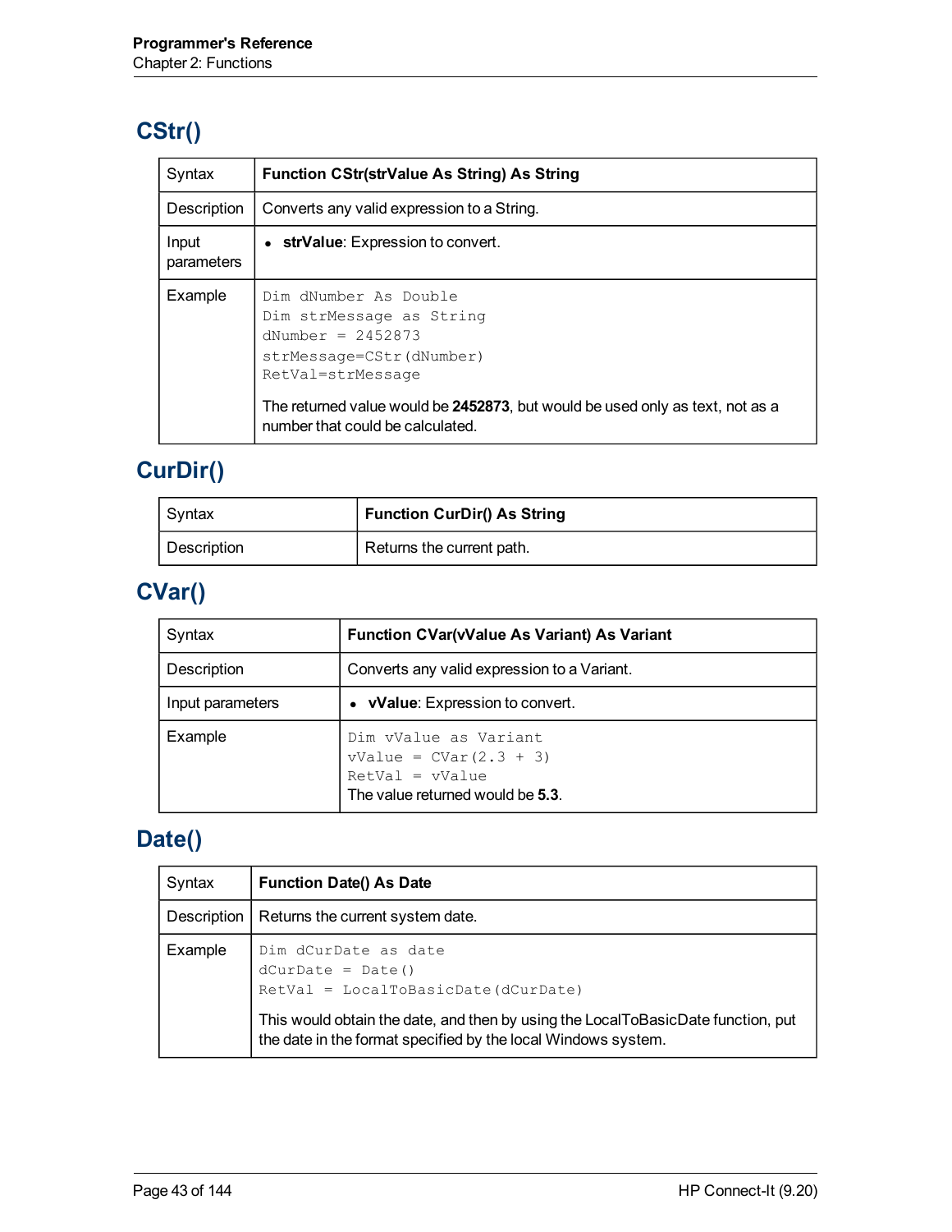## CStr()

| Syntax | **Function CStr(strValue As String) As String** |
| --- | --- |
| Description | Converts any valid expression to a String. |
| Input parameters | • **strValue**: Expression to convert. |
| Example | `Dim dNumber As Double`<br>`Dim strMessage as String`<br>`dNumber = 2452873`<br>`strMessage=CStr(dNumber)`<br>`RetVal=strMessage`<br><br>The returned value would be **2452873**, but would be used only as text, not as a number that could be calculated. |

## CurDir()

| Syntax | **Function CurDir() As String** |
| --- | --- |
| Description | Returns the current path. |

## CVar()

| Syntax | **Function CVar(vValue As Variant) As Variant** |
| --- | --- |
| Description | Converts any valid expression to a Variant. |
| Input parameters | • **vValue**: Expression to convert. |
| Example | `Dim vValue as Variant`<br>`vValue = CVar(2.3 + 3)`<br>`RetVal = vValue`<br>The value returned would be **5.3**. |

## Date()

| Syntax | **Function Date() As Date** |
| --- | --- |
| Description | Returns the current system date. |
| Example | `Dim dCurDate as date`<br>`dCurDate = Date()`<br>`RetVal = LocalToBasicDate(dCurDate)`<br><br>This would obtain the date, and then by using the LocalToBasicDate function, put the date in the format specified by the local Windows system. |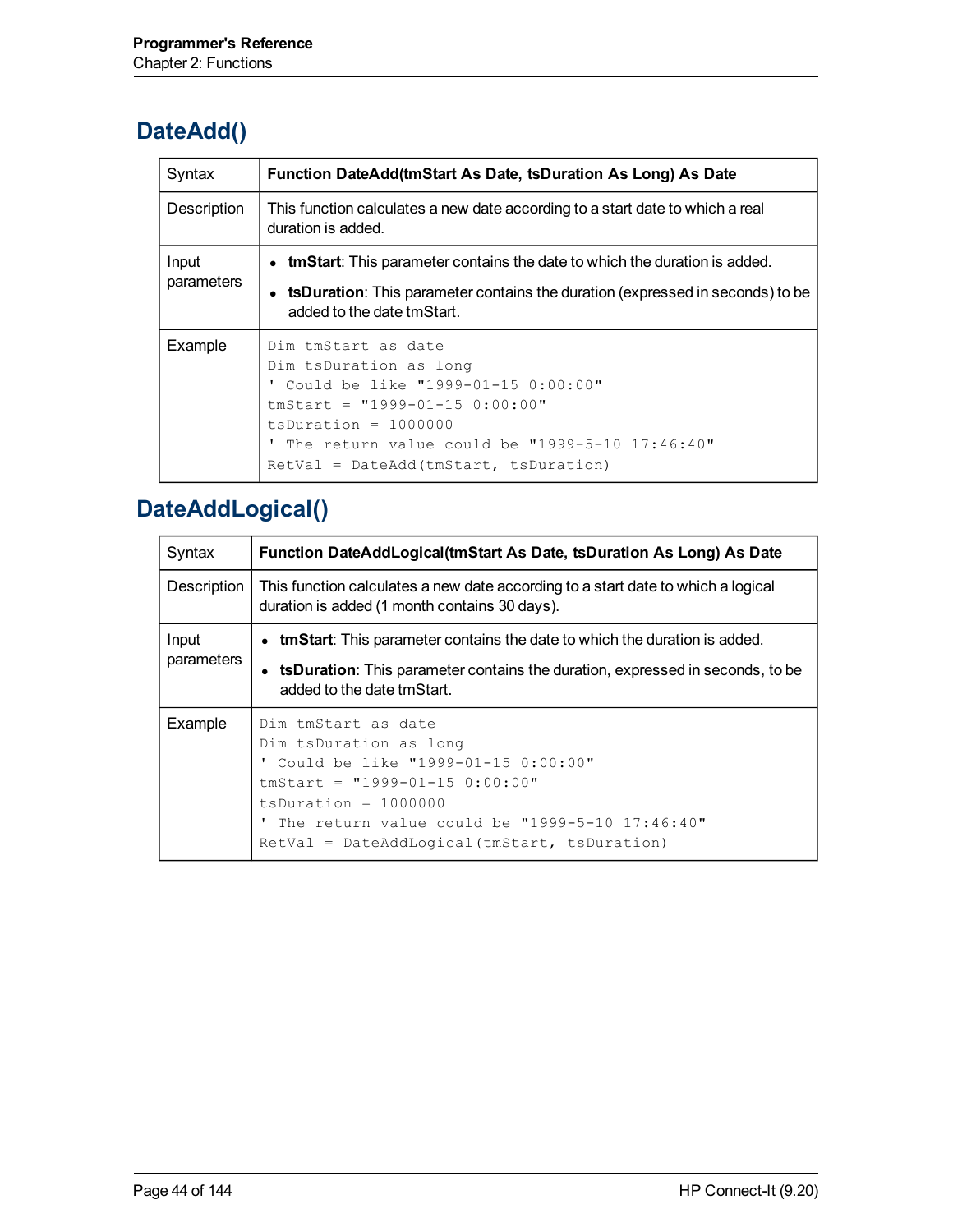## DateAdd()

| Syntax | **Function DateAdd(tmStart As Date, tsDuration As Long) As Date** |
|---|---|
| Description | This function calculates a new date according to a start date to which a real duration is added. |
| Input parameters | • **tmStart**: This parameter contains the date to which the duration is added.<br>• **tsDuration**: This parameter contains the duration (expressed in seconds) to be added to the date tmStart. |
| Example | `Dim tmStart as date`<br>`Dim tsDuration as long`<br>`' Could be like "1999-01-15 0:00:00"`<br>`tmStart = "1999-01-15 0:00:00"`<br>`tsDuration = 1000000`<br>`' The return value could be "1999-5-10 17:46:40"`<br>`RetVal = DateAdd(tmStart, tsDuration)` |

## DateAddLogical()

| Syntax | **Function DateAddLogical(tmStart As Date, tsDuration As Long) As Date** |
|---|---|
| Description | This function calculates a new date according to a start date to which a logical duration is added (1 month contains 30 days). |
| Input parameters | • **tmStart**: This parameter contains the date to which the duration is added.<br>• **tsDuration**: This parameter contains the duration, expressed in seconds, to be added to the date tmStart. |
| Example | `Dim tmStart as date`<br>`Dim tsDuration as long`<br>`' Could be like "1999-01-15 0:00:00"`<br>`tmStart = "1999-01-15 0:00:00"`<br>`tsDuration = 1000000`<br>`' The return value could be "1999-5-10 17:46:40"`<br>`RetVal = DateAddLogical(tmStart, tsDuration)` |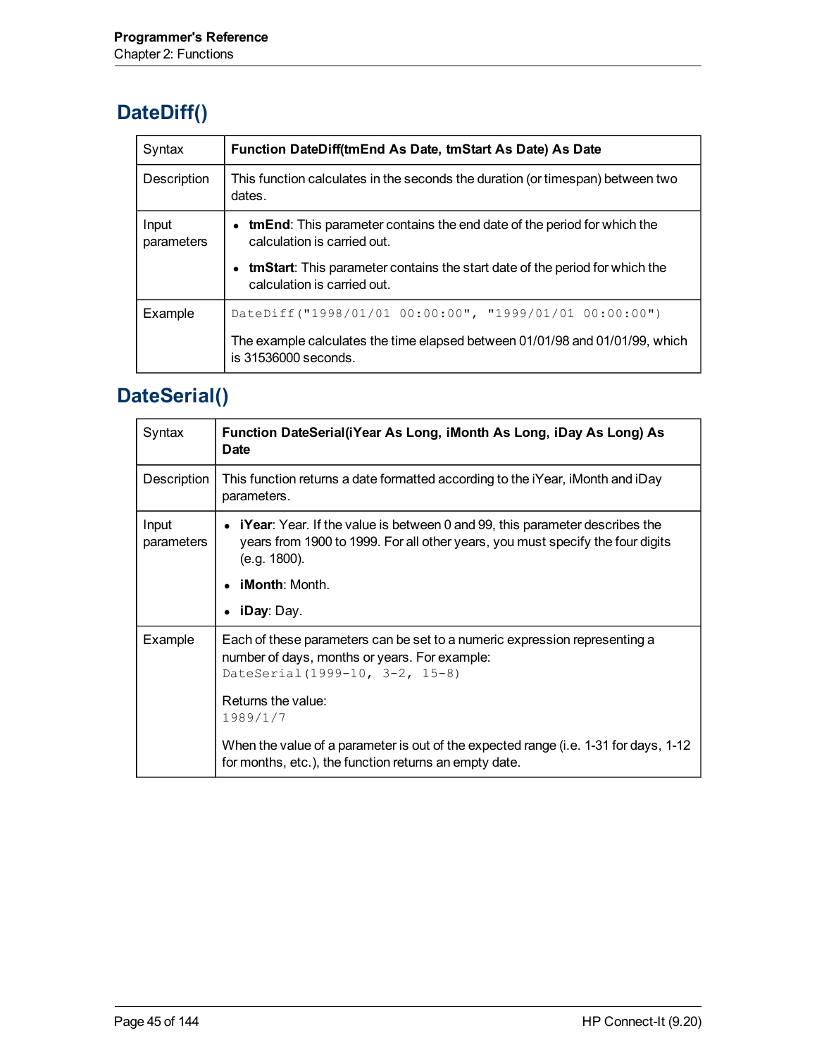## DateDiff()

| Syntax | **Function DateDiff(tmEnd As Date, tmStart As Date) As Date** |
|---|---|
| Description | This function calculates in the seconds the duration (or timespan) between two dates. |
| Input parameters | • **tmEnd**: This parameter contains the end date of the period for which the calculation is carried out.<br>• **tmStart**: This parameter contains the start date of the period for which the calculation is carried out. |
| Example | `DateDiff("1998/01/01 00:00:00", "1999/01/01 00:00:00")`<br>The example calculates the time elapsed between 01/01/98 and 01/01/99, which is 31536000 seconds. |

## DateSerial()

| Syntax | **Function DateSerial(iYear As Long, iMonth As Long, iDay As Long) As Date** |
|---|---|
| Description | This function returns a date formatted according to the iYear, iMonth and iDay parameters. |
| Input parameters | • **iYear**: Year. If the value is between 0 and 99, this parameter describes the years from 1900 to 1999. For all other years, you must specify the four digits (e.g. 1800).<br>• **iMonth**: Month.<br>• **iDay**: Day. |
| Example | Each of these parameters can be set to a numeric expression representing a number of days, months or years. For example:<br>`DateSerial(1999-10, 3-2, 15-8)`<br>Returns the value:<br>`1989/1/7`<br>When the value of a parameter is out of the expected range (i.e. 1-31 for days, 1-12 for months, etc.), the function returns an empty date. |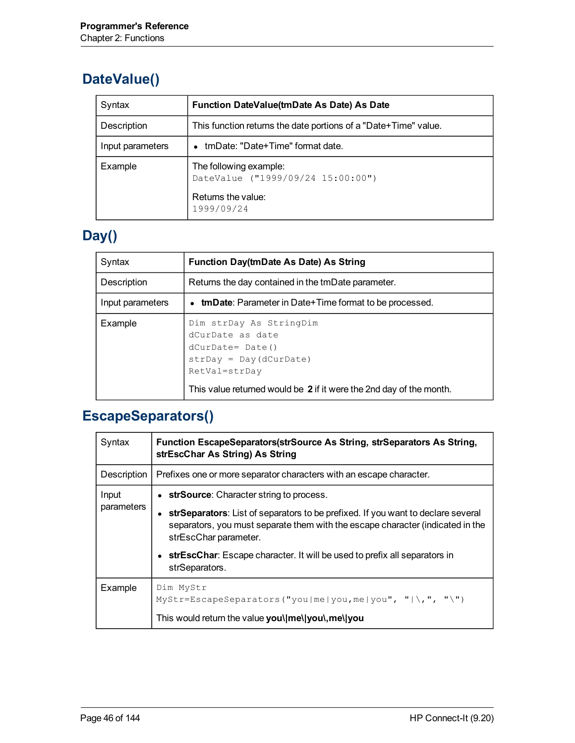## DateValue()

| Syntax | **Function DateValue(tmDate As Date) As Date** |
|---|---|
| Description | This function returns the date portions of a "Date+Time" value. |
| Input parameters | • tmDate: "Date+Time" format date. |
| Example | The following example: `DateValue ("1999/09/24 15:00:00")` Returns the value: `1999/09/24` |

## Day()

| Syntax | **Function Day(tmDate As Date) As String** |
|---|---|
| Description | Returns the day contained in the tmDate parameter. |
| Input parameters | • **tmDate**: Parameter in Date+Time format to be processed. |
| Example | `Dim strDay As StringDim`<br>`dCurDate as date`<br>`dCurDate= Date()`<br>`strDay = Day(dCurDate)`<br>`RetVal=strDay`<br>This value returned would be **2** if it were the 2nd day of the month. |

## EscapeSeparators()

| Syntax | **Function EscapeSeparators(strSource As String, strSeparators As String, strEscChar As String) As String** |
|---|---|
| Description | Prefixes one or more separator characters with an escape character. |
| Input parameters | • **strSource**: Character string to process.<br>• **strSeparators**: List of separators to be prefixed. If you want to declare several separators, you must separate them with the escape character (indicated in the strEscChar parameter.<br>• **strEscChar**: Escape character. It will be used to prefix all separators in strSeparators. |
| Example | `Dim MyStr`<br>`MyStr=EscapeSeparators("you|me|you,me|you", "|\,", "\")`<br>This would return the value **you\|me\|you\,me\|you** |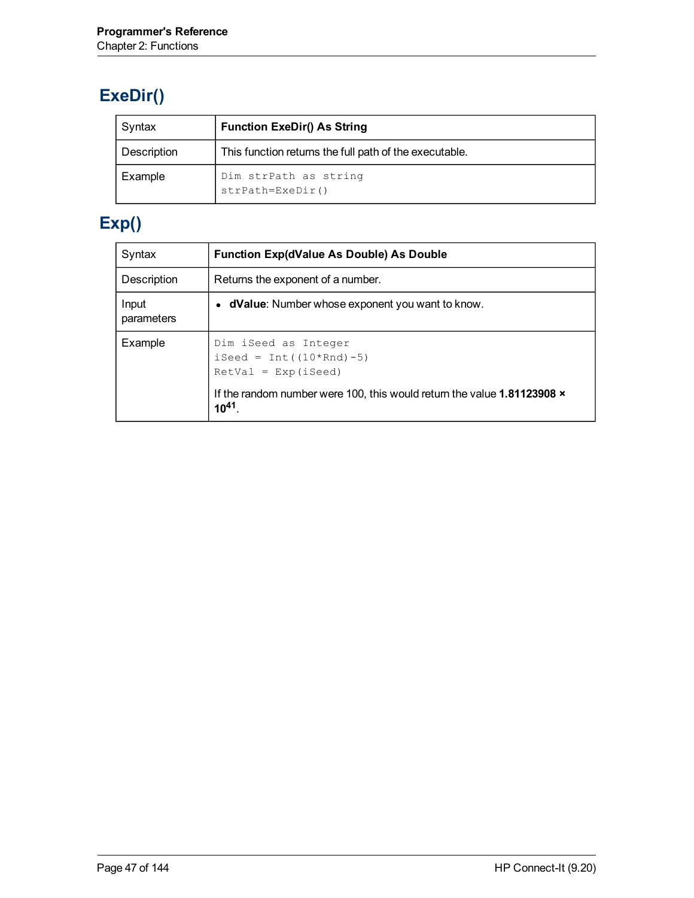## ExeDir()

| | |
|---|---|
| Syntax | **Function ExeDir() As String** |
| Description | This function returns the full path of the executable. |
| Example | `Dim strPath as string`<br>`strPath=ExeDir()` |

## Exp()

| | |
|---|---|
| Syntax | **Function Exp(dValue As Double) As Double** |
| Description | Returns the exponent of a number. |
| Input parameters | • **dValue**: Number whose exponent you want to know. |
| Example | `Dim iSeed as Integer`<br>`iSeed = Int((10*Rnd)-5)`<br>`RetVal = Exp(iSeed)`<br><br>If the random number were 100, this would return the value **$1.81123908 \times 10^{41}$**. |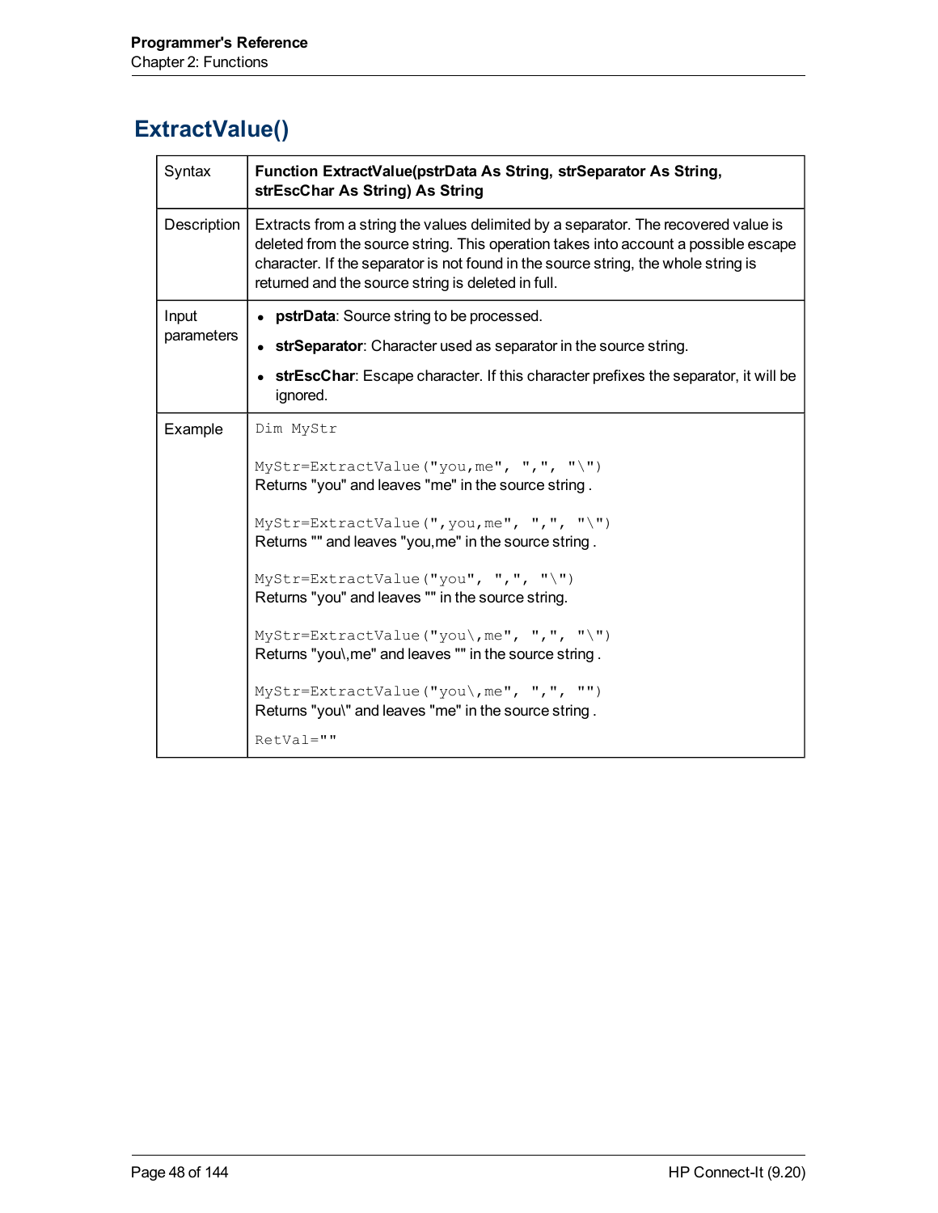## ExtractValue()

| | |
|---|---|
| Syntax | **Function ExtractValue(pstrData As String, strSeparator As String, strEscChar As String) As String** |
| Description | Extracts from a string the values delimited by a separator. The recovered value is deleted from the source string. This operation takes into account a possible escape character. If the separator is not found in the source string, the whole string is returned and the source string is deleted in full. |
| Input parameters | • **pstrData**: Source string to be processed.<br>• **strSeparator**: Character used as separator in the source string.<br>• **strEscChar**: Escape character. If this character prefixes the separator, it will be ignored. |
| Example | `Dim MyStr`<br><br>`MyStr=ExtractValue("you,me", ",", "\")`<br>Returns "you" and leaves "me" in the source string .<br><br>`MyStr=ExtractValue(",you,me", ",", "\")`<br>Returns "" and leaves "you,me" in the source string .<br><br>`MyStr=ExtractValue("you", ",", "\")`<br>Returns "you" and leaves "" in the source string.<br><br>`MyStr=ExtractValue("you\,me", ",", "\")`<br>Returns "you\,me" and leaves "" in the source string .<br><br>`MyStr=ExtractValue("you\,me", ",", "")`<br>Returns "you\" and leaves "me" in the source string .<br><br>`RetVal=""` |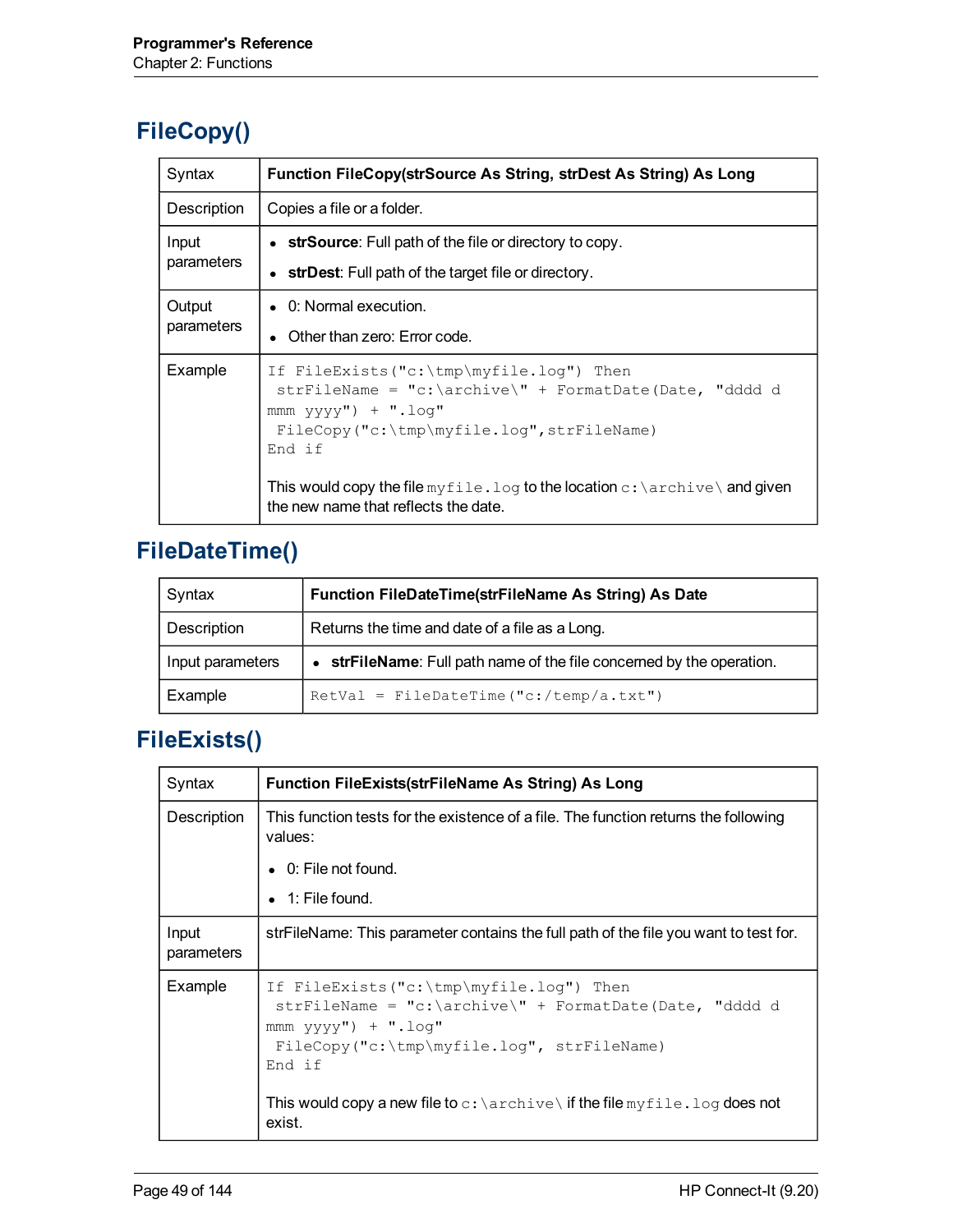## FileCopy()

| | |
|---|---|
| Syntax | **Function FileCopy(strSource As String, strDest As String) As Long** |
| Description | Copies a file or a folder. |
| Input parameters | • **strSource**: Full path of the file or directory to copy.<br>• **strDest**: Full path of the target file or directory. |
| Output parameters | • 0: Normal execution.<br>• Other than zero: Error code. |
| Example | `If FileExists("c:\tmp\myfile.log") Then`<br>` strFileName = "c:\archive\" + FormatDate(Date, "dddd d mmm yyyy") + ".log"`<br>` FileCopy("c:\tmp\myfile.log",strFileName)`<br>`End if`<br><br>This would copy the file `myfile.log` to the location `c:\archive\` and given the new name that reflects the date. |

## FileDateTime()

| | |
|---|---|
| Syntax | **Function FileDateTime(strFileName As String) As Date** |
| Description | Returns the time and date of a file as a Long. |
| Input parameters | • **strFileName**: Full path name of the file concerned by the operation. |
| Example | `RetVal = FileDateTime("c:/temp/a.txt")` |

## FileExists()

| | |
|---|---|
| Syntax | **Function FileExists(strFileName As String) As Long** |
| Description | This function tests for the existence of a file. The function returns the following values:<br>• 0: File not found.<br>• 1: File found. |
| Input parameters | strFileName: This parameter contains the full path of the file you want to test for. |
| Example | `If FileExists("c:\tmp\myfile.log") Then`<br>` strFileName = "c:\archive\" + FormatDate(Date, "dddd d mmm yyyy") + ".log"`<br>` FileCopy("c:\tmp\myfile.log", strFileName)`<br>`End if`<br><br>This would copy a new file to `c:\archive\` if the file `myfile.log` does not exist. |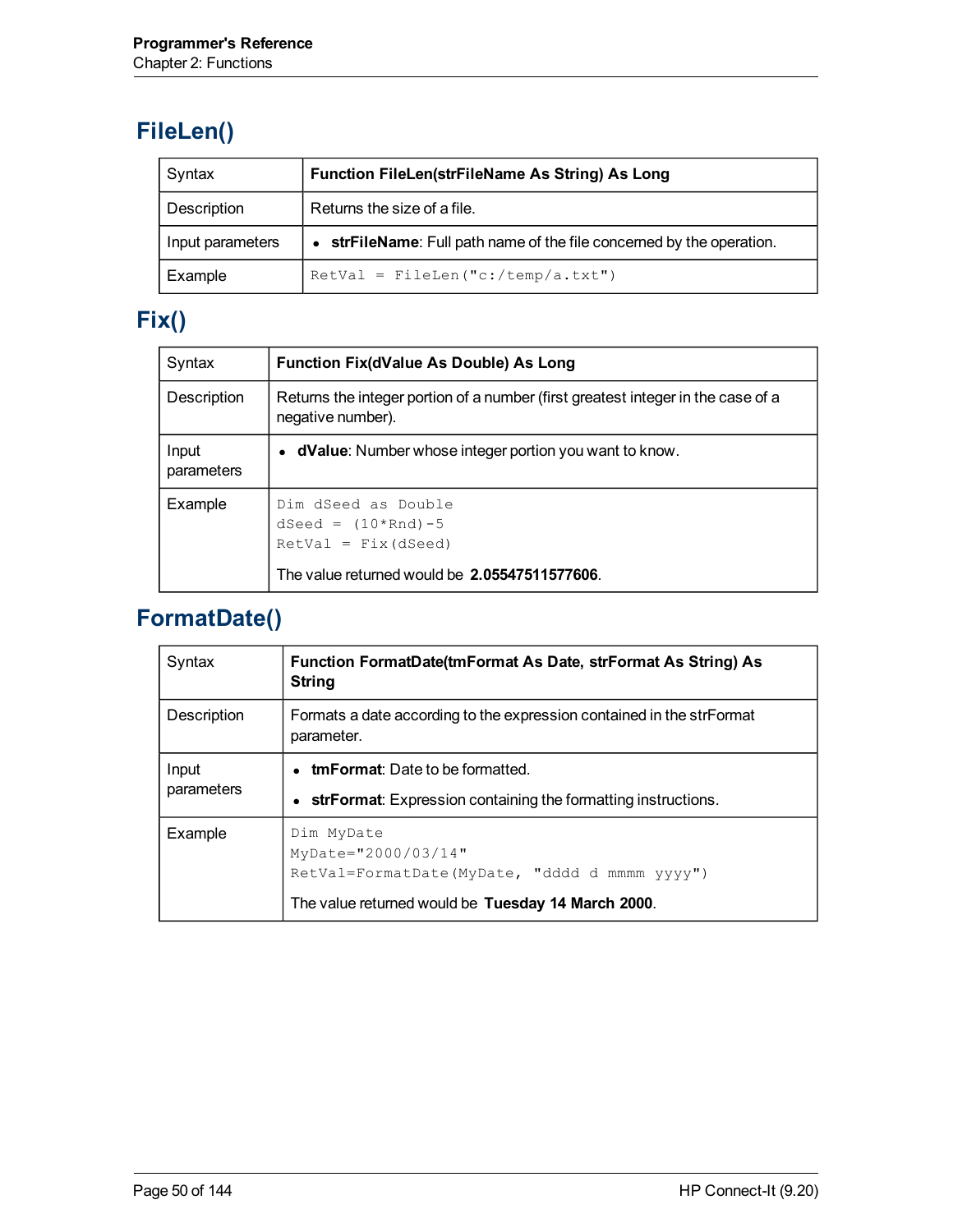## FileLen()

| Syntax | **Function FileLen(strFileName As String) As Long** |
|---|---|
| Description | Returns the size of a file. |
| Input parameters | • **strFileName**: Full path name of the file concerned by the operation. |
| Example | `RetVal = FileLen("c:/temp/a.txt")` |

## Fix()

| Syntax | **Function Fix(dValue As Double) As Long** |
|---|---|
| Description | Returns the integer portion of a number (first greatest integer in the case of a negative number). |
| Input parameters | • **dValue**: Number whose integer portion you want to know. |
| Example | `Dim dSeed as Double`<br>`dSeed = (10*Rnd)-5`<br>`RetVal = Fix(dSeed)`<br><br>The value returned would be **2.05547511577606**. |

## FormatDate()

| Syntax | **Function FormatDate(tmFormat As Date, strFormat As String) As String** |
|---|---|
| Description | Formats a date according to the expression contained in the strFormat parameter. |
| Input parameters | • **tmFormat**: Date to be formatted.<br>• **strFormat**: Expression containing the formatting instructions. |
| Example | `Dim MyDate`<br>`MyDate="2000/03/14"`<br>`RetVal=FormatDate(MyDate, "dddd d mmmm yyyy")`<br><br>The value returned would be **Tuesday 14 March 2000**. |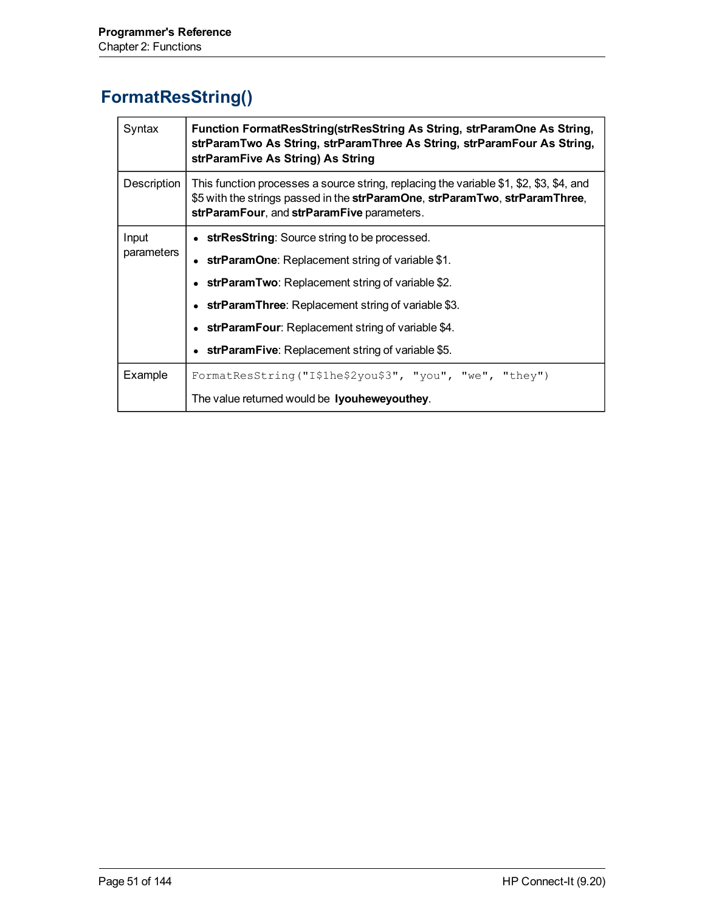## FormatResString()

| | |
|---|---|
| Syntax | **Function FormatResString(strResString As String, strParamOne As String, strParamTwo As String, strParamThree As String, strParamFour As String, strParamFive As String) As String** |
| Description | This function processes a source string, replacing the variable $1, $2, $3, $4, and $5 with the strings passed in the **strParamOne**, **strParamTwo**, **strParamThree**, **strParamFour**, and **strParamFive** parameters. |
| Input parameters | • **strResString**: Source string to be processed.<br>• **strParamOne**: Replacement string of variable $1.<br>• **strParamTwo**: Replacement string of variable $2.<br>• **strParamThree**: Replacement string of variable $3.<br>• **strParamFour**: Replacement string of variable $4.<br>• **strParamFive**: Replacement string of variable $5. |
| Example | `FormatResString("I$1he$2you$3", "you", "we", "they")`<br>The value returned would be **Iyouheweyouthey**. |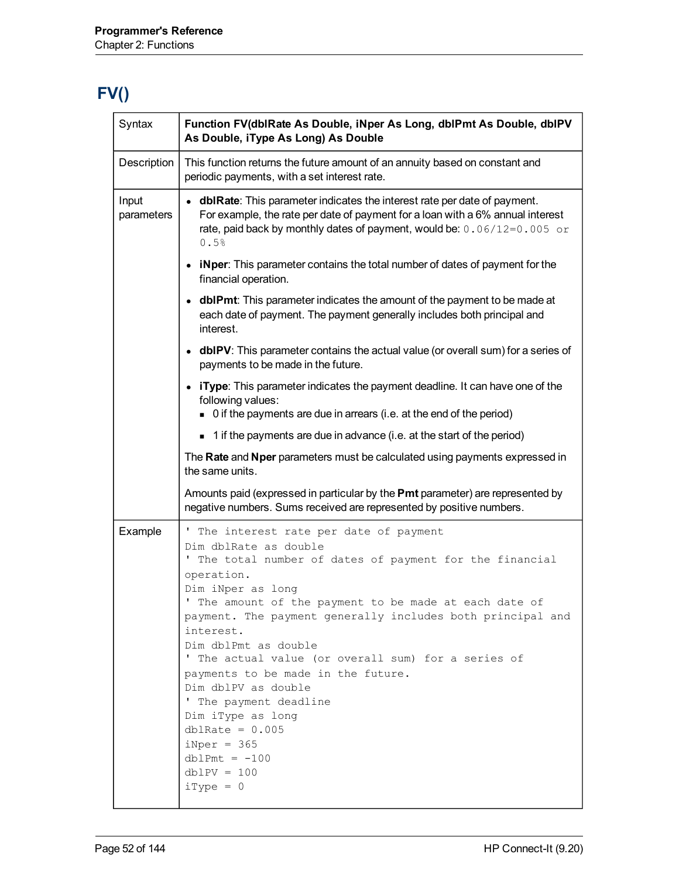# FV()

| Syntax | **Function FV(dblRate As Double, iNper As Long, dblPmt As Double, dblPV As Double, iType As Long) As Double** |
|---|---|
| Description | This function returns the future amount of an annuity based on constant and periodic payments, with a set interest rate. |
| Input parameters | • **dblRate**: This parameter indicates the interest rate per date of payment. For example, the rate per date of payment for a loan with a 6% annual interest rate, paid back by monthly dates of payment, would be: `0.06/12=0.005 or 0.5%`<br>• **iNper**: This parameter contains the total number of dates of payment for the financial operation.<br>• **dblPmt**: This parameter indicates the amount of the payment to be made at each date of payment. The payment generally includes both principal and interest.<br>• **dblPV**: This parameter contains the actual value (or overall sum) for a series of payments to be made in the future.<br>• **iType**: This parameter indicates the payment deadline. It can have one of the following values:<br>  ▪ 0 if the payments are due in arrears (i.e. at the end of the period)<br>  ▪ 1 if the payments are due in advance (i.e. at the start of the period)<br><br>The **Rate** and **Nper** parameters must be calculated using payments expressed in the same units.<br><br>Amounts paid (expressed in particular by the **Pmt** parameter) are represented by negative numbers. Sums received are represented by positive numbers. |
| Example | (see code below) |

```
' The interest rate per date of payment
Dim dblRate as double
' The total number of dates of payment for the financial
operation.
Dim iNper as long
' The amount of the payment to be made at each date of
payment. The payment generally includes both principal and
interest.
Dim dblPmt as double
' The actual value (or overall sum) for a series of
payments to be made in the future.
Dim dblPV as double
' The payment deadline
Dim iType as long
dblRate = 0.005
iNper = 365
dblPmt = -100
dblPV = 100
iType = 0
```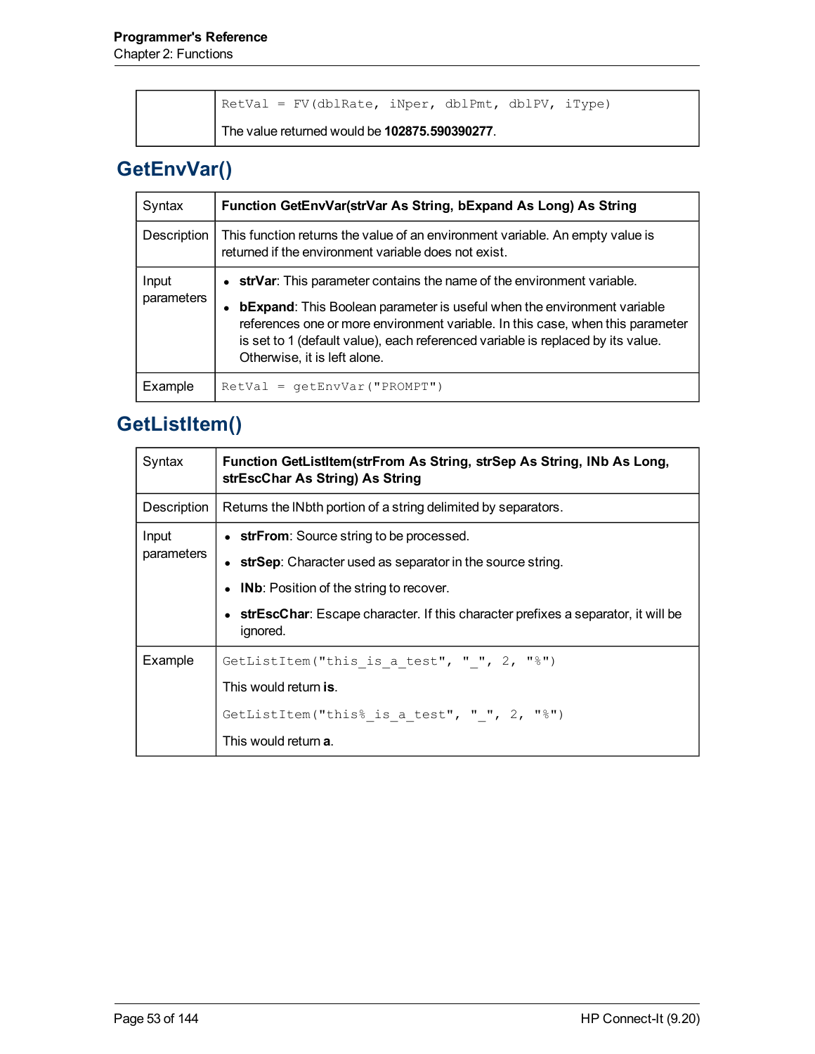| | |
|---|---|
| | `RetVal = FV(dblRate, iNper, dblPmt, dblPV, iType)`<br><br>The value returned would be **102875.590390277**. |

## GetEnvVar()

| | |
|---|---|
| Syntax | **Function GetEnvVar(strVar As String, bExpand As Long) As String** |
| Description | This function returns the value of an environment variable. An empty value is returned if the environment variable does not exist. |
| Input parameters | • **strVar**: This parameter contains the name of the environment variable.<br>• **bExpand**: This Boolean parameter is useful when the environment variable references one or more environment variable. In this case, when this parameter is set to 1 (default value), each referenced variable is replaced by its value. Otherwise, it is left alone. |
| Example | `RetVal = getEnvVar("PROMPT")` |

## GetListItem()

| | |
|---|---|
| Syntax | **Function GetListItem(strFrom As String, strSep As String, lNb As Long, strEscChar As String) As String** |
| Description | Returns the lNbth portion of a string delimited by separators. |
| Input parameters | • **strFrom**: Source string to be processed.<br>• **strSep**: Character used as separator in the source string.<br>• **lNb**: Position of the string to recover.<br>• **strEscChar**: Escape character. If this character prefixes a separator, it will be ignored. |
| Example | `GetListItem("this_is_a_test", "_", 2, "%")`<br><br>This would return **is**.<br><br>`GetListItem("this%_is_a_test", "_", 2, "%")`<br><br>This would return **a**. |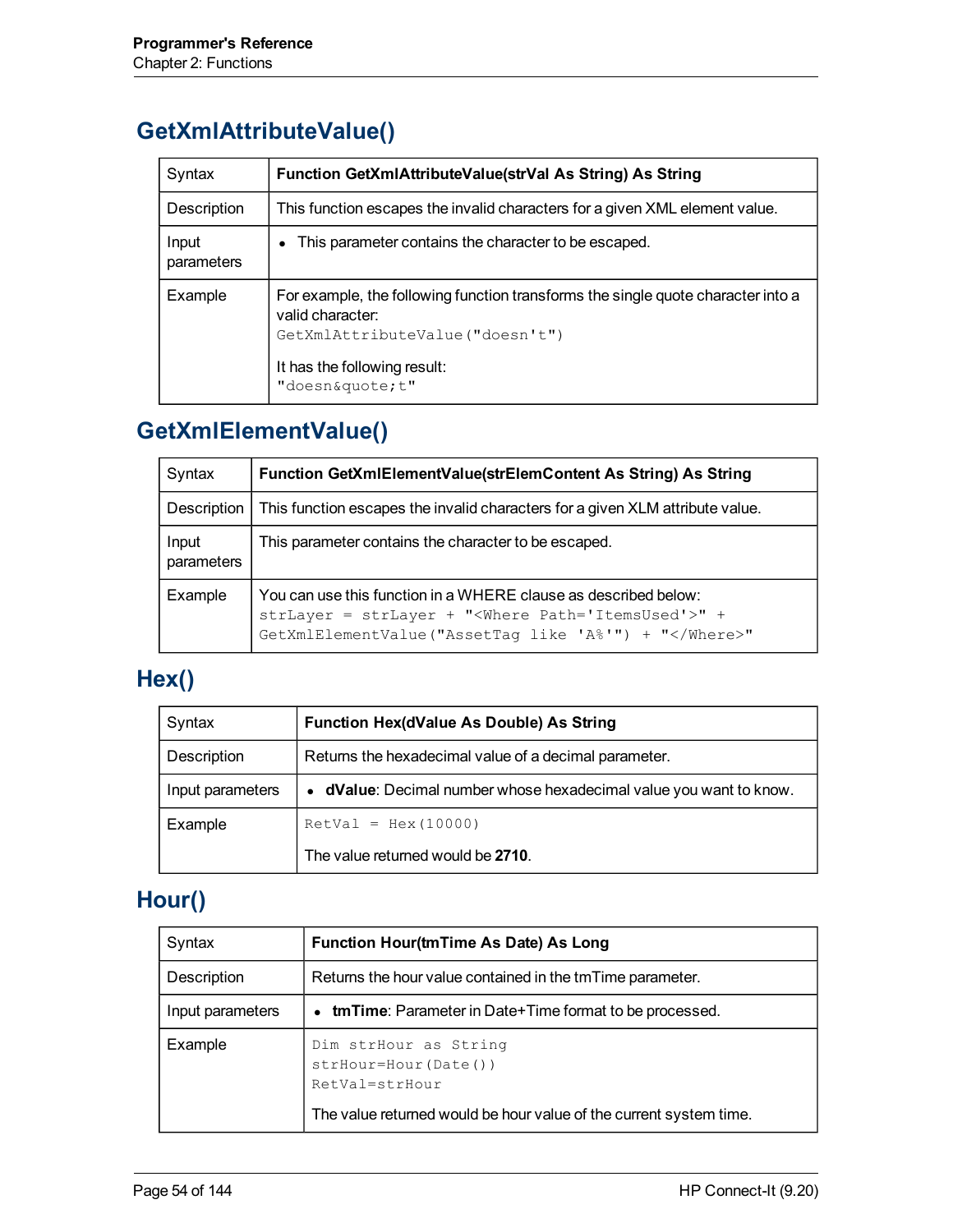## GetXmlAttributeValue()

| Syntax | **Function GetXmlAttributeValue(strVal As String) As String** |
|---|---|
| Description | This function escapes the invalid characters for a given XML element value. |
| Input parameters | • This parameter contains the character to be escaped. |
| Example | For example, the following function transforms the single quote character into a valid character: `GetXmlAttributeValue("doesn't")` It has the following result: `"doesn&quote;t"` |

## GetXmlElementValue()

| Syntax | **Function GetXmlElementValue(strElemContent As String) As String** |
|---|---|
| Description | This function escapes the invalid characters for a given XLM attribute value. |
| Input parameters | This parameter contains the character to be escaped. |
| Example | You can use this function in a WHERE clause as described below: `strLayer = strLayer + "<Where Path='ItemsUsed'>" + GetXmlElementValue("AssetTag like 'A%'") + "</Where>"` |

## Hex()

| Syntax | **Function Hex(dValue As Double) As String** |
|---|---|
| Description | Returns the hexadecimal value of a decimal parameter. |
| Input parameters | • **dValue**: Decimal number whose hexadecimal value you want to know. |
| Example | `RetVal = Hex(10000)` The value returned would be **2710**. |

## Hour()

| Syntax | **Function Hour(tmTime As Date) As Long** |
|---|---|
| Description | Returns the hour value contained in the tmTime parameter. |
| Input parameters | • **tmTime**: Parameter in Date+Time format to be processed. |
| Example | `Dim strHour as String` `strHour=Hour(Date())` `RetVal=strHour` The value returned would be hour value of the current system time. |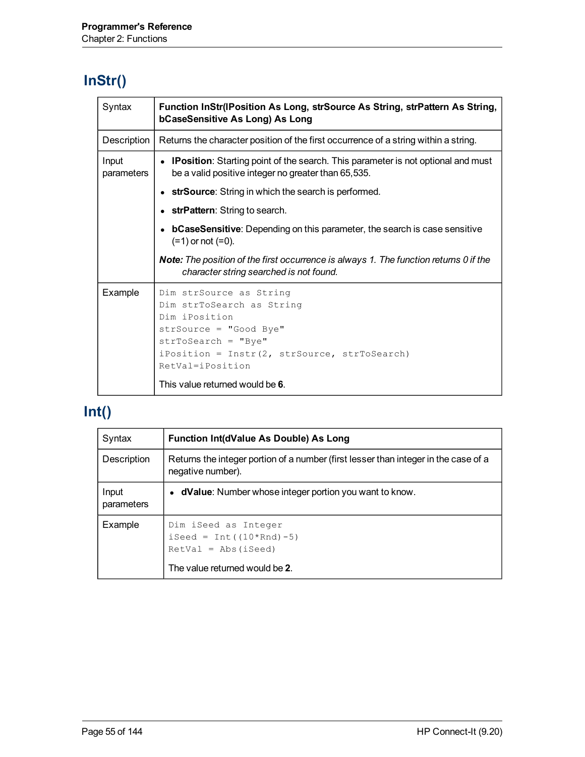## InStr()

| | |
|---|---|
| Syntax | **Function InStr(lPosition As Long, strSource As String, strPattern As String, bCaseSensitive As Long) As Long** |
| Description | Returns the character position of the first occurrence of a string within a string. |
| Input parameters | • **lPosition**: Starting point of the search. This parameter is not optional and must be a valid positive integer no greater than 65,535.<br>• **strSource**: String in which the search is performed.<br>• **strPattern**: String to search.<br>• **bCaseSensitive**: Depending on this parameter, the search is case sensitive (=1) or not (=0).<br>***Note:*** *The position of the first occurrence is always 1. The function returns 0 if the character string searched is not found.* |
| Example | `Dim strSource as String`<br>`Dim strToSearch as String`<br>`Dim iPosition`<br>`strSource = "Good Bye"`<br>`strToSearch = "Bye"`<br>`iPosition = Instr(2, strSource, strToSearch)`<br>`RetVal=iPosition`<br>This value returned would be **6**. |

## Int()

| | |
|---|---|
| Syntax | **Function Int(dValue As Double) As Long** |
| Description | Returns the integer portion of a number (first lesser than integer in the case of a negative number). |
| Input parameters | • **dValue**: Number whose integer portion you want to know. |
| Example | `Dim iSeed as Integer`<br>`iSeed = Int((10*Rnd)-5)`<br>`RetVal = Abs(iSeed)`<br>The value returned would be **2**. |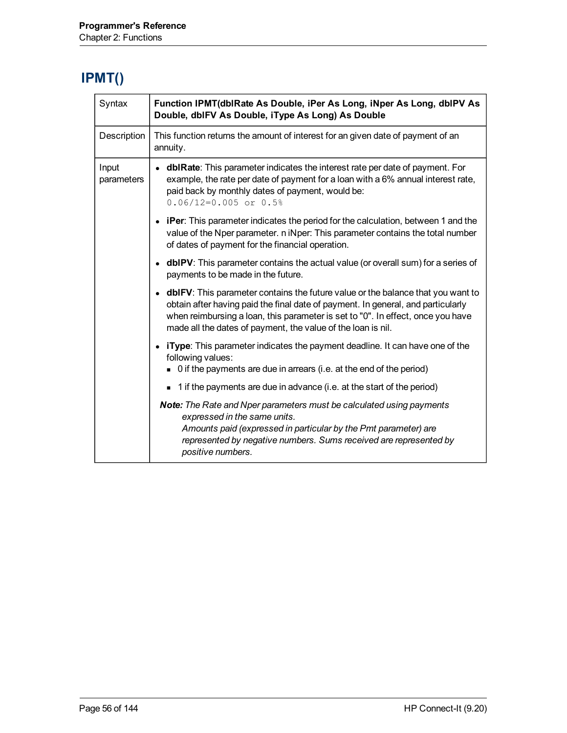## IPMT()

| | |
|---|---|
| Syntax | **Function IPMT(dblRate As Double, iPer As Long, iNper As Long, dblPV As Double, dblFV As Double, iType As Long) As Double** |
| Description | This function returns the amount of interest for an given date of payment of an annuity. |
| Input parameters | • **dblRate**: This parameter indicates the interest rate per date of payment. For example, the rate per date of payment for a loan with a 6% annual interest rate, paid back by monthly dates of payment, would be: `0.06/12=0.005 or 0.5%`<br>• **iPer**: This parameter indicates the period for the calculation, between 1 and the value of the Nper parameter. n iNper: This parameter contains the total number of dates of payment for the financial operation.<br>• **dblPV**: This parameter contains the actual value (or overall sum) for a series of payments to be made in the future.<br>• **dblFV**: This parameter contains the future value or the balance that you want to obtain after having paid the final date of payment. In general, and particularly when reimbursing a loan, this parameter is set to "0". In effect, once you have made all the dates of payment, the value of the loan is nil.<br>• **iType**: This parameter indicates the payment deadline. It can have one of the following values:<br>&nbsp;&nbsp;▪ 0 if the payments are due in arrears (i.e. at the end of the period)<br>&nbsp;&nbsp;▪ 1 if the payments are due in advance (i.e. at the start of the period)<br>***Note:*** *The Rate and Nper parameters must be calculated using payments expressed in the same units.*<br>*Amounts paid (expressed in particular by the Pmt parameter) are represented by negative numbers. Sums received are represented by positive numbers.* |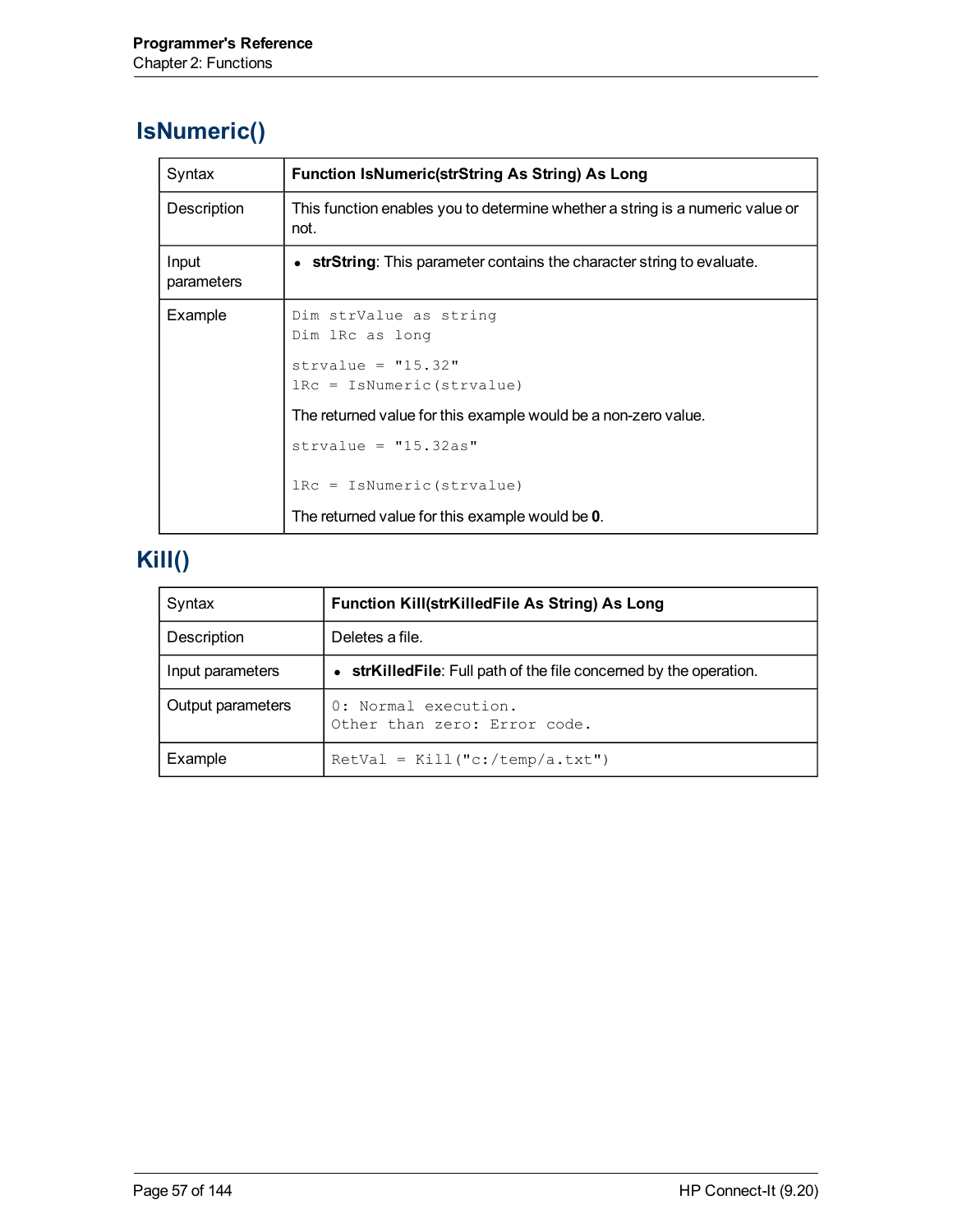## IsNumeric()

| Syntax | **Function IsNumeric(strString As String) As Long** |
|---|---|
| Description | This function enables you to determine whether a string is a numeric value or not. |
| Input parameters | • **strString**: This parameter contains the character string to evaluate. |
| Example | `Dim strValue as string`<br>`Dim lRc as long`<br><br>`strvalue = "15.32"`<br>`lRc = IsNumeric(strvalue)`<br><br>The returned value for this example would be a non-zero value.<br><br>`strvalue = "15.32as"`<br><br>`lRc = IsNumeric(strvalue)`<br><br>The returned value for this example would be **0**. |

## Kill()

| Syntax | **Function Kill(strKilledFile As String) As Long** |
|---|---|
| Description | Deletes a file. |
| Input parameters | • **strKilledFile**: Full path of the file concerned by the operation. |
| Output parameters | `0: Normal execution.`<br>`Other than zero: Error code.` |
| Example | `RetVal = Kill("c:/temp/a.txt")` |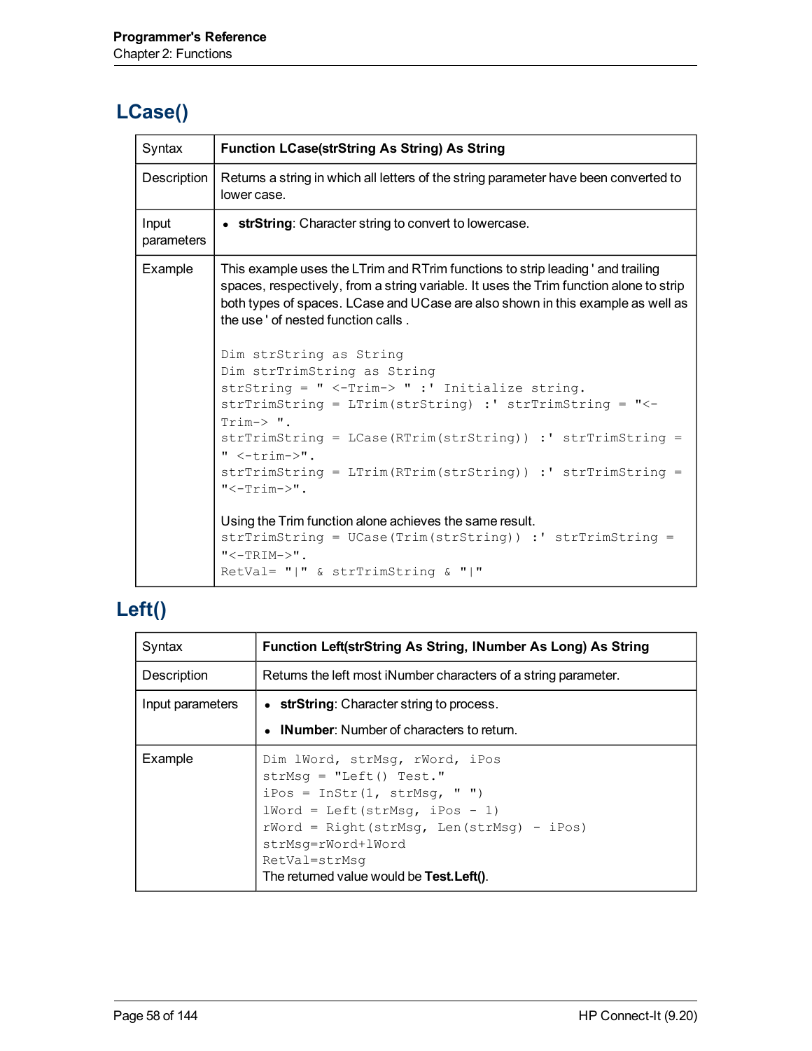## LCase()

| | |
|---|---|
| Syntax | **Function LCase(strString As String) As String** |
| Description | Returns a string in which all letters of the string parameter have been converted to lower case. |
| Input parameters | • **strString**: Character string to convert to lowercase. |
| Example | This example uses the LTrim and RTrim functions to strip leading ' and trailing spaces, respectively, from a string variable. It uses the Trim function alone to strip both types of spaces. LCase and UCase are also shown in this example as well as the use ' of nested function calls .<br><br>`Dim strString as String`<br>`Dim strTrimString as String`<br>`strString = " <-Trim-> " :' Initialize string.`<br>`strTrimString = LTrim(strString) :' strTrimString = "<-Trim-> ".`<br>`strTrimString = LCase(RTrim(strString)) :' strTrimString = " <-trim->".`<br>`strTrimString = LTrim(RTrim(strString)) :' strTrimString = "<-Trim->".`<br><br>Using the Trim function alone achieves the same result.<br>`strTrimString = UCase(Trim(strString)) :' strTrimString = "<-TRIM->".`<br>`RetVal= "\|" & strTrimString & "\|"` |

## Left()

| | |
|---|---|
| Syntax | **Function Left(strString As String, lNumber As Long) As String** |
| Description | Returns the left most iNumber characters of a string parameter. |
| Input parameters | • **strString**: Character string to process.<br>• **lNumber**: Number of characters to return. |
| Example | `Dim lWord, strMsg, rWord, iPos`<br>`strMsg = "Left() Test."`<br>`iPos = InStr(1, strMsg, " ")`<br>`lWord = Left(strMsg, iPos - 1)`<br>`rWord = Right(strMsg, Len(strMsg) - iPos)`<br>`strMsg=rWord+lWord`<br>`RetVal=strMsg`<br>The returned value would be **Test.Left()**. |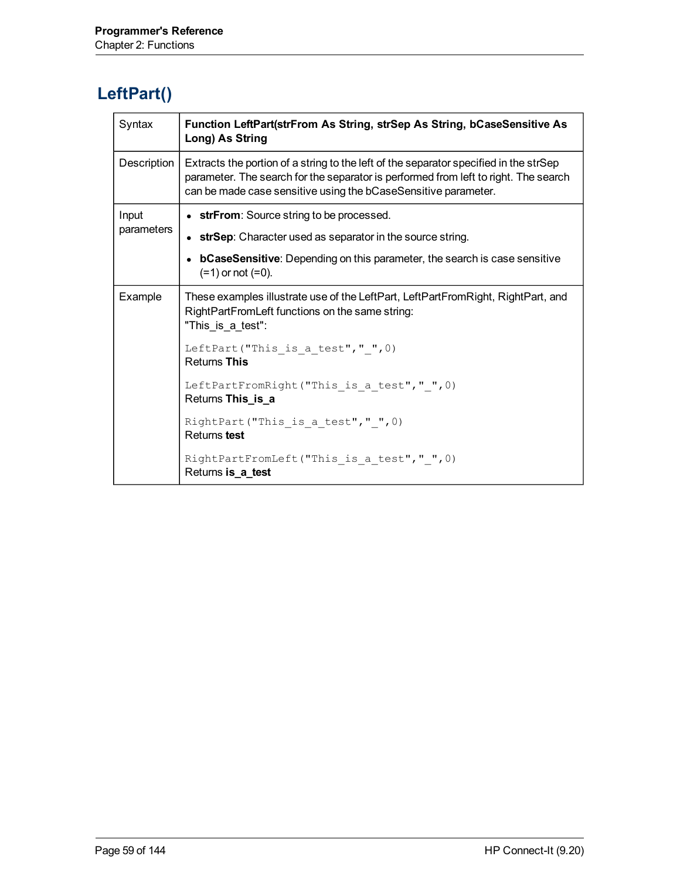# LeftPart()

| | |
|---|---|
| Syntax | **Function LeftPart(strFrom As String, strSep As String, bCaseSensitive As Long) As String** |
| Description | Extracts the portion of a string to the left of the separator specified in the strSep parameter. The search for the separator is performed from left to right. The search can be made case sensitive using the bCaseSensitive parameter. |
| Input parameters | • **strFrom**: Source string to be processed.<br>• **strSep**: Character used as separator in the source string.<br>• **bCaseSensitive**: Depending on this parameter, the search is case sensitive (=1) or not (=0). |
| Example | These examples illustrate use of the LeftPart, LeftPartFromRight, RightPart, and RightPartFromLeft functions on the same string:<br>"This_is_a_test":<br><br>`LeftPart("This_is_a_test","_",0)`<br>Returns **This**<br><br>`LeftPartFromRight("This_is_a_test","_",0)`<br>Returns **This_is_a**<br><br>`RightPart("This_is_a_test","_",0)`<br>Returns **test**<br><br>`RightPartFromLeft("This_is_a_test","_",0)`<br>Returns **is_a_test** |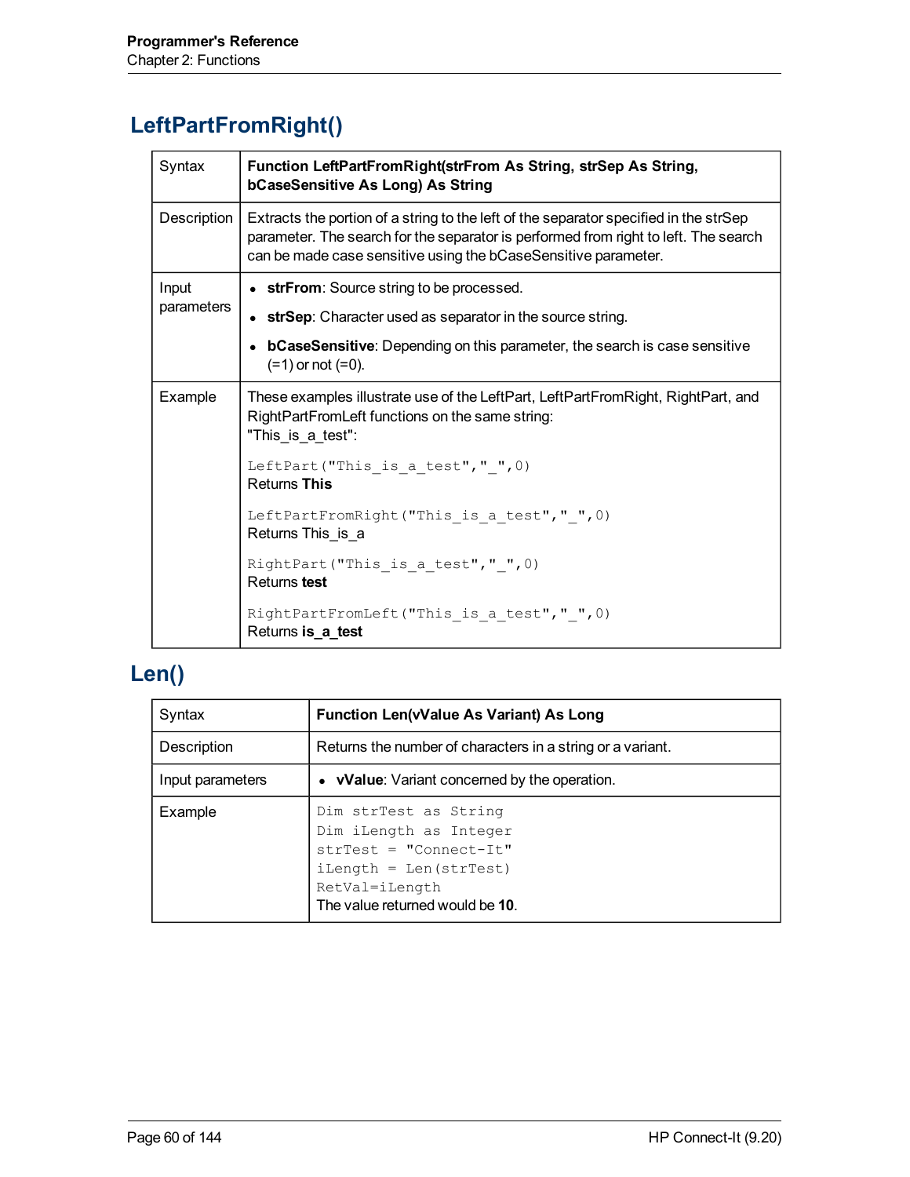## LeftPartFromRight()

| | |
|---|---|
| Syntax | **Function LeftPartFromRight(strFrom As String, strSep As String, bCaseSensitive As Long) As String** |
| Description | Extracts the portion of a string to the left of the separator specified in the strSep parameter. The search for the separator is performed from right to left. The search can be made case sensitive using the bCaseSensitive parameter. |
| Input parameters | • **strFrom**: Source string to be processed.<br>• **strSep**: Character used as separator in the source string.<br>• **bCaseSensitive**: Depending on this parameter, the search is case sensitive (=1) or not (=0). |
| Example | These examples illustrate use of the LeftPart, LeftPartFromRight, RightPart, and RightPartFromLeft functions on the same string: "This_is_a_test":<br><br>`LeftPart("This_is_a_test","_",0)`<br>Returns **This**<br><br>`LeftPartFromRight("This_is_a_test","_",0)`<br>Returns This_is_a<br><br>`RightPart("This_is_a_test","_",0)`<br>Returns **test**<br><br>`RightPartFromLeft("This_is_a_test","_",0)`<br>Returns **is_a_test** |

## Len()

| | |
|---|---|
| Syntax | **Function Len(vValue As Variant) As Long** |
| Description | Returns the number of characters in a string or a variant. |
| Input parameters | • **vValue**: Variant concerned by the operation. |
| Example | `Dim strTest as String`<br>`Dim iLength as Integer`<br>`strTest = "Connect-It"`<br>`iLength = Len(strTest)`<br>`RetVal=iLength`<br>The value returned would be **10**. |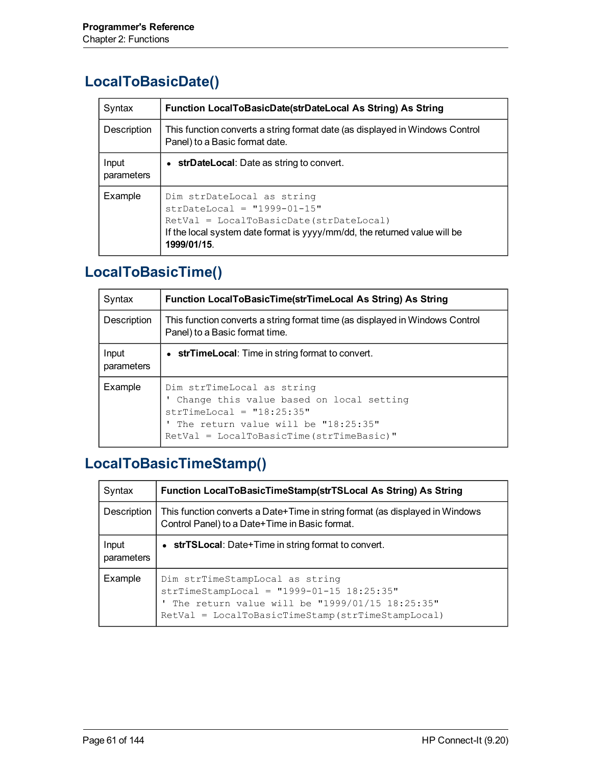## LocalToBasicDate()

| Syntax | **Function LocalToBasicDate(strDateLocal As String) As String** |
|---|---|
| Description | This function converts a string format date (as displayed in Windows Control Panel) to a Basic format date. |
| Input parameters | • **strDateLocal**: Date as string to convert. |
| Example | `Dim strDateLocal as string`<br>`strDateLocal = "1999-01-15"`<br>`RetVal = LocalToBasicDate(strDateLocal)`<br>If the local system date format is yyyy/mm/dd, the returned value will be **1999/01/15**. |

## LocalToBasicTime()

| Syntax | **Function LocalToBasicTime(strTimeLocal As String) As String** |
|---|---|
| Description | This function converts a string format time (as displayed in Windows Control Panel) to a Basic format time. |
| Input parameters | • **strTimeLocal**: Time in string format to convert. |
| Example | `Dim strTimeLocal as string`<br>`' Change this value based on local setting`<br>`strTimeLocal = "18:25:35"`<br>`' The return value will be "18:25:35"`<br>`RetVal = LocalToBasicTime(strTimeBasic)"` |

## LocalToBasicTimeStamp()

| Syntax | **Function LocalToBasicTimeStamp(strTSLocal As String) As String** |
|---|---|
| Description | This function converts a Date+Time in string format (as displayed in Windows Control Panel) to a Date+Time in Basic format. |
| Input parameters | • **strTSLocal**: Date+Time in string format to convert. |
| Example | `Dim strTimeStampLocal as string`<br>`strTimeStampLocal = "1999-01-15 18:25:35"`<br>`' The return value will be "1999/01/15 18:25:35"`<br>`RetVal = LocalToBasicTimeStamp(strTimeStampLocal)` |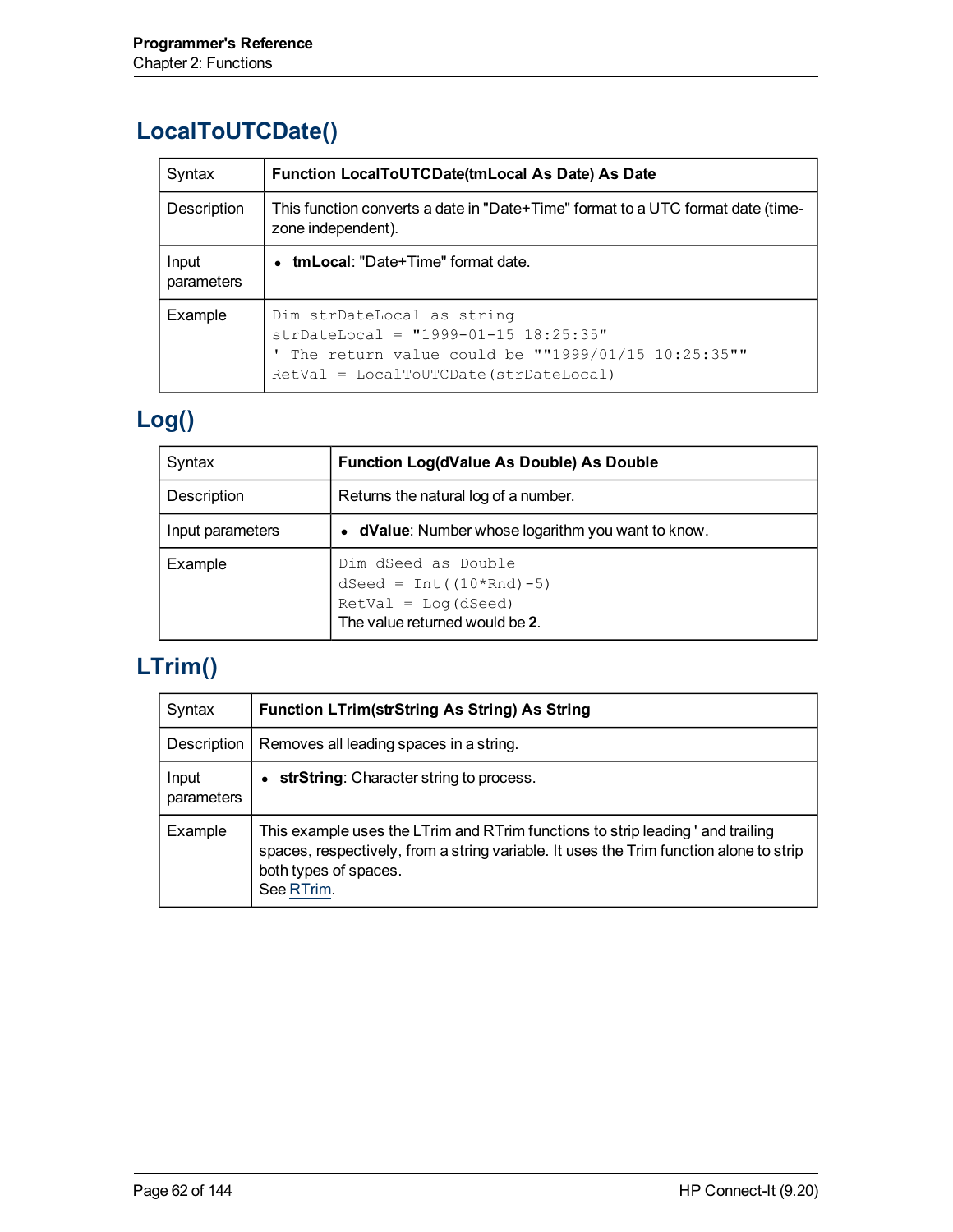## LocalToUTCDate()

| Syntax | **Function LocalToUTCDate(tmLocal As Date) As Date** |
|---|---|
| Description | This function converts a date in "Date+Time" format to a UTC format date (time-zone independent). |
| Input parameters | • **tmLocal**: "Date+Time" format date. |
| Example | `Dim strDateLocal as string`<br>`strDateLocal = "1999-01-15 18:25:35"`<br>`' The return value could be ""1999/01/15 10:25:35""`<br>`RetVal = LocalToUTCDate(strDateLocal)` |

## Log()

| Syntax | **Function Log(dValue As Double) As Double** |
|---|---|
| Description | Returns the natural log of a number. |
| Input parameters | • **dValue**: Number whose logarithm you want to know. |
| Example | `Dim dSeed as Double`<br>`dSeed = Int((10*Rnd)-5)`<br>`RetVal = Log(dSeed)`<br>The value returned would be **2**. |

## LTrim()

| Syntax | **Function LTrim(strString As String) As String** |
|---|---|
| Description | Removes all leading spaces in a string. |
| Input parameters | • **strString**: Character string to process. |
| Example | This example uses the LTrim and RTrim functions to strip leading ' and trailing spaces, respectively, from a string variable. It uses the Trim function alone to strip both types of spaces.<br>See RTrim. |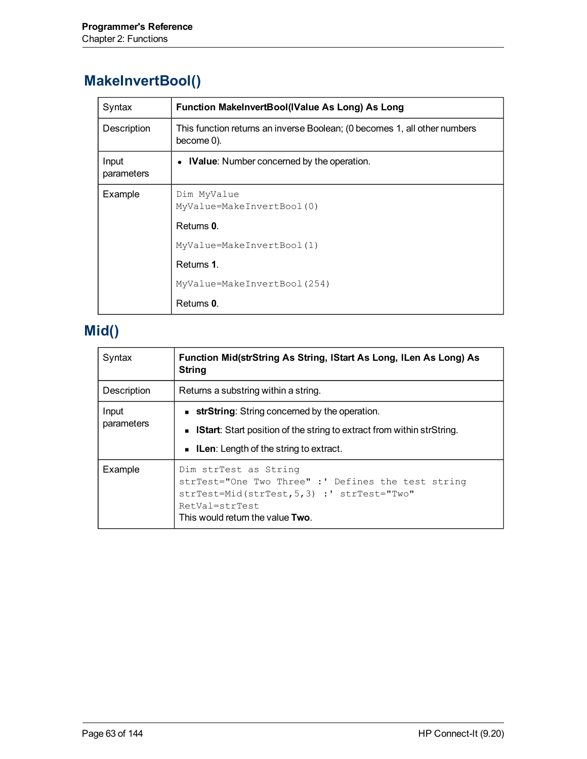## MakeInvertBool()

| Syntax | **Function MakeInvertBool(lValue As Long) As Long** |
|---|---|
| Description | This function returns an inverse Boolean; (0 becomes 1, all other numbers become 0). |
| Input parameters | • **lValue**: Number concerned by the operation. |
| Example | `Dim MyValue`<br>`MyValue=MakeInvertBool(0)`<br>Returns **0**.<br>`MyValue=MakeInvertBool(1)`<br>Returns **1**.<br>`MyValue=MakeInvertBool(254)`<br>Returns **0**. |

## Mid()

| Syntax | **Function Mid(strString As String, lStart As Long, lLen As Long) As String** |
|---|---|
| Description | Returns a substring within a string. |
| Input parameters | ▪ **strString**: String concerned by the operation.<br>▪ **lStart**: Start position of the string to extract from within strString.<br>▪ **lLen**: Length of the string to extract. |
| Example | `Dim strTest as String`<br>`strTest="One Two Three" :' Defines the test string`<br>`strTest=Mid(strTest,5,3) :' strTest="Two"`<br>`RetVal=strTest`<br>This would return the value **Two**. |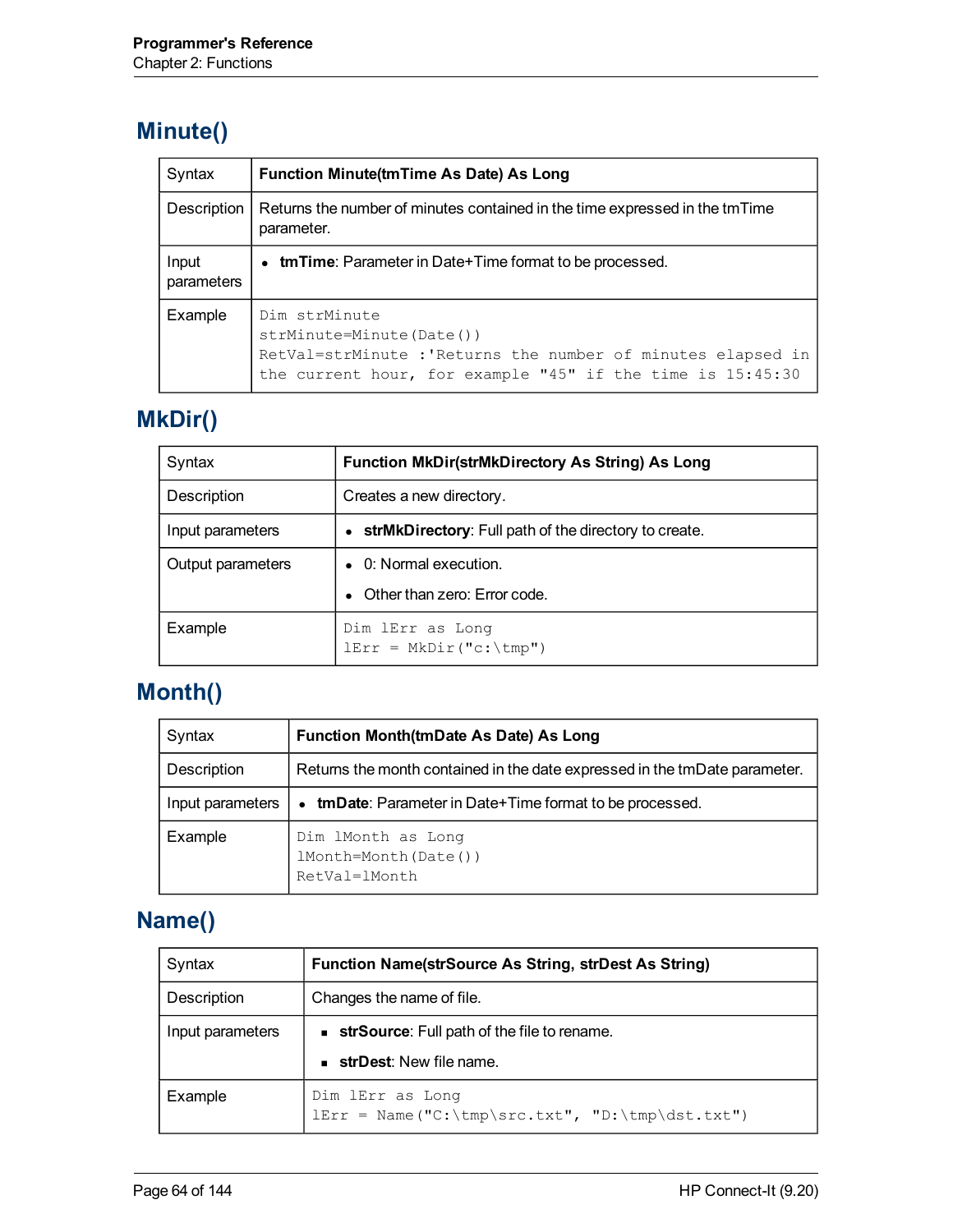## Minute()

| Syntax | **Function Minute(tmTime As Date) As Long** |
|---|---|
| Description | Returns the number of minutes contained in the time expressed in the tmTime parameter. |
| Input parameters | • **tmTime**: Parameter in Date+Time format to be processed. |
| Example | `Dim strMinute`<br>`strMinute=Minute(Date())`<br>`RetVal=strMinute :'Returns the number of minutes elapsed in the current hour, for example "45" if the time is 15:45:30` |

## MkDir()

| Syntax | **Function MkDir(strMkDirectory As String) As Long** |
|---|---|
| Description | Creates a new directory. |
| Input parameters | • **strMkDirectory**: Full path of the directory to create. |
| Output parameters | • 0: Normal execution.<br>• Other than zero: Error code. |
| Example | `Dim lErr as Long`<br>`lErr = MkDir("c:\tmp")` |

## Month()

| Syntax | **Function Month(tmDate As Date) As Long** |
|---|---|
| Description | Returns the month contained in the date expressed in the tmDate parameter. |
| Input parameters | • **tmDate**: Parameter in Date+Time format to be processed. |
| Example | `Dim lMonth as Long`<br>`lMonth=Month(Date())`<br>`RetVal=lMonth` |

## Name()

| Syntax | **Function Name(strSource As String, strDest As String)** |
|---|---|
| Description | Changes the name of file. |
| Input parameters | ▪ **strSource**: Full path of the file to rename.<br>▪ **strDest**: New file name. |
| Example | `Dim lErr as Long`<br>`lErr = Name("C:\tmp\src.txt", "D:\tmp\dst.txt")` |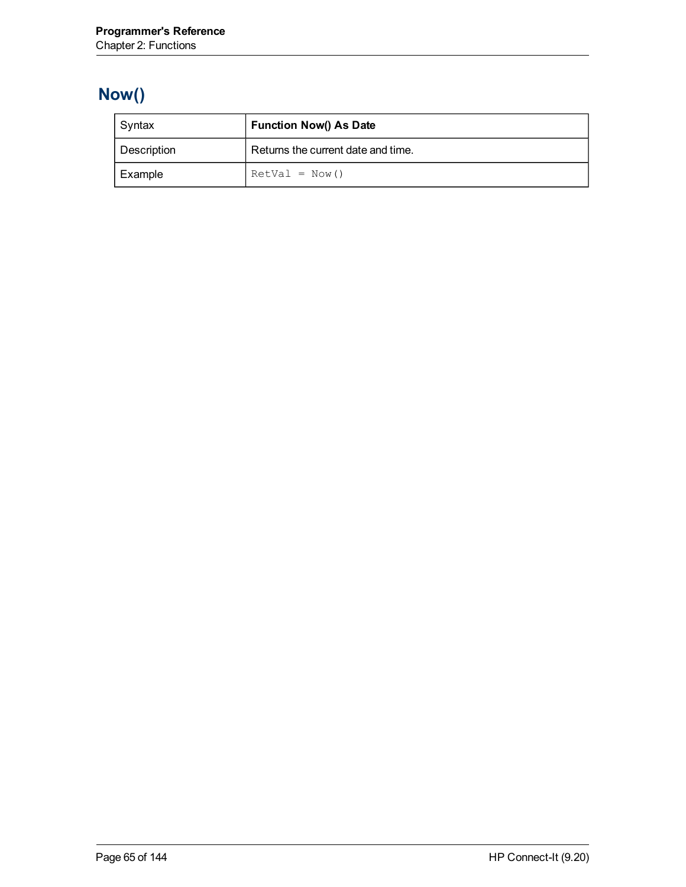# Now()

| Syntax | **Function Now() As Date** |
|---|---|
| Description | Returns the current date and time. |
| Example | `RetVal = Now()` |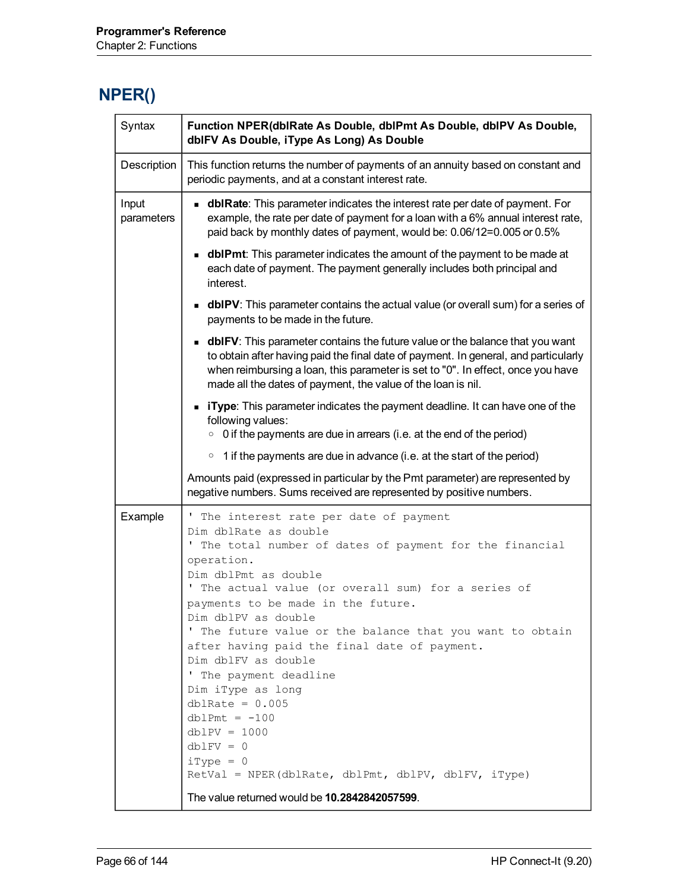## NPER()

| | |
|---|---|
| Syntax | **Function NPER(dblRate As Double, dblPmt As Double, dblPV As Double, dblFV As Double, iType As Long) As Double** |
| Description | This function returns the number of payments of an annuity based on constant and periodic payments, and at a constant interest rate. |
| Input parameters | <ul><li>**dblRate**: This parameter indicates the interest rate per date of payment. For example, the rate per date of payment for a loan with a 6% annual interest rate, paid back by monthly dates of payment, would be: 0.06/12=0.005 or 0.5%</li><li>**dblPmt**: This parameter indicates the amount of the payment to be made at each date of payment. The payment generally includes both principal and interest.</li><li>**dblPV**: This parameter contains the actual value (or overall sum) for a series of payments to be made in the future.</li><li>**dblFV**: This parameter contains the future value or the balance that you want to obtain after having paid the final date of payment. In general, and particularly when reimbursing a loan, this parameter is set to "0". In effect, once you have made all the dates of payment, the value of the loan is nil.</li><li>**iType**: This parameter indicates the payment deadline. It can have one of the following values:<ul><li>0 if the payments are due in arrears (i.e. at the end of the period)</li><li>1 if the payments are due in advance (i.e. at the start of the period)</li></ul></li></ul>Amounts paid (expressed in particular by the Pmt parameter) are represented by negative numbers. Sums received are represented by positive numbers. |
| Example | (see code below) The value returned would be **10.2842842057599**. |

```
' The interest rate per date of payment
Dim dblRate as double
' The total number of dates of payment for the financial
operation.
Dim dblPmt as double
' The actual value (or overall sum) for a series of
payments to be made in the future.
Dim dblPV as double
' The future value or the balance that you want to obtain
after having paid the final date of payment.
Dim dblFV as double
' The payment deadline
Dim iType as long
dblRate = 0.005
dblPmt = -100
dblPV = 1000
dblFV = 0
iType = 0
RetVal = NPER(dblRate, dblPmt, dblPV, dblFV, iType)
```

The value returned would be **10.2842842057599**.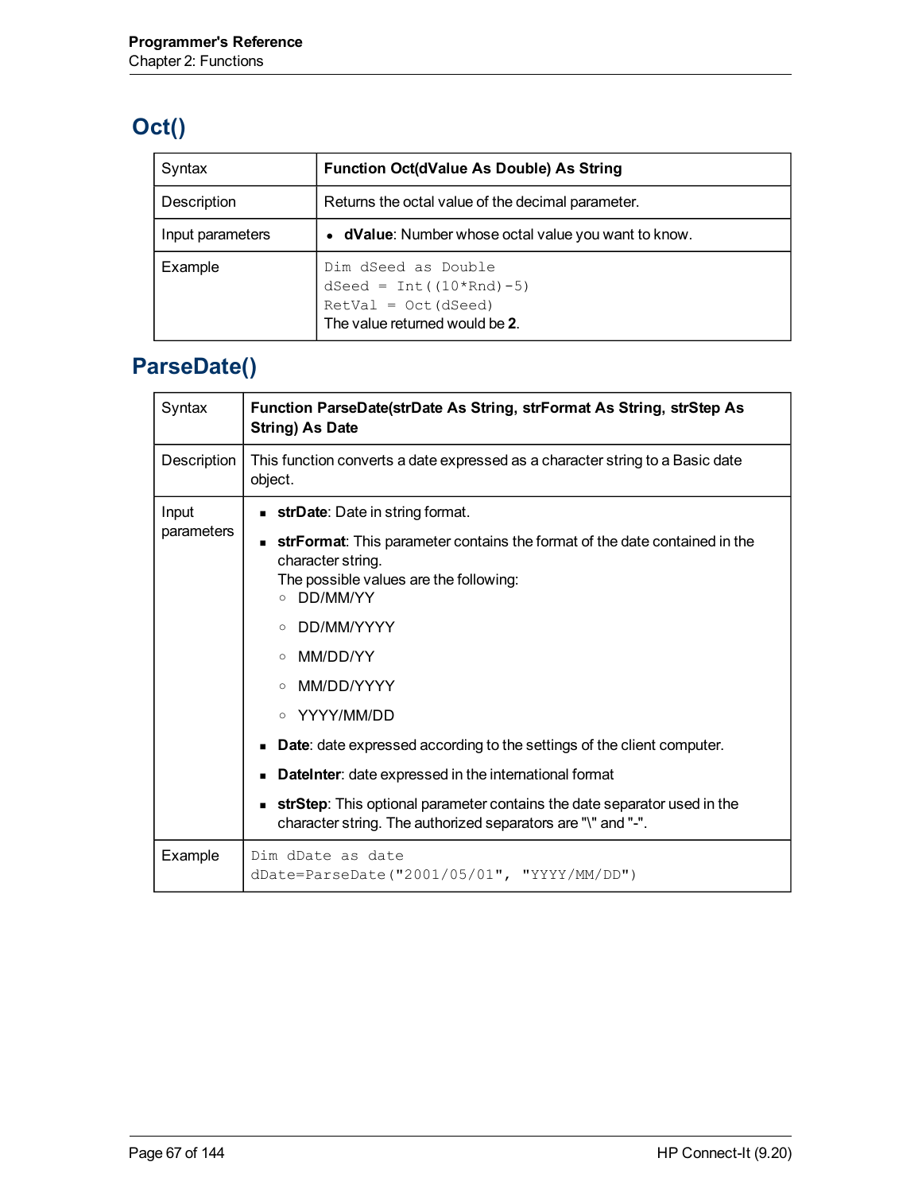## Oct()

| Syntax | **Function Oct(dValue As Double) As String** |
|---|---|
| Description | Returns the octal value of the decimal parameter. |
| Input parameters | • **dValue**: Number whose octal value you want to know. |
| Example | `Dim dSeed as Double`<br>`dSeed = Int((10*Rnd)-5)`<br>`RetVal = Oct(dSeed)`<br>The value returned would be **2**. |

## ParseDate()

| Syntax | **Function ParseDate(strDate As String, strFormat As String, strStep As String) As Date** |
|---|---|
| Description | This function converts a date expressed as a character string to a Basic date object. |
| Input parameters | ▪ **strDate**: Date in string format.<br>▪ **strFormat**: This parameter contains the format of the date contained in the character string.<br>The possible values are the following:<br>○ DD/MM/YY<br>○ DD/MM/YYYY<br>○ MM/DD/YY<br>○ MM/DD/YYYY<br>○ YYYY/MM/DD<br>▪ **Date**: date expressed according to the settings of the client computer.<br>▪ **DateInter**: date expressed in the international format<br>▪ **strStep**: This optional parameter contains the date separator used in the character string. The authorized separators are "\" and "-". |
| Example | `Dim dDate as date`<br>`dDate=ParseDate("2001/05/01", "YYYY/MM/DD")` |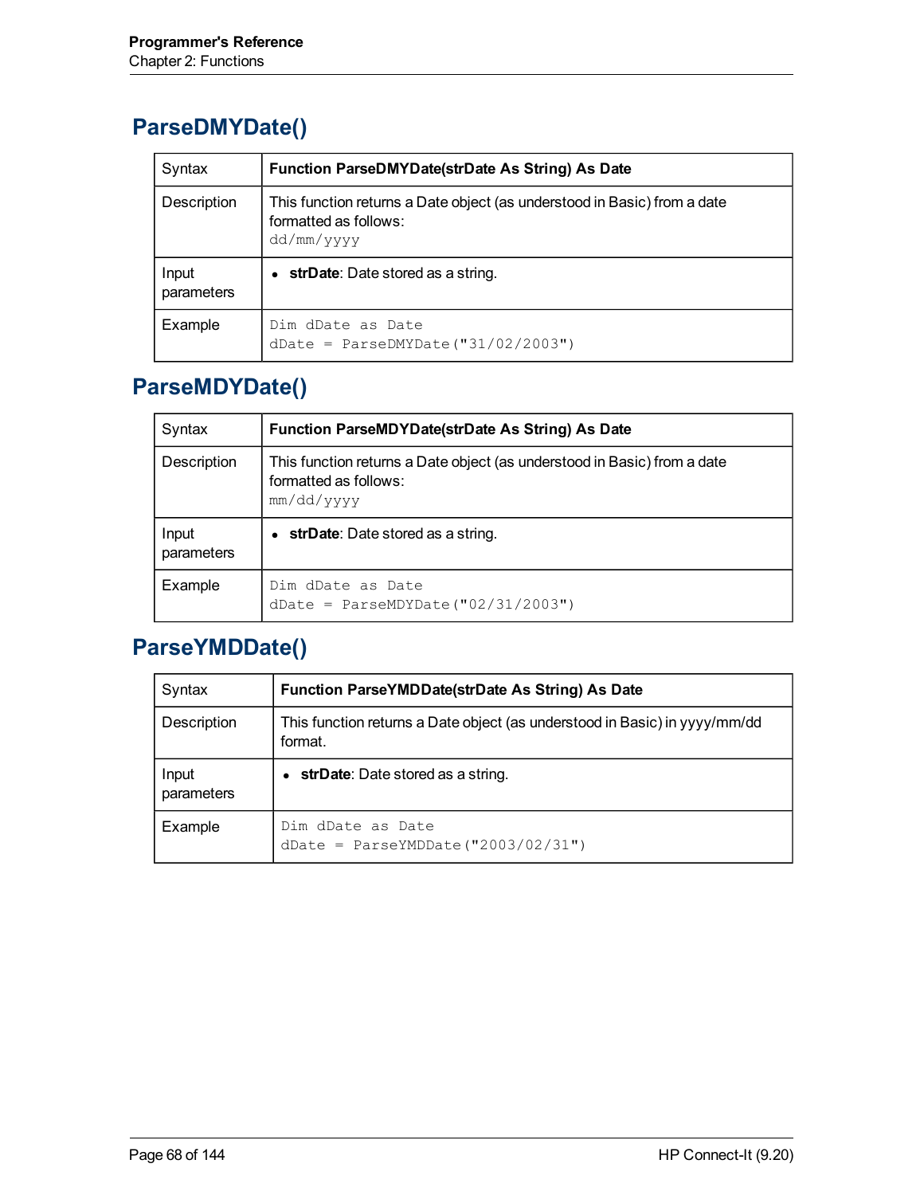## ParseDMYDate()

| Syntax | **Function ParseDMYDate(strDate As String) As Date** |
|---|---|
| Description | This function returns a Date object (as understood in Basic) from a date formatted as follows:<br>`dd/mm/yyyy` |
| Input parameters | • **strDate**: Date stored as a string. |
| Example | `Dim dDate as Date`<br>`dDate = ParseDMYDate("31/02/2003")` |

## ParseMDYDate()

| Syntax | **Function ParseMDYDate(strDate As String) As Date** |
|---|---|
| Description | This function returns a Date object (as understood in Basic) from a date formatted as follows:<br>`mm/dd/yyyy` |
| Input parameters | • **strDate**: Date stored as a string. |
| Example | `Dim dDate as Date`<br>`dDate = ParseMDYDate("02/31/2003")` |

## ParseYMDDate()

| Syntax | **Function ParseYMDDate(strDate As String) As Date** |
|---|---|
| Description | This function returns a Date object (as understood in Basic) in yyyy/mm/dd format. |
| Input parameters | • **strDate**: Date stored as a string. |
| Example | `Dim dDate as Date`<br>`dDate = ParseYMDDate("2003/02/31")` |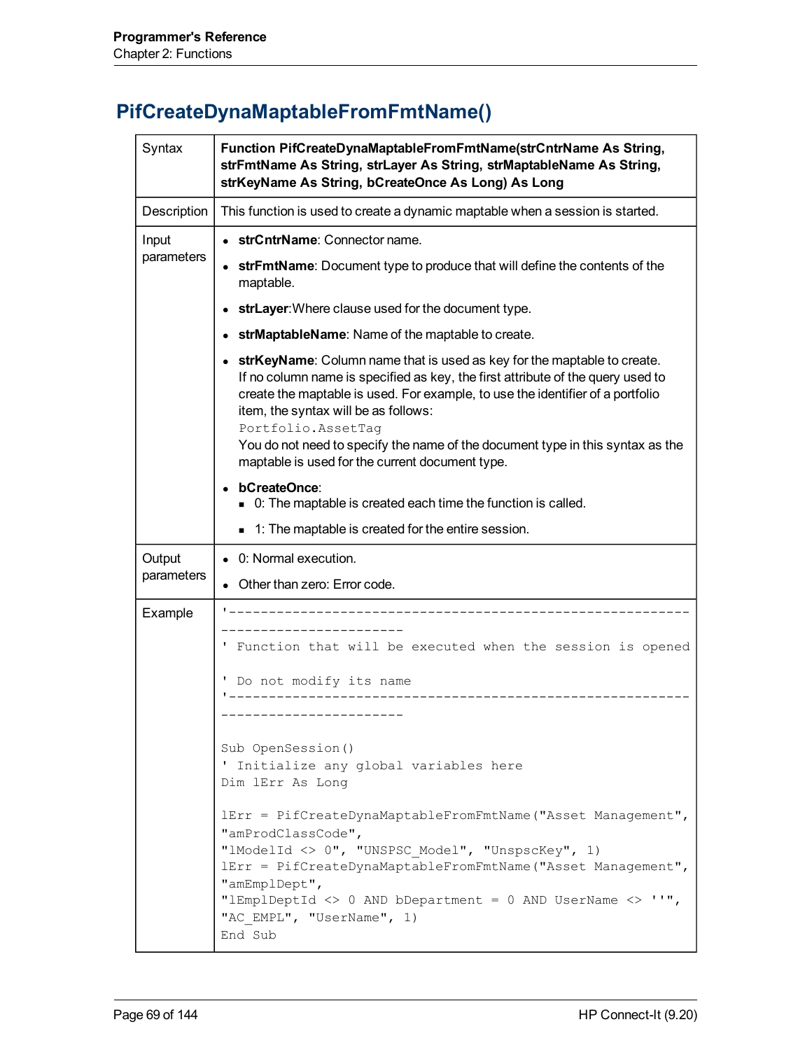## PifCreateDynaMaptableFromFmtName()

| | |
|---|---|
| Syntax | **Function PifCreateDynaMaptableFromFmtName(strCntrName As String, strFmtName As String, strLayer As String, strMaptableName As String, strKeyName As String, bCreateOnce As Long) As Long** |
| Description | This function is used to create a dynamic maptable when a session is started. |
| Input parameters | • **strCntrName**: Connector name.<br>• **strFmtName**: Document type to produce that will define the contents of the maptable.<br>• **strLayer**:Where clause used for the document type.<br>• **strMaptableName**: Name of the maptable to create.<br>• **strKeyName**: Column name that is used as key for the maptable to create. If no column name is specified as key, the first attribute of the query used to create the maptable is used. For example, to use the identifier of a portfolio item, the syntax will be as follows:<br>`Portfolio.AssetTag`<br>You do not need to specify the name of the document type in this syntax as the maptable is used for the current document type.<br>• **bCreateOnce**:<br>&nbsp;&nbsp;▪ 0: The maptable is created each time the function is called.<br>&nbsp;&nbsp;▪ 1: The maptable is created for the entire session. |
| Output parameters | • 0: Normal execution.<br>• Other than zero: Error code. |
| Example | See code below. |

```
'-----------------------------------------------------------------------------------
' Function that will be executed when the session is opened
' Do not modify its name
'-----------------------------------------------------------------------------------

Sub OpenSession()
' Initialize any global variables here
Dim lErr As Long

lErr = PifCreateDynaMaptableFromFmtName("Asset Management", "amProdClassCode",
"lModelId <> 0", "UNSPSC_Model", "UnspscKey", 1)
lErr = PifCreateDynaMaptableFromFmtName("Asset Management", "amEmplDept",
"lEmplDeptId <> 0 AND bDepartment = 0 AND UserName <> ''",
"AC_EMPL", "UserName", 1)
End Sub
```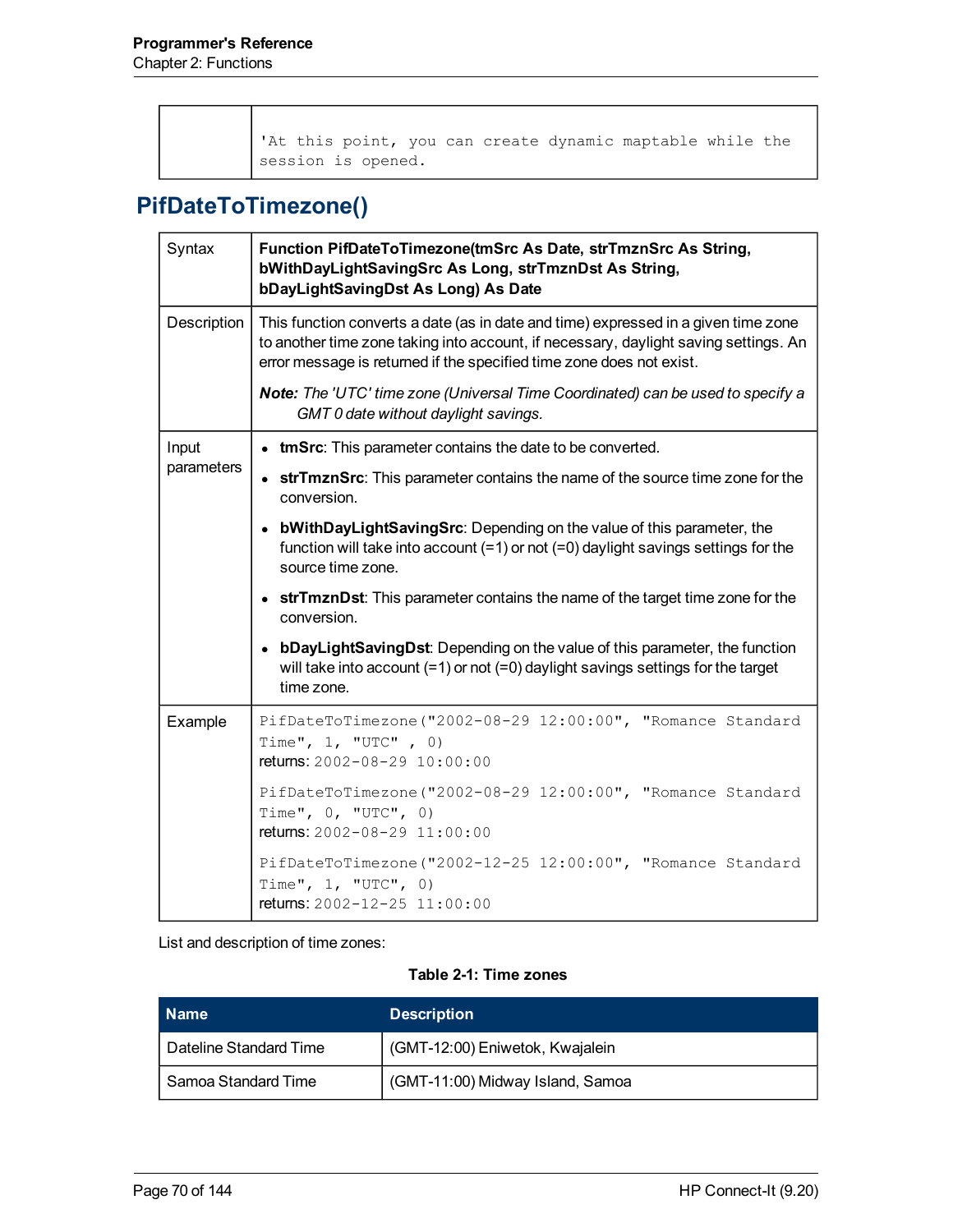| | |
|---|---|
| | 'At this point, you can create dynamic maptable while the session is opened. |

## PifDateToTimezone()

| | |
|---|---|
| Syntax | **Function PifDateToTimezone(tmSrc As Date, strTmznSrc As String, bWithDayLightSavingSrc As Long, strTmznDst As String, bDayLightSavingDst As Long) As Date** |
| Description | This function converts a date (as in date and time) expressed in a given time zone to another time zone taking into account, if necessary, daylight saving settings. An error message is returned if the specified time zone does not exist.<br><br>***Note:*** *The 'UTC' time zone (Universal Time Coordinated) can be used to specify a GMT 0 date without daylight savings.* |
| Input parameters | • **tmSrc**: This parameter contains the date to be converted.<br>• **strTmznSrc**: This parameter contains the name of the source time zone for the conversion.<br>• **bWithDayLightSavingSrc**: Depending on the value of this parameter, the function will take into account (=1) or not (=0) daylight savings settings for the source time zone.<br>• **strTmznDst**: This parameter contains the name of the target time zone for the conversion.<br>• **bDayLightSavingDst**: Depending on the value of this parameter, the function will take into account (=1) or not (=0) daylight savings settings for the target time zone. |
| Example | `PifDateToTimezone("2002-08-29 12:00:00", "Romance Standard Time", 1, "UTC" , 0)`<br>returns: `2002-08-29 10:00:00`<br><br>`PifDateToTimezone("2002-08-29 12:00:00", "Romance Standard Time", 0, "UTC", 0)`<br>returns: `2002-08-29 11:00:00`<br><br>`PifDateToTimezone("2002-12-25 12:00:00", "Romance Standard Time", 1, "UTC", 0)`<br>returns: `2002-12-25 11:00:00` |

List and description of time zones:

**Table 2-1: Time zones**

| Name | Description |
|---|---|
| Dateline Standard Time | (GMT-12:00) Eniwetok, Kwajalein |
| Samoa Standard Time | (GMT-11:00) Midway Island, Samoa |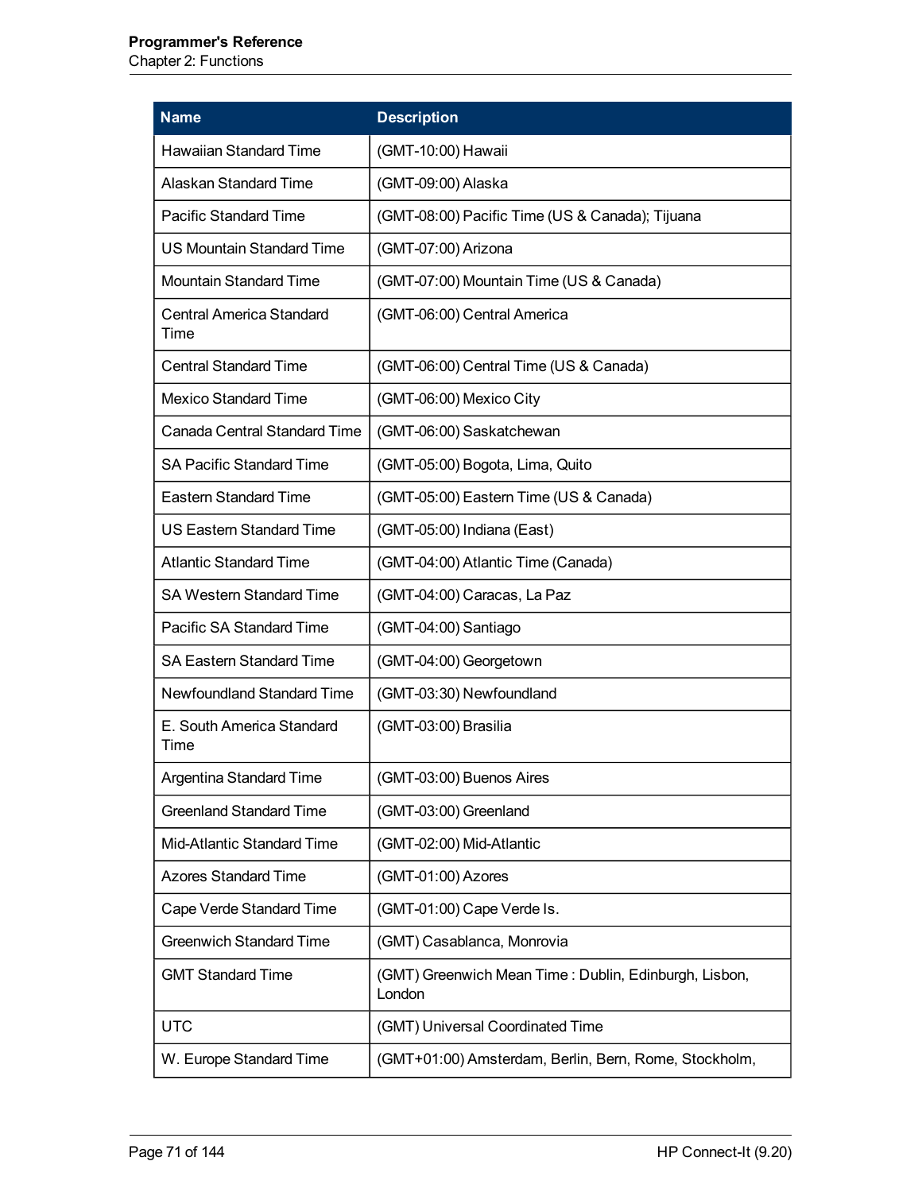| Name | Description |
|---|---|
| Hawaiian Standard Time | (GMT-10:00) Hawaii |
| Alaskan Standard Time | (GMT-09:00) Alaska |
| Pacific Standard Time | (GMT-08:00) Pacific Time (US & Canada); Tijuana |
| US Mountain Standard Time | (GMT-07:00) Arizona |
| Mountain Standard Time | (GMT-07:00) Mountain Time (US & Canada) |
| Central America Standard Time | (GMT-06:00) Central America |
| Central Standard Time | (GMT-06:00) Central Time (US & Canada) |
| Mexico Standard Time | (GMT-06:00) Mexico City |
| Canada Central Standard Time | (GMT-06:00) Saskatchewan |
| SA Pacific Standard Time | (GMT-05:00) Bogota, Lima, Quito |
| Eastern Standard Time | (GMT-05:00) Eastern Time (US & Canada) |
| US Eastern Standard Time | (GMT-05:00) Indiana (East) |
| Atlantic Standard Time | (GMT-04:00) Atlantic Time (Canada) |
| SA Western Standard Time | (GMT-04:00) Caracas, La Paz |
| Pacific SA Standard Time | (GMT-04:00) Santiago |
| SA Eastern Standard Time | (GMT-04:00) Georgetown |
| Newfoundland Standard Time | (GMT-03:30) Newfoundland |
| E. South America Standard Time | (GMT-03:00) Brasilia |
| Argentina Standard Time | (GMT-03:00) Buenos Aires |
| Greenland Standard Time | (GMT-03:00) Greenland |
| Mid-Atlantic Standard Time | (GMT-02:00) Mid-Atlantic |
| Azores Standard Time | (GMT-01:00) Azores |
| Cape Verde Standard Time | (GMT-01:00) Cape Verde Is. |
| Greenwich Standard Time | (GMT) Casablanca, Monrovia |
| GMT Standard Time | (GMT) Greenwich Mean Time : Dublin, Edinburgh, Lisbon, London |
| UTC | (GMT) Universal Coordinated Time |
| W. Europe Standard Time | (GMT+01:00) Amsterdam, Berlin, Bern, Rome, Stockholm, |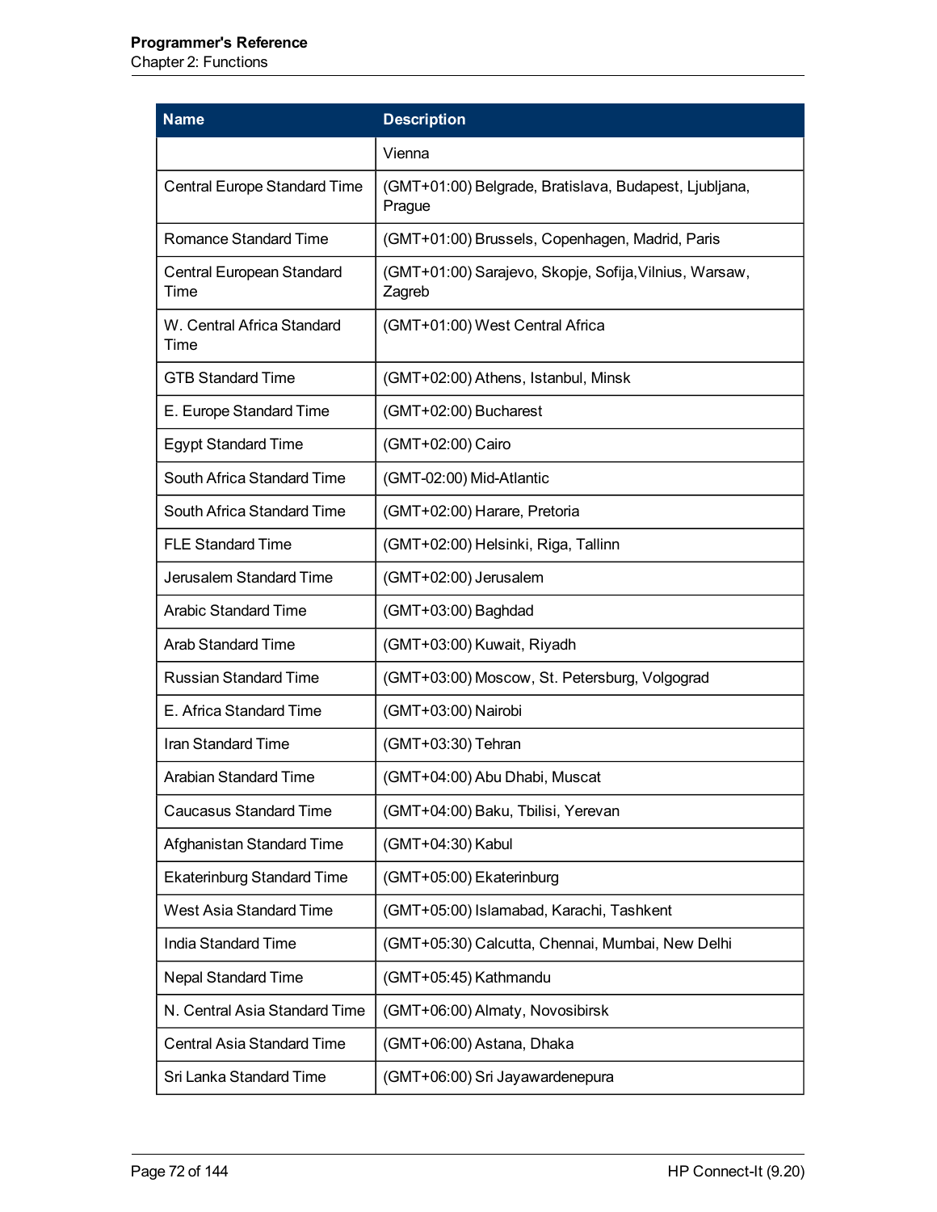| Name | Description |
| --- | --- |
| | Vienna |
| Central Europe Standard Time | (GMT+01:00) Belgrade, Bratislava, Budapest, Ljubljana, Prague |
| Romance Standard Time | (GMT+01:00) Brussels, Copenhagen, Madrid, Paris |
| Central European Standard Time | (GMT+01:00) Sarajevo, Skopje, Sofija,Vilnius, Warsaw, Zagreb |
| W. Central Africa Standard Time | (GMT+01:00) West Central Africa |
| GTB Standard Time | (GMT+02:00) Athens, Istanbul, Minsk |
| E. Europe Standard Time | (GMT+02:00) Bucharest |
| Egypt Standard Time | (GMT+02:00) Cairo |
| South Africa Standard Time | (GMT-02:00) Mid-Atlantic |
| South Africa Standard Time | (GMT+02:00) Harare, Pretoria |
| FLE Standard Time | (GMT+02:00) Helsinki, Riga, Tallinn |
| Jerusalem Standard Time | (GMT+02:00) Jerusalem |
| Arabic Standard Time | (GMT+03:00) Baghdad |
| Arab Standard Time | (GMT+03:00) Kuwait, Riyadh |
| Russian Standard Time | (GMT+03:00) Moscow, St. Petersburg, Volgograd |
| E. Africa Standard Time | (GMT+03:00) Nairobi |
| Iran Standard Time | (GMT+03:30) Tehran |
| Arabian Standard Time | (GMT+04:00) Abu Dhabi, Muscat |
| Caucasus Standard Time | (GMT+04:00) Baku, Tbilisi, Yerevan |
| Afghanistan Standard Time | (GMT+04:30) Kabul |
| Ekaterinburg Standard Time | (GMT+05:00) Ekaterinburg |
| West Asia Standard Time | (GMT+05:00) Islamabad, Karachi, Tashkent |
| India Standard Time | (GMT+05:30) Calcutta, Chennai, Mumbai, New Delhi |
| Nepal Standard Time | (GMT+05:45) Kathmandu |
| N. Central Asia Standard Time | (GMT+06:00) Almaty, Novosibirsk |
| Central Asia Standard Time | (GMT+06:00) Astana, Dhaka |
| Sri Lanka Standard Time | (GMT+06:00) Sri Jayawardenepura |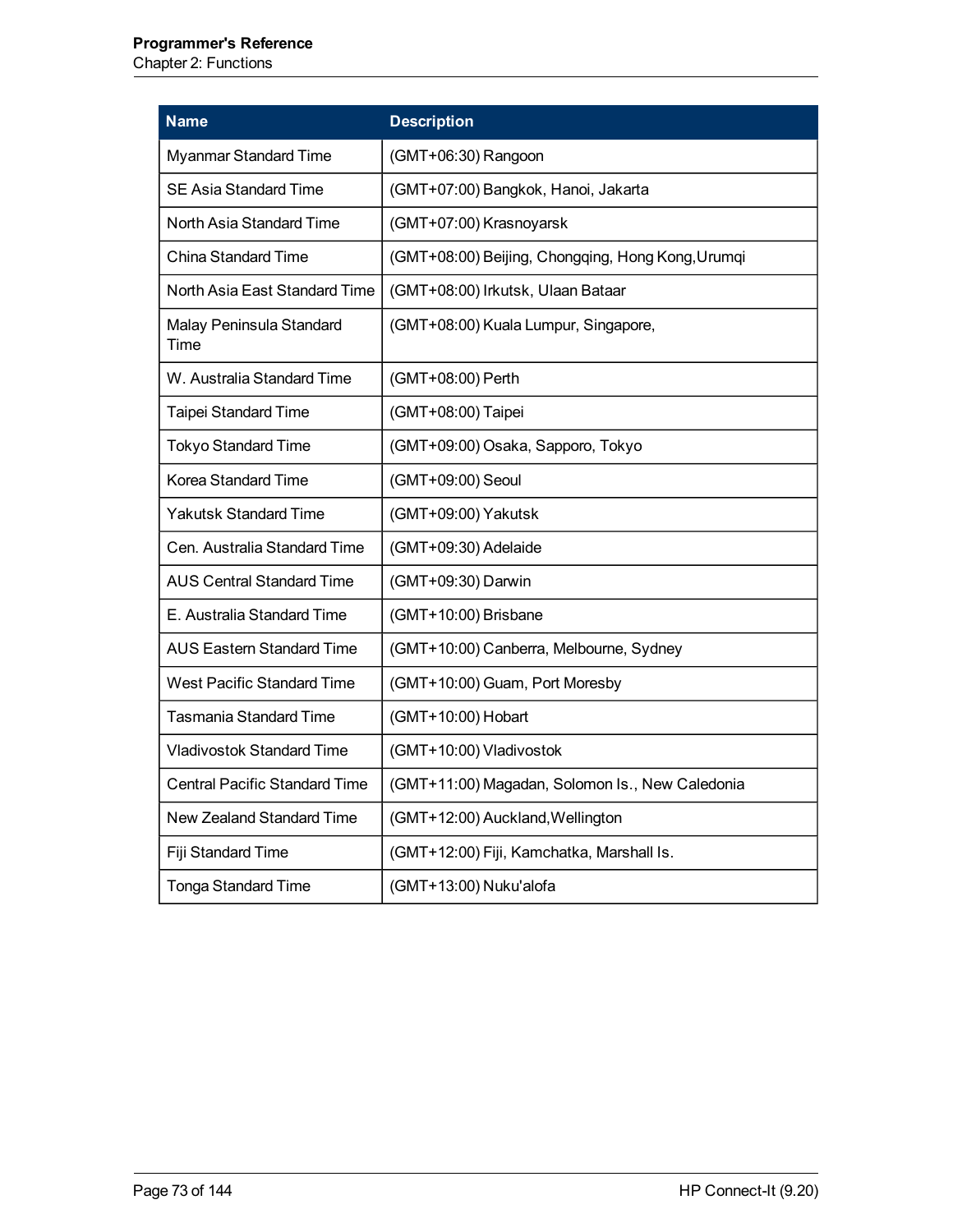| Name | Description |
| --- | --- |
| Myanmar Standard Time | (GMT+06:30) Rangoon |
| SE Asia Standard Time | (GMT+07:00) Bangkok, Hanoi, Jakarta |
| North Asia Standard Time | (GMT+07:00) Krasnoyarsk |
| China Standard Time | (GMT+08:00) Beijing, Chongqing, Hong Kong,Urumqi |
| North Asia East Standard Time | (GMT+08:00) Irkutsk, Ulaan Bataar |
| Malay Peninsula Standard Time | (GMT+08:00) Kuala Lumpur, Singapore, |
| W. Australia Standard Time | (GMT+08:00) Perth |
| Taipei Standard Time | (GMT+08:00) Taipei |
| Tokyo Standard Time | (GMT+09:00) Osaka, Sapporo, Tokyo |
| Korea Standard Time | (GMT+09:00) Seoul |
| Yakutsk Standard Time | (GMT+09:00) Yakutsk |
| Cen. Australia Standard Time | (GMT+09:30) Adelaide |
| AUS Central Standard Time | (GMT+09:30) Darwin |
| E. Australia Standard Time | (GMT+10:00) Brisbane |
| AUS Eastern Standard Time | (GMT+10:00) Canberra, Melbourne, Sydney |
| West Pacific Standard Time | (GMT+10:00) Guam, Port Moresby |
| Tasmania Standard Time | (GMT+10:00) Hobart |
| Vladivostok Standard Time | (GMT+10:00) Vladivostok |
| Central Pacific Standard Time | (GMT+11:00) Magadan, Solomon Is., New Caledonia |
| New Zealand Standard Time | (GMT+12:00) Auckland,Wellington |
| Fiji Standard Time | (GMT+12:00) Fiji, Kamchatka, Marshall Is. |
| Tonga Standard Time | (GMT+13:00) Nuku'alofa |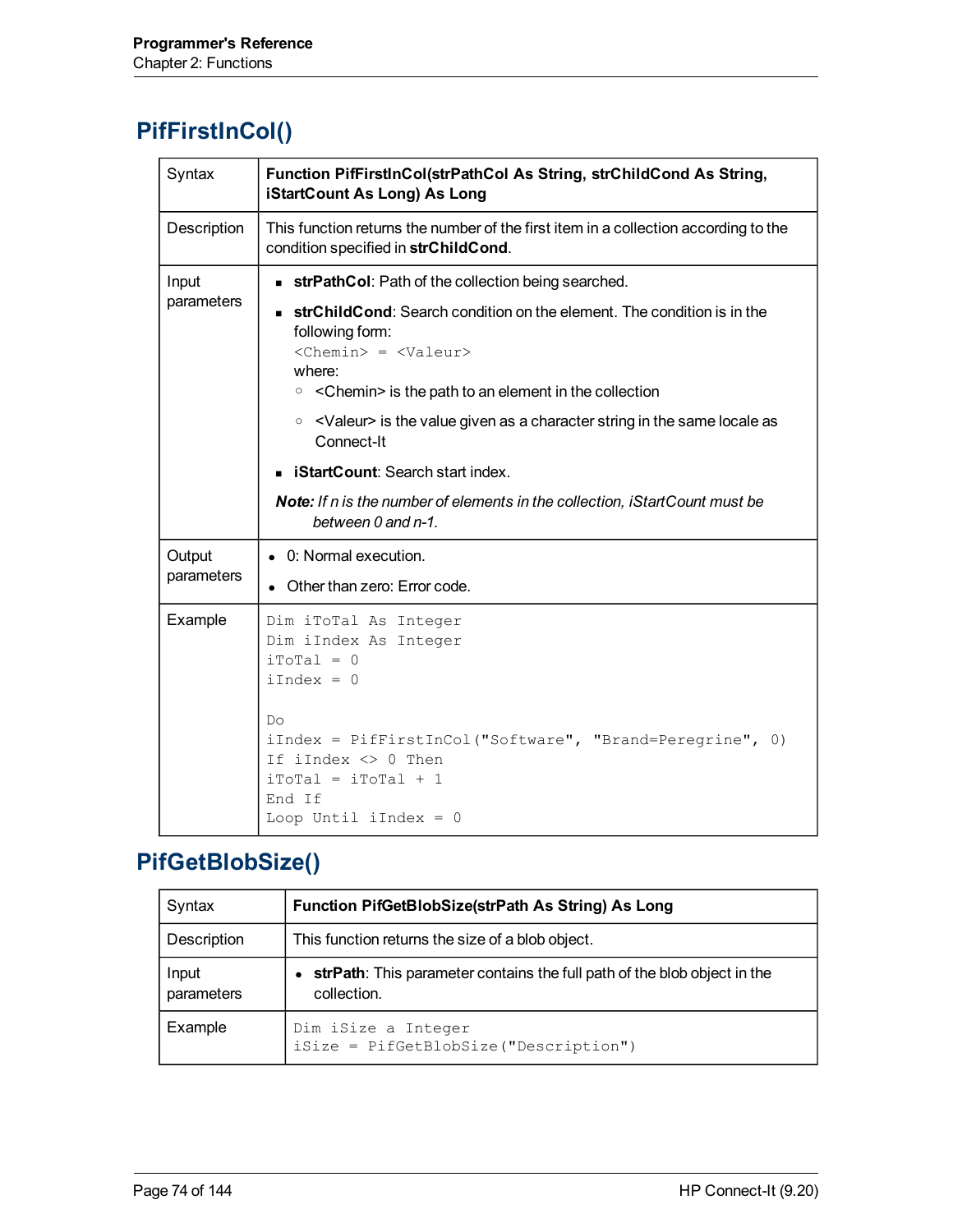## PifFirstInCol()

| | |
|---|---|
| Syntax | **Function PifFirstInCol(strPathCol As String, strChildCond As String, iStartCount As Long) As Long** |
| Description | This function returns the number of the first item in a collection according to the condition specified in **strChildCond**. |
| Input parameters | <ul><li>**strPathCol**: Path of the collection being searched.</li><li>**strChildCond**: Search condition on the element. The condition is in the following form:<br>`<Chemin> = <Valeur>`<br>where:<ul><li>&lt;Chemin&gt; is the path to an element in the collection</li><li>&lt;Valeur&gt; is the value given as a character string in the same locale as Connect-It</li></ul></li><li>**iStartCount**: Search start index.</li></ul>***Note:*** *If n is the number of elements in the collection, iStartCount must be between 0 and n-1.* |
| Output parameters | <ul><li>0: Normal execution.</li><li>Other than zero: Error code.</li></ul> |
| Example | `Dim iToTal As Integer`<br>`Dim iIndex As Integer`<br>`iToTal = 0`<br>`iIndex = 0`<br><br>`Do`<br>`iIndex = PifFirstInCol("Software", "Brand=Peregrine", 0)`<br>`If iIndex <> 0 Then`<br>`iToTal = iToTal + 1`<br>`End If`<br>`Loop Until iIndex = 0` |

## PifGetBlobSize()

| | |
|---|---|
| Syntax | **Function PifGetBlobSize(strPath As String) As Long** |
| Description | This function returns the size of a blob object. |
| Input parameters | <ul><li>**strPath**: This parameter contains the full path of the blob object in the collection.</li></ul> |
| Example | `Dim iSize a Integer`<br>`iSize = PifGetBlobSize("Description")` |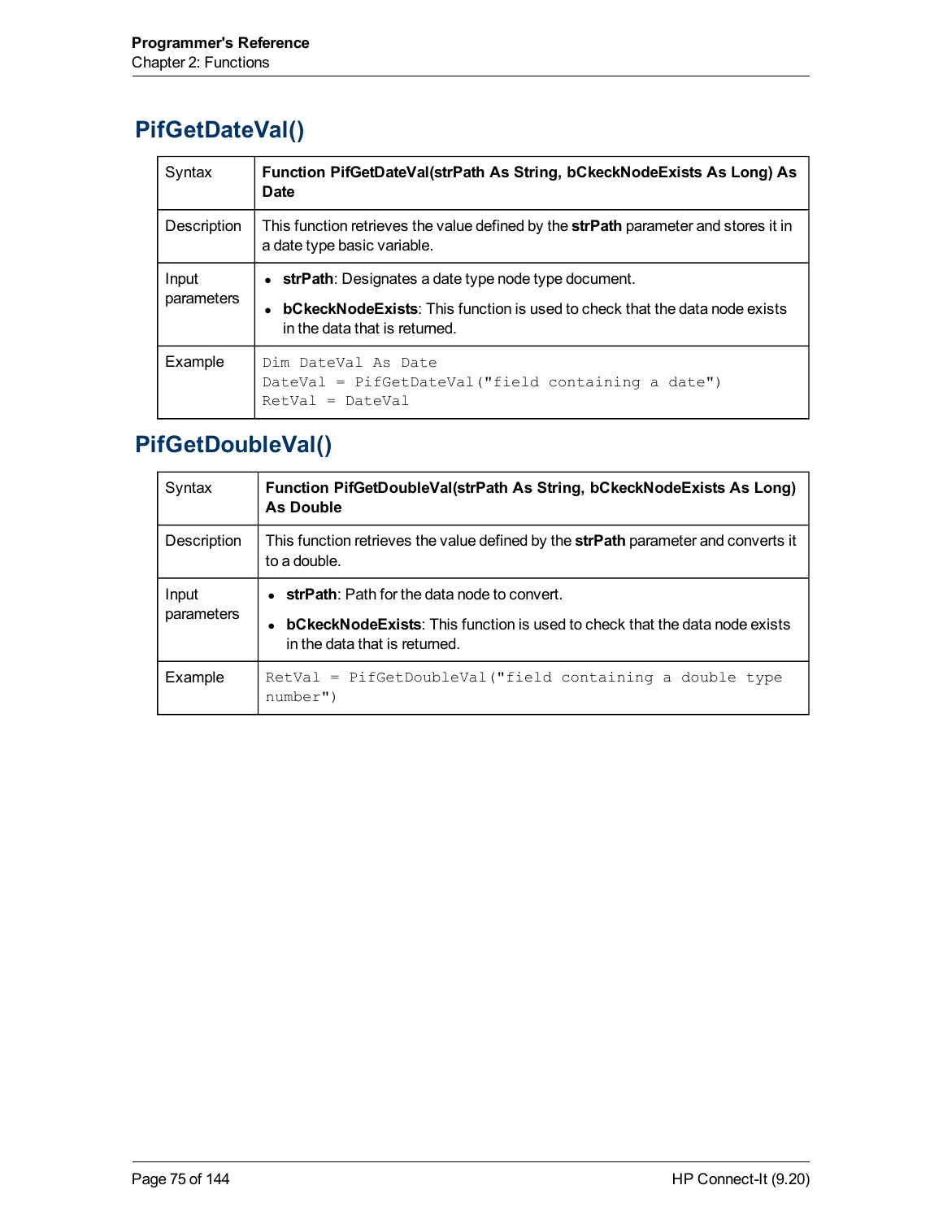## PifGetDateVal()

| | |
|---|---|
| Syntax | **Function PifGetDateVal(strPath As String, bCkeckNodeExists As Long) As Date** |
| Description | This function retrieves the value defined by the **strPath** parameter and stores it in a date type basic variable. |
| Input parameters | • **strPath**: Designates a date type node type document.<br>• **bCkeckNodeExists**: This function is used to check that the data node exists in the data that is returned. |
| Example | `Dim DateVal As Date`<br>`DateVal = PifGetDateVal("field containing a date")`<br>`RetVal = DateVal` |

## PifGetDoubleVal()

| | |
|---|---|
| Syntax | **Function PifGetDoubleVal(strPath As String, bCkeckNodeExists As Long) As Double** |
| Description | This function retrieves the value defined by the **strPath** parameter and converts it to a double. |
| Input parameters | • **strPath**: Path for the data node to convert.<br>• **bCkeckNodeExists**: This function is used to check that the data node exists in the data that is returned. |
| Example | `RetVal = PifGetDoubleVal("field containing a double type number")` |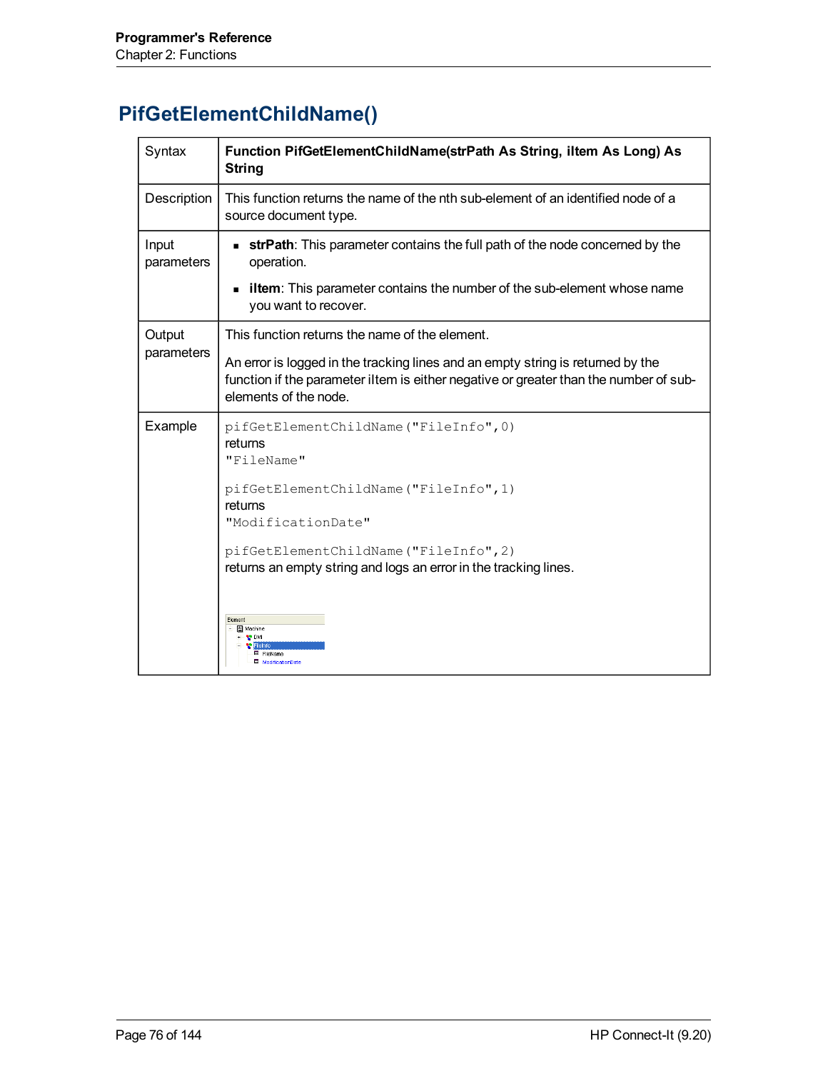## PifGetElementChildName()

| | |
|---|---|
| Syntax | **Function PifGetElementChildName(strPath As String, iItem As Long) As String** |
| Description | This function returns the name of the nth sub-element of an identified node of a source document type. |
| Input parameters | - **strPath**: This parameter contains the full path of the node concerned by the operation.<br>- **iItem**: This parameter contains the number of the sub-element whose name you want to recover. |
| Output parameters | This function returns the name of the element.<br><br>An error is logged in the tracking lines and an empty string is returned by the function if the parameter iItem is either negative or greater than the number of sub-elements of the node. |
| Example | `pifGetElementChildName("FileInfo",0)`<br>returns<br>`"FileName"`<br><br>`pifGetElementChildName("FileInfo",1)`<br>returns<br>`"ModificationDate"`<br><br>`pifGetElementChildName("FileInfo",2)`<br>returns an empty string and logs an error in the tracking lines.<br><br>Element<br>Machine<br>DMI<br>FileInfo<br>FileName<br>ModificationDate |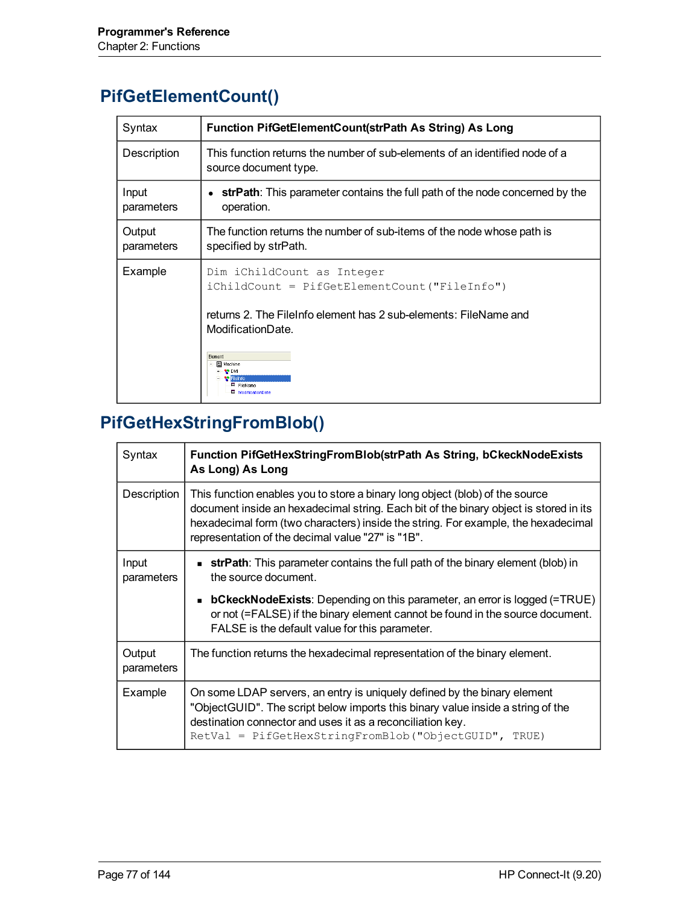## PifGetElementCount()

| | |
|---|---|
| Syntax | **Function PifGetElementCount(strPath As String) As Long** |
| Description | This function returns the number of sub-elements of an identified node of a source document type. |
| Input parameters | • **strPath**: This parameter contains the full path of the node concerned by the operation. |
| Output parameters | The function returns the number of sub-items of the node whose path is specified by strPath. |
| Example | `Dim iChildCount as Integer`<br>`iChildCount = PifGetElementCount("FileInfo")`<br><br>returns 2. The FileInfo element has 2 sub-elements: FileName and ModificationDate. |

## PifGetHexStringFromBlob()

| | |
|---|---|
| Syntax | **Function PifGetHexStringFromBlob(strPath As String, bCkeckNodeExists As Long) As Long** |
| Description | This function enables you to store a binary long object (blob) of the source document inside an hexadecimal string. Each bit of the binary object is stored in its hexadecimal form (two characters) inside the string. For example, the hexadecimal representation of the decimal value "27" is "1B". |
| Input parameters | ▪ **strPath**: This parameter contains the full path of the binary element (blob) in the source document.<br>▪ **bCkeckNodeExists**: Depending on this parameter, an error is logged (=TRUE) or not (=FALSE) if the binary element cannot be found in the source document. FALSE is the default value for this parameter. |
| Output parameters | The function returns the hexadecimal representation of the binary element. |
| Example | On some LDAP servers, an entry is uniquely defined by the binary element "ObjectGUID". The script below imports this binary value inside a string of the destination connector and uses it as a reconciliation key.<br>`RetVal = PifGetHexStringFromBlob("ObjectGUID", TRUE)` |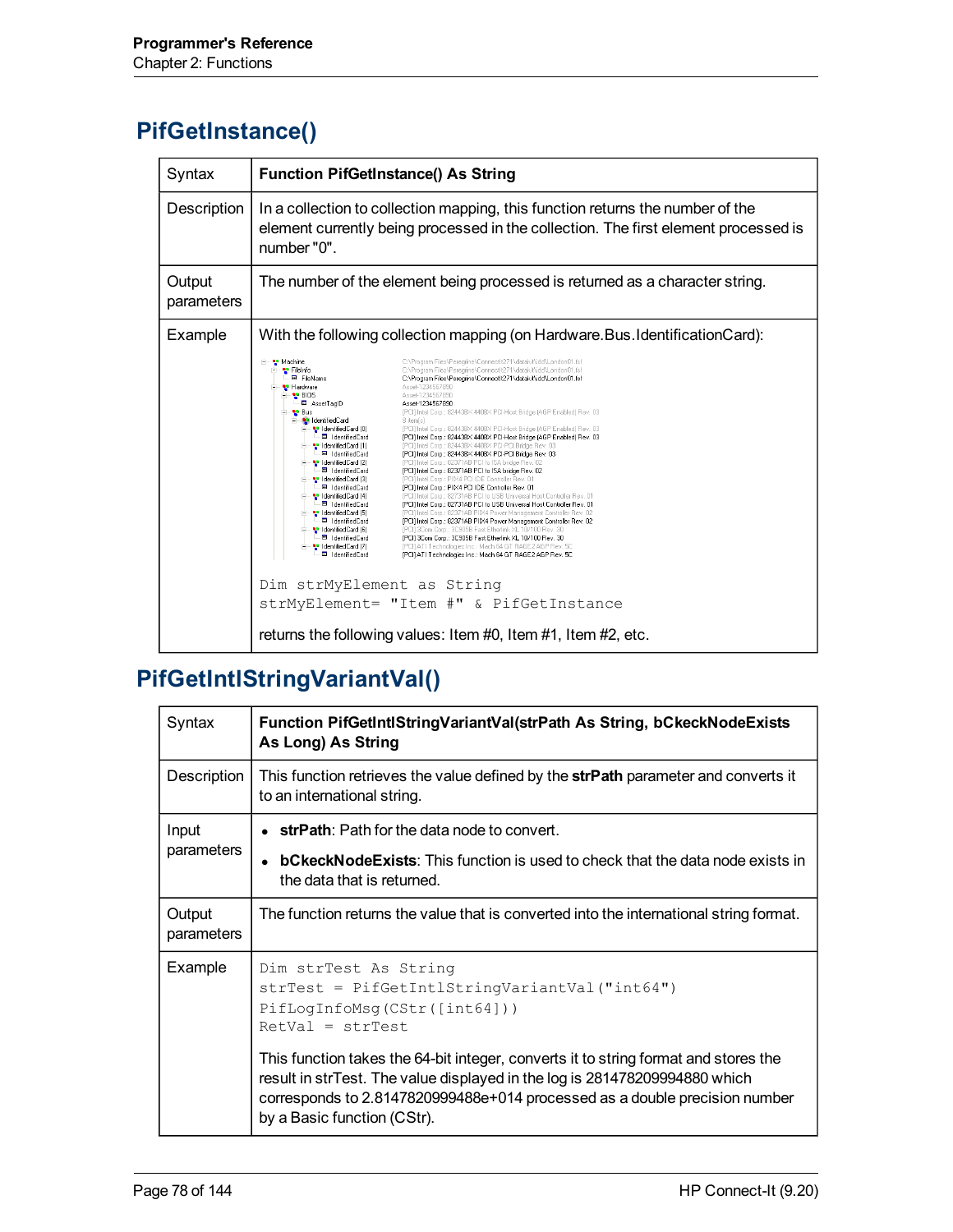## PifGetInstance()

| | |
|---|---|
| Syntax | **Function PifGetInstance() As String** |
| Description | In a collection to collection mapping, this function returns the number of the element currently being processed in the collection. The first element processed is number "0". |
| Output parameters | The number of the element being processed is returned as a character string. |
| Example | With the following collection mapping (on Hardware.Bus.IdentificationCard):<br><br>`Dim strMyElement as String`<br>`strMyElement= "Item #" & PifGetInstance`<br><br>returns the following values: Item #0, Item #1, Item #2, etc. |

## PifGetIntlStringVariantVal()

| | |
|---|---|
| Syntax | **Function PifGetIntlStringVariantVal(strPath As String, bCkeckNodeExists As Long) As String** |
| Description | This function retrieves the value defined by the **strPath** parameter and converts it to an international string. |
| Input parameters | • **strPath**: Path for the data node to convert.<br>• **bCkeckNodeExists**: This function is used to check that the data node exists in the data that is returned. |
| Output parameters | The function returns the value that is converted into the international string format. |
| Example | `Dim strTest As String`<br>`strTest = PifGetIntlStringVariantVal("int64")`<br>`PifLogInfoMsg(CStr([int64]))`<br>`RetVal = strTest`<br><br>This function takes the 64-bit integer, converts it to string format and stores the result in strTest. The value displayed in the log is 281478209994880 which corresponds to 2.8147820999488e+014 processed as a double precision number by a Basic function (CStr). |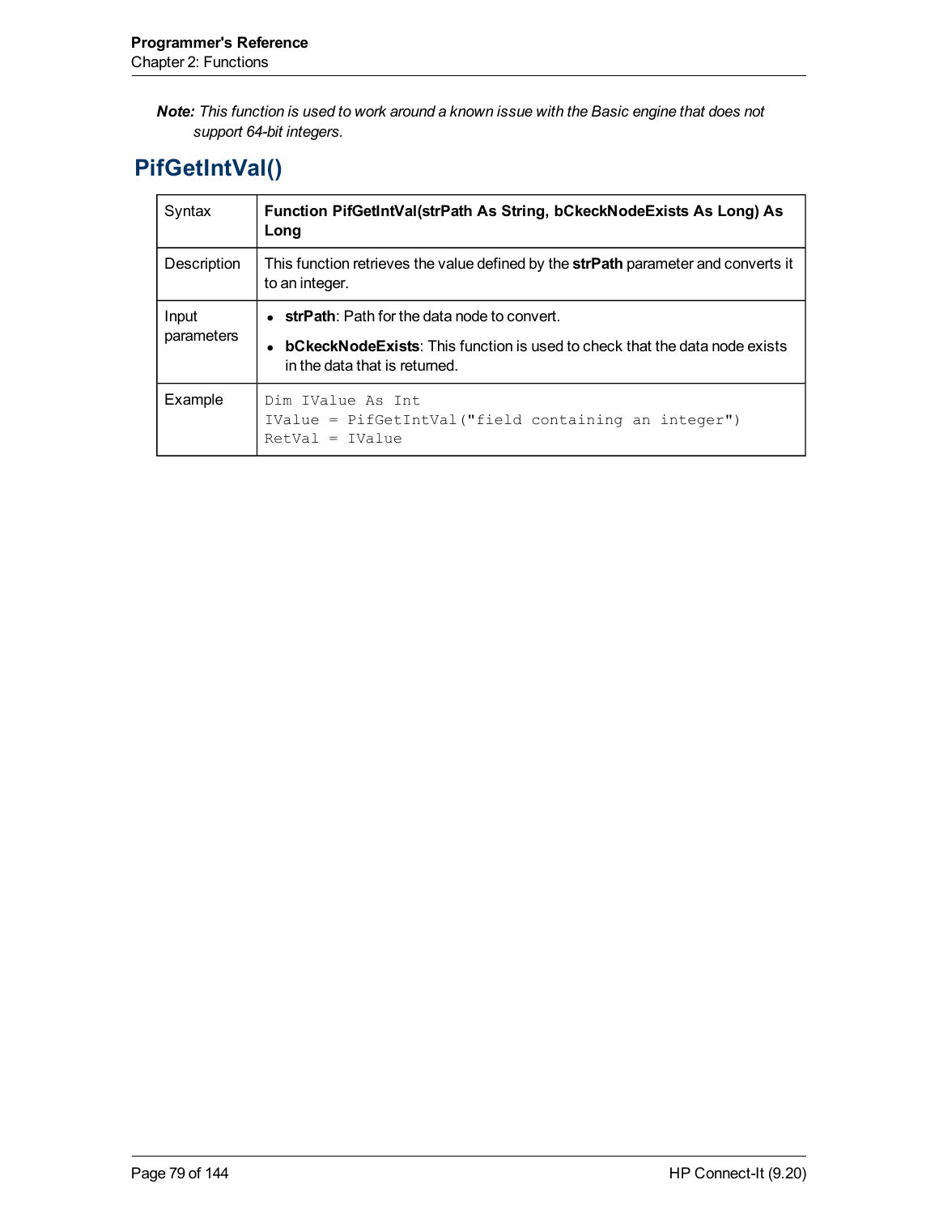***Note:*** *This function is used to work around a known issue with the Basic engine that does not support 64-bit integers.*

## PifGetIntVal()

| | |
|---|---|
| Syntax | **Function PifGetIntVal(strPath As String, bCkeckNodeExists As Long) As Long** |
| Description | This function retrieves the value defined by the **strPath** parameter and converts it to an integer. |
| Input parameters | • **strPath**: Path for the data node to convert.<br>• **bCkeckNodeExists**: This function is used to check that the data node exists in the data that is returned. |
| Example | `Dim IValue As Int`<br>`IValue = PifGetIntVal("field containing an integer")`<br>`RetVal = IValue` |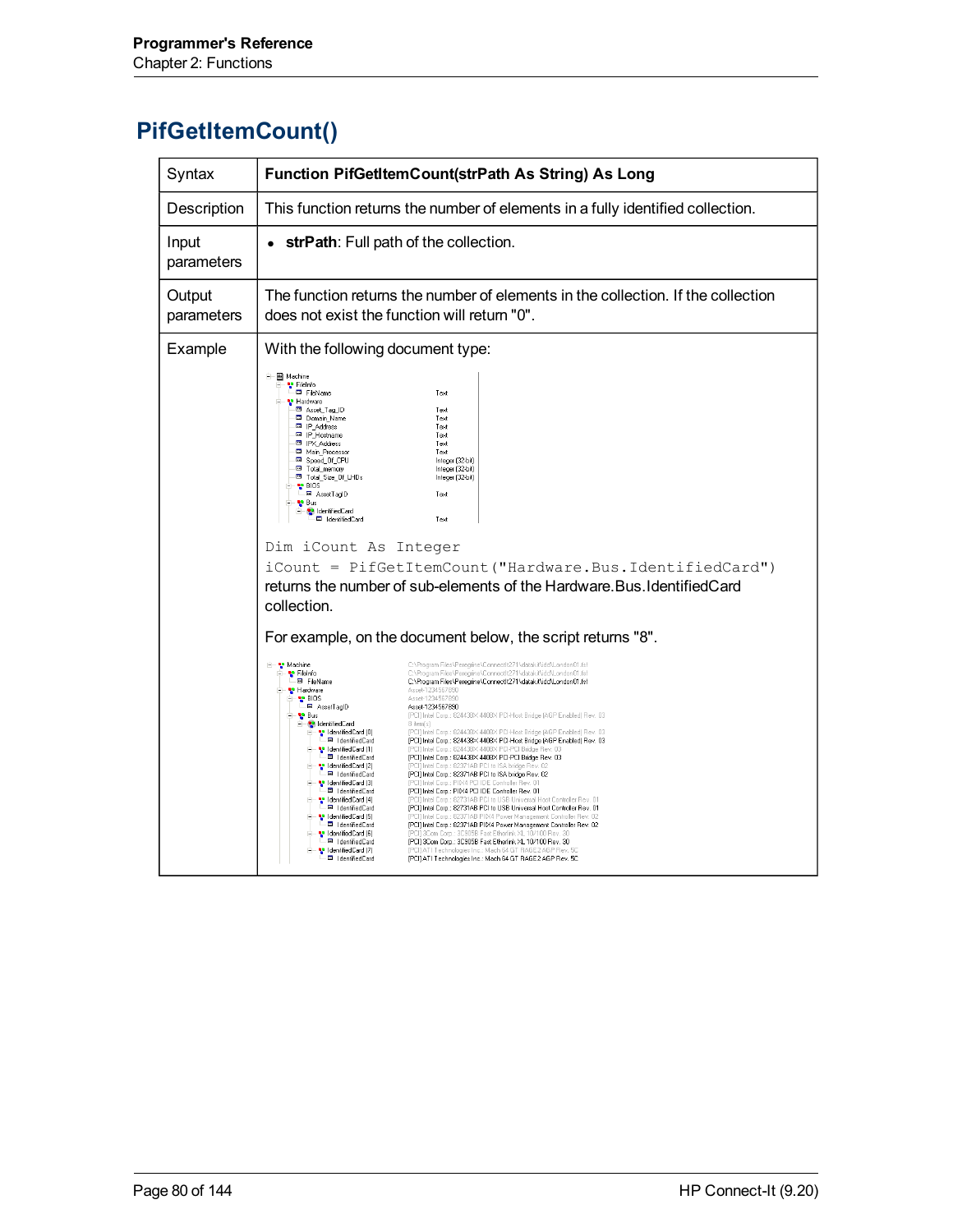## PifGetItemCount()

| Syntax | **Function PifGetItemCount(strPath As String) As Long** |
|---|---|
| Description | This function returns the number of elements in a fully identified collection. |
| Input parameters | • **strPath**: Full path of the collection. |
| Output parameters | The function returns the number of elements in the collection. If the collection does not exist the function will return "0". |
| Example | With the following document type: <br> `Dim iCount As Integer` <br> `iCount = PifGetItemCount("Hardware.Bus.IdentifiedCard")` <br> returns the number of sub-elements of the Hardware.Bus.IdentifiedCard collection. <br><br> For example, on the document below, the script returns "8". |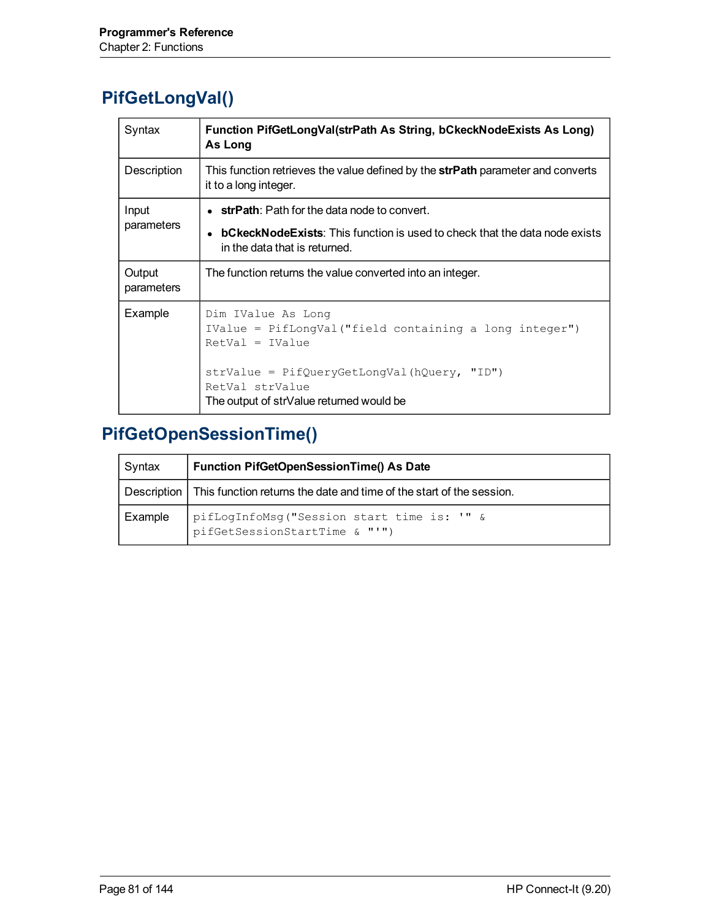## PifGetLongVal()

| | |
|---|---|
| Syntax | **Function PifGetLongVal(strPath As String, bCkeckNodeExists As Long) As Long** |
| Description | This function retrieves the value defined by the **strPath** parameter and converts it to a long integer. |
| Input parameters | • **strPath**: Path for the data node to convert.<br>• **bCkeckNodeExists**: This function is used to check that the data node exists in the data that is returned. |
| Output parameters | The function returns the value converted into an integer. |
| Example | `Dim IValue As Long`<br>`IValue = PifLongVal("field containing a long integer")`<br>`RetVal = IValue`<br><br>`strValue = PifQueryGetLongVal(hQuery, "ID")`<br>`RetVal strValue`<br>The output of strValue returned would be |

## PifGetOpenSessionTime()

| | |
|---|---|
| Syntax | **Function PifGetOpenSessionTime() As Date** |
| Description | This function returns the date and time of the start of the session. |
| Example | `pifLogInfoMsg("Session start time is: '" & pifGetSessionStartTime & "'")` |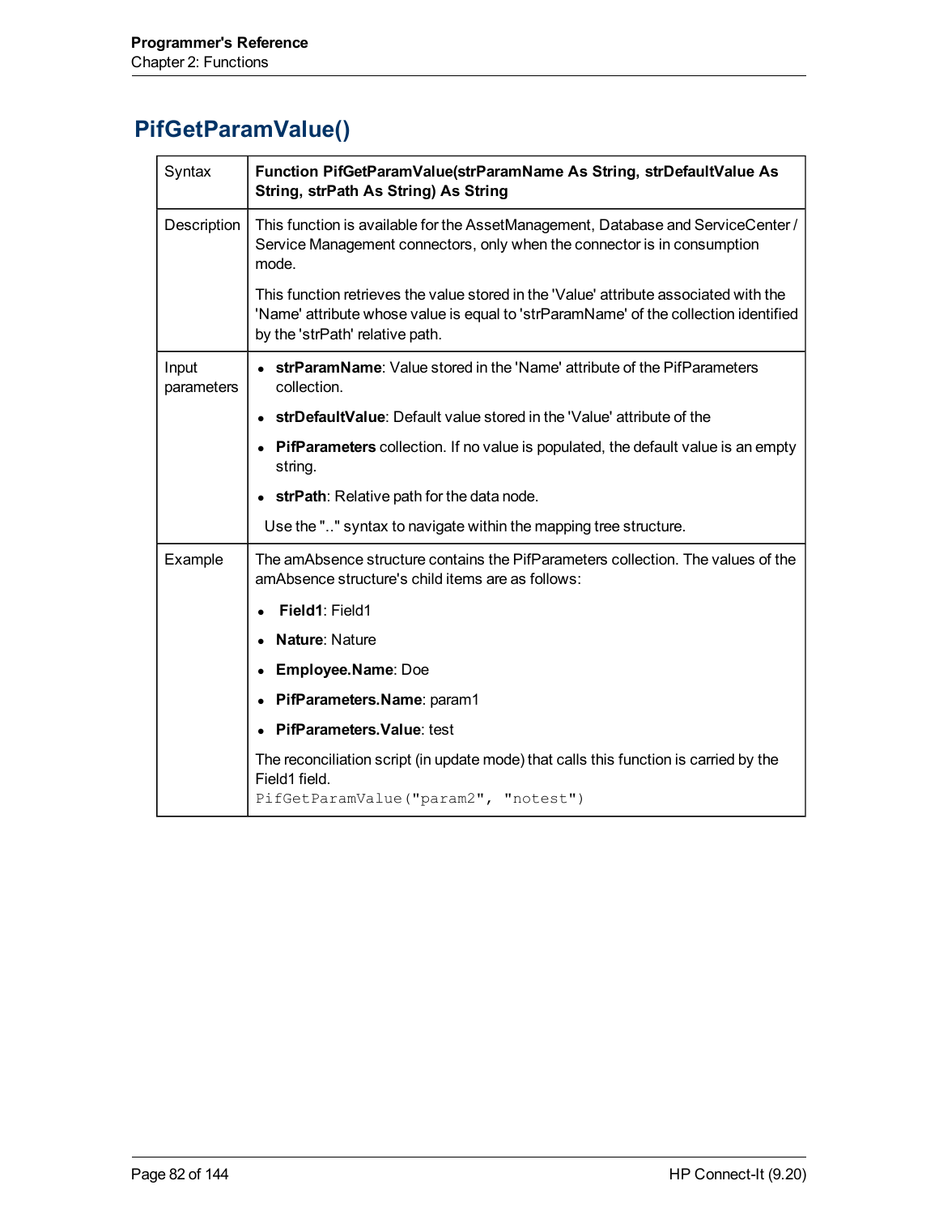## PifGetParamValue()

| | |
|---|---|
| Syntax | **Function PifGetParamValue(strParamName As String, strDefaultValue As String, strPath As String) As String** |
| Description | This function is available for the AssetManagement, Database and ServiceCenter / Service Management connectors, only when the connector is in consumption mode.<br><br>This function retrieves the value stored in the 'Value' attribute associated with the 'Name' attribute whose value is equal to 'strParamName' of the collection identified by the 'strPath' relative path. |
| Input parameters | • **strParamName**: Value stored in the 'Name' attribute of the PifParameters collection.<br>• **strDefaultValue**: Default value stored in the 'Value' attribute of the<br>• **PifParameters** collection. If no value is populated, the default value is an empty string.<br>• **strPath**: Relative path for the data node.<br><br>Use the ".." syntax to navigate within the mapping tree structure. |
| Example | The amAbsence structure contains the PifParameters collection. The values of the amAbsence structure's child items are as follows:<br>• **Field1**: Field1<br>• **Nature**: Nature<br>• **Employee.Name**: Doe<br>• **PifParameters.Name**: param1<br>• **PifParameters.Value**: test<br><br>The reconciliation script (in update mode) that calls this function is carried by the Field1 field.<br>`PifGetParamValue("param2", "notest")` |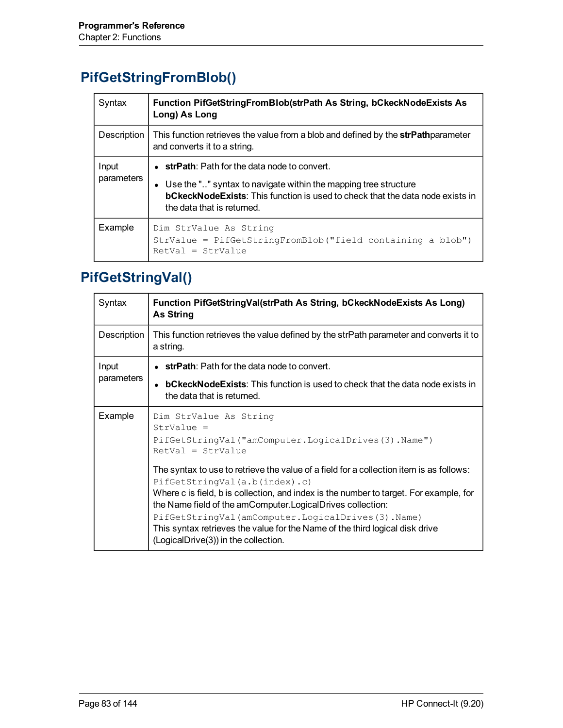## PifGetStringFromBlob()

| | |
|---|---|
| Syntax | **Function PifGetStringFromBlob(strPath As String, bCkeckNodeExists As Long) As Long** |
| Description | This function retrieves the value from a blob and defined by the **strPath**parameter and converts it to a string. |
| Input parameters | • **strPath**: Path for the data node to convert.<br>• Use the ".." syntax to navigate within the mapping tree structure **bCkeckNodeExists**: This function is used to check that the data node exists in the data that is returned. |
| Example | `Dim StrValue As String`<br>`StrValue = PifGetStringFromBlob("field containing a blob")`<br>`RetVal = StrValue` |

## PifGetStringVal()

| | |
|---|---|
| Syntax | **Function PifGetStringVal(strPath As String, bCkeckNodeExists As Long) As String** |
| Description | This function retrieves the value defined by the strPath parameter and converts it to a string. |
| Input parameters | • **strPath**: Path for the data node to convert.<br>• **bCkeckNodeExists**: This function is used to check that the data node exists in the data that is returned. |
| Example | `Dim StrValue As String`<br>`StrValue =`<br>`PifGetStringVal("amComputer.LogicalDrives(3).Name")`<br>`RetVal = StrValue`<br><br>The syntax to use to retrieve the value of a field for a collection item is as follows:<br>`PifGetStringVal(a.b(index).c)`<br>Where c is field, b is collection, and index is the number to target. For example, for the Name field of the amComputer.LogicalDrives collection:<br>`PifGetStringVal(amComputer.LogicalDrives(3).Name)`<br>This syntax retrieves the value for the Name of the third logical disk drive (LogicalDrive(3)) in the collection. |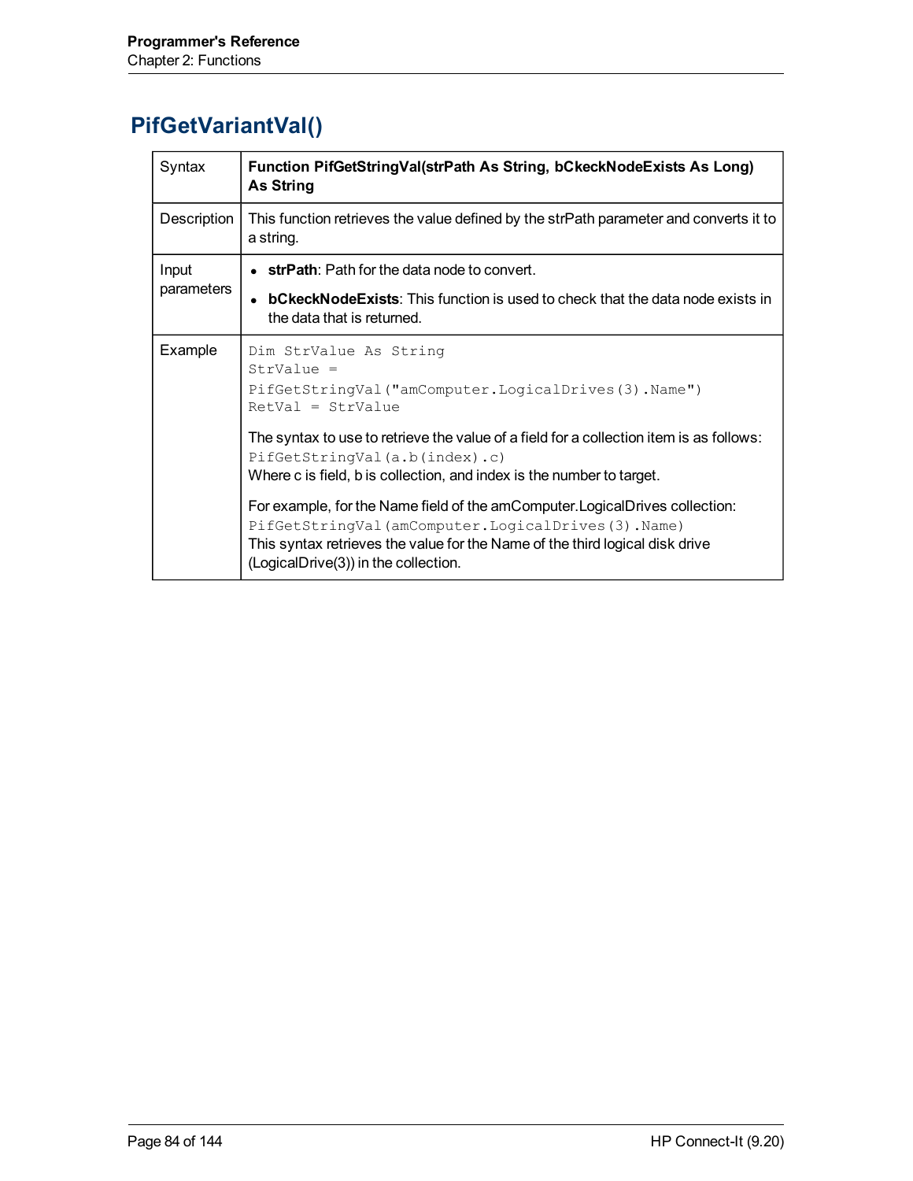# PifGetVariantVal()

| | |
|---|---|
| Syntax | **Function PifGetStringVal(strPath As String, bCkeckNodeExists As Long) As String** |
| Description | This function retrieves the value defined by the strPath parameter and converts it to a string. |
| Input parameters | • **strPath**: Path for the data node to convert.<br>• **bCkeckNodeExists**: This function is used to check that the data node exists in the data that is returned. |
| Example | `Dim StrValue As String`<br>`StrValue =`<br>`PifGetStringVal("amComputer.LogicalDrives(3).Name")`<br>`RetVal = StrValue`<br><br>The syntax to use to retrieve the value of a field for a collection item is as follows:<br>`PifGetStringVal(a.b(index).c)`<br>Where c is field, b is collection, and index is the number to target.<br><br>For example, for the Name field of the amComputer.LogicalDrives collection:<br>`PifGetStringVal(amComputer.LogicalDrives(3).Name)`<br>This syntax retrieves the value for the Name of the third logical disk drive (LogicalDrive(3)) in the collection. |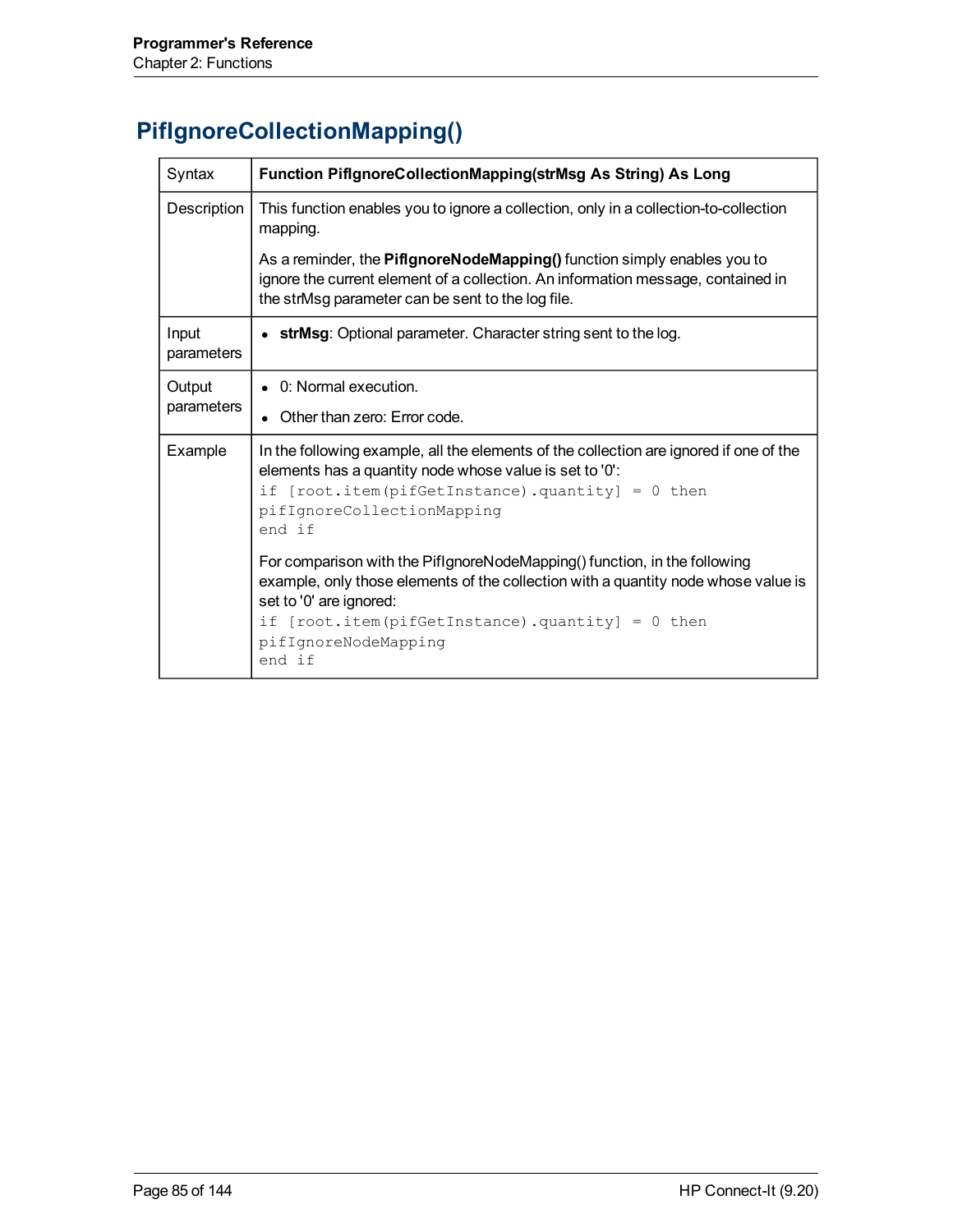## PifIgnoreCollectionMapping()

| Syntax | **Function PifIgnoreCollectionMapping(strMsg As String) As Long** |
|---|---|
| Description | This function enables you to ignore a collection, only in a collection-to-collection mapping.<br><br>As a reminder, the **PifIgnoreNodeMapping()** function simply enables you to ignore the current element of a collection. An information message, contained in the strMsg parameter can be sent to the log file. |
| Input parameters | • **strMsg**: Optional parameter. Character string sent to the log. |
| Output parameters | • 0: Normal execution.<br>• Other than zero: Error code. |
| Example | In the following example, all the elements of the collection are ignored if one of the elements has a quantity node whose value is set to '0':<br>`if [root.item(pifGetInstance).quantity] = 0 then`<br>`pifIgnoreCollectionMapping`<br>`end if`<br><br>For comparison with the PifIgnoreNodeMapping() function, in the following example, only those elements of the collection with a quantity node whose value is set to '0' are ignored:<br>`if [root.item(pifGetInstance).quantity] = 0 then`<br>`pifIgnoreNodeMapping`<br>`end if` |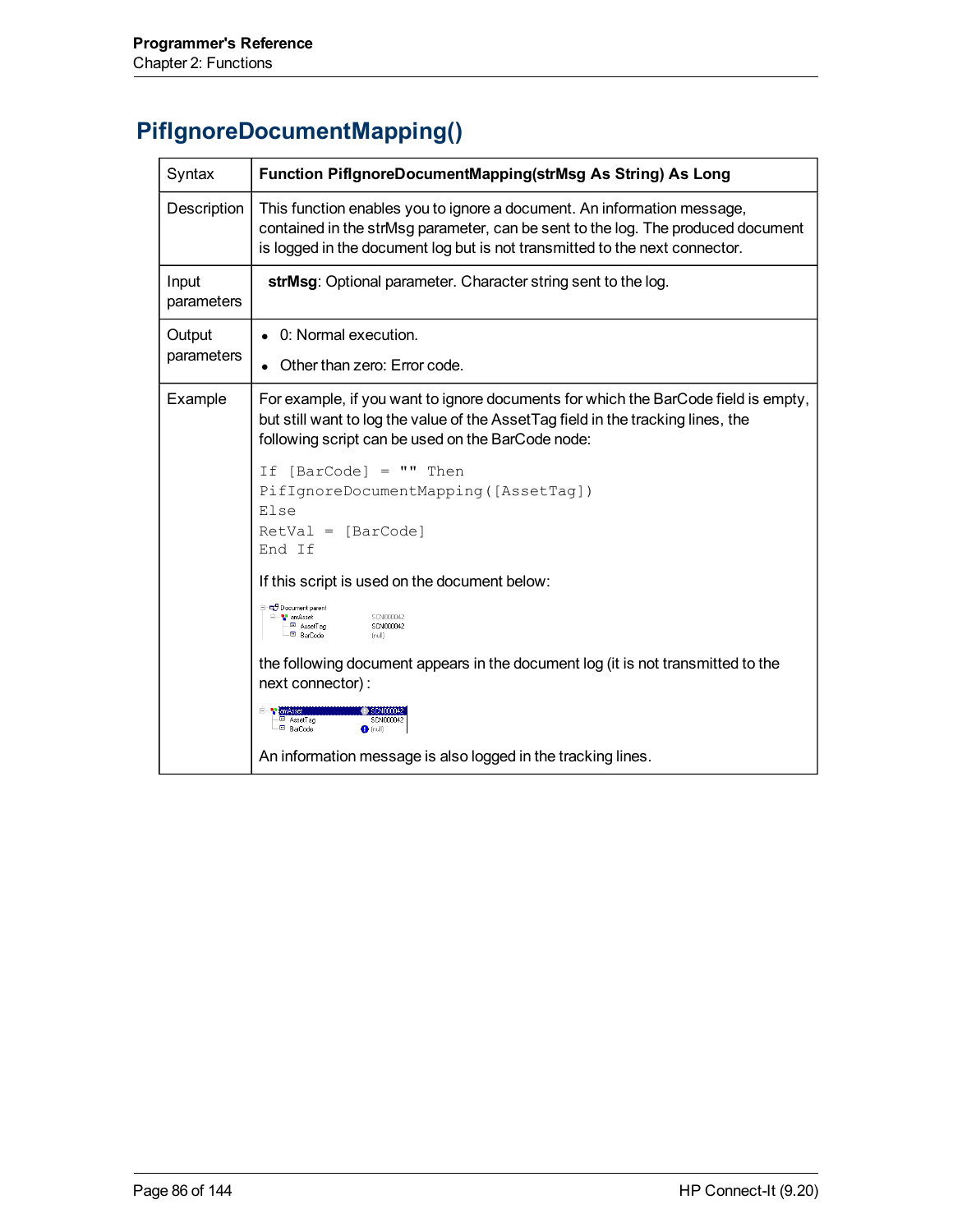# PifIgnoreDocumentMapping()

| | |
|---|---|
| Syntax | **Function PifIgnoreDocumentMapping(strMsg As String) As Long** |
| Description | This function enables you to ignore a document. An information message, contained in the strMsg parameter, can be sent to the log. The produced document is logged in the document log but is not transmitted to the next connector. |
| Input parameters | **strMsg**: Optional parameter. Character string sent to the log. |
| Output parameters | • 0: Normal execution.<br>• Other than zero: Error code. |
| Example | For example, if you want to ignore documents for which the BarCode field is empty, but still want to log the value of the AssetTag field in the tracking lines, the following script can be used on the BarCode node:<br><br>`If [BarCode] = "" Then`<br>`PifIgnoreDocumentMapping([AssetTag])`<br>`Else`<br>`RetVal = [BarCode]`<br>`End If`<br><br>If this script is used on the document below:<br><br>Document parent<br>amAsset SCN000042<br>AssetTag SCN000042<br>BarCode (null)<br><br>the following document appears in the document log (it is not transmitted to the next connector) :<br><br>amAsset SCN000042<br>AssetTag SCN000042<br>BarCode (null)<br><br>An information message is also logged in the tracking lines. |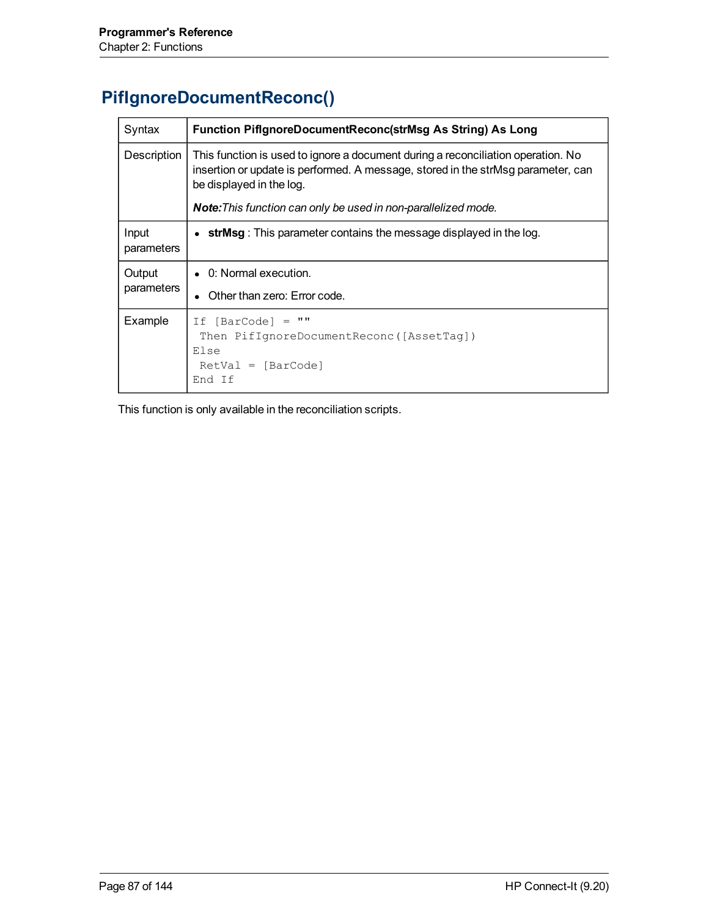# PifIgnoreDocumentReconc()

| Syntax | **Function PifIgnoreDocumentReconc(strMsg As String) As Long** |
|---|---|
| Description | This function is used to ignore a document during a reconciliation operation. No insertion or update is performed. A message, stored in the strMsg parameter, can be displayed in the log.<br><br>***Note:****This function can only be used in non-parallelized mode.* |
| Input parameters | • **strMsg** : This parameter contains the message displayed in the log. |
| Output parameters | • 0: Normal execution.<br>• Other than zero: Error code. |
| Example | `If [BarCode] = ""`<br>` Then PifIgnoreDocumentReconc([AssetTag])`<br>`Else`<br>` RetVal = [BarCode]`<br>`End If` |

This function is only available in the reconciliation scripts.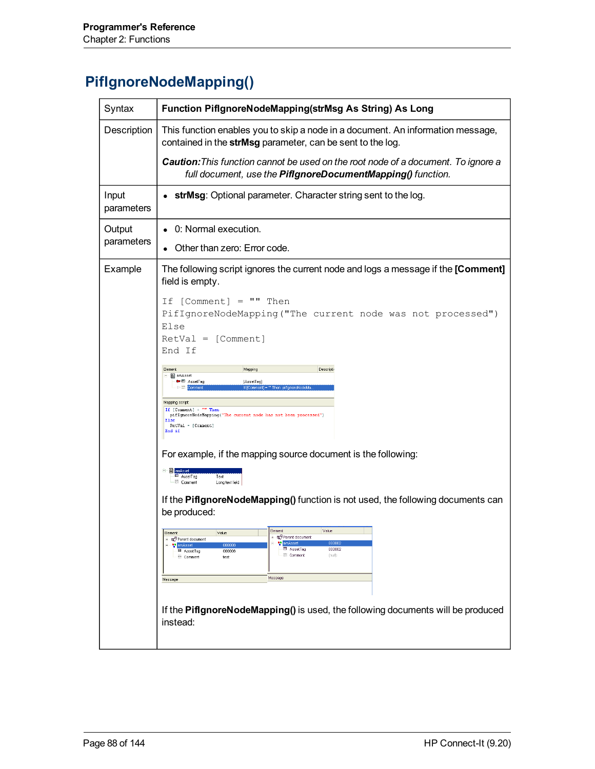## PifIgnoreNodeMapping()

| | |
|---|---|
| Syntax | **Function PifIgnoreNodeMapping(strMsg As String) As Long** |
| Description | This function enables you to skip a node in a document. An information message, contained in the **strMsg** parameter, can be sent to the log.<br><br>***Caution:****This function cannot be used on the root node of a document. To ignore a full document, use the* ***PifIgnoreDocumentMapping()*** *function.* |
| Input parameters | • **strMsg**: Optional parameter. Character string sent to the log. |
| Output parameters | • 0: Normal execution.<br>• Other than zero: Error code. |
| Example | The following script ignores the current node and logs a message if the **[Comment]** field is empty.<br><br>`If [Comment] = "" Then`<br>`PifIgnoreNodeMapping("The current node was not processed")`<br>`Else`<br>`RetVal = [Comment]`<br>`End If`<br><br>For example, if the mapping source document is the following:<br><br>If the **PifIgnoreNodeMapping()** function is not used, the following documents can be produced:<br><br>If the **PifIgnoreNodeMapping()** is used, the following documents will be produced instead: |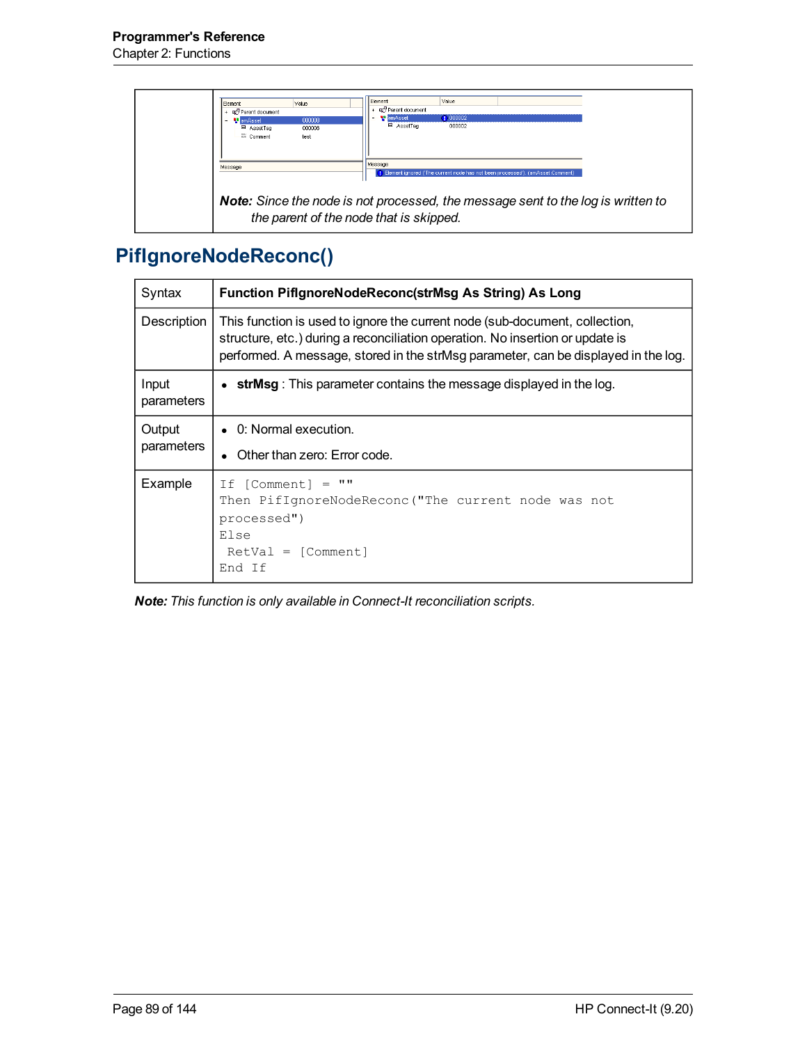| | |
|---|---|
| | ***Note:*** *Since the node is not processed, the message sent to the log is written to the parent of the node that is skipped.* |

## PifIgnoreNodeReconc()

| | |
|---|---|
| Syntax | **Function PifIgnoreNodeReconc(strMsg As String) As Long** |
| Description | This function is used to ignore the current node (sub-document, collection, structure, etc.) during a reconciliation operation. No insertion or update is performed. A message, stored in the strMsg parameter, can be displayed in the log. |
| Input parameters | • **strMsg** : This parameter contains the message displayed in the log. |
| Output parameters | • 0: Normal execution.<br>• Other than zero: Error code. |
| Example | `If [Comment] = ""`<br>`Then PifIgnoreNodeReconc("The current node was not processed")`<br>`Else`<br>` RetVal = [Comment]`<br>`End If` |

***Note:*** *This function is only available in Connect-It reconciliation scripts.*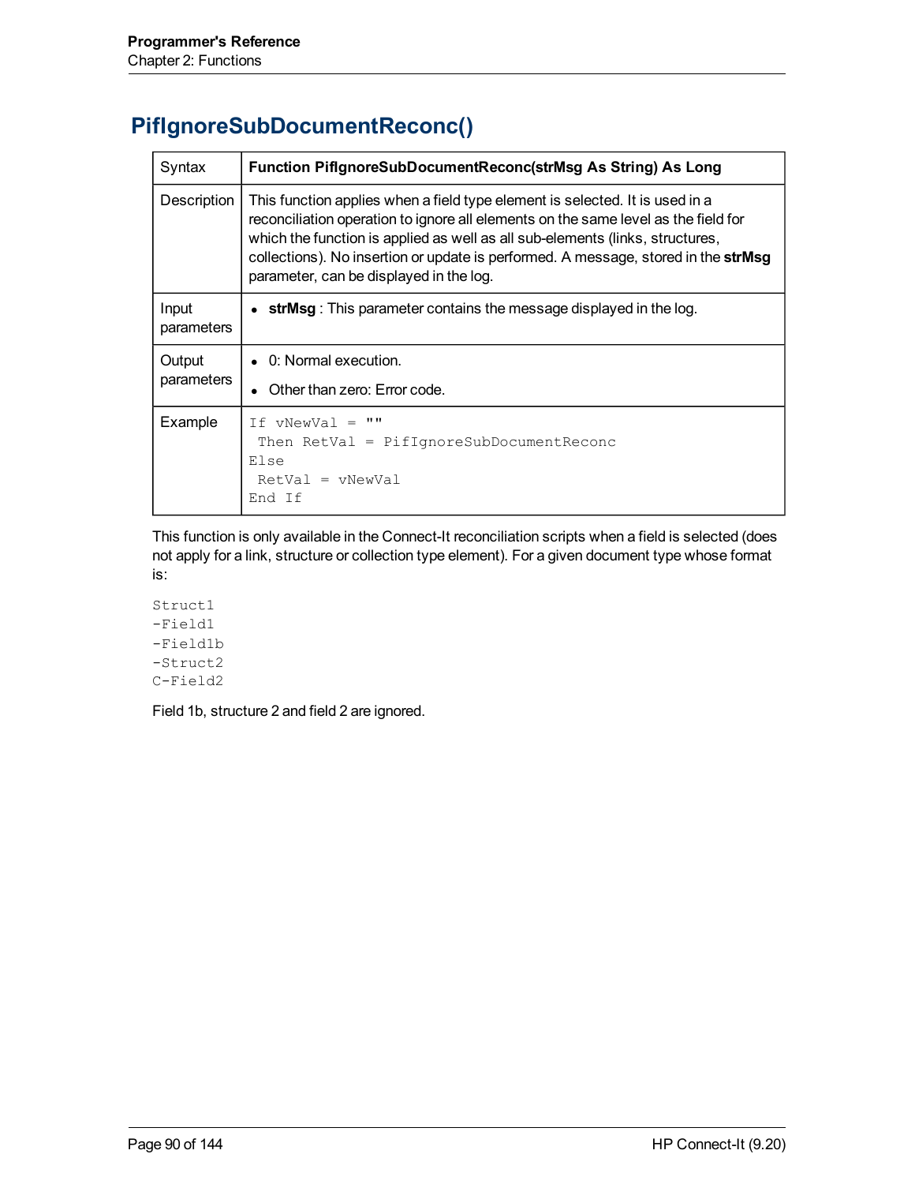## PifIgnoreSubDocumentReconc()

| | |
|---|---|
| Syntax | **Function PifIgnoreSubDocumentReconc(strMsg As String) As Long** |
| Description | This function applies when a field type element is selected. It is used in a reconciliation operation to ignore all elements on the same level as the field for which the function is applied as well as all sub-elements (links, structures, collections). No insertion or update is performed. A message, stored in the **strMsg** parameter, can be displayed in the log. |
| Input parameters | • **strMsg** : This parameter contains the message displayed in the log. |
| Output parameters | • 0: Normal execution.<br>• Other than zero: Error code. |
| Example | `If vNewVal = ""`<br>` Then RetVal = PifIgnoreSubDocumentReconc`<br>`Else`<br>` RetVal = vNewVal`<br>`End If` |

This function is only available in the Connect-It reconciliation scripts when a field is selected (does not apply for a link, structure or collection type element). For a given document type whose format is:

```
Struct1
-Field1
-Field1b
-Struct2
C-Field2
```

Field 1b, structure 2 and field 2 are ignored.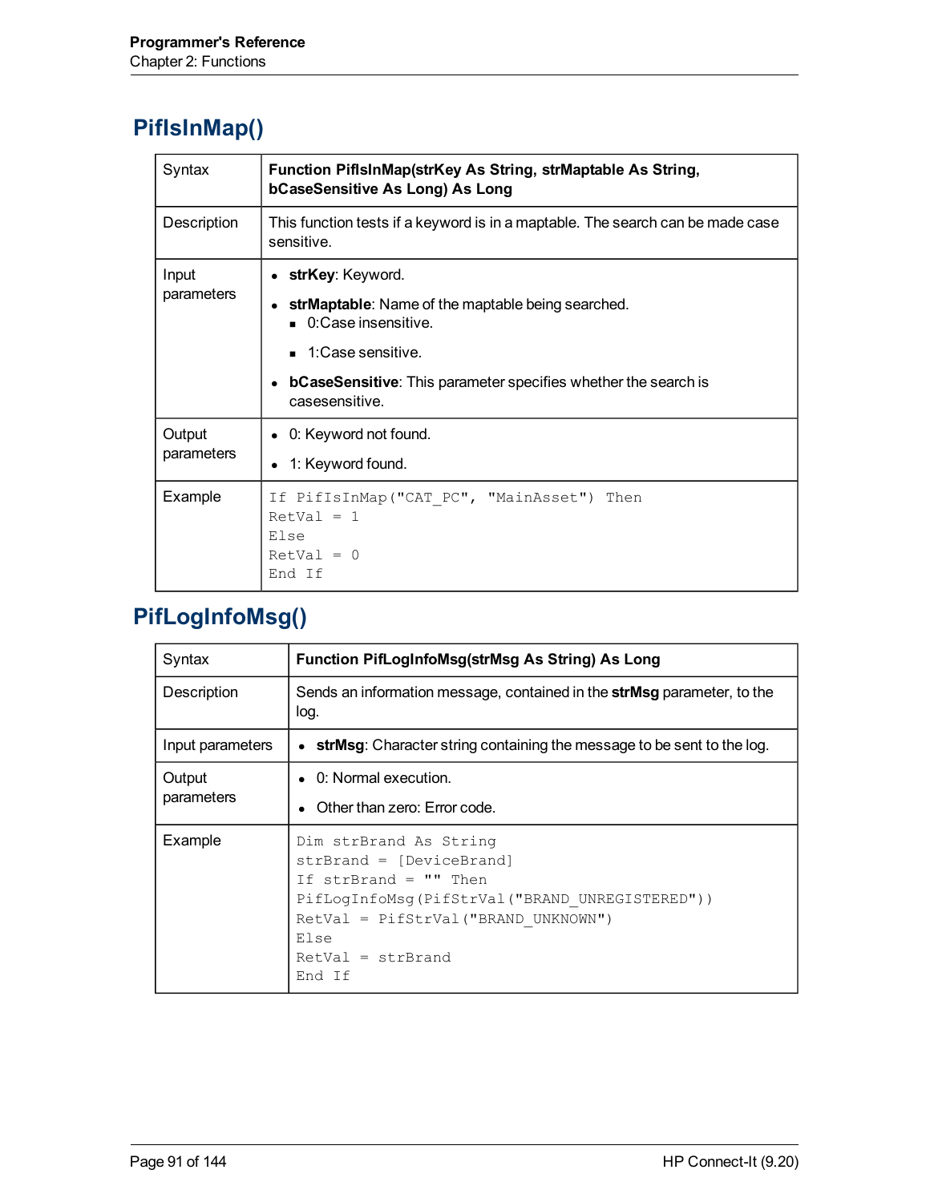## PifIsInMap()

| | |
|---|---|
| Syntax | **Function PifIsInMap(strKey As String, strMaptable As String, bCaseSensitive As Long) As Long** |
| Description | This function tests if a keyword is in a maptable. The search can be made case sensitive. |
| Input parameters | • **strKey**: Keyword.<br>• **strMaptable**: Name of the maptable being searched.<br>  ▪ 0:Case insensitive.<br>  ▪ 1:Case sensitive.<br>• **bCaseSensitive**: This parameter specifies whether the search is casesensitive. |
| Output parameters | • 0: Keyword not found.<br>• 1: Keyword found. |
| Example | `If PifIsInMap("CAT_PC", "MainAsset") Then`<br>`RetVal = 1`<br>`Else`<br>`RetVal = 0`<br>`End If` |

## PifLogInfoMsg()

| | |
|---|---|
| Syntax | **Function PifLogInfoMsg(strMsg As String) As Long** |
| Description | Sends an information message, contained in the **strMsg** parameter, to the log. |
| Input parameters | • **strMsg**: Character string containing the message to be sent to the log. |
| Output parameters | • 0: Normal execution.<br>• Other than zero: Error code. |
| Example | `Dim strBrand As String`<br>`strBrand = [DeviceBrand]`<br>`If strBrand = "" Then`<br>`PifLogInfoMsg(PifStrVal("BRAND_UNREGISTERED"))`<br>`RetVal = PifStrVal("BRAND_UNKNOWN")`<br>`Else`<br>`RetVal = strBrand`<br>`End If` |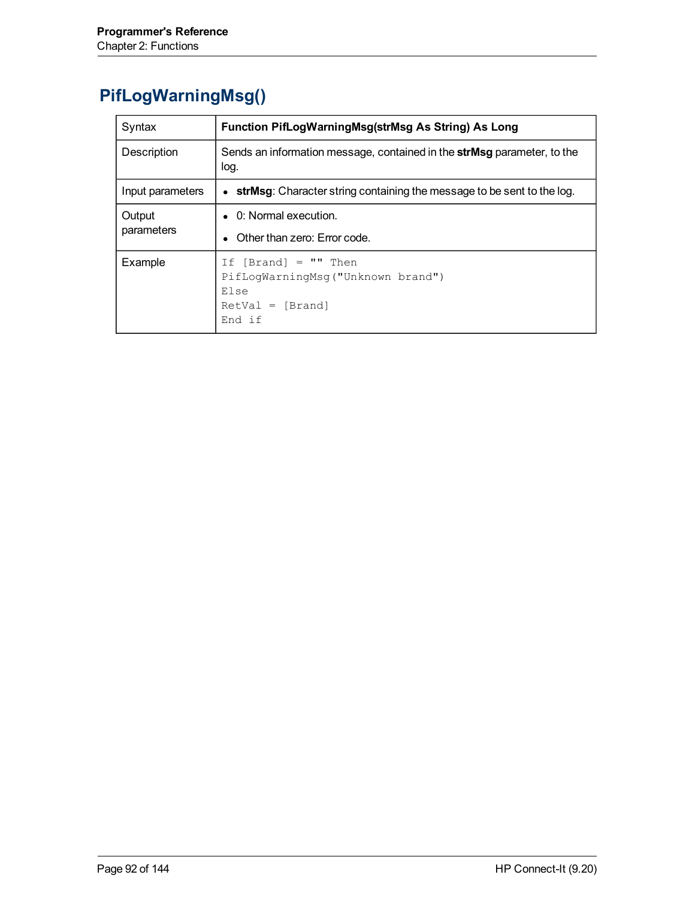## PifLogWarningMsg()

| Syntax | **Function PifLogWarningMsg(strMsg As String) As Long** |
|---|---|
| Description | Sends an information message, contained in the **strMsg** parameter, to the log. |
| Input parameters | • **strMsg**: Character string containing the message to be sent to the log. |
| Output parameters | • 0: Normal execution.<br>• Other than zero: Error code. |
| Example | `If [Brand] = "" Then`<br>`PifLogWarningMsg("Unknown brand")`<br>`Else`<br>`RetVal = [Brand]`<br>`End if` |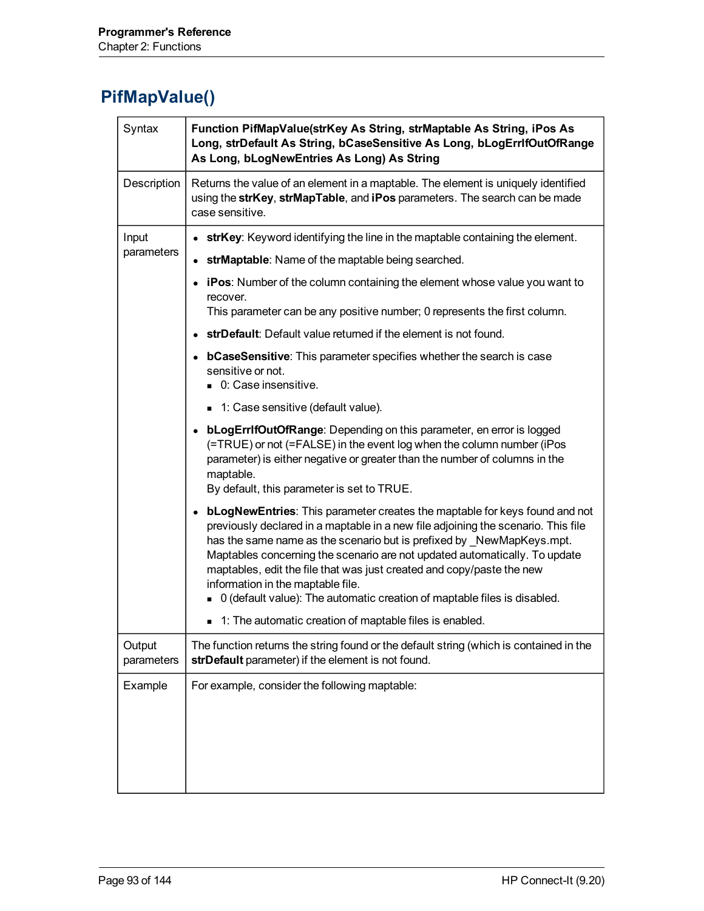## PifMapValue()

| | |
|---|---|
| Syntax | **Function PifMapValue(strKey As String, strMaptable As String, iPos As Long, strDefault As String, bCaseSensitive As Long, bLogErrIfOutOfRange As Long, bLogNewEntries As Long) As String** |
| Description | Returns the value of an element in a maptable. The element is uniquely identified using the **strKey**, **strMapTable**, and **iPos** parameters. The search can be made case sensitive. |
| Input parameters | • **strKey**: Keyword identifying the line in the maptable containing the element.<br>• **strMaptable**: Name of the maptable being searched.<br>• **iPos**: Number of the column containing the element whose value you want to recover.<br>This parameter can be any positive number; 0 represents the first column.<br>• **strDefault**: Default value returned if the element is not found.<br>• **bCaseSensitive**: This parameter specifies whether the search is case sensitive or not.<br>  ▪ 0: Case insensitive.<br>  ▪ 1: Case sensitive (default value).<br>• **bLogErrIfOutOfRange**: Depending on this parameter, en error is logged (=TRUE) or not (=FALSE) in the event log when the column number (iPos parameter) is either negative or greater than the number of columns in the maptable.<br>By default, this parameter is set to TRUE.<br>• **bLogNewEntries**: This parameter creates the maptable for keys found and not previously declared in a maptable in a new file adjoining the scenario. This file has the same name as the scenario but is prefixed by _NewMapKeys.mpt. Maptables concerning the scenario are not updated automatically. To update maptables, edit the file that was just created and copy/paste the new information in the maptable file.<br>  ▪ 0 (default value): The automatic creation of maptable files is disabled.<br>  ▪ 1: The automatic creation of maptable files is enabled. |
| Output parameters | The function returns the string found or the default string (which is contained in the **strDefault** parameter) if the element is not found. |
| Example | For example, consider the following maptable: |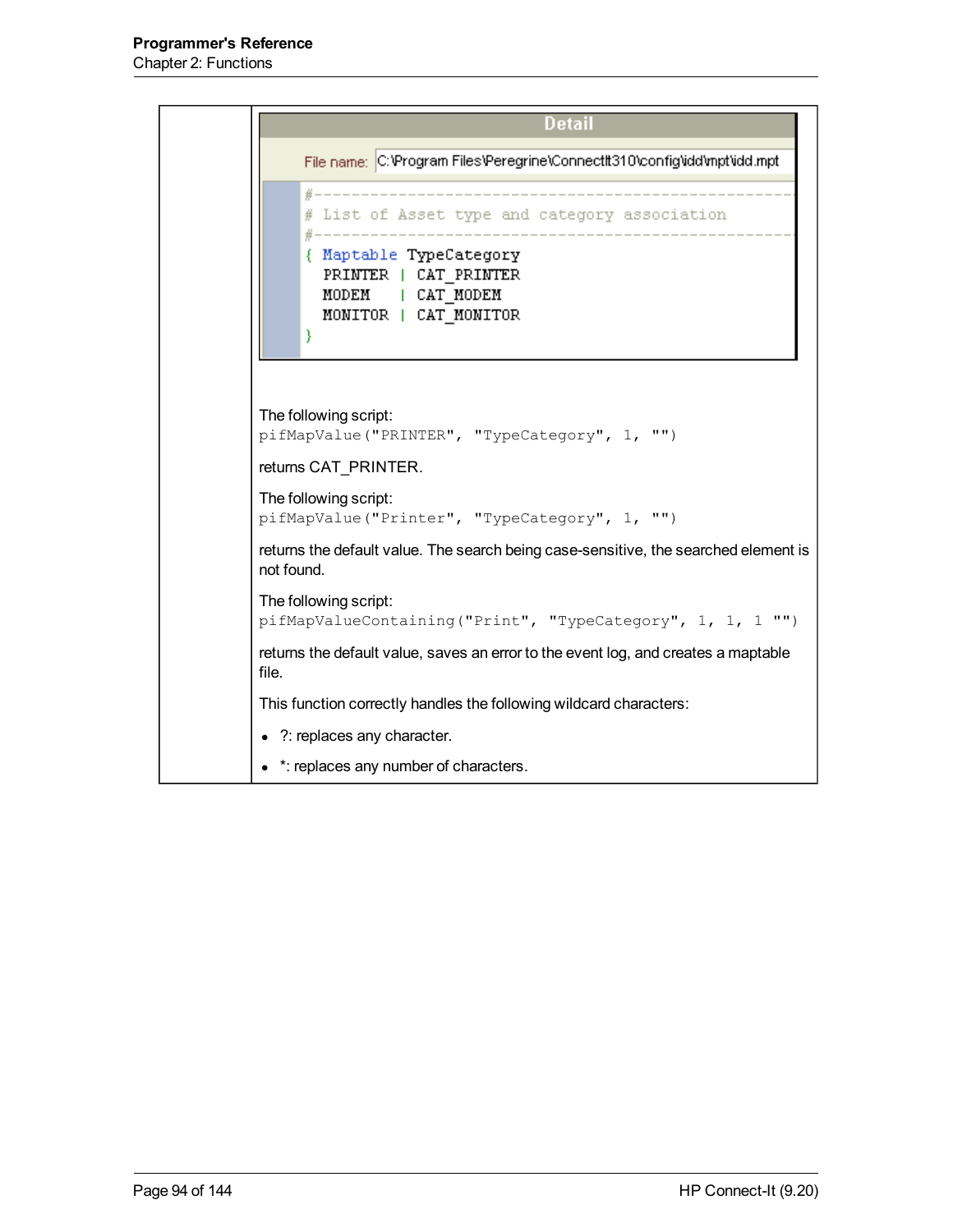**Detail**

File name: C:\Program Files\Peregrine\ConnectIt310\config\idd\mpt\idd.mpt

```
#------------------------------------------------------
# List of Asset type and category association
#------------------------------------------------------
{ Maptable TypeCategory
  PRINTER | CAT_PRINTER
  MODEM   | CAT_MODEM
  MONITOR | CAT_MONITOR
}
```

The following script:

```
pifMapValue("PRINTER", "TypeCategory", 1, "")
```

returns CAT_PRINTER.

The following script:

```
pifMapValue("Printer", "TypeCategory", 1, "")
```

returns the default value. The search being case-sensitive, the searched element is not found.

The following script:

```
pifMapValueContaining("Print", "TypeCategory", 1, 1, 1 "")
```

returns the default value, saves an error to the event log, and creates a maptable file.

This function correctly handles the following wildcard characters:

- ?: replaces any character.
- *: replaces any number of characters.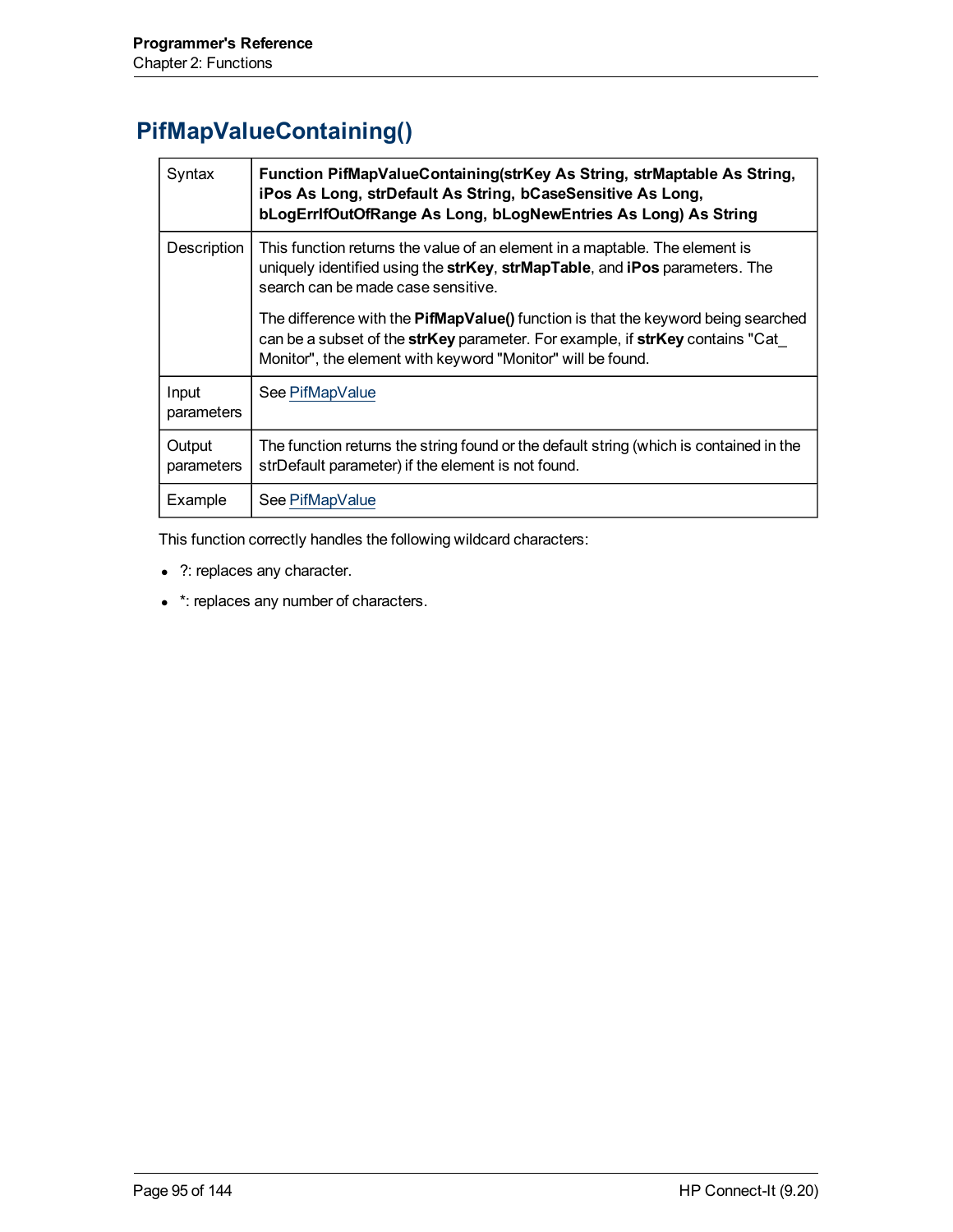# PifMapValueContaining()

| | |
|---|---|
| Syntax | **Function PifMapValueContaining(strKey As String, strMaptable As String, iPos As Long, strDefault As String, bCaseSensitive As Long, bLogErrIfOutOfRange As Long, bLogNewEntries As Long) As String** |
| Description | This function returns the value of an element in a maptable. The element is uniquely identified using the **strKey**, **strMapTable**, and **iPos** parameters. The search can be made case sensitive.<br><br>The difference with the **PifMapValue()** function is that the keyword being searched can be a subset of the **strKey** parameter. For example, if **strKey** contains "Cat_Monitor", the element with keyword "Monitor" will be found. |
| Input parameters | See PifMapValue |
| Output parameters | The function returns the string found or the default string (which is contained in the strDefault parameter) if the element is not found. |
| Example | See PifMapValue |

This function correctly handles the following wildcard characters:

- ?: replaces any character.
- *: replaces any number of characters.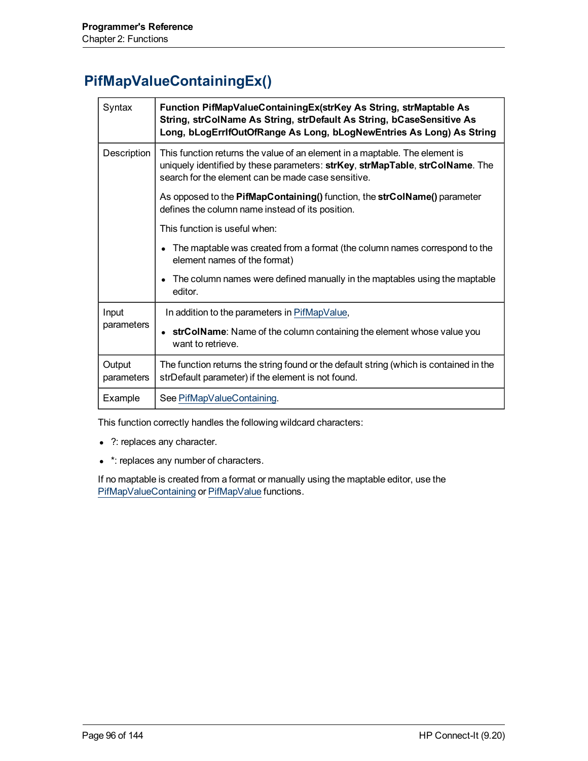# PifMapValueContainingEx()

| | |
|---|---|
| Syntax | **Function PifMapValueContainingEx(strKey As String, strMaptable As String, strColName As String, strDefault As String, bCaseSensitive As Long, bLogErrIfOutOfRange As Long, bLogNewEntries As Long) As String** |
| Description | This function returns the value of an element in a maptable. The element is uniquely identified by these parameters: **strKey**, **strMapTable**, **strColName**. The search for the element can be made case sensitive.<br><br>As opposed to the **PifMapContaining()** function, the **strColName()** parameter defines the column name instead of its position.<br><br>This function is useful when:<br><br>• The maptable was created from a format (the column names correspond to the element names of the format)<br>• The column names were defined manually in the maptables using the maptable editor. |
| Input parameters | In addition to the parameters in PifMapValue,<br><br>• **strColName**: Name of the column containing the element whose value you want to retrieve. |
| Output parameters | The function returns the string found or the default string (which is contained in the strDefault parameter) if the element is not found. |
| Example | See PifMapValueContaining. |

This function correctly handles the following wildcard characters:

- ?: replaces any character.
- *: replaces any number of characters.

If no maptable is created from a format or manually using the maptable editor, use the PifMapValueContaining or PifMapValue functions.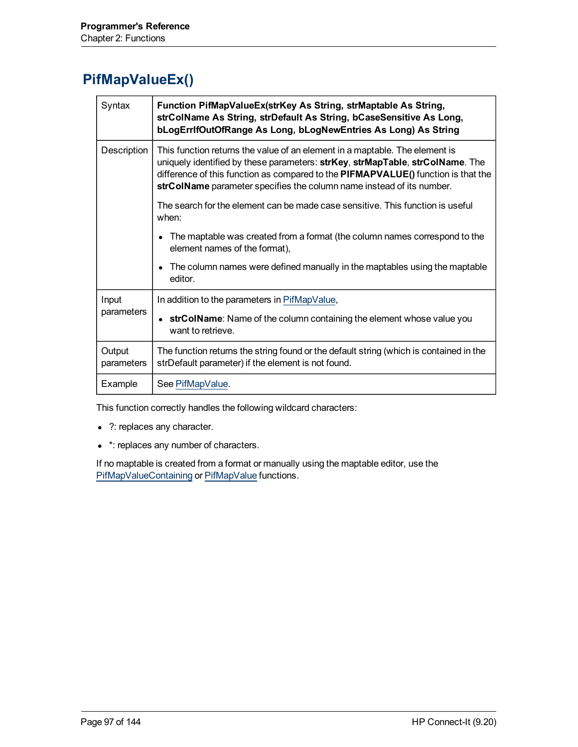## PifMapValueEx()

| | |
|---|---|
| Syntax | **Function PifMapValueEx(strKey As String, strMaptable As String, strColName As String, strDefault As String, bCaseSensitive As Long, bLogErrIfOutOfRange As Long, bLogNewEntries As Long) As String** |
| Description | This function returns the value of an element in a maptable. The element is uniquely identified by these parameters: **strKey**, **strMapTable**, **strColName**. The difference of this function as compared to the **PIFMAPVALUE()** function is that the **strColName** parameter specifies the column name instead of its number.<br><br>The search for the element can be made case sensitive. This function is useful when:<br><br>• The maptable was created from a format (the column names correspond to the element names of the format),<br><br>• The column names were defined manually in the maptables using the maptable editor. |
| Input parameters | In addition to the parameters in PifMapValue,<br><br>• **strColName**: Name of the column containing the element whose value you want to retrieve. |
| Output parameters | The function returns the string found or the default string (which is contained in the strDefault parameter) if the element is not found. |
| Example | See PifMapValue. |

This function correctly handles the following wildcard characters:

- ?: replaces any character.
- *: replaces any number of characters.

If no maptable is created from a format or manually using the maptable editor, use the PifMapValueContaining or PifMapValue functions.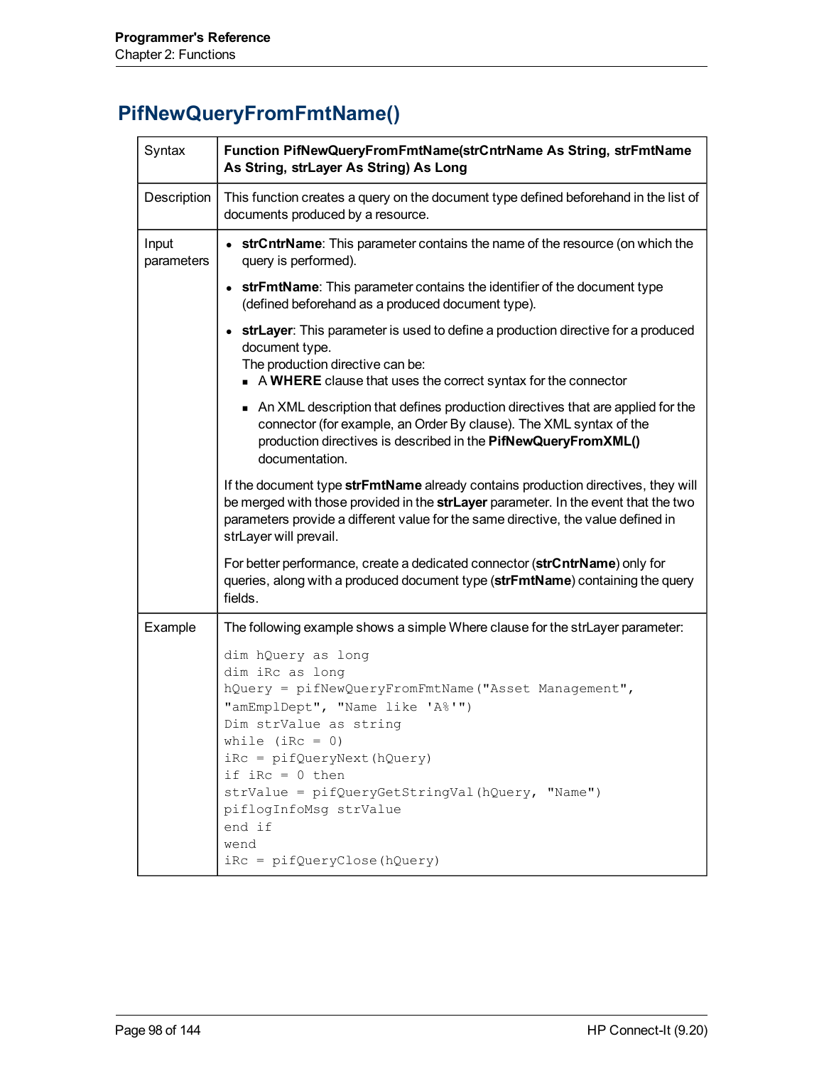## PifNewQueryFromFmtName()

| | |
|---|---|
| Syntax | **Function PifNewQueryFromFmtName(strCntrName As String, strFmtName As String, strLayer As String) As Long** |
| Description | This function creates a query on the document type defined beforehand in the list of documents produced by a resource. |
| Input parameters | <ul><li>**strCntrName**: This parameter contains the name of the resource (on which the query is performed).</li><li>**strFmtName**: This parameter contains the identifier of the document type (defined beforehand as a produced document type).</li><li>**strLayer**: This parameter is used to define a production directive for a produced document type.<br>The production directive can be:<ul><li>A **WHERE** clause that uses the correct syntax for the connector</li><li>An XML description that defines production directives that are applied for the connector (for example, an Order By clause). The XML syntax of the production directives is described in the **PifNewQueryFromXML()** documentation.</li></ul></li></ul>If the document type **strFmtName** already contains production directives, they will be merged with those provided in the **strLayer** parameter. In the event that the two parameters provide a different value for the same directive, the value defined in strLayer will prevail.<br><br>For better performance, create a dedicated connector (**strCntrName**) only for queries, along with a produced document type (**strFmtName**) containing the query fields. |
| Example | The following example shows a simple Where clause for the strLayer parameter:<br><br>`dim hQuery as long`<br>`dim iRc as long`<br>`hQuery = pifNewQueryFromFmtName("Asset Management", "amEmplDept", "Name like 'A%'")`<br>`Dim strValue as string`<br>`while (iRc = 0)`<br>`iRc = pifQueryNext(hQuery)`<br>`if iRc = 0 then`<br>`strValue = pifQueryGetStringVal(hQuery, "Name")`<br>`piflogInfoMsg strValue`<br>`end if`<br>`wend`<br>`iRc = pifQueryClose(hQuery)` |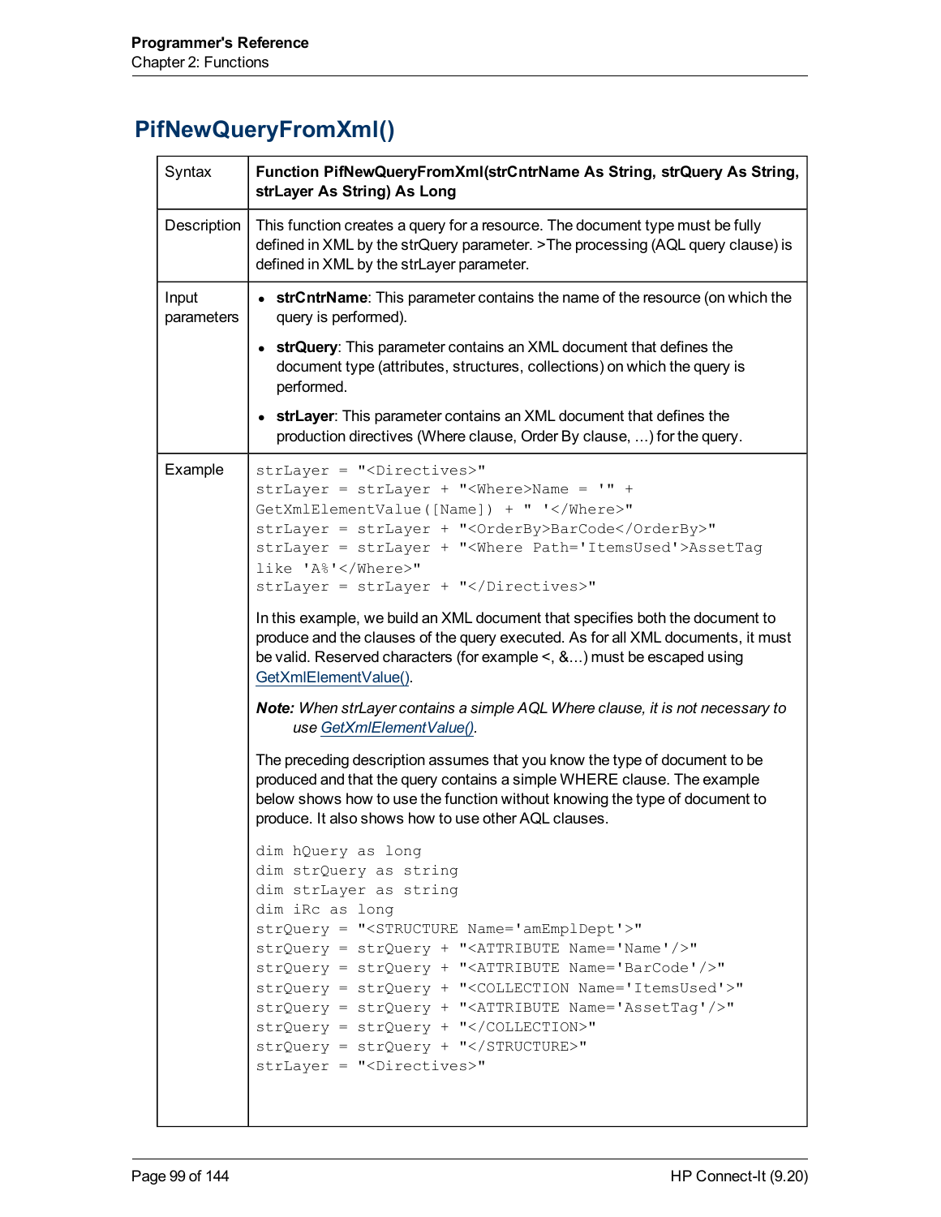# PifNewQueryFromXml()

| | |
|---|---|
| Syntax | **Function PifNewQueryFromXml(strCntrName As String, strQuery As String, strLayer As String) As Long** |
| Description | This function creates a query for a resource. The document type must be fully defined in XML by the strQuery parameter. >The processing (AQL query clause) is defined in XML by the strLayer parameter. |
| Input parameters | • **strCntrName**: This parameter contains the name of the resource (on which the query is performed).<br>• **strQuery**: This parameter contains an XML document that defines the document type (attributes, structures, collections) on which the query is performed.<br>• **strLayer**: This parameter contains an XML document that defines the production directives (Where clause, Order By clause, ...) for the query. |
| Example | `strLayer = "<Directives>"`<br>`strLayer = strLayer + "<Where>Name = '" + GetXmlElementValue([Name]) + " '</Where>"`<br>`strLayer = strLayer + "<OrderBy>BarCode</OrderBy>"`<br>`strLayer = strLayer + "<Where Path='ItemsUsed'>AssetTag like 'A%'</Where>"`<br>`strLayer = strLayer + "</Directives>"`<br><br>In this example, we build an XML document that specifies both the document to produce and the clauses of the query executed. As for all XML documents, it must be valid. Reserved characters (for example <, &...) must be escaped using GetXmlElementValue().<br><br>***Note:*** *When strLayer contains a simple AQL Where clause, it is not necessary to use GetXmlElementValue().*<br><br>The preceding description assumes that you know the type of document to be produced and that the query contains a simple WHERE clause. The example below shows how to use the function without knowing the type of document to produce. It also shows how to use other AQL clauses.<br><br>`dim hQuery as long`<br>`dim strQuery as string`<br>`dim strLayer as string`<br>`dim iRc as long`<br>`strQuery = "<STRUCTURE Name='amEmplDept'>"`<br>`strQuery = strQuery + "<ATTRIBUTE Name='Name'/>"`<br>`strQuery = strQuery + "<ATTRIBUTE Name='BarCode'/>"`<br>`strQuery = strQuery + "<COLLECTION Name='ItemsUsed'>"`<br>`strQuery = strQuery + "<ATTRIBUTE Name='AssetTag'/>"`<br>`strQuery = strQuery + "</COLLECTION>"`<br>`strQuery = strQuery + "</STRUCTURE>"`<br>`strLayer = "<Directives>"` |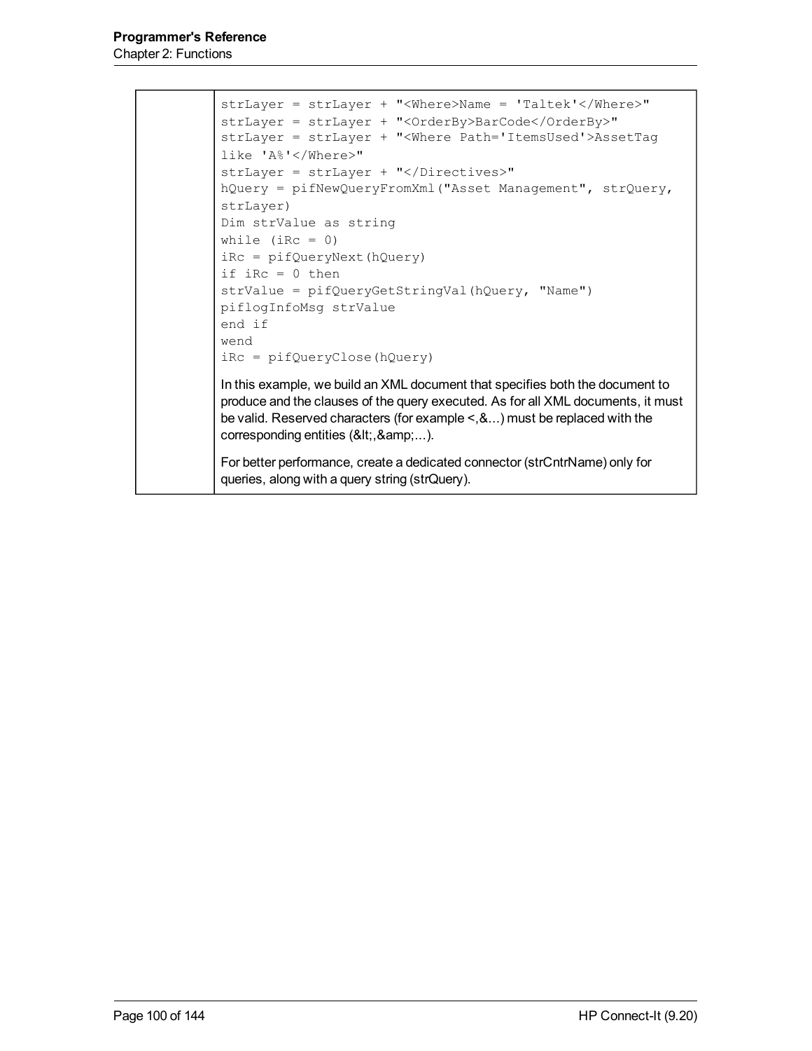| | |
|---|---|
| | ```
strLayer = strLayer + "<Where>Name = 'Taltek'</Where>"
strLayer = strLayer + "<OrderBy>BarCode</OrderBy>"
strLayer = strLayer + "<Where Path='ItemsUsed'>AssetTag
like 'A%'</Where>"
strLayer = strLayer + "</Directives>"
hQuery = pifNewQueryFromXml("Asset Management", strQuery,
strLayer)
Dim strValue as string
while (iRc = 0)
iRc = pifQueryNext(hQuery)
if iRc = 0 then
strValue = pifQueryGetStringVal(hQuery, "Name")
piflogInfoMsg strValue
end if
wend
iRc = pifQueryClose(hQuery)
``` In this example, we build an XML document that specifies both the document to produce and the clauses of the query executed. As for all XML documents, it must be valid. Reserved characters (for example <,&...) must be replaced with the corresponding entities (&lt;,&amp;...). For better performance, create a dedicated connector (strCntrName) only for queries, along with a query string (strQuery). |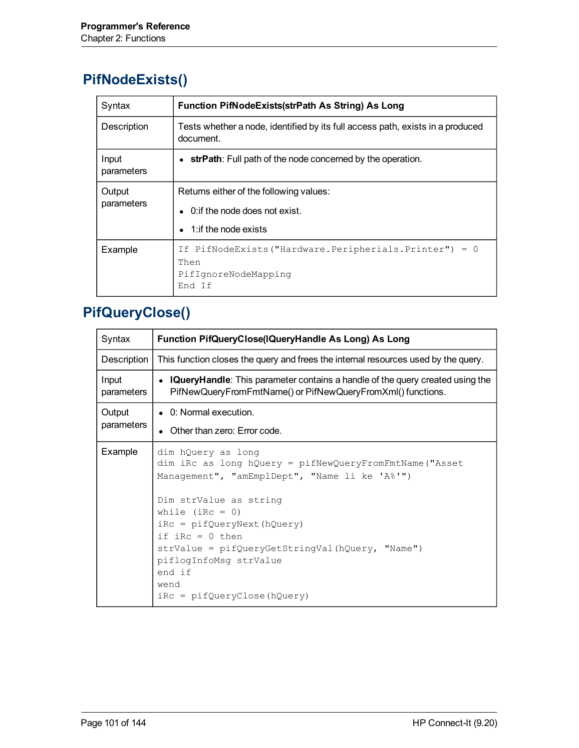## PifNodeExists()

| Syntax | **Function PifNodeExists(strPath As String) As Long** |
|---|---|
| Description | Tests whether a node, identified by its full access path, exists in a produced document. |
| Input parameters | • **strPath**: Full path of the node concerned by the operation. |
| Output parameters | Returns either of the following values:<br>• 0:if the node does not exist.<br>• 1:if the node exists |
| Example | `If PifNodeExists("Hardware.Peripherials.Printer") = 0 Then`<br>`PifIgnoreNodeMapping`<br>`End If` |

## PifQueryClose()

| Syntax | **Function PifQueryClose(lQueryHandle As Long) As Long** |
|---|---|
| Description | This function closes the query and frees the internal resources used by the query. |
| Input parameters | • **lQueryHandle**: This parameter contains a handle of the query created using the PifNewQueryFromFmtName() or PifNewQueryFromXml() functions. |
| Output parameters | • 0: Normal execution.<br>• Other than zero: Error code. |
| Example | `dim hQuery as long`<br>`dim iRc as long hQuery = pifNewQueryFromFmtName("Asset Management", "amEmplDept", "Name li ke 'A%'")`<br><br>`Dim strValue as string`<br>`while (iRc = 0)`<br>`iRc = pifQueryNext(hQuery)`<br>`if iRc = 0 then`<br>`strValue = pifQueryGetStringVal(hQuery, "Name")`<br>`piflogInfoMsg strValue`<br>`end if`<br>`wend`<br>`iRc = pifQueryClose(hQuery)` |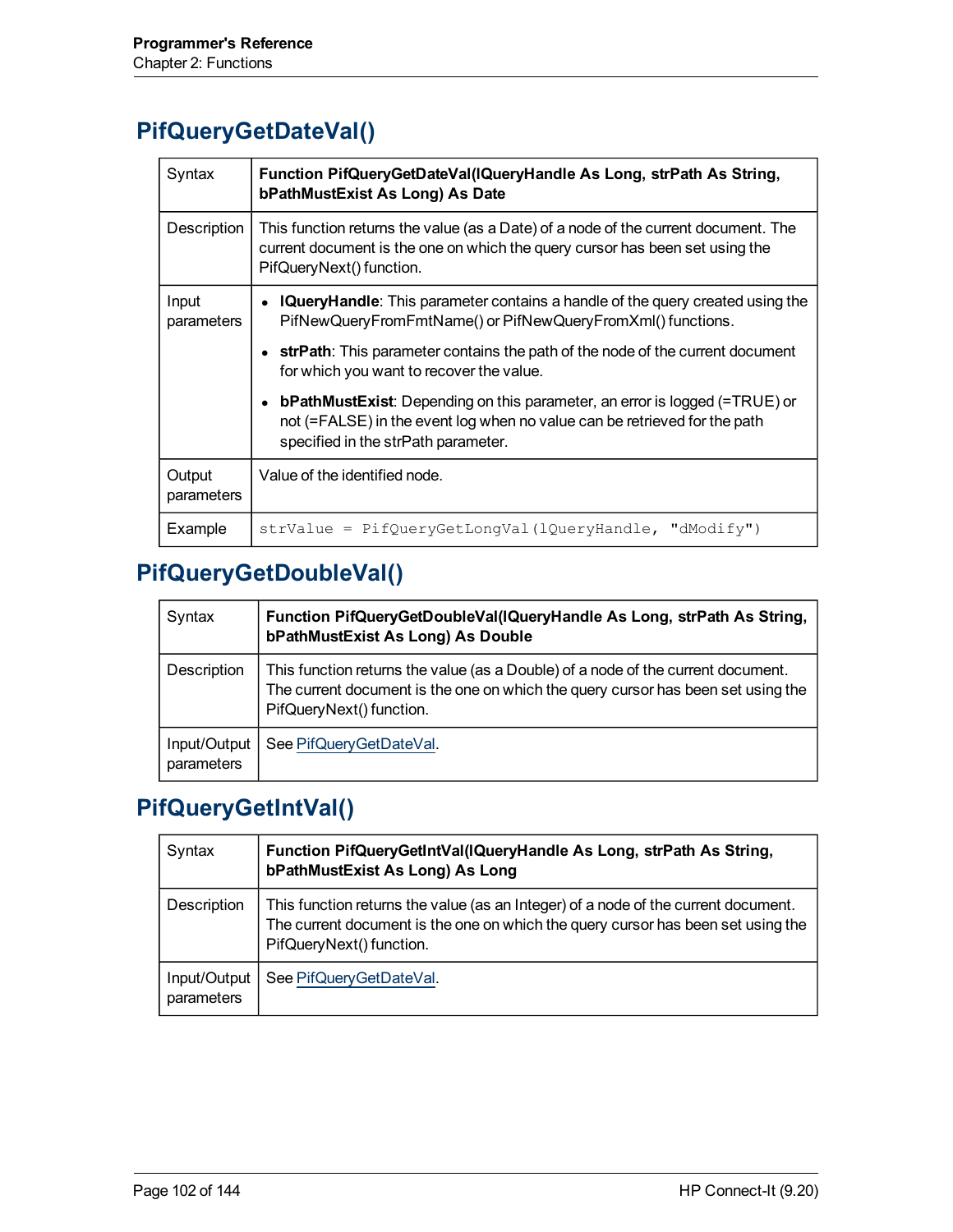## PifQueryGetDateVal()

| | |
|---|---|
| Syntax | **Function PifQueryGetDateVal(lQueryHandle As Long, strPath As String, bPathMustExist As Long) As Date** |
| Description | This function returns the value (as a Date) of a node of the current document. The current document is the one on which the query cursor has been set using the PifQueryNext() function. |
| Input parameters | • **lQueryHandle**: This parameter contains a handle of the query created using the PifNewQueryFromFmtName() or PifNewQueryFromXml() functions.<br>• **strPath**: This parameter contains the path of the node of the current document for which you want to recover the value.<br>• **bPathMustExist**: Depending on this parameter, an error is logged (=TRUE) or not (=FALSE) in the event log when no value can be retrieved for the path specified in the strPath parameter. |
| Output parameters | Value of the identified node. |
| Example | `strValue = PifQueryGetLongVal(lQueryHandle, "dModify")` |

## PifQueryGetDoubleVal()

| | |
|---|---|
| Syntax | **Function PifQueryGetDoubleVal(lQueryHandle As Long, strPath As String, bPathMustExist As Long) As Double** |
| Description | This function returns the value (as a Double) of a node of the current document. The current document is the one on which the query cursor has been set using the PifQueryNext() function. |
| Input/Output parameters | See PifQueryGetDateVal. |

## PifQueryGetIntVal()

| | |
|---|---|
| Syntax | **Function PifQueryGetIntVal(lQueryHandle As Long, strPath As String, bPathMustExist As Long) As Long** |
| Description | This function returns the value (as an Integer) of a node of the current document. The current document is the one on which the query cursor has been set using the PifQueryNext() function. |
| Input/Output parameters | See PifQueryGetDateVal. |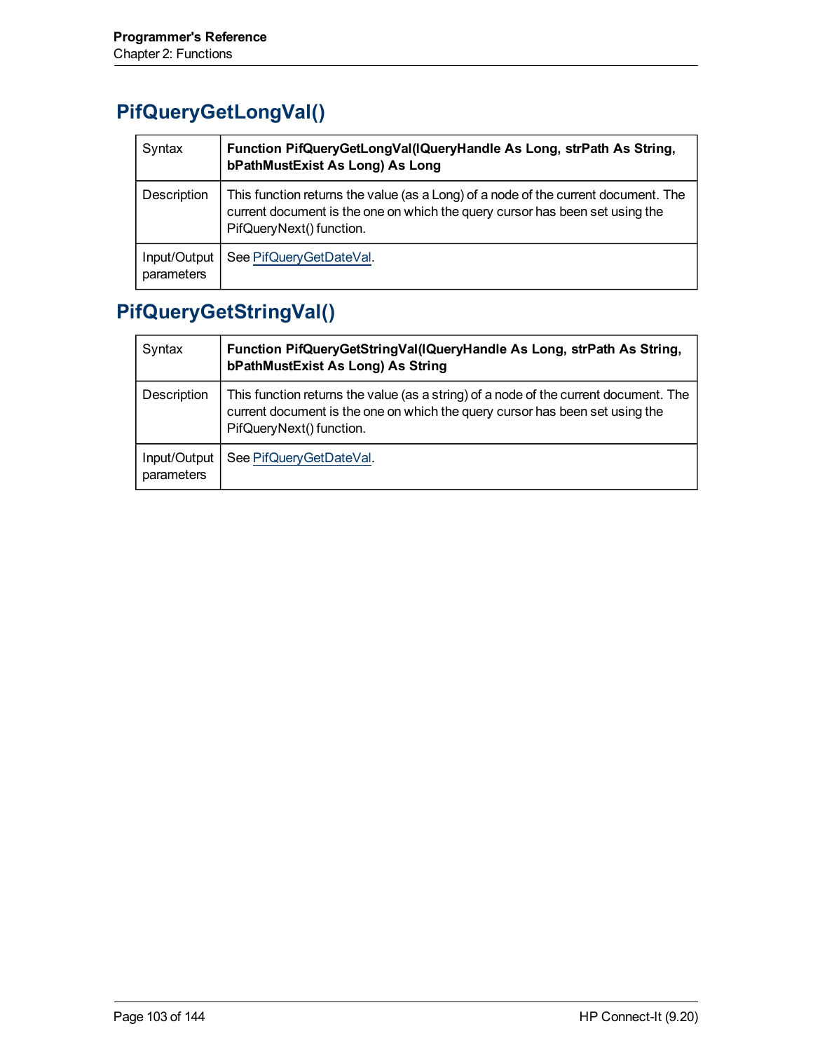## PifQueryGetLongVal()

| Syntax | **Function PifQueryGetLongVal(lQueryHandle As Long, strPath As String, bPathMustExist As Long) As Long** |
|---|---|
| Description | This function returns the value (as a Long) of a node of the current document. The current document is the one on which the query cursor has been set using the PifQueryNext() function. |
| Input/Output parameters | See PifQueryGetDateVal. |

## PifQueryGetStringVal()

| Syntax | **Function PifQueryGetStringVal(lQueryHandle As Long, strPath As String, bPathMustExist As Long) As String** |
|---|---|
| Description | This function returns the value (as a string) of a node of the current document. The current document is the one on which the query cursor has been set using the PifQueryNext() function. |
| Input/Output parameters | See PifQueryGetDateVal. |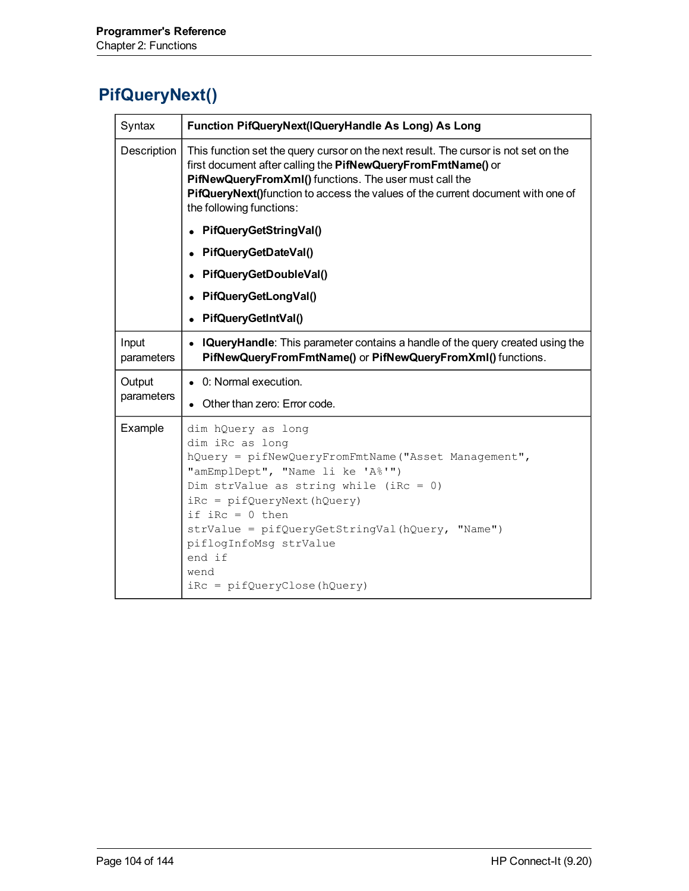## PifQueryNext()

| | |
|---|---|
| Syntax | **Function PifQueryNext(lQueryHandle As Long) As Long** |
| Description | This function set the query cursor on the next result. The cursor is not set on the first document after calling the **PifNewQueryFromFmtName()** or **PifNewQueryFromXml()** functions. The user must call the **PifQueryNext()**function to access the values of the current document with one of the following functions:<br>• **PifQueryGetStringVal()**<br>• **PifQueryGetDateVal()**<br>• **PifQueryGetDoubleVal()**<br>• **PifQueryGetLongVal()**<br>• **PifQueryGetIntVal()** |
| Input parameters | • **lQueryHandle**: This parameter contains a handle of the query created using the **PifNewQueryFromFmtName()** or **PifNewQueryFromXml()** functions. |
| Output parameters | • 0: Normal execution.<br>• Other than zero: Error code. |
| Example | `dim hQuery as long`<br>`dim iRc as long`<br>`hQuery = pifNewQueryFromFmtName("Asset Management", "amEmplDept", "Name li ke 'A%'")`<br>`Dim strValue as string while (iRc = 0)`<br>`iRc = pifQueryNext(hQuery)`<br>`if iRc = 0 then`<br>`strValue = pifQueryGetStringVal(hQuery, "Name")`<br>`piflogInfoMsg strValue`<br>`end if`<br>`wend`<br>`iRc = pifQueryClose(hQuery)` |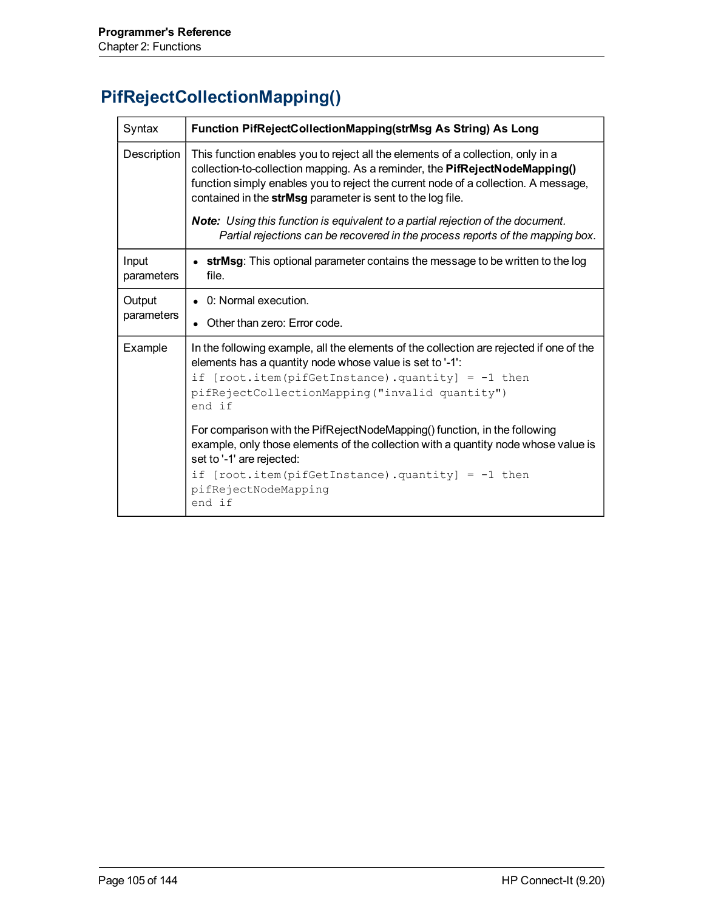# PifRejectCollectionMapping()

| Syntax | **Function PifRejectCollectionMapping(strMsg As String) As Long** |
|---|---|
| Description | This function enables you to reject all the elements of a collection, only in a collection-to-collection mapping. As a reminder, the **PifRejectNodeMapping()** function simply enables you to reject the current node of a collection. A message, contained in the **strMsg** parameter is sent to the log file.<br><br>***Note:*** *Using this function is equivalent to a partial rejection of the document. Partial rejections can be recovered in the process reports of the mapping box.* |
| Input parameters | • **strMsg**: This optional parameter contains the message to be written to the log file. |
| Output parameters | • 0: Normal execution.<br>• Other than zero: Error code. |
| Example | In the following example, all the elements of the collection are rejected if one of the elements has a quantity node whose value is set to '-1':<br>`if [root.item(pifGetInstance).quantity] = -1 then`<br>`pifRejectCollectionMapping("invalid quantity")`<br>`end if`<br><br>For comparison with the PifRejectNodeMapping() function, in the following example, only those elements of the collection with a quantity node whose value is set to '-1' are rejected:<br>`if [root.item(pifGetInstance).quantity] = -1 then`<br>`pifRejectNodeMapping`<br>`end if` |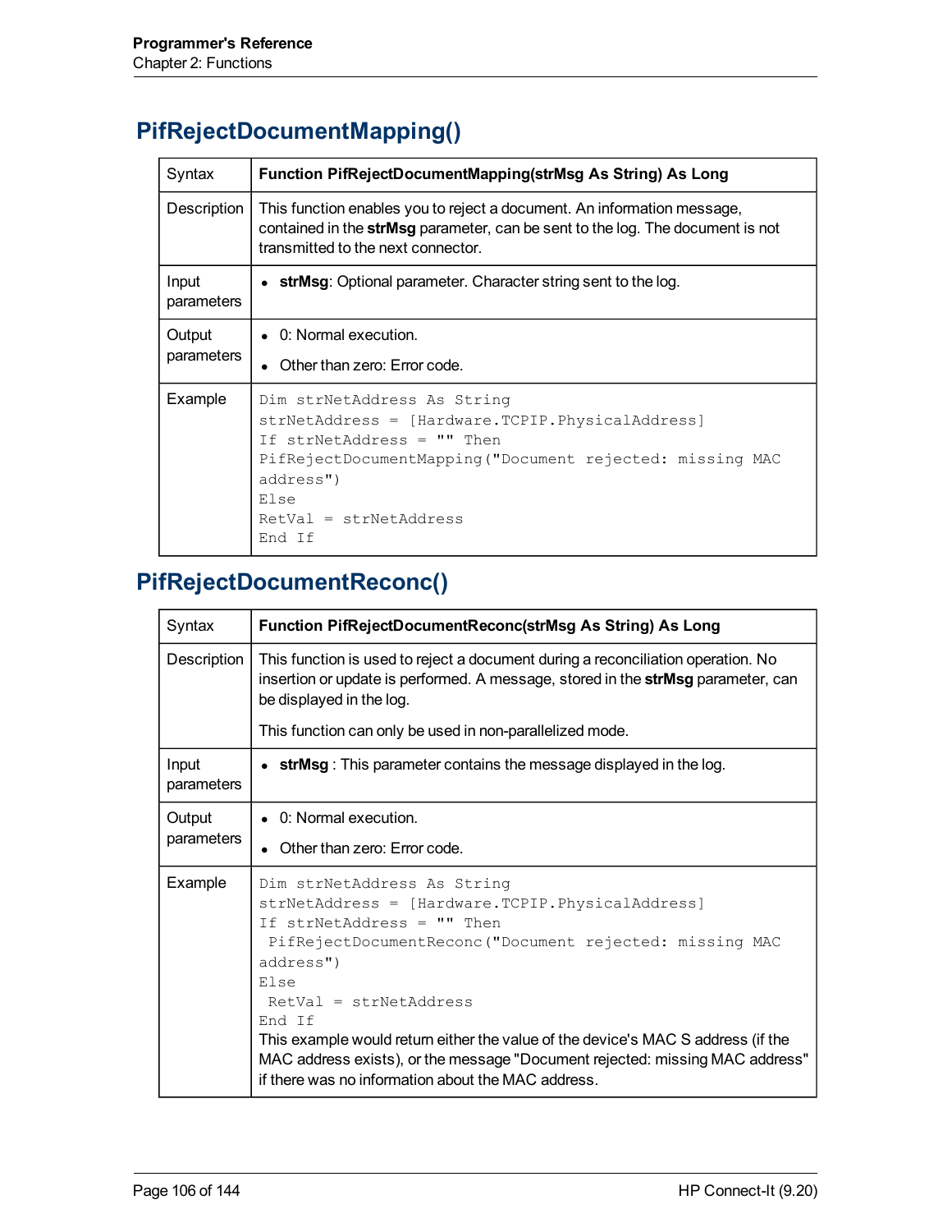## PifRejectDocumentMapping()

| Syntax | **Function PifRejectDocumentMapping(strMsg As String) As Long** |
|---|---|
| Description | This function enables you to reject a document. An information message, contained in the **strMsg** parameter, can be sent to the log. The document is not transmitted to the next connector. |
| Input parameters | • **strMsg**: Optional parameter. Character string sent to the log. |
| Output parameters | • 0: Normal execution.<br>• Other than zero: Error code. |
| Example | `Dim strNetAddress As String`<br>`strNetAddress = [Hardware.TCPIP.PhysicalAddress]`<br>`If strNetAddress = "" Then`<br>`PifRejectDocumentMapping("Document rejected: missing MAC address")`<br>`Else`<br>`RetVal = strNetAddress`<br>`End If` |

## PifRejectDocumentReconc()

| Syntax | **Function PifRejectDocumentReconc(strMsg As String) As Long** |
|---|---|
| Description | This function is used to reject a document during a reconciliation operation. No insertion or update is performed. A message, stored in the **strMsg** parameter, can be displayed in the log.<br><br>This function can only be used in non-parallelized mode. |
| Input parameters | • **strMsg** : This parameter contains the message displayed in the log. |
| Output parameters | • 0: Normal execution.<br>• Other than zero: Error code. |
| Example | `Dim strNetAddress As String`<br>`strNetAddress = [Hardware.TCPIP.PhysicalAddress]`<br>`If strNetAddress = "" Then`<br>` PifRejectDocumentReconc("Document rejected: missing MAC address")`<br>`Else`<br>` RetVal = strNetAddress`<br>`End If`<br>This example would return either the value of the device's MAC S address (if the MAC address exists), or the message "Document rejected: missing MAC address" if there was no information about the MAC address. |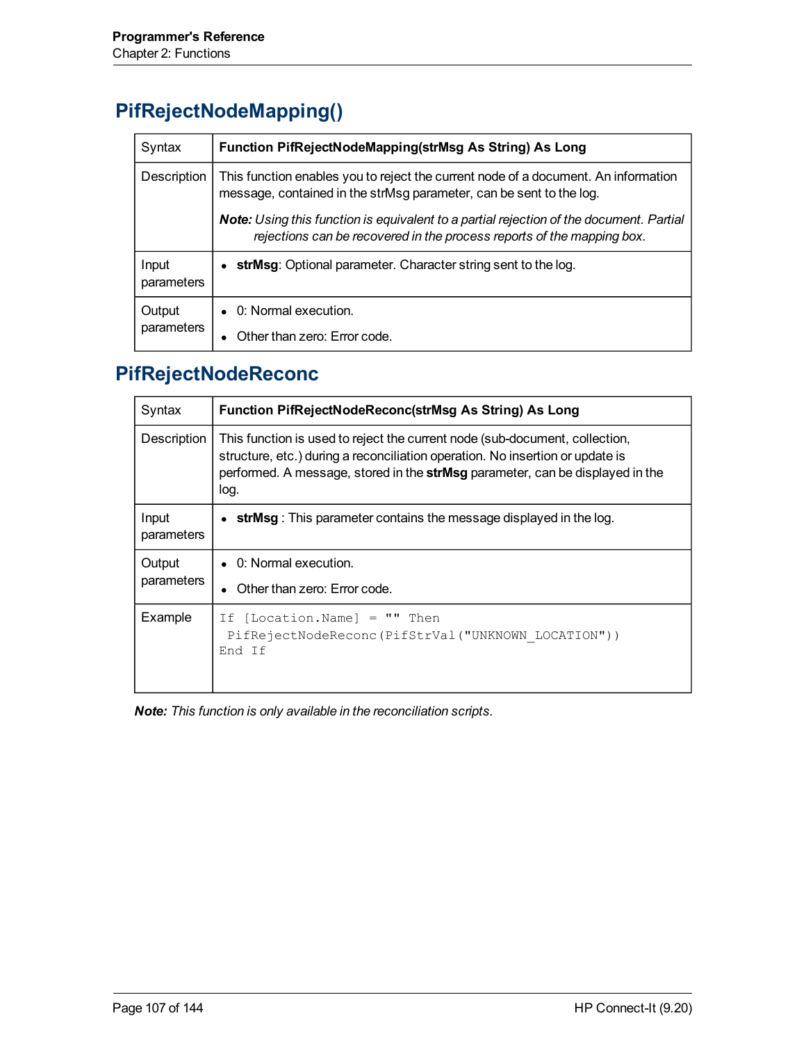## PifRejectNodeMapping()

| Syntax | **Function PifRejectNodeMapping(strMsg As String) As Long** |
|---|---|
| Description | This function enables you to reject the current node of a document. An information message, contained in the strMsg parameter, can be sent to the log.<br><br>***Note:*** *Using this function is equivalent to a partial rejection of the document. Partial rejections can be recovered in the process reports of the mapping box.* |
| Input parameters | • **strMsg**: Optional parameter. Character string sent to the log. |
| Output parameters | • 0: Normal execution.<br>• Other than zero: Error code. |

## PifRejectNodeReconc

| Syntax | **Function PifRejectNodeReconc(strMsg As String) As Long** |
|---|---|
| Description | This function is used to reject the current node (sub-document, collection, structure, etc.) during a reconciliation operation. No insertion or update is performed. A message, stored in the **strMsg** parameter, can be displayed in the log. |
| Input parameters | • **strMsg** : This parameter contains the message displayed in the log. |
| Output parameters | • 0: Normal execution.<br>• Other than zero: Error code. |
| Example | `If [Location.Name] = "" Then`<br>` PifRejectNodeReconc(PifStrVal("UNKNOWN_LOCATION"))`<br>`End If` |

***Note:*** *This function is only available in the reconciliation scripts.*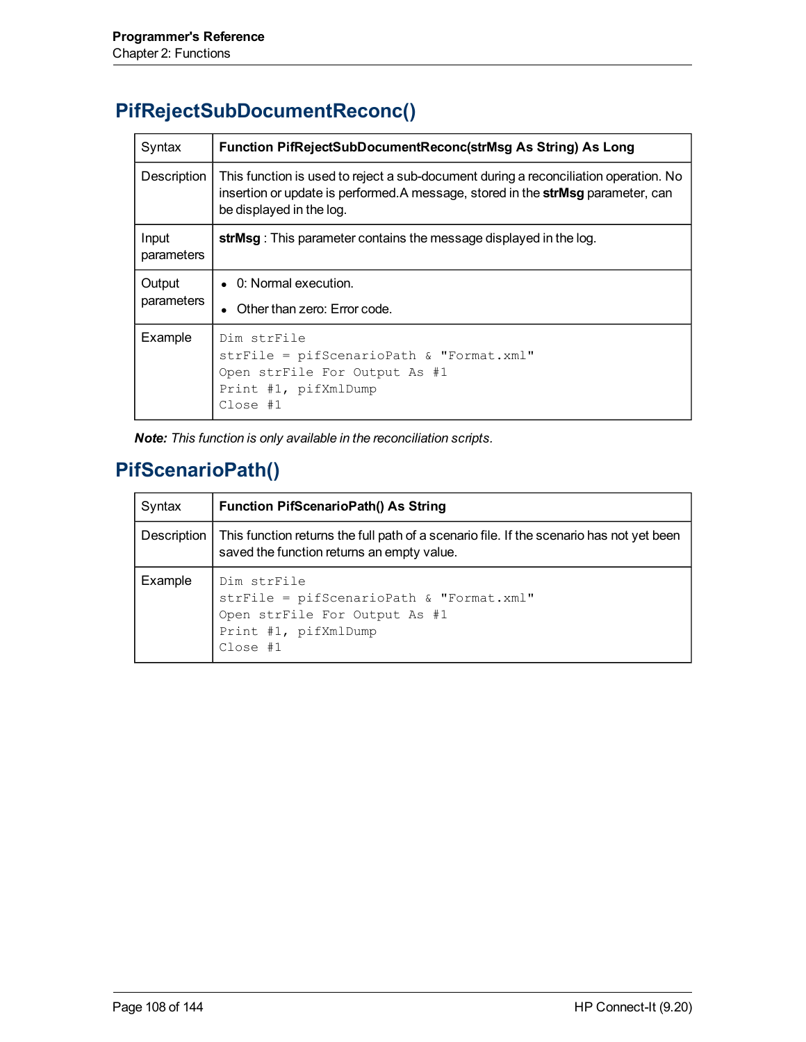## PifRejectSubDocumentReconc()

| Syntax | **Function PifRejectSubDocumentReconc(strMsg As String) As Long** |
|---|---|
| Description | This function is used to reject a sub-document during a reconciliation operation. No insertion or update is performed.A message, stored in the **strMsg** parameter, can be displayed in the log. |
| Input parameters | **strMsg** : This parameter contains the message displayed in the log. |
| Output parameters | • 0: Normal execution.<br>• Other than zero: Error code. |
| Example | `Dim strFile`<br>`strFile = pifScenarioPath & "Format.xml"`<br>`Open strFile For Output As #1`<br>`Print #1, pifXmlDump`<br>`Close #1` |

***Note:*** *This function is only available in the reconciliation scripts.*

## PifScenarioPath()

| Syntax | **Function PifScenarioPath() As String** |
|---|---|
| Description | This function returns the full path of a scenario file. If the scenario has not yet been saved the function returns an empty value. |
| Example | `Dim strFile`<br>`strFile = pifScenarioPath & "Format.xml"`<br>`Open strFile For Output As #1`<br>`Print #1, pifXmlDump`<br>`Close #1` |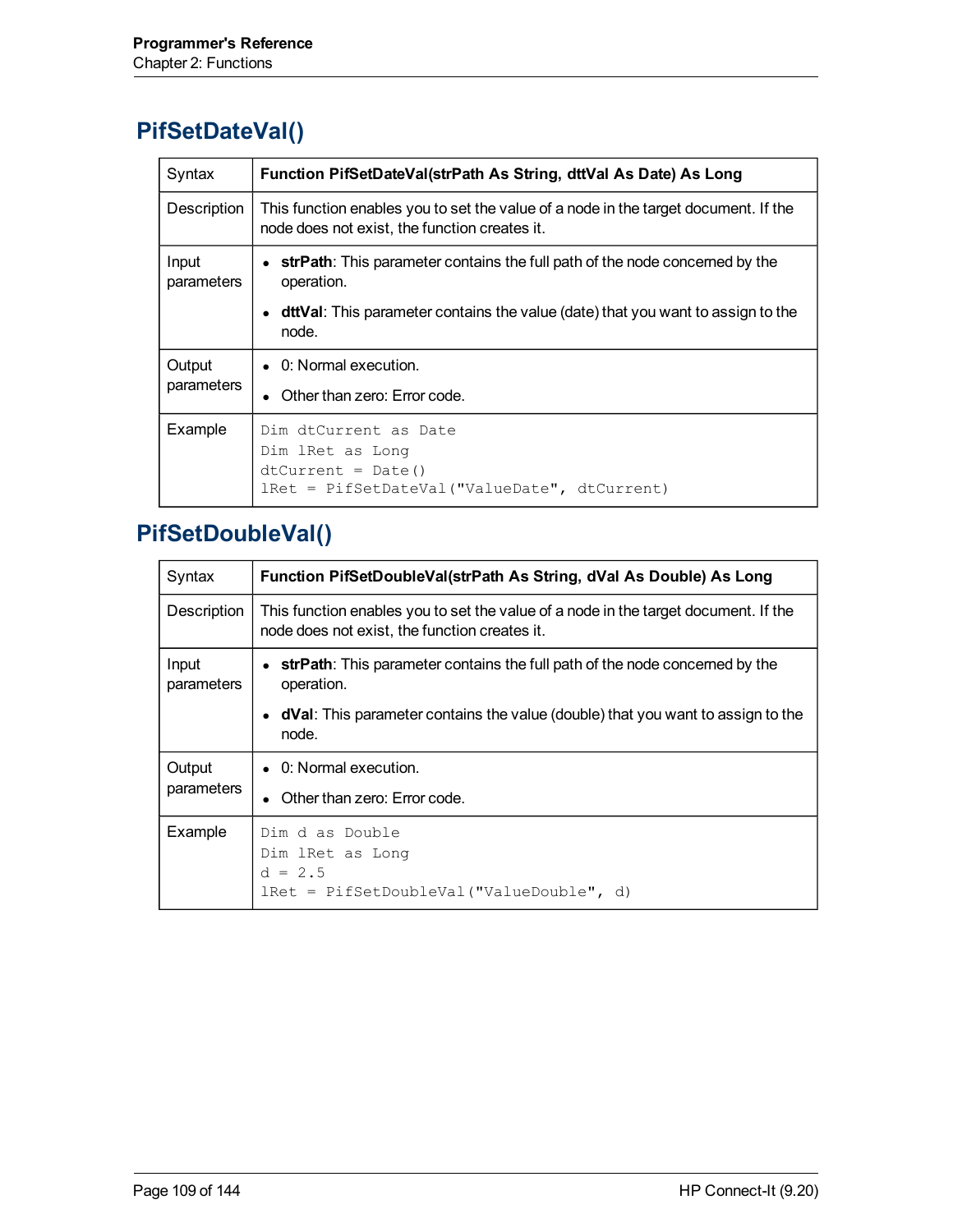## PifSetDateVal()

| Syntax | **Function PifSetDateVal(strPath As String, dttVal As Date) As Long** |
|---|---|
| Description | This function enables you to set the value of a node in the target document. If the node does not exist, the function creates it. |
| Input parameters | • **strPath**: This parameter contains the full path of the node concerned by the operation.<br>• **dttVal**: This parameter contains the value (date) that you want to assign to the node. |
| Output parameters | • 0: Normal execution.<br>• Other than zero: Error code. |
| Example | `Dim dtCurrent as Date`<br>`Dim lRet as Long`<br>`dtCurrent = Date()`<br>`lRet = PifSetDateVal("ValueDate", dtCurrent)` |

## PifSetDoubleVal()

| Syntax | **Function PifSetDoubleVal(strPath As String, dVal As Double) As Long** |
|---|---|
| Description | This function enables you to set the value of a node in the target document. If the node does not exist, the function creates it. |
| Input parameters | • **strPath**: This parameter contains the full path of the node concerned by the operation.<br>• **dVal**: This parameter contains the value (double) that you want to assign to the node. |
| Output parameters | • 0: Normal execution.<br>• Other than zero: Error code. |
| Example | `Dim d as Double`<br>`Dim lRet as Long`<br>`d = 2.5`<br>`lRet = PifSetDoubleVal("ValueDouble", d)` |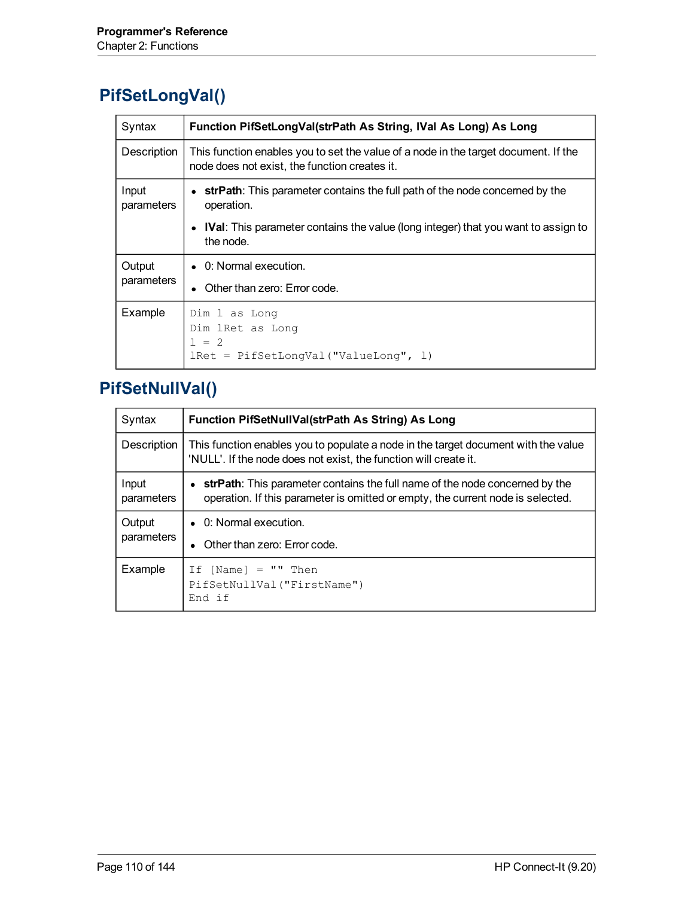## PifSetLongVal()

| Syntax | **Function PifSetLongVal(strPath As String, lVal As Long) As Long** |
|---|---|
| Description | This function enables you to set the value of a node in the target document. If the node does not exist, the function creates it. |
| Input parameters | • **strPath**: This parameter contains the full path of the node concerned by the operation.<br>• **lVal**: This parameter contains the value (long integer) that you want to assign to the node. |
| Output parameters | • 0: Normal execution.<br>• Other than zero: Error code. |
| Example | `Dim l as Long`<br>`Dim lRet as Long`<br>`l = 2`<br>`lRet = PifSetLongVal("ValueLong", l)` |

## PifSetNullVal()

| Syntax | **Function PifSetNullVal(strPath As String) As Long** |
|---|---|
| Description | This function enables you to populate a node in the target document with the value 'NULL'. If the node does not exist, the function will create it. |
| Input parameters | • **strPath**: This parameter contains the full name of the node concerned by the operation. If this parameter is omitted or empty, the current node is selected. |
| Output parameters | • 0: Normal execution.<br>• Other than zero: Error code. |
| Example | `If [Name] = "" Then`<br>`PifSetNullVal("FirstName")`<br>`End if` |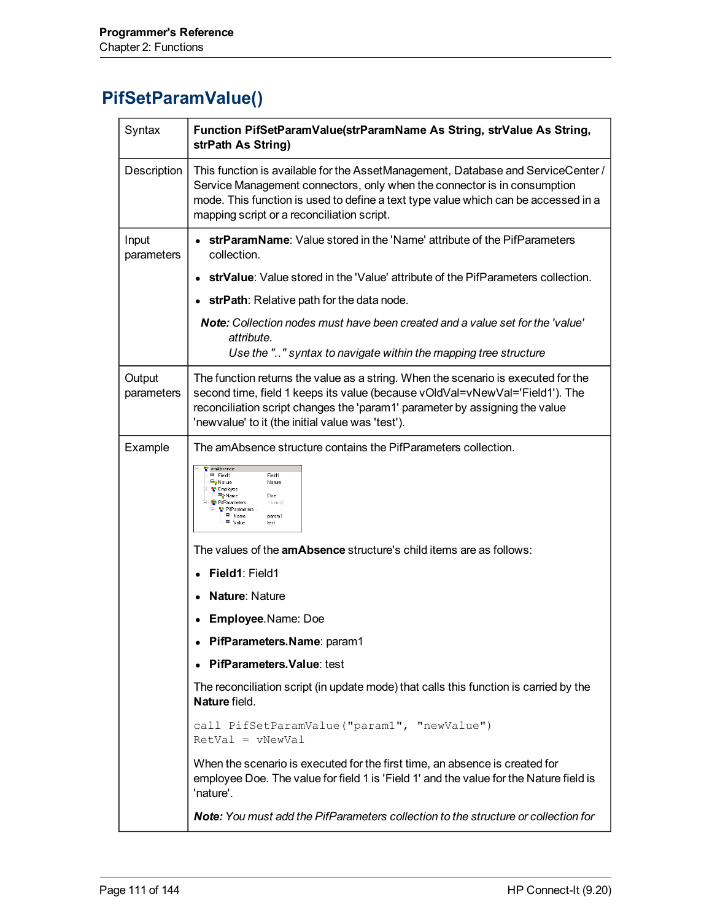## PifSetParamValue()

| | |
|---|---|
| Syntax | **Function PifSetParamValue(strParamName As String, strValue As String, strPath As String)** |
| Description | This function is available for the AssetManagement, Database and ServiceCenter / Service Management connectors, only when the connector is in consumption mode. This function is used to define a text type value which can be accessed in a mapping script or a reconciliation script. |
| Input parameters | • **strParamName**: Value stored in the 'Name' attribute of the PifParameters collection. <br> • **strValue**: Value stored in the 'Value' attribute of the PifParameters collection. <br> • **strPath**: Relative path for the data node. <br> ***Note:*** *Collection nodes must have been created and a value set for the 'value' attribute.* <br> *Use the ".." syntax to navigate within the mapping tree structure* |
| Output parameters | The function returns the value as a string. When the scenario is executed for the second time, field 1 keeps its value (because vOldVal=vNewVal='Field1'). The reconciliation script changes the 'param1' parameter by assigning the value 'newvalue' to it (the initial value was 'test'). |
| Example | The amAbsence structure contains the PifParameters collection. <br> amAbsence / Field1: Field1 / Nature: Nature / Employee / Name: Doe / PifParameters: 1 item(s) / PifParameters ... / Name: param1 / Value: test <br> The values of the **amAbsence** structure's child items are as follows: <br> • **Field1**: Field1 <br> • **Nature**: Nature <br> • **Employee**.Name: Doe <br> • **PifParameters.Name**: param1 <br> • **PifParameters.Value**: test <br> The reconciliation script (in update mode) that calls this function is carried by the **Nature** field. <br> `call PifSetParamValue("param1", "newValue")` <br> `RetVal = vNewVal` <br> When the scenario is executed for the first time, an absence is created for employee Doe. The value for field 1 is 'Field 1' and the value for the Nature field is 'nature'. <br> ***Note:*** *You must add the PifParameters collection to the structure or collection for* |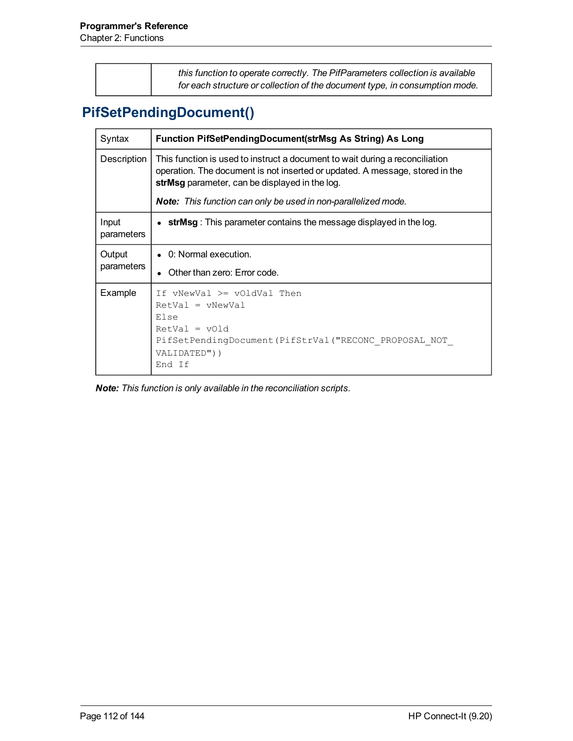| | *this function to operate correctly. The PifParameters collection is available for each structure or collection of the document type, in consumption mode.* |
|---|---|

## PifSetPendingDocument()

| Syntax | **Function PifSetPendingDocument(strMsg As String) As Long** |
|---|---|
| Description | This function is used to instruct a document to wait during a reconciliation operation. The document is not inserted or updated. A message, stored in the **strMsg** parameter, can be displayed in the log. <br><br> ***Note:*** *This function can only be used in non-parallelized mode.* |
| Input parameters | • **strMsg** : This parameter contains the message displayed in the log. |
| Output parameters | • 0: Normal execution. <br> • Other than zero: Error code. |
| Example | `If vNewVal >= vOldVal Then`<br>`RetVal = vNewVal`<br>`Else`<br>`RetVal = vOld`<br>`PifSetPendingDocument(PifStrVal("RECONC_PROPOSAL_NOT_VALIDATED"))`<br>`End If` |

***Note:*** *This function is only available in the reconciliation scripts.*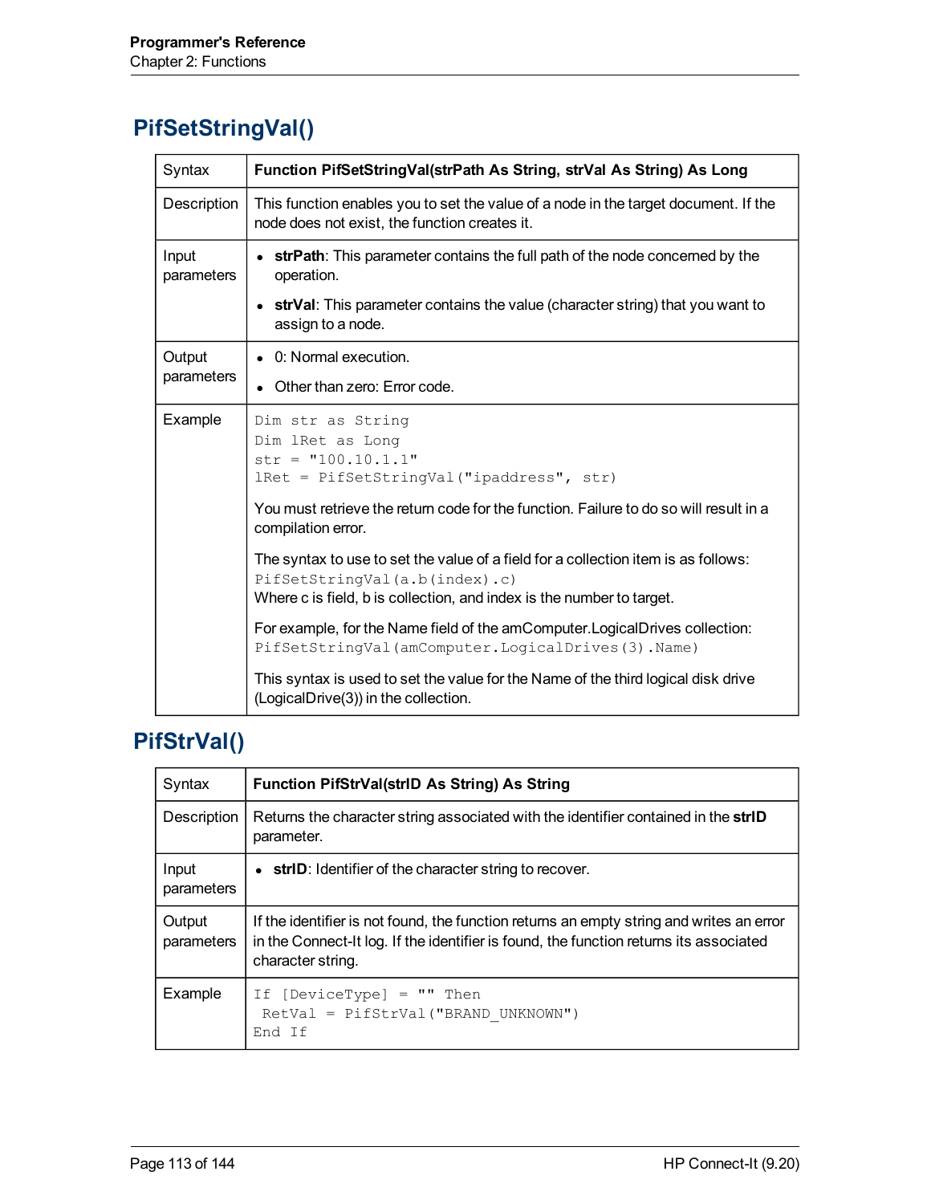## PifSetStringVal()

| Syntax | **Function PifSetStringVal(strPath As String, strVal As String) As Long** |
|---|---|
| Description | This function enables you to set the value of a node in the target document. If the node does not exist, the function creates it. |
| Input parameters | <ul><li>**strPath**: This parameter contains the full path of the node concerned by the operation.</li><li>**strVal**: This parameter contains the value (character string) that you want to assign to a node.</li></ul> |
| Output parameters | <ul><li>0: Normal execution.</li><li>Other than zero: Error code.</li></ul> |
| Example | `Dim str as String`<br>`Dim lRet as Long`<br>`str = "100.10.1.1"`<br>`lRet = PifSetStringVal("ipaddress", str)`<br><br>You must retrieve the return code for the function. Failure to do so will result in a compilation error.<br><br>The syntax to use to set the value of a field for a collection item is as follows:<br>`PifSetStringVal(a.b(index).c)`<br>Where c is field, b is collection, and index is the number to target.<br><br>For example, for the Name field of the amComputer.LogicalDrives collection:<br>`PifSetStringVal(amComputer.LogicalDrives(3).Name)`<br><br>This syntax is used to set the value for the Name of the third logical disk drive (LogicalDrive(3)) in the collection. |

## PifStrVal()

| Syntax | **Function PifStrVal(strID As String) As String** |
|---|---|
| Description | Returns the character string associated with the identifier contained in the **strID** parameter. |
| Input parameters | <ul><li>**strID**: Identifier of the character string to recover.</li></ul> |
| Output parameters | If the identifier is not found, the function returns an empty string and writes an error in the Connect-It log. If the identifier is found, the function returns its associated character string. |
| Example | `If [DeviceType] = "" Then`<br>` RetVal = PifStrVal("BRAND_UNKNOWN")`<br>`End If` |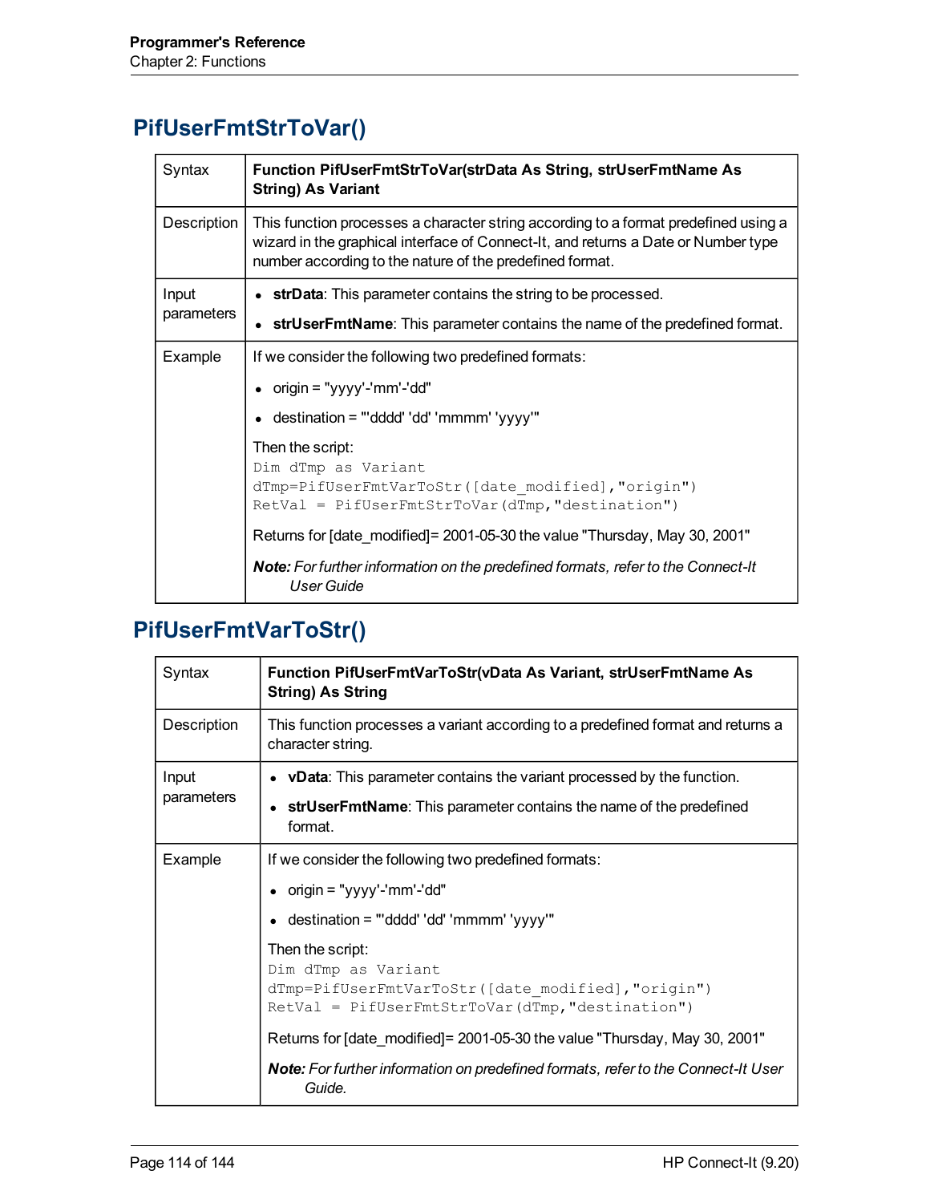## PifUserFmtStrToVar()

| | |
|---|---|
| Syntax | **Function PifUserFmtStrToVar(strData As String, strUserFmtName As String) As Variant** |
| Description | This function processes a character string according to a format predefined using a wizard in the graphical interface of Connect-It, and returns a Date or Number type number according to the nature of the predefined format. |
| Input parameters | • **strData**: This parameter contains the string to be processed.<br>• **strUserFmtName**: This parameter contains the name of the predefined format. |
| Example | If we consider the following two predefined formats:<br>• origin = "yyyy'-'mm'-'dd"<br>• destination = "'dddd' 'dd' 'mmmm' 'yyyy'"<br>Then the script:<br>`Dim dTmp as Variant`<br>`dTmp=PifUserFmtVarToStr([date_modified],"origin")`<br>`RetVal = PifUserFmtStrToVar(dTmp,"destination")`<br>Returns for [date_modified]= 2001-05-30 the value "Thursday, May 30, 2001"<br>***Note:*** *For further information on the predefined formats, refer to the Connect-It User Guide* |

## PifUserFmtVarToStr()

| | |
|---|---|
| Syntax | **Function PifUserFmtVarToStr(vData As Variant, strUserFmtName As String) As String** |
| Description | This function processes a variant according to a predefined format and returns a character string. |
| Input parameters | • **vData**: This parameter contains the variant processed by the function.<br>• **strUserFmtName**: This parameter contains the name of the predefined format. |
| Example | If we consider the following two predefined formats:<br>• origin = "yyyy'-'mm'-'dd"<br>• destination = "'dddd' 'dd' 'mmmm' 'yyyy'"<br>Then the script:<br>`Dim dTmp as Variant`<br>`dTmp=PifUserFmtVarToStr([date_modified],"origin")`<br>`RetVal = PifUserFmtStrToVar(dTmp,"destination")`<br>Returns for [date_modified]= 2001-05-30 the value "Thursday, May 30, 2001"<br>***Note:*** *For further information on predefined formats, refer to the Connect-It User Guide.* |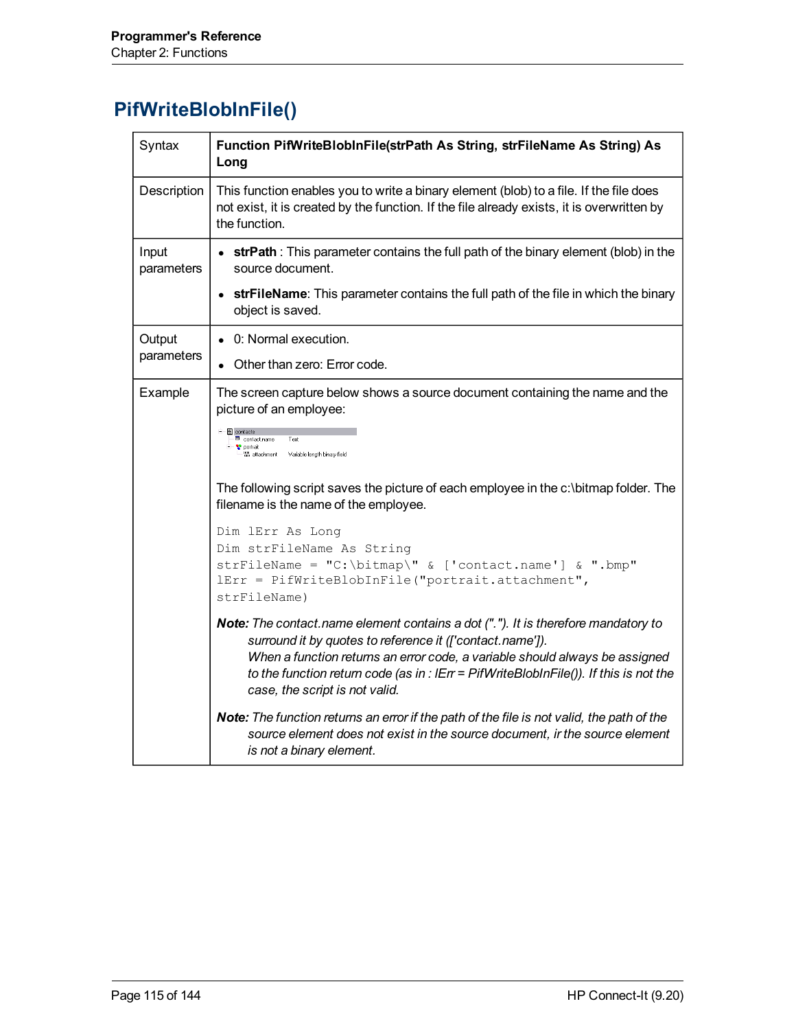## PifWriteBlobInFile()

| | |
|---|---|
| Syntax | **Function PifWriteBlobInFile(strPath As String, strFileName As String) As Long** |
| Description | This function enables you to write a binary element (blob) to a file. If the file does not exist, it is created by the function. If the file already exists, it is overwritten by the function. |
| Input parameters | • **strPath** : This parameter contains the full path of the binary element (blob) in the source document.<br>• **strFileName**: This parameter contains the full path of the file in which the binary object is saved. |
| Output parameters | • 0: Normal execution.<br>• Other than zero: Error code. |
| Example | The screen capture below shows a source document containing the name and the picture of an employee:<br><br>contacts<br>contact.name Text<br>portrait<br>attachment Variable length binary field<br><br>The following script saves the picture of each employee in the c:\bitmap folder. The filename is the name of the employee.<br><br>`Dim lErr As Long`<br>`Dim strFileName As String`<br>`strFileName = "C:\bitmap\" & ['contact.name'] & ".bmp"`<br>`lErr = PifWriteBlobInFile("portrait.attachment", strFileName)`<br><br>***Note:*** *The contact.name element contains a dot ("."). It is therefore mandatory to surround it by quotes to reference it (['contact.name']).*<br>*When a function returns an error code, a variable should always be assigned to the function return code (as in : lErr = PifWriteBlobInFile()). If this is not the case, the script is not valid.*<br><br>***Note:*** *The function returns an error if the path of the file is not valid, the path of the source element does not exist in the source document, ir the source element is not a binary element.* |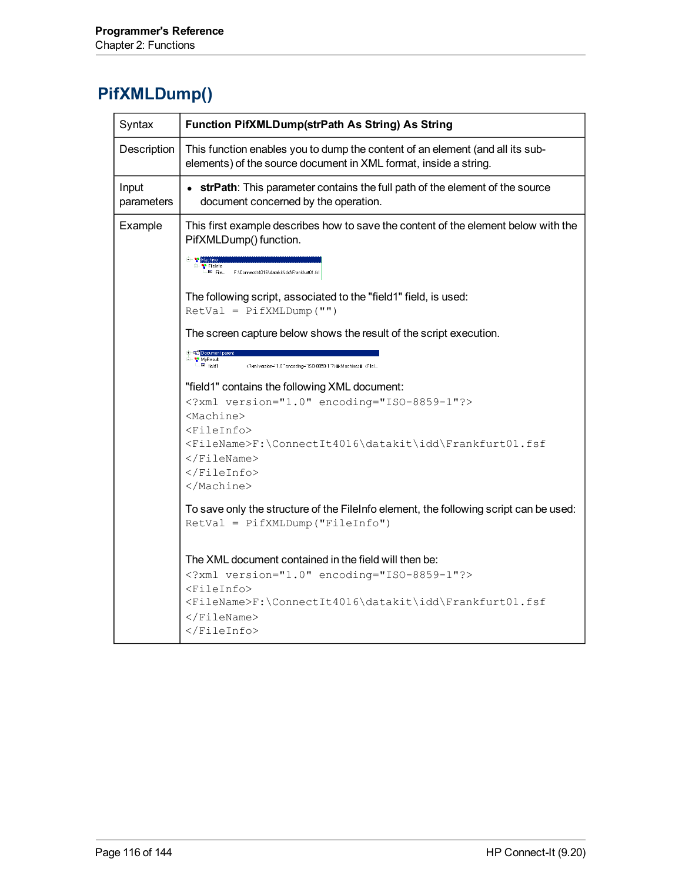## PifXMLDump()

| | |
|---|---|
| Syntax | **Function PifXMLDump(strPath As String) As String** |
| Description | This function enables you to dump the content of an element (and all its sub-elements) of the source document in XML format, inside a string. |
| Input parameters | • **strPath**: This parameter contains the full path of the element of the source document concerned by the operation. |
| Example | This first example describes how to save the content of the element below with the PifXMLDump() function.<br><br>The following script, associated to the "field1" field, is used:<br>`RetVal = PifXMLDump("")`<br><br>The screen capture below shows the result of the script execution.<br><br>"field1" contains the following XML document:<br>`<?xml version="1.0" encoding="ISO-8859-1"?>`<br>`<Machine>`<br>`<FileInfo>`<br>`<FileName>F:\ConnectIt4016\datakit\idd\Frankfurt01.fsf`<br>`</FileName>`<br>`</FileInfo>`<br>`</Machine>`<br><br>To save only the structure of the FileInfo element, the following script can be used:<br>`RetVal = PifXMLDump("FileInfo")`<br><br>The XML document contained in the field will then be:<br>`<?xml version="1.0" encoding="ISO-8859-1"?>`<br>`<FileInfo>`<br>`<FileName>F:\ConnectIt4016\datakit\idd\Frankfurt01.fsf`<br>`</FileName>`<br>`</FileInfo>` |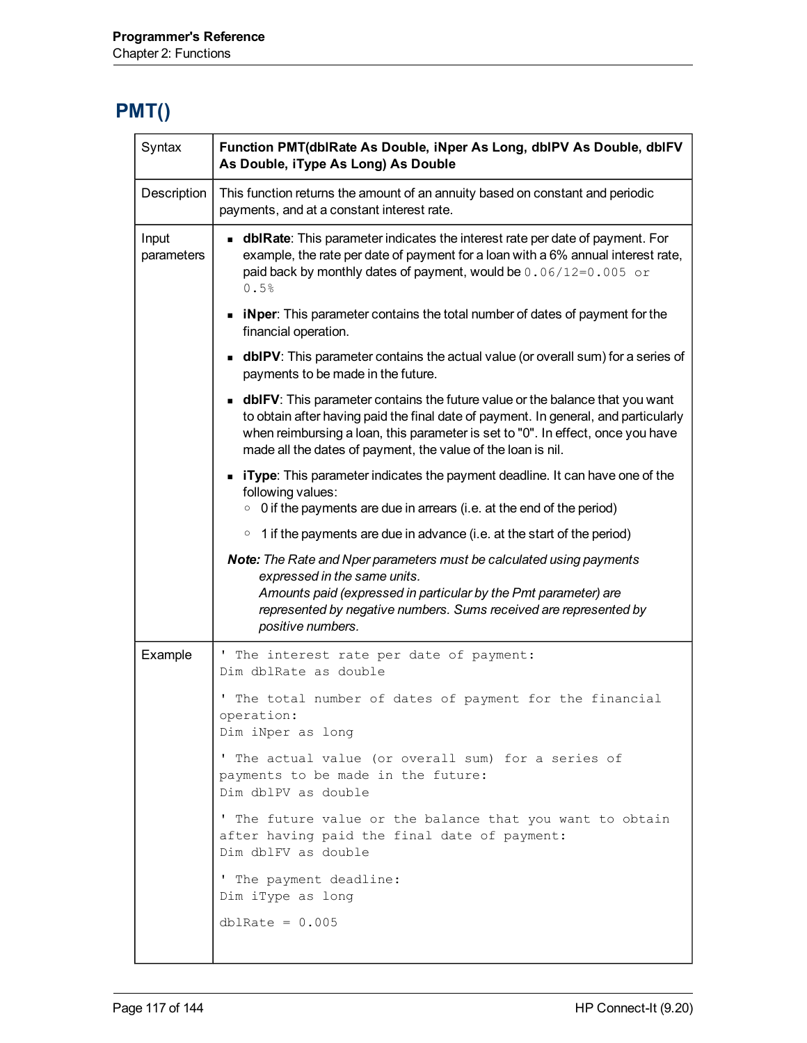## PMT()

| | |
|---|---|
| Syntax | **Function PMT(dblRate As Double, iNper As Long, dblPV As Double, dblFV As Double, iType As Long) As Double** |
| Description | This function returns the amount of an annuity based on constant and periodic payments, and at a constant interest rate. |
| Input parameters | <ul><li>**dblRate**: This parameter indicates the interest rate per date of payment. For example, the rate per date of payment for a loan with a 6% annual interest rate, paid back by monthly dates of payment, would be `0.06/12=0.005 or 0.5%`</li><li>**iNper**: This parameter contains the total number of dates of payment for the financial operation.</li><li>**dblPV**: This parameter contains the actual value (or overall sum) for a series of payments to be made in the future.</li><li>**dblFV**: This parameter contains the future value or the balance that you want to obtain after having paid the final date of payment. In general, and particularly when reimbursing a loan, this parameter is set to "0". In effect, once you have made all the dates of payment, the value of the loan is nil.</li><li>**iType**: This parameter indicates the payment deadline. It can have one of the following values:<ul><li>0 if the payments are due in arrears (i.e. at the end of the period)</li><li>1 if the payments are due in advance (i.e. at the start of the period)</li></ul></li></ul>***Note:*** *The Rate and Nper parameters must be calculated using payments expressed in the same units.*<br>*Amounts paid (expressed in particular by the Pmt parameter) are represented by negative numbers. Sums received are represented by positive numbers.* |
| Example | See code below |

```
' The interest rate per date of payment:
Dim dblRate as double

' The total number of dates of payment for the financial
operation:
Dim iNper as long

' The actual value (or overall sum) for a series of
payments to be made in the future:
Dim dblPV as double

' The future value or the balance that you want to obtain
after having paid the final date of payment:
Dim dblFV as double

' The payment deadline:
Dim iType as long

dblRate = 0.005
```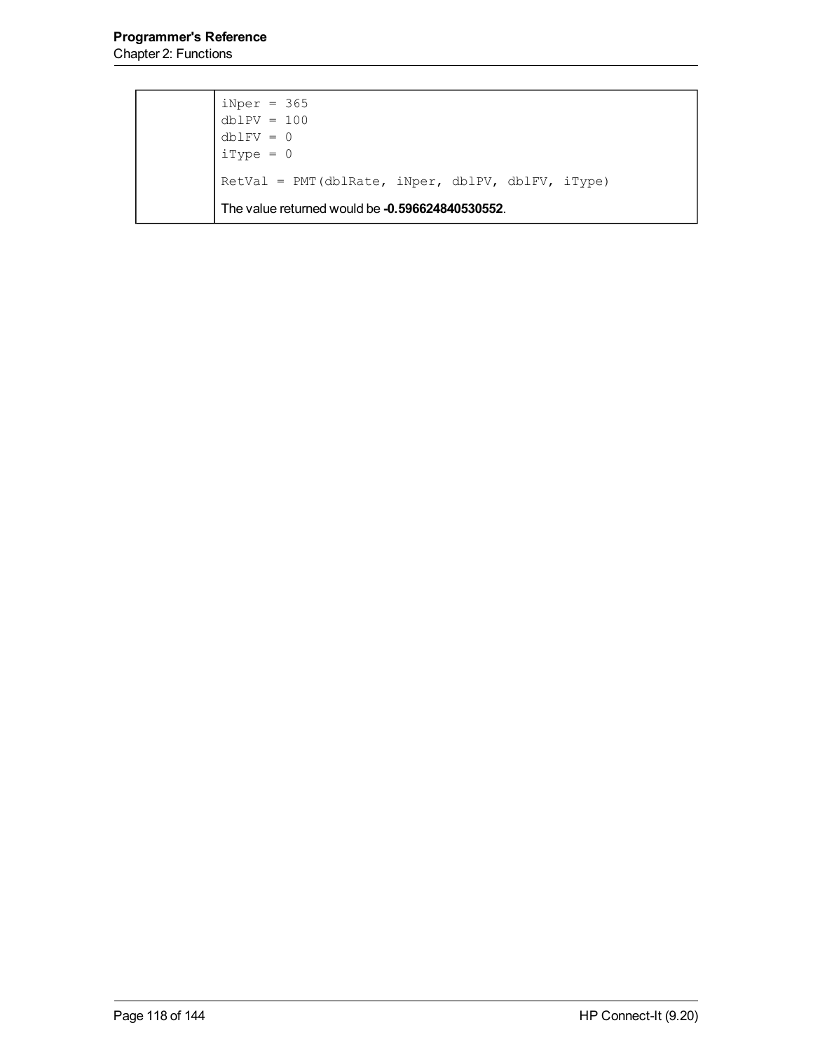| | |
|---|---|
| | `iNper = 365`<br>`dblPV = 100`<br>`dblFV = 0`<br>`iType = 0`<br><br>`RetVal = PMT(dblRate, iNper, dblPV, dblFV, iType)`<br><br>The value returned would be **-0.596624840530552**. |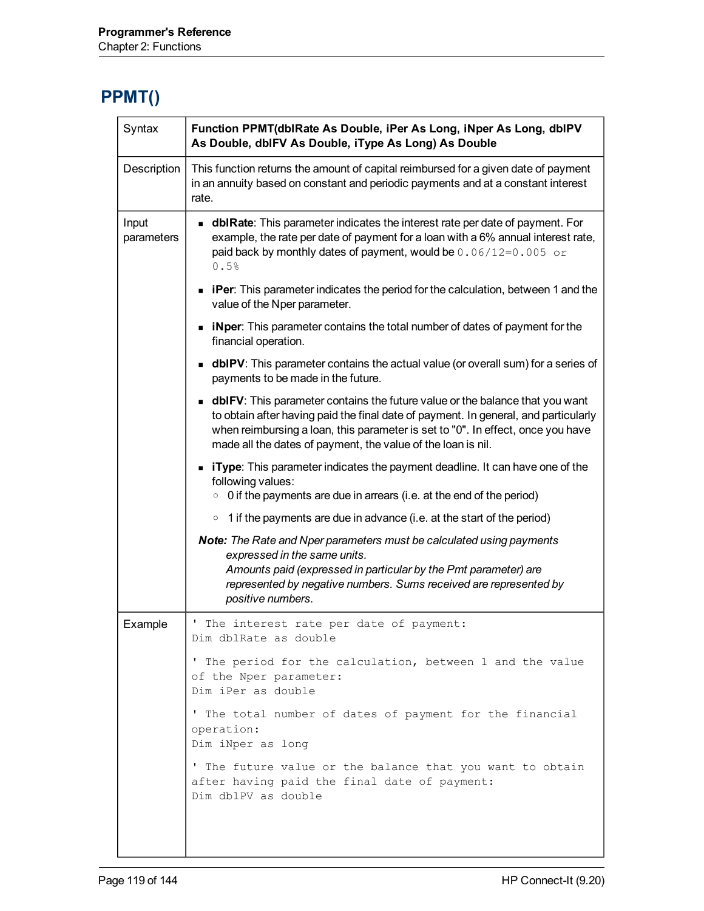## PPMT()

| | |
|---|---|
| Syntax | **Function PPMT(dblRate As Double, iPer As Long, iNper As Long, dblPV As Double, dblFV As Double, iType As Long) As Double** |
| Description | This function returns the amount of capital reimbursed for a given date of payment in an annuity based on constant and periodic payments and at a constant interest rate. |
| Input parameters | <ul><li>**dblRate**: This parameter indicates the interest rate per date of payment. For example, the rate per date of payment for a loan with a 6% annual interest rate, paid back by monthly dates of payment, would be `0.06/12=0.005 or 0.5%`</li><li>**iPer**: This parameter indicates the period for the calculation, between 1 and the value of the Nper parameter.</li><li>**iNper**: This parameter contains the total number of dates of payment for the financial operation.</li><li>**dblPV**: This parameter contains the actual value (or overall sum) for a series of payments to be made in the future.</li><li>**dblFV**: This parameter contains the future value or the balance that you want to obtain after having paid the final date of payment. In general, and particularly when reimbursing a loan, this parameter is set to "0". In effect, once you have made all the dates of payment, the value of the loan is nil.</li><li>**iType**: This parameter indicates the payment deadline. It can have one of the following values:<ul><li>0 if the payments are due in arrears (i.e. at the end of the period)</li><li>1 if the payments are due in advance (i.e. at the start of the period)</li></ul></li></ul>***Note:*** *The Rate and Nper parameters must be calculated using payments expressed in the same units.*<br>*Amounts paid (expressed in particular by the Pmt parameter) are represented by negative numbers. Sums received are represented by positive numbers.* |
| Example | `' The interest rate per date of payment:`<br>`Dim dblRate as double`<br><br>`' The period for the calculation, between 1 and the value of the Nper parameter:`<br>`Dim iPer as double`<br><br>`' The total number of dates of payment for the financial operation:`<br>`Dim iNper as long`<br><br>`' The future value or the balance that you want to obtain after having paid the final date of payment:`<br>`Dim dblPV as double` |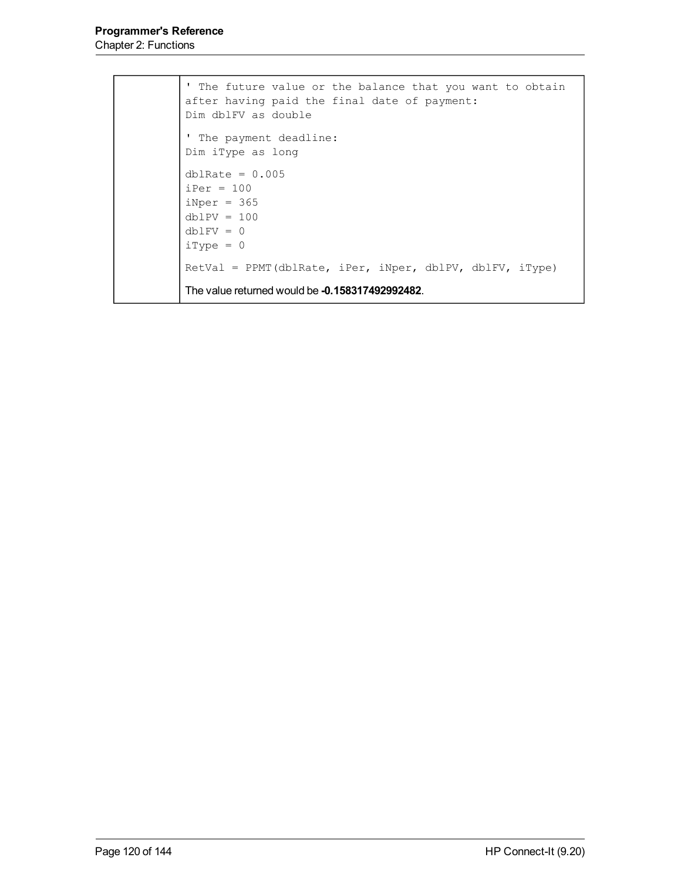| | |
|---|---|
| | ```' The future value or the balance that you want to obtain after having paid the final date of payment:<br>Dim dblFV as double<br><br>' The payment deadline:<br>Dim iType as long<br><br>dblRate = 0.005<br>iPer = 100<br>iNper = 365<br>dblPV = 100<br>dblFV = 0<br>iType = 0<br><br>RetVal = PPMT(dblRate, iPer, iNper, dblPV, dblFV, iType)```<br><br>The value returned would be **-0.158317492992482**. |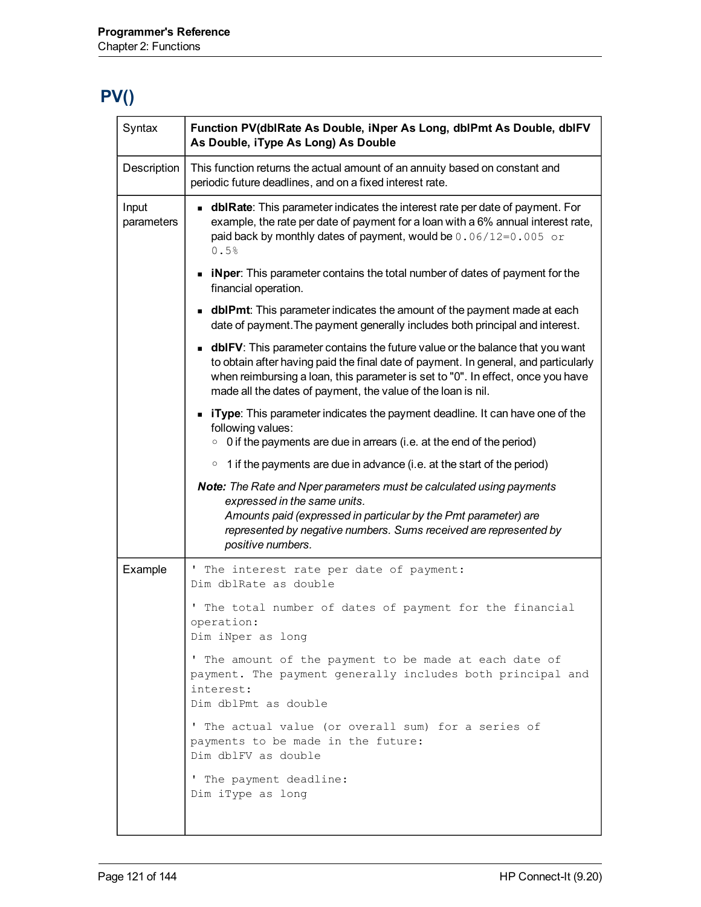## PV()

| | |
|---|---|
| Syntax | **Function PV(dblRate As Double, iNper As Long, dblPmt As Double, dblFV As Double, iType As Long) As Double** |
| Description | This function returns the actual amount of an annuity based on constant and periodic future deadlines, and on a fixed interest rate. |
| Input parameters | <ul><li>**dblRate**: This parameter indicates the interest rate per date of payment. For example, the rate per date of payment for a loan with a 6% annual interest rate, paid back by monthly dates of payment, would be `0.06/12=0.005 or 0.5%`</li><li>**iNper**: This parameter contains the total number of dates of payment for the financial operation.</li><li>**dblPmt**: This parameter indicates the amount of the payment made at each date of payment.The payment generally includes both principal and interest.</li><li>**dblFV**: This parameter contains the future value or the balance that you want to obtain after having paid the final date of payment. In general, and particularly when reimbursing a loan, this parameter is set to "0". In effect, once you have made all the dates of payment, the value of the loan is nil.</li><li>**iType**: This parameter indicates the payment deadline. It can have one of the following values:<ul><li>0 if the payments are due in arrears (i.e. at the end of the period)</li><li>1 if the payments are due in advance (i.e. at the start of the period)</li></ul></li></ul>***Note:*** *The Rate and Nper parameters must be calculated using payments expressed in the same units.* *Amounts paid (expressed in particular by the Pmt parameter) are represented by negative numbers. Sums received are represented by positive numbers.* |
| Example | `' The interest rate per date of payment:`<br>`Dim dblRate as double`<br><br>`' The total number of dates of payment for the financial operation:`<br>`Dim iNper as long`<br><br>`' The amount of the payment to be made at each date of payment. The payment generally includes both principal and interest:`<br>`Dim dblPmt as double`<br><br>`' The actual value (or overall sum) for a series of payments to be made in the future:`<br>`Dim dblFV as double`<br><br>`' The payment deadline:`<br>`Dim iType as long` |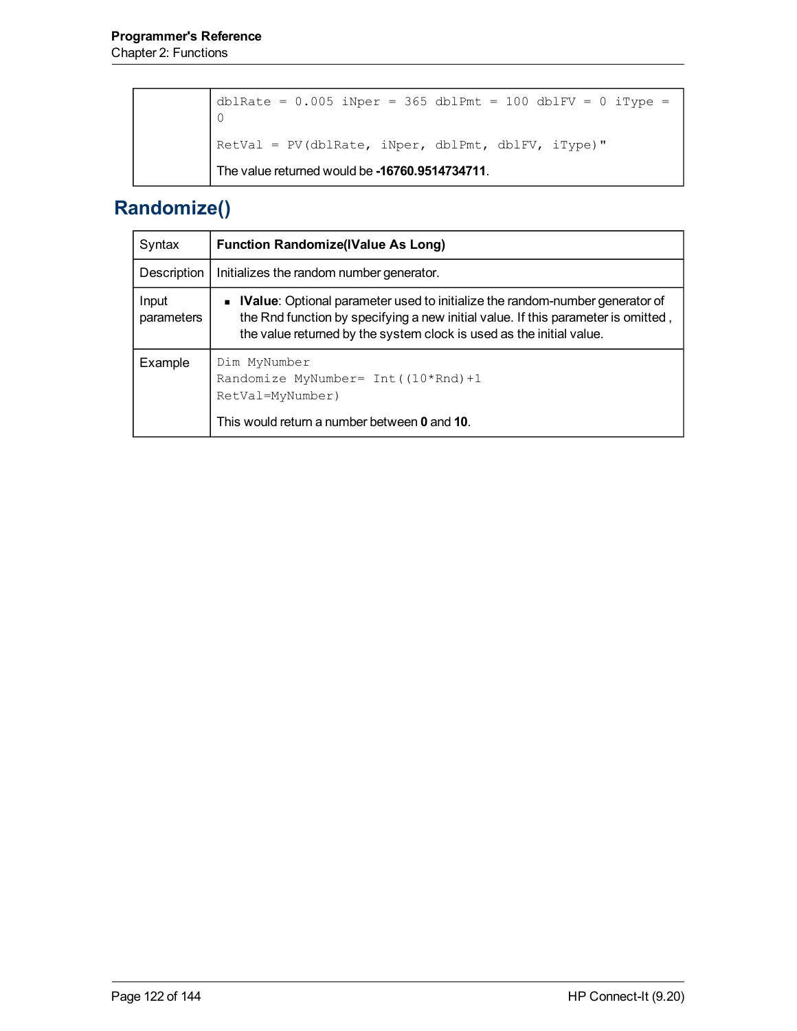| | |
|---|---|
| | `dblRate = 0.005 iNper = 365 dblPmt = 100 dblFV = 0 iType = 0`<br><br>`RetVal = PV(dblRate, iNper, dblPmt, dblFV, iType)"`<br><br>The value returned would be **-16760.9514734711**. |

## Randomize()

| Syntax | **Function Randomize(lValue As Long)** |
|---|---|
| Description | Initializes the random number generator. |
| Input parameters | ▪ **lValue**: Optional parameter used to initialize the random-number generator of the Rnd function by specifying a new initial value. If this parameter is omitted , the value returned by the system clock is used as the initial value. |
| Example | `Dim MyNumber`<br>`Randomize MyNumber= Int((10*Rnd)+1`<br>`RetVal=MyNumber)`<br><br>This would return a number between **0** and **10**. |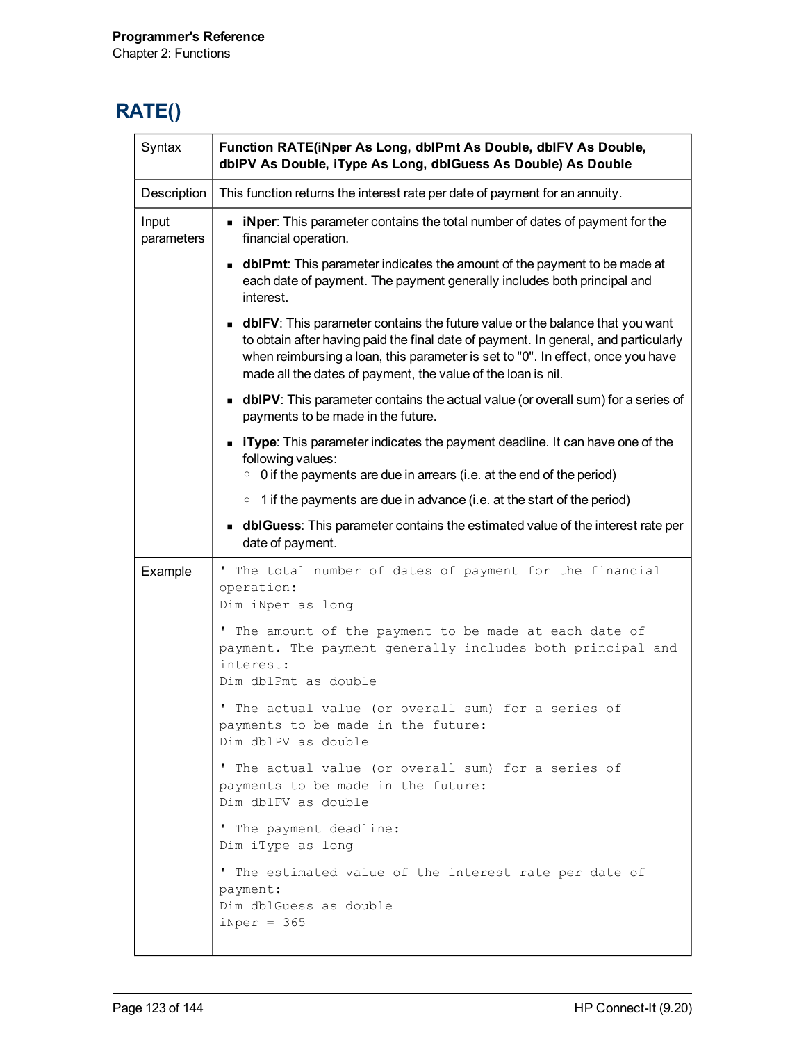# RATE()

| | |
|---|---|
| Syntax | **Function RATE(iNper As Long, dblPmt As Double, dblFV As Double, dblPV As Double, iType As Long, dblGuess As Double) As Double** |
| Description | This function returns the interest rate per date of payment for an annuity. |
| Input parameters | <ul><li>**iNper**: This parameter contains the total number of dates of payment for the financial operation.</li><li>**dblPmt**: This parameter indicates the amount of the payment to be made at each date of payment. The payment generally includes both principal and interest.</li><li>**dblFV**: This parameter contains the future value or the balance that you want to obtain after having paid the final date of payment. In general, and particularly when reimbursing a loan, this parameter is set to "0". In effect, once you have made all the dates of payment, the value of the loan is nil.</li><li>**dblPV**: This parameter contains the actual value (or overall sum) for a series of payments to be made in the future.</li><li>**iType**: This parameter indicates the payment deadline. It can have one of the following values:<ul><li>0 if the payments are due in arrears (i.e. at the end of the period)</li><li>1 if the payments are due in advance (i.e. at the start of the period)</li></ul></li><li>**dblGuess**: This parameter contains the estimated value of the interest rate per date of payment.</li></ul> |
| Example | ' The total number of dates of payment for the financial operation:<br>Dim iNper as long<br><br>' The amount of the payment to be made at each date of payment. The payment generally includes both principal and interest:<br>Dim dblPmt as double<br><br>' The actual value (or overall sum) for a series of payments to be made in the future:<br>Dim dblPV as double<br><br>' The actual value (or overall sum) for a series of payments to be made in the future:<br>Dim dblFV as double<br><br>' The payment deadline:<br>Dim iType as long<br><br>' The estimated value of the interest rate per date of payment:<br>Dim dblGuess as double<br>iNper = 365 |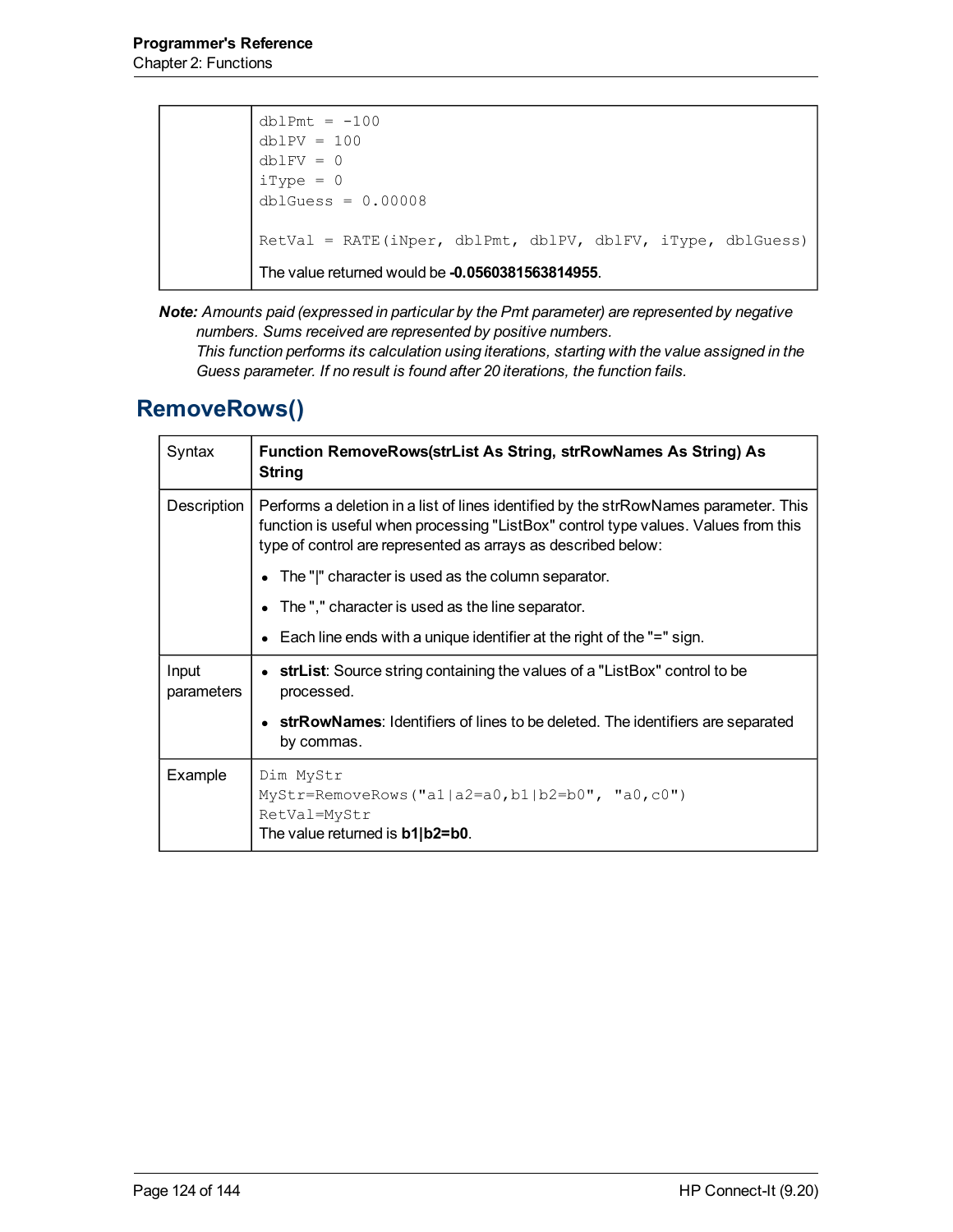| | |
|---|---|
| | `dblPmt = -100`<br>`dblPV = 100`<br>`dblFV = 0`<br>`iType = 0`<br>`dblGuess = 0.00008`<br><br>`RetVal = RATE(iNper, dblPmt, dblPV, dblFV, iType, dblGuess)`<br><br>The value returned would be **-0.0560381563814955**. |

***Note:*** *Amounts paid (expressed in particular by the Pmt parameter) are represented by negative numbers. Sums received are represented by positive numbers.*
*This function performs its calculation using iterations, starting with the value assigned in the Guess parameter. If no result is found after 20 iterations, the function fails.*

## RemoveRows()

| | |
|---|---|
| Syntax | **Function RemoveRows(strList As String, strRowNames As String) As String** |
| Description | Performs a deletion in a list of lines identified by the strRowNames parameter. This function is useful when processing "ListBox" control type values. Values from this type of control are represented as arrays as described below:<br>• The "\|" character is used as the column separator.<br>• The "," character is used as the line separator.<br>• Each line ends with a unique identifier at the right of the "=" sign. |
| Input parameters | • **strList**: Source string containing the values of a "ListBox" control to be processed.<br>• **strRowNames**: Identifiers of lines to be deleted. The identifiers are separated by commas. |
| Example | `Dim MyStr`<br>`MyStr=RemoveRows("a1\|a2=a0,b1\|b2=b0", "a0,c0")`<br>`RetVal=MyStr`<br>The value returned is **b1\|b2=b0**. |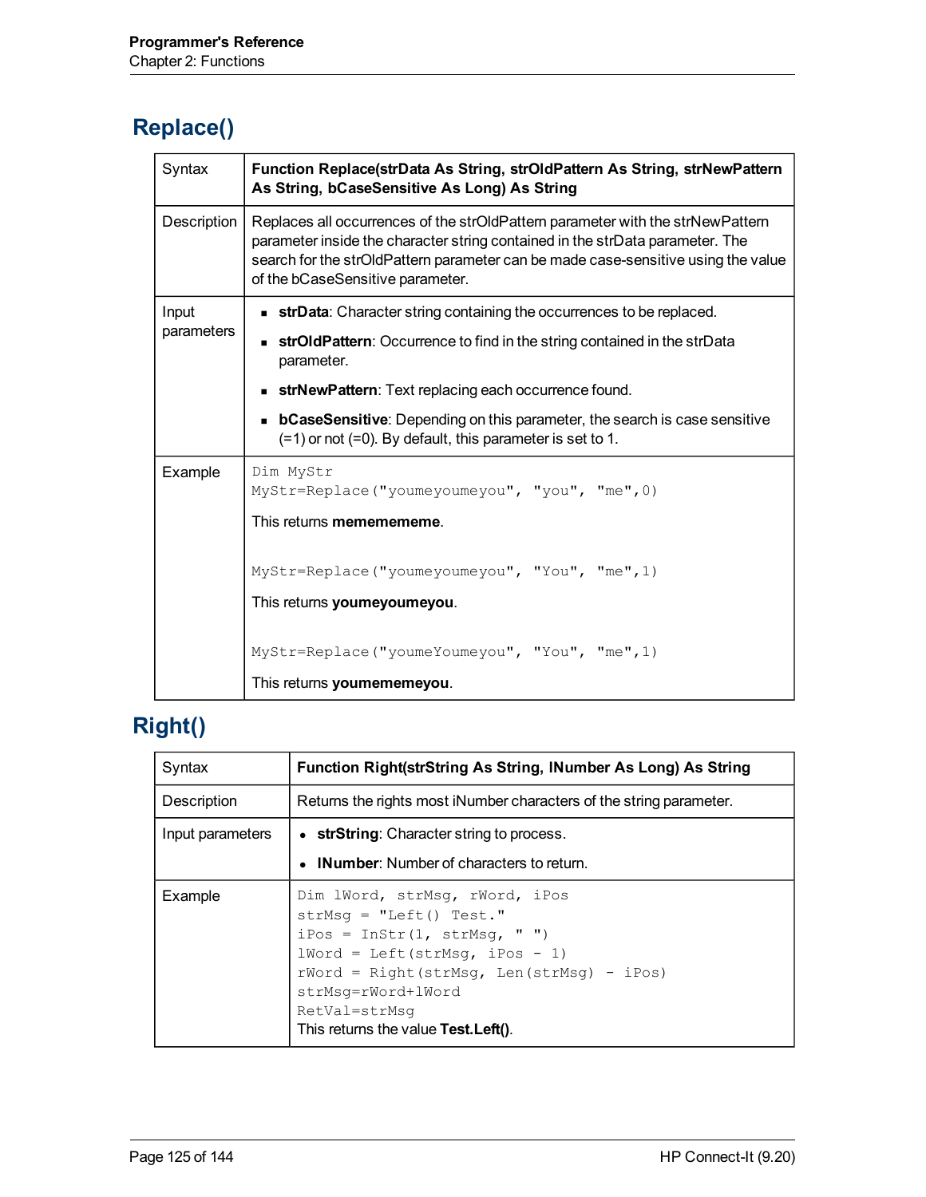## Replace()

| | |
|---|---|
| Syntax | **Function Replace(strData As String, strOldPattern As String, strNewPattern As String, bCaseSensitive As Long) As String** |
| Description | Replaces all occurrences of the strOldPattern parameter with the strNewPattern parameter inside the character string contained in the strData parameter. The search for the strOldPattern parameter can be made case-sensitive using the value of the bCaseSensitive parameter. |
| Input parameters | • **strData**: Character string containing the occurrences to be replaced.<br>• **strOldPattern**: Occurrence to find in the string contained in the strData parameter.<br>• **strNewPattern**: Text replacing each occurrence found.<br>• **bCaseSensitive**: Depending on this parameter, the search is case sensitive (=1) or not (=0). By default, this parameter is set to 1. |
| Example | `Dim MyStr`<br>`MyStr=Replace("youmeyoumeyou", "you", "me",0)`<br>This returns **mememememe**.<br><br>`MyStr=Replace("youmeyoumeyou", "You", "me",1)`<br>This returns **youmeyoumeyou**.<br><br>`MyStr=Replace("youmeYoumeyou", "You", "me",1)`<br>This returns **youmememeyou**. |

## Right()

| | |
|---|---|
| Syntax | **Function Right(strString As String, lNumber As Long) As String** |
| Description | Returns the rights most iNumber characters of the string parameter. |
| Input parameters | • **strString**: Character string to process.<br>• **lNumber**: Number of characters to return. |
| Example | `Dim lWord, strMsg, rWord, iPos`<br>`strMsg = "Left() Test."`<br>`iPos = InStr(1, strMsg, " ")`<br>`lWord = Left(strMsg, iPos - 1)`<br>`rWord = Right(strMsg, Len(strMsg) - iPos)`<br>`strMsg=rWord+lWord`<br>`RetVal=strMsg`<br>This returns the value **Test.Left()**. |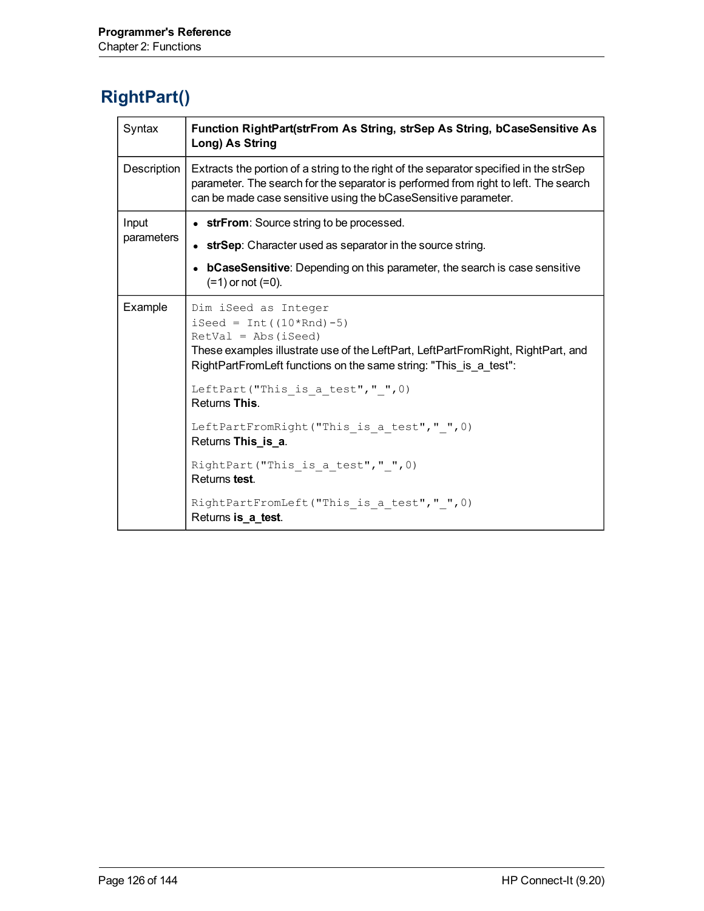## RightPart()

| | |
|---|---|
| Syntax | **Function RightPart(strFrom As String, strSep As String, bCaseSensitive As Long) As String** |
| Description | Extracts the portion of a string to the right of the separator specified in the strSep parameter. The search for the separator is performed from right to left. The search can be made case sensitive using the bCaseSensitive parameter. |
| Input parameters | • **strFrom**: Source string to be processed.<br>• **strSep**: Character used as separator in the source string.<br>• **bCaseSensitive**: Depending on this parameter, the search is case sensitive (=1) or not (=0). |
| Example | `Dim iSeed as Integer`<br>`iSeed = Int((10*Rnd)-5)`<br>`RetVal = Abs(iSeed)`<br>These examples illustrate use of the LeftPart, LeftPartFromRight, RightPart, and RightPartFromLeft functions on the same string: "This_is_a_test":<br><br>`LeftPart("This_is_a_test","_",0)`<br>Returns **This**.<br><br>`LeftPartFromRight("This_is_a_test","_",0)`<br>Returns **This_is_a**.<br><br>`RightPart("This_is_a_test","_",0)`<br>Returns **test**.<br><br>`RightPartFromLeft("This_is_a_test","_",0)`<br>Returns **is_a_test**. |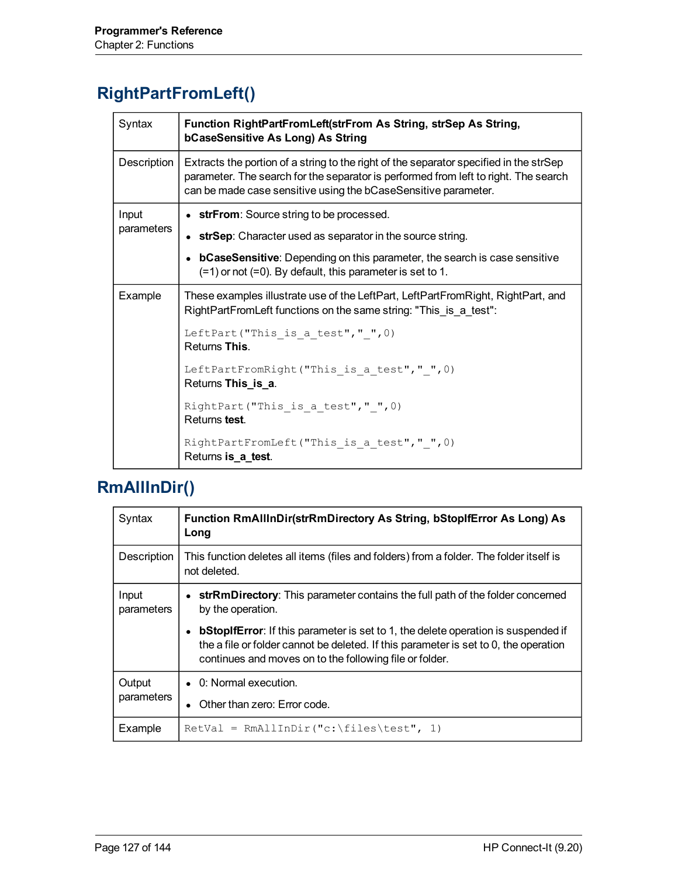## RightPartFromLeft()

| | |
|---|---|
| Syntax | **Function RightPartFromLeft(strFrom As String, strSep As String, bCaseSensitive As Long) As String** |
| Description | Extracts the portion of a string to the right of the separator specified in the strSep parameter. The search for the separator is performed from left to right. The search can be made case sensitive using the bCaseSensitive parameter. |
| Input parameters | • **strFrom**: Source string to be processed.<br>• **strSep**: Character used as separator in the source string.<br>• **bCaseSensitive**: Depending on this parameter, the search is case sensitive (=1) or not (=0). By default, this parameter is set to 1. |
| Example | These examples illustrate use of the LeftPart, LeftPartFromRight, RightPart, and RightPartFromLeft functions on the same string: "This_is_a_test":<br>`LeftPart("This_is_a_test","_",0)`<br>Returns **This**.<br>`LeftPartFromRight("This_is_a_test","_",0)`<br>Returns **This_is_a**.<br>`RightPart("This_is_a_test","_",0)`<br>Returns **test**.<br>`RightPartFromLeft("This_is_a_test","_",0)`<br>Returns **is_a_test**. |

## RmAllInDir()

| | |
|---|---|
| Syntax | **Function RmAllInDir(strRmDirectory As String, bStopIfError As Long) As Long** |
| Description | This function deletes all items (files and folders) from a folder. The folder itself is not deleted. |
| Input parameters | • **strRmDirectory**: This parameter contains the full path of the folder concerned by the operation.<br>• **bStopIfError**: If this parameter is set to 1, the delete operation is suspended if the a file or folder cannot be deleted. If this parameter is set to 0, the operation continues and moves on to the following file or folder. |
| Output parameters | • 0: Normal execution.<br>• Other than zero: Error code. |
| Example | `RetVal = RmAllInDir("c:\files\test", 1)` |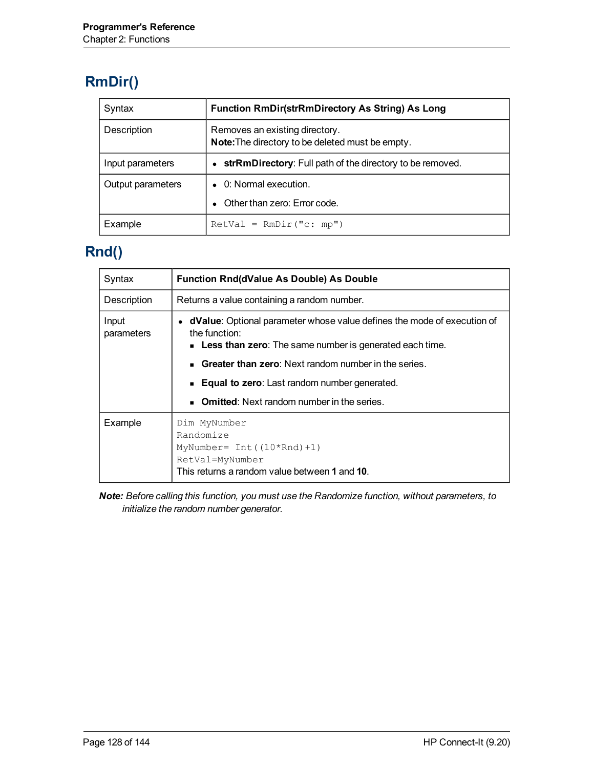## RmDir()

| Syntax | **Function RmDir(strRmDirectory As String) As Long** |
|---|---|
| Description | Removes an existing directory.<br>**Note:**The directory to be deleted must be empty. |
| Input parameters | • **strRmDirectory**: Full path of the directory to be removed. |
| Output parameters | • 0: Normal execution.<br>• Other than zero: Error code. |
| Example | `RetVal = RmDir("c: mp")` |

## Rnd()

| Syntax | **Function Rnd(dValue As Double) As Double** |
|---|---|
| Description | Returns a value containing a random number. |
| Input parameters | • **dValue**: Optional parameter whose value defines the mode of execution of the function:<br>  ▪ **Less than zero**: The same number is generated each time.<br>  ▪ **Greater than zero**: Next random number in the series.<br>  ▪ **Equal to zero**: Last random number generated.<br>  ▪ **Omitted**: Next random number in the series. |
| Example | `Dim MyNumber`<br>`Randomize`<br>`MyNumber= Int((10*Rnd)+1)`<br>`RetVal=MyNumber`<br>This returns a random value between **1** and **10**. |

***Note:*** *Before calling this function, you must use the Randomize function, without parameters, to initialize the random number generator.*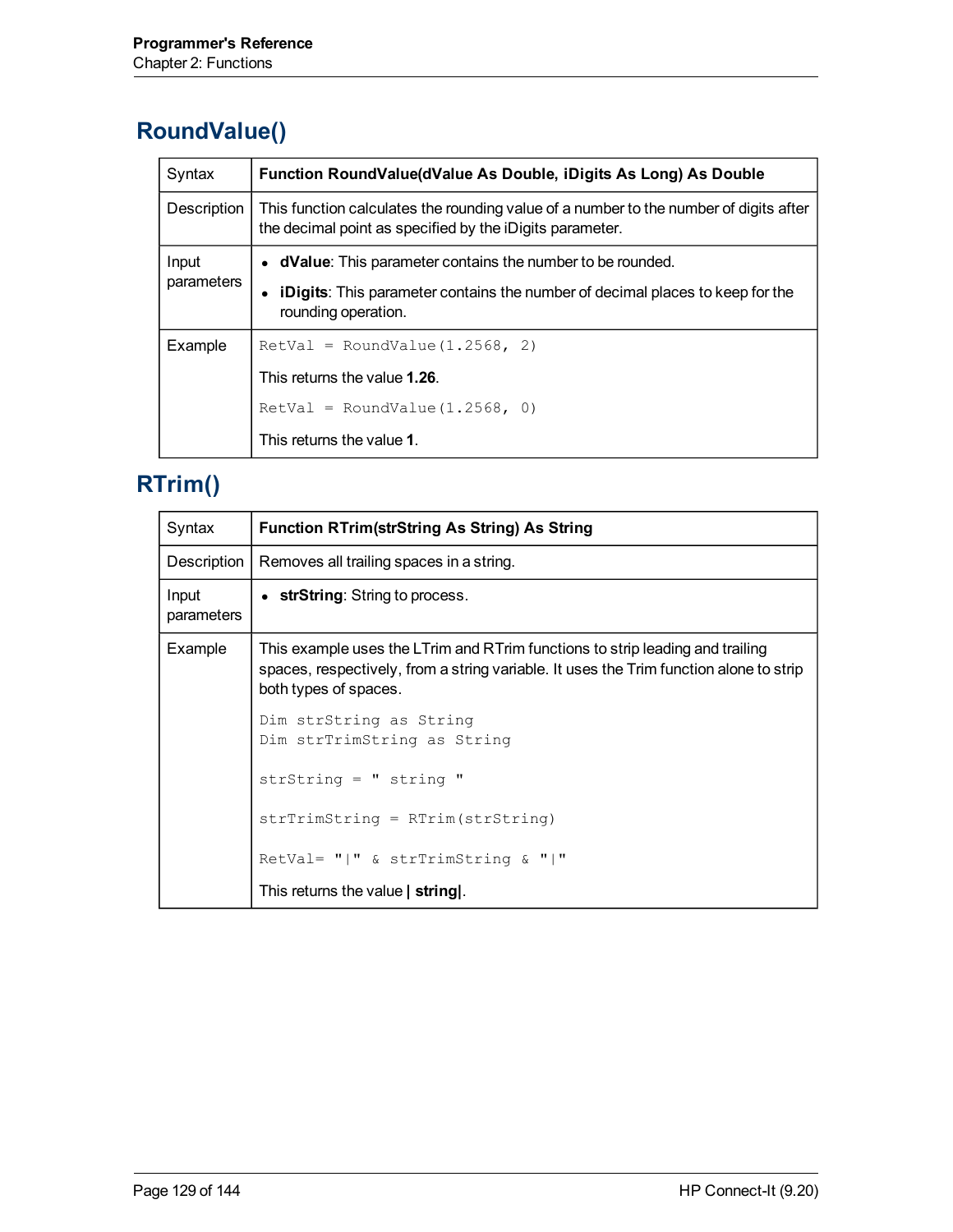# RoundValue()

| Syntax | **Function RoundValue(dValue As Double, iDigits As Long) As Double** |
|---|---|
| Description | This function calculates the rounding value of a number to the number of digits after the decimal point as specified by the iDigits parameter. |
| Input parameters | • **dValue**: This parameter contains the number to be rounded.<br>• **iDigits**: This parameter contains the number of decimal places to keep for the rounding operation. |
| Example | `RetVal = RoundValue(1.2568, 2)`<br>This returns the value **1.26**.<br>`RetVal = RoundValue(1.2568, 0)`<br>This returns the value **1**. |

# RTrim()

| Syntax | **Function RTrim(strString As String) As String** |
|---|---|
| Description | Removes all trailing spaces in a string. |
| Input parameters | • **strString**: String to process. |
| Example | This example uses the LTrim and RTrim functions to strip leading and trailing spaces, respectively, from a string variable. It uses the Trim function alone to strip both types of spaces.<br>`Dim strString as String`<br>`Dim strTrimString as String`<br><br>`strString = " string "`<br><br>`strTrimString = RTrim(strString)`<br><br>`RetVal= "|" & strTrimString & "|"`<br>This returns the value **\| string\|**. |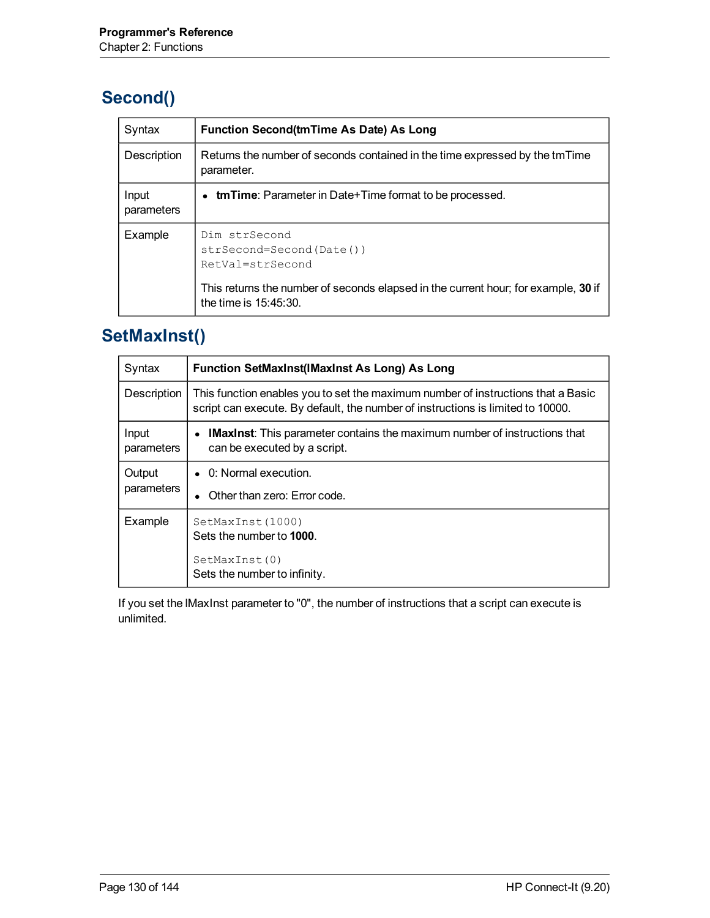## Second()

| Syntax | **Function Second(tmTime As Date) As Long** |
|---|---|
| Description | Returns the number of seconds contained in the time expressed by the tmTime parameter. |
| Input parameters | • **tmTime**: Parameter in Date+Time format to be processed. |
| Example | `Dim strSecond`<br>`strSecond=Second(Date())`<br>`RetVal=strSecond`<br><br>This returns the number of seconds elapsed in the current hour; for example, **30** if the time is 15:45:30. |

## SetMaxInst()

| Syntax | **Function SetMaxInst(lMaxInst As Long) As Long** |
|---|---|
| Description | This function enables you to set the maximum number of instructions that a Basic script can execute. By default, the number of instructions is limited to 10000. |
| Input parameters | • **lMaxInst**: This parameter contains the maximum number of instructions that can be executed by a script. |
| Output parameters | • 0: Normal execution.<br>• Other than zero: Error code. |
| Example | `SetMaxInst(1000)`<br>Sets the number to **1000**.<br><br>`SetMaxInst(0)`<br>Sets the number to infinity. |

If you set the lMaxInst parameter to "0", the number of instructions that a script can execute is unlimited.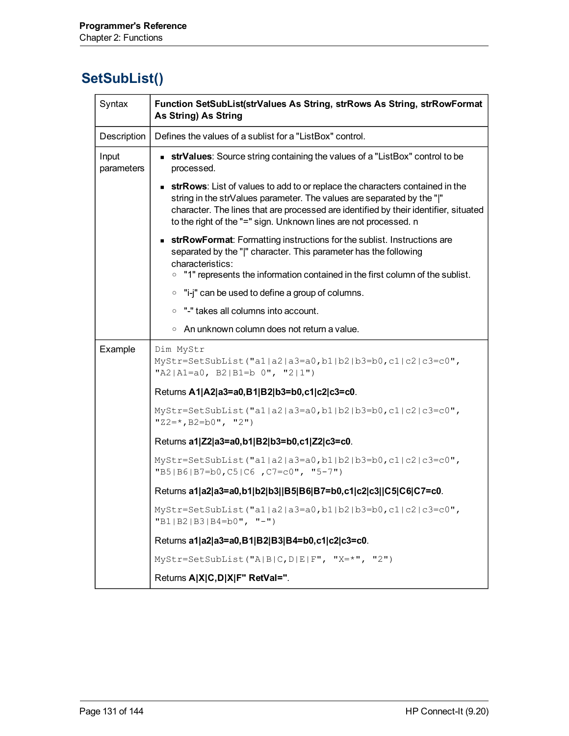## SetSubList()

| | |
|---|---|
| Syntax | **Function SetSubList(strValues As String, strRows As String, strRowFormat As String) As String** |
| Description | Defines the values of a sublist for a "ListBox" control. |
| Input parameters | <ul><li>**strValues**: Source string containing the values of a "ListBox" control to be processed.</li><li>**strRows**: List of values to add to or replace the characters contained in the string in the strValues parameter. The values are separated by the "\|" character. The lines that are processed are identified by their identifier, situated to the right of the "=" sign. Unknown lines are not processed. n</li><li>**strRowFormat**: Formatting instructions for the sublist. Instructions are separated by the "\|" character. This parameter has the following characteristics:<ul><li>"1" represents the information contained in the first column of the sublist.</li><li>"i-j" can be used to define a group of columns.</li><li>"-" takes all columns into account.</li><li>An unknown column does not return a value.</li></ul></li></ul> |
| Example | `Dim MyStr`<br>`MyStr=SetSubList("a1\|a2\|a3=a0,b1\|b2\|b3=b0,c1\|c2\|c3=c0", "A2\|A1=a0, B2\|B1=b 0", "2\|1")`<br><br>Returns **A1\|A2\|a3=a0,B1\|B2\|b3=b0,c1\|c2\|c3=c0**.<br><br>`MyStr=SetSubList("a1\|a2\|a3=a0,b1\|b2\|b3=b0,c1\|c2\|c3=c0", "Z2=*,B2=b0", "2")`<br><br>Returns **a1\|Z2\|a3=a0,b1\|B2\|b3=b0,c1\|Z2\|c3=c0**.<br><br>`MyStr=SetSubList("a1\|a2\|a3=a0,b1\|b2\|b3=b0,c1\|c2\|c3=c0", "B5\|B6\|B7=b0,C5\|C6 ,C7=c0", "5-7")`<br><br>Returns **a1\|a2\|a3=a0,b1\|b2\|b3\|\|B5\|B6\|B7=b0,c1\|c2\|c3\|\|C5\|C6\|C7=c0**.<br><br>`MyStr=SetSubList("a1\|a2\|a3=a0,b1\|b2\|b3=b0,c1\|c2\|c3=c0", "B1\|B2\|B3\|B4=b0", "-")`<br><br>Returns **a1\|a2\|a3=a0,B1\|B2\|B3\|B4=b0,c1\|c2\|c3=c0**.<br><br>`MyStr=SetSubList("A\|B\|C,D\|E\|F", "X=*", "2")`<br><br>Returns **A\|X\|C,D\|X\|F" RetVal="**. |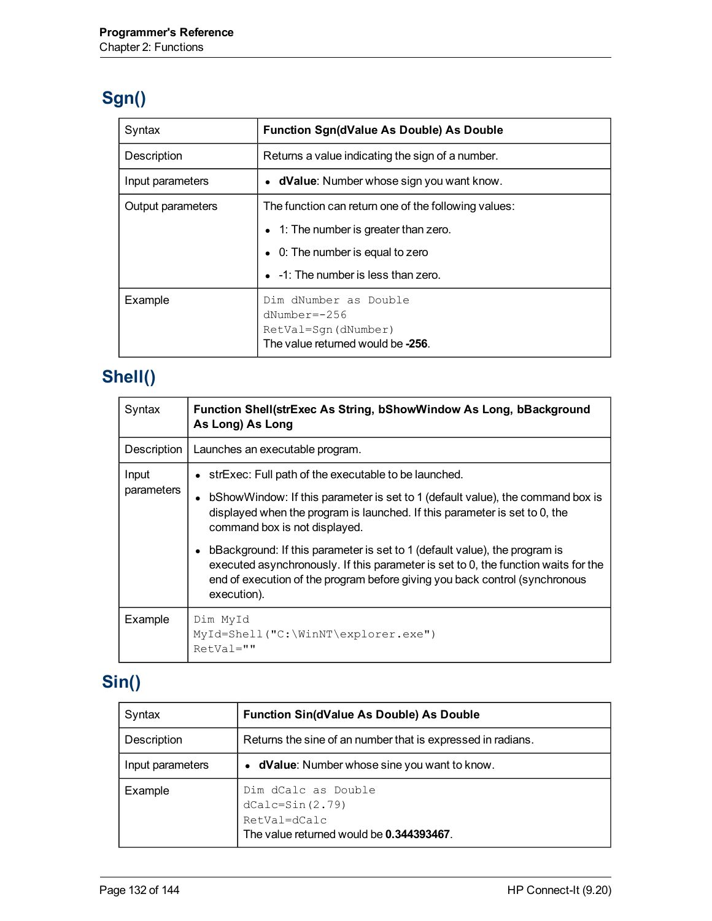## Sgn()

| Syntax | **Function Sgn(dValue As Double) As Double** |
|---|---|
| Description | Returns a value indicating the sign of a number. |
| Input parameters | • **dValue**: Number whose sign you want know. |
| Output parameters | The function can return one of the following values:<br>• 1: The number is greater than zero.<br>• 0: The number is equal to zero<br>• -1: The number is less than zero. |
| Example | `Dim dNumber as Double`<br>`dNumber=-256`<br>`RetVal=Sgn(dNumber)`<br>The value returned would be **-256**. |

## Shell()

| Syntax | **Function Shell(strExec As String, bShowWindow As Long, bBackground As Long) As Long** |
|---|---|
| Description | Launches an executable program. |
| Input parameters | • strExec: Full path of the executable to be launched.<br>• bShowWindow: If this parameter is set to 1 (default value), the command box is displayed when the program is launched. If this parameter is set to 0, the command box is not displayed.<br>• bBackground: If this parameter is set to 1 (default value), the program is executed asynchronously. If this parameter is set to 0, the function waits for the end of execution of the program before giving you back control (synchronous execution). |
| Example | `Dim MyId`<br>`MyId=Shell("C:\WinNT\explorer.exe")`<br>`RetVal=""` |

## Sin()

| Syntax | **Function Sin(dValue As Double) As Double** |
|---|---|
| Description | Returns the sine of an number that is expressed in radians. |
| Input parameters | • **dValue**: Number whose sine you want to know. |
| Example | `Dim dCalc as Double`<br>`dCalc=Sin(2.79)`<br>`RetVal=dCalc`<br>The value returned would be **0.344393467**. |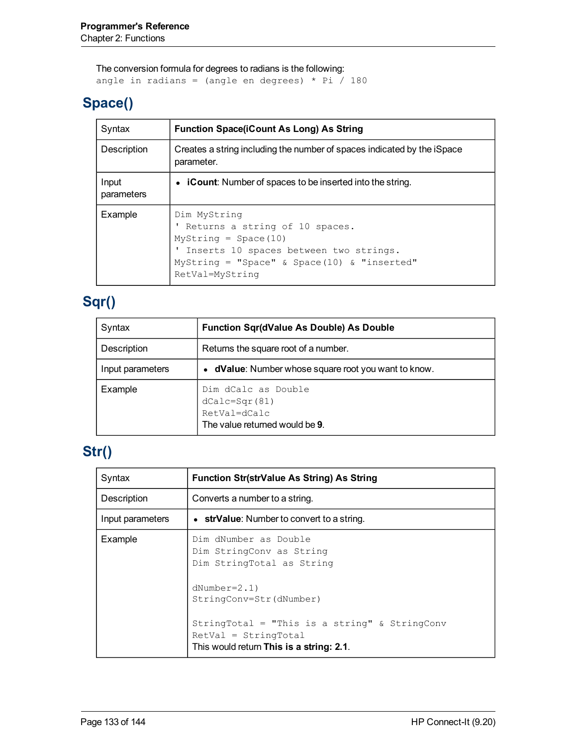The conversion formula for degrees to radians is the following:

```
angle in radians = (angle en degrees) * Pi / 180
```

## Space()

| Syntax | **Function Space(iCount As Long) As String** |
|---|---|
| Description | Creates a string including the number of spaces indicated by the iSpace parameter. |
| Input parameters | • **iCount**: Number of spaces to be inserted into the string. |
| Example | `Dim MyString`<br>`' Returns a string of 10 spaces.`<br>`MyString = Space(10)`<br>`' Inserts 10 spaces between two strings.`<br>`MyString = "Space" & Space(10) & "inserted"`<br>`RetVal=MyString` |

## Sqr()

| Syntax | **Function Sqr(dValue As Double) As Double** |
|---|---|
| Description | Returns the square root of a number. |
| Input parameters | • **dValue**: Number whose square root you want to know. |
| Example | `Dim dCalc as Double`<br>`dCalc=Sqr(81)`<br>`RetVal=dCalc`<br>The value returned would be **9**. |

## Str()

| Syntax | **Function Str(strValue As String) As String** |
|---|---|
| Description | Converts a number to a string. |
| Input parameters | • **strValue**: Number to convert to a string. |
| Example | `Dim dNumber as Double`<br>`Dim StringConv as String`<br>`Dim StringTotal as String`<br><br>`dNumber=2.1)`<br>`StringConv=Str(dNumber)`<br><br>`StringTotal = "This is a string" & StringConv`<br>`RetVal = StringTotal`<br>This would return **This is a string: 2.1**. |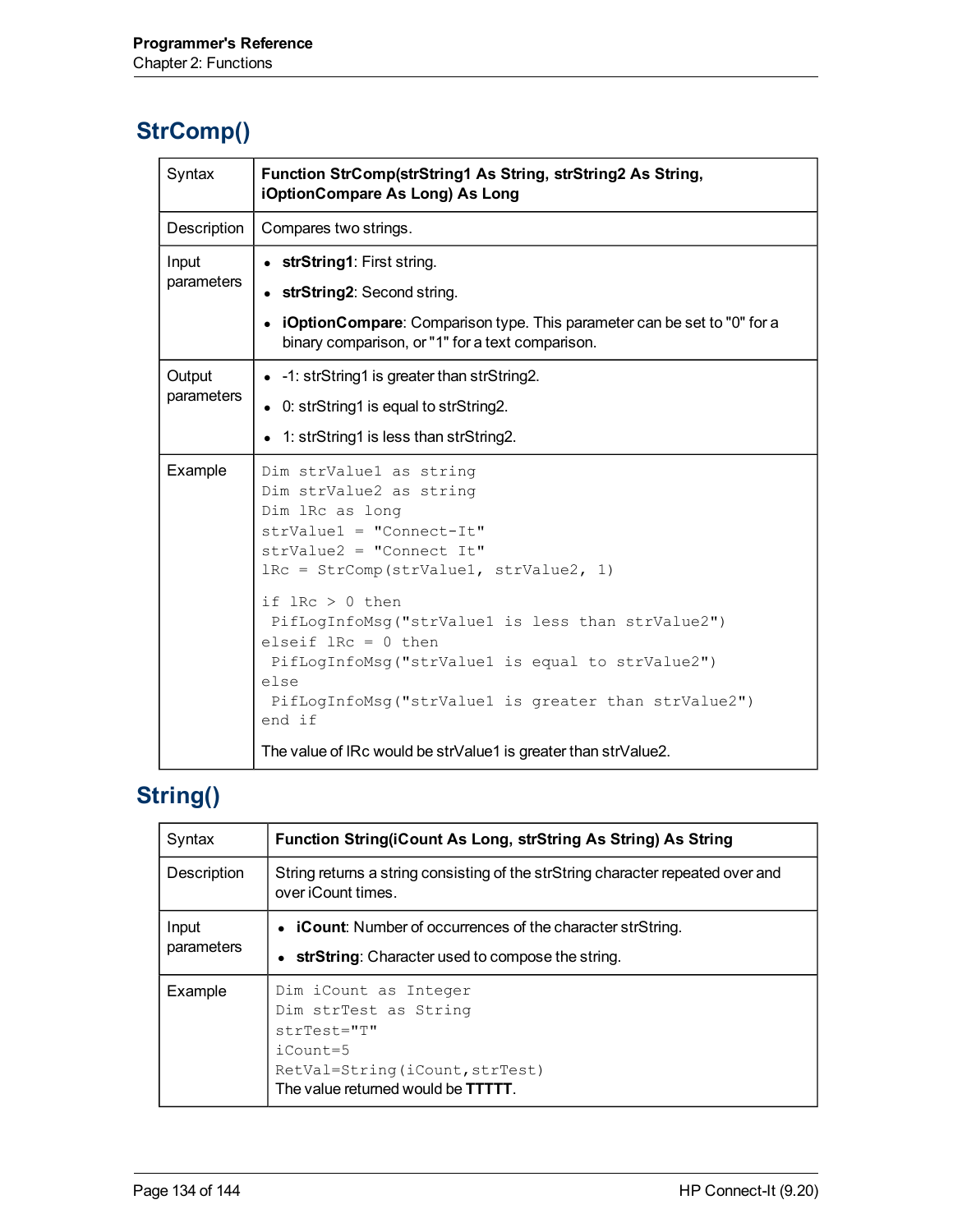## StrComp()

| | |
|---|---|
| Syntax | **Function StrComp(strString1 As String, strString2 As String, iOptionCompare As Long) As Long** |
| Description | Compares two strings. |
| Input parameters | • **strString1**: First string.<br>• **strString2**: Second string.<br>• **iOptionCompare**: Comparison type. This parameter can be set to "0" for a binary comparison, or "1" for a text comparison. |
| Output parameters | • -1: strString1 is greater than strString2.<br>• 0: strString1 is equal to strString2.<br>• 1: strString1 is less than strString2. |
| Example | `Dim strValue1 as string`<br>`Dim strValue2 as string`<br>`Dim lRc as long`<br>`strValue1 = "Connect-It"`<br>`strValue2 = "Connect It"`<br>`lRc = StrComp(strValue1, strValue2, 1)`<br><br>`if lRc > 0 then`<br>` PifLogInfoMsg("strValue1 is less than strValue2")`<br>`elseif lRc = 0 then`<br>` PifLogInfoMsg("strValue1 is equal to strValue2")`<br>`else`<br>` PifLogInfoMsg("strValue1 is greater than strValue2")`<br>`end if`<br><br>The value of lRc would be strValue1 is greater than strValue2. |

## String()

| | |
|---|---|
| Syntax | **Function String(iCount As Long, strString As String) As String** |
| Description | String returns a string consisting of the strString character repeated over and over iCount times. |
| Input parameters | • **iCount**: Number of occurrences of the character strString.<br>• **strString**: Character used to compose the string. |
| Example | `Dim iCount as Integer`<br>`Dim strTest as String`<br>`strTest="T"`<br>`iCount=5`<br>`RetVal=String(iCount,strTest)`<br>The value returned would be **TTTTT**. |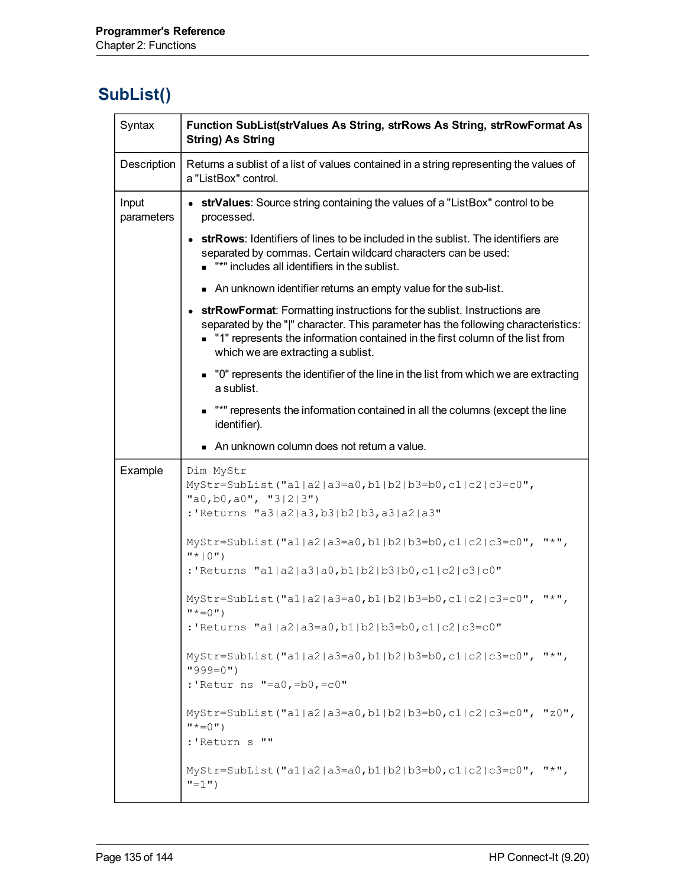# SubList()

| | |
|---|---|
| Syntax | **Function SubList(strValues As String, strRows As String, strRowFormat As String) As String** |
| Description | Returns a sublist of a list of values contained in a string representing the values of a "ListBox" control. |
| Input parameters | • **strValues**: Source string containing the values of a "ListBox" control to be processed.<br>• **strRows**: Identifiers of lines to be included in the sublist. The identifiers are separated by commas. Certain wildcard characters can be used:<br>&nbsp;&nbsp;▪ "*" includes all identifiers in the sublist.<br>&nbsp;&nbsp;▪ An unknown identifier returns an empty value for the sub-list.<br>• **strRowFormat**: Formatting instructions for the sublist. Instructions are separated by the "\|" character. This parameter has the following characteristics:<br>&nbsp;&nbsp;▪ "1" represents the information contained in the first column of the list from which we are extracting a sublist.<br>&nbsp;&nbsp;▪ "0" represents the identifier of the line in the list from which we are extracting a sublist.<br>&nbsp;&nbsp;▪ "*" represents the information contained in all the columns (except the line identifier).<br>&nbsp;&nbsp;▪ An unknown column does not return a value. |
| Example | `Dim MyStr`<br>`MyStr=SubList("a1\|a2\|a3=a0,b1\|b2\|b3=b0,c1\|c2\|c3=c0", "a0,b0,a0", "3\|2\|3")`<br>`:'Returns "a3\|a2\|a3,b3\|b2\|b3,a3\|a2\|a3"`<br><br>`MyStr=SubList("a1\|a2\|a3=a0,b1\|b2\|b3=b0,c1\|c2\|c3=c0", "*", "*\|0")`<br>`:'Returns "a1\|a2\|a3\|a0,b1\|b2\|b3\|b0,c1\|c2\|c3\|c0"`<br><br>`MyStr=SubList("a1\|a2\|a3=a0,b1\|b2\|b3=b0,c1\|c2\|c3=c0", "*", "*=0")`<br>`:'Returns "a1\|a2\|a3=a0,b1\|b2\|b3=b0,c1\|c2\|c3=c0"`<br><br>`MyStr=SubList("a1\|a2\|a3=a0,b1\|b2\|b3=b0,c1\|c2\|c3=c0", "*", "999=0")`<br>`:'Retur ns "=a0,=b0,=c0"`<br><br>`MyStr=SubList("a1\|a2\|a3=a0,b1\|b2\|b3=b0,c1\|c2\|c3=c0", "z0", "*=0")`<br>`:'Return s ""`<br><br>`MyStr=SubList("a1\|a2\|a3=a0,b1\|b2\|b3=b0,c1\|c2\|c3=c0", "*", "=1")` |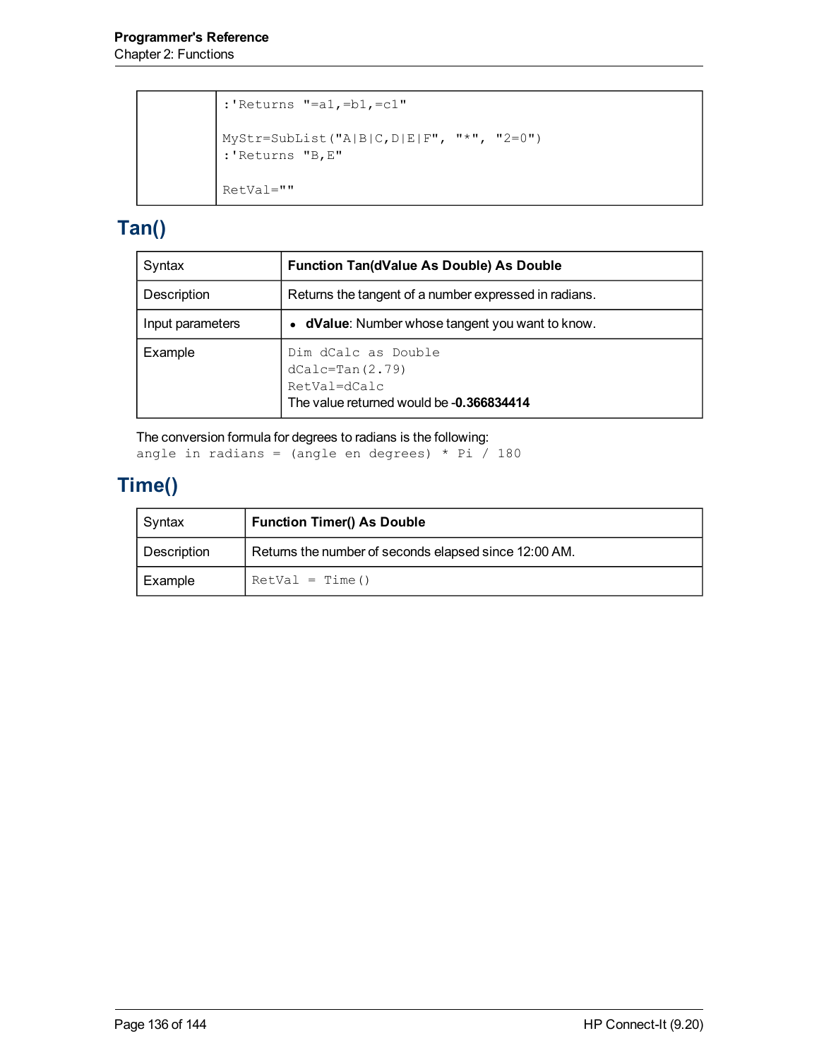| | |
|---|---|
| | `:'Returns "=a1,=b1,=c1"`<br><br>`MyStr=SubList("A|B|C,D|E|F", "*", "2=0")`<br>`:'Returns "B,E"`<br><br>`RetVal=""` |

## Tan()

| Syntax | **Function Tan(dValue As Double) As Double** |
|---|---|
| Description | Returns the tangent of a number expressed in radians. |
| Input parameters | • **dValue**: Number whose tangent you want to know. |
| Example | `Dim dCalc as Double`<br>`dCalc=Tan(2.79)`<br>`RetVal=dCalc`<br>The value returned would be **-0.366834414** |

The conversion formula for degrees to radians is the following:

```
angle in radians = (angle en degrees) * Pi / 180
```

## Time()

| Syntax | **Function Timer() As Double** |
|---|---|
| Description | Returns the number of seconds elapsed since 12:00 AM. |
| Example | `RetVal = Time()` |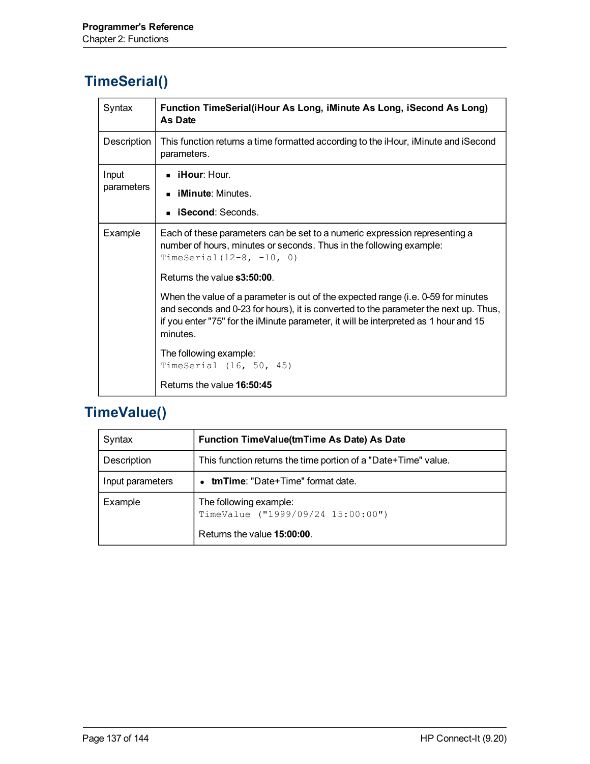## TimeSerial()

| | |
|---|---|
| Syntax | **Function TimeSerial(iHour As Long, iMinute As Long, iSecond As Long) As Date** |
| Description | This function returns a time formatted according to the iHour, iMinute and iSecond parameters. |
| Input parameters | <ul><li>**iHour**: Hour.</li><li>**iMinute**: Minutes.</li><li>**iSecond**: Seconds.</li></ul> |
| Example | Each of these parameters can be set to a numeric expression representing a number of hours, minutes or seconds. Thus in the following example: `TimeSerial(12-8, -10, 0)` <br><br>Returns the value **s3:50:00**.<br><br>When the value of a parameter is out of the expected range (i.e. 0-59 for minutes and seconds and 0-23 for hours), it is converted to the parameter the next up. Thus, if you enter "75" for the iMinute parameter, it will be interpreted as 1 hour and 15 minutes.<br><br>The following example: `TimeSerial (16, 50, 45)` <br><br>Returns the value **16:50:45** |

## TimeValue()

| | |
|---|---|
| Syntax | **Function TimeValue(tmTime As Date) As Date** |
| Description | This function returns the time portion of a "Date+Time" value. |
| Input parameters | <ul><li>**tmTime**: "Date+Time" format date.</li></ul> |
| Example | The following example: `TimeValue ("1999/09/24 15:00:00")` <br><br>Returns the value **15:00:00**. |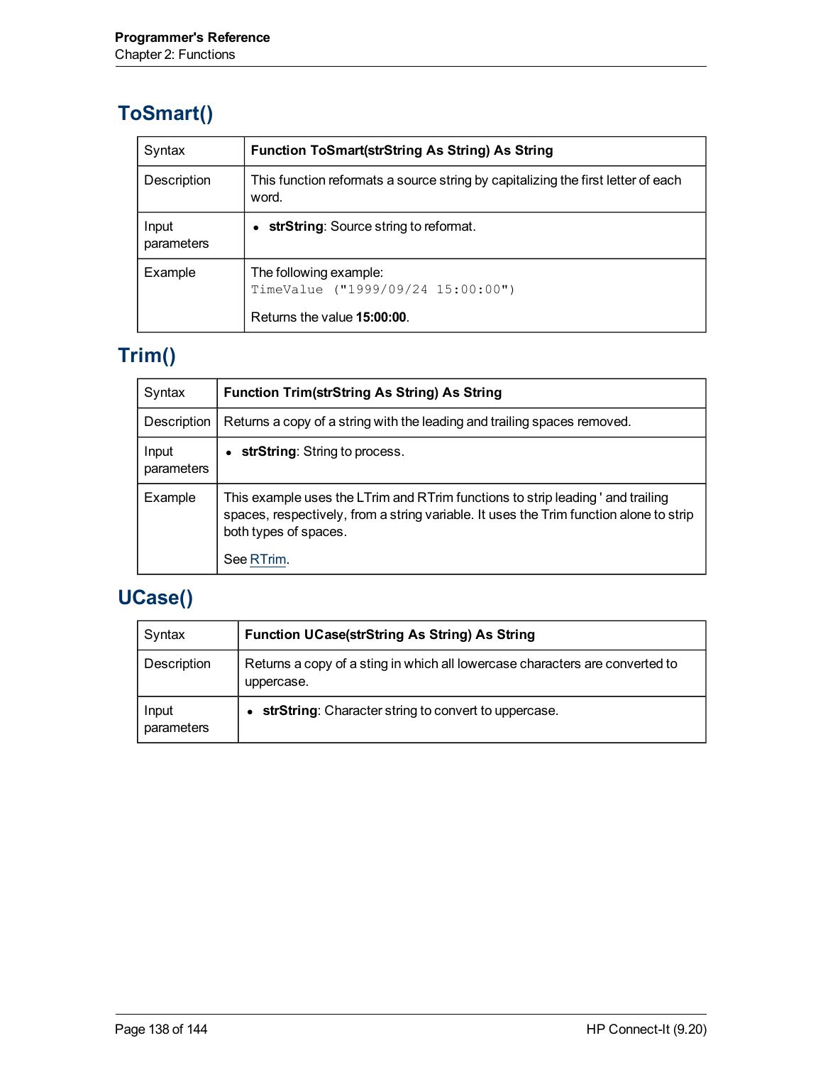## ToSmart()

| Syntax | **Function ToSmart(strString As String) As String** |
|---|---|
| Description | This function reformats a source string by capitalizing the first letter of each word. |
| Input parameters | • **strString**: Source string to reformat. |
| Example | The following example:<br>`TimeValue ("1999/09/24 15:00:00")`<br><br>Returns the value **15:00:00**. |

## Trim()

| Syntax | **Function Trim(strString As String) As String** |
|---|---|
| Description | Returns a copy of a string with the leading and trailing spaces removed. |
| Input parameters | • **strString**: String to process. |
| Example | This example uses the LTrim and RTrim functions to strip leading ' and trailing spaces, respectively, from a string variable. It uses the Trim function alone to strip both types of spaces.<br><br>See RTrim. |

## UCase()

| Syntax | **Function UCase(strString As String) As String** |
|---|---|
| Description | Returns a copy of a sting in which all lowercase characters are converted to uppercase. |
| Input parameters | • **strString**: Character string to convert to uppercase. |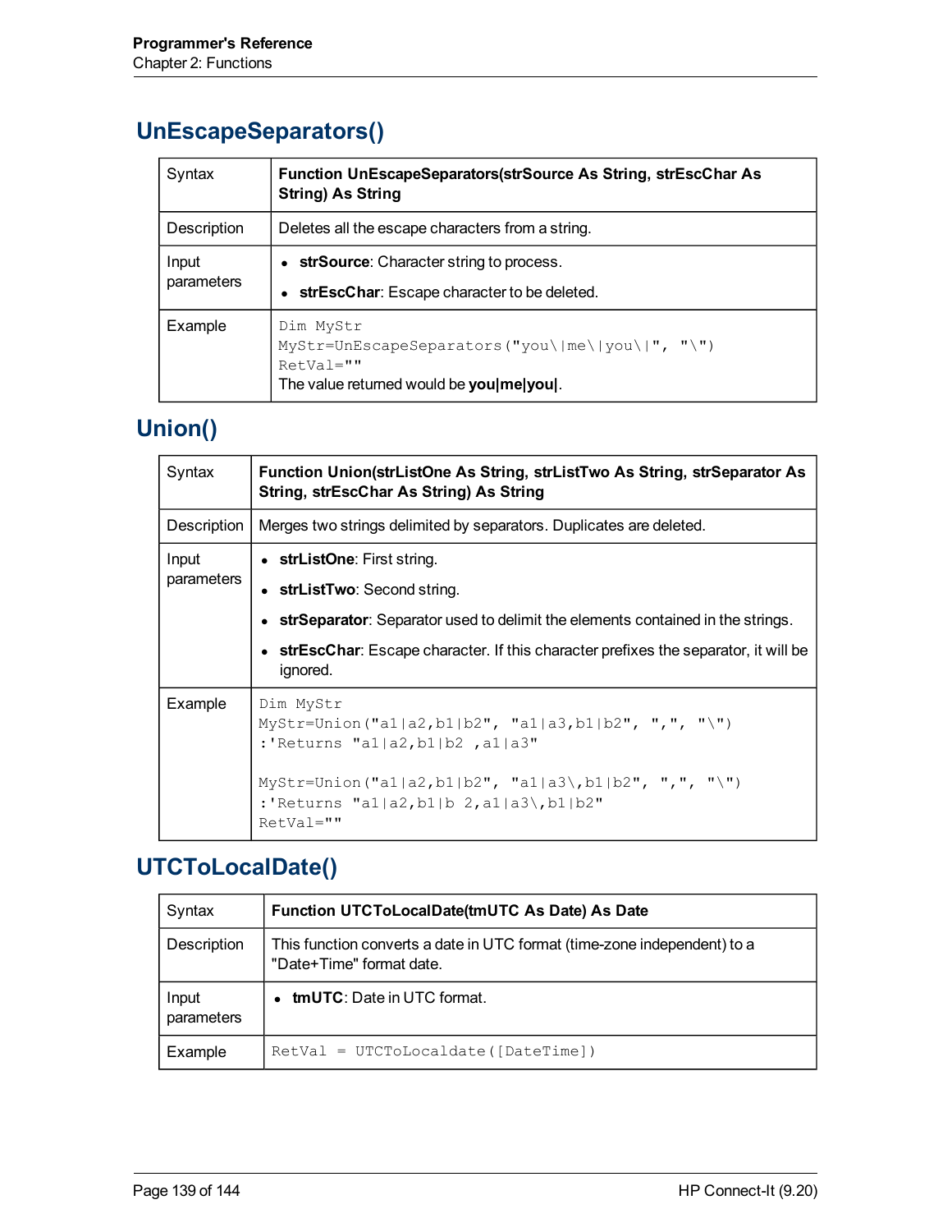## UnEscapeSeparators()

| | |
|---|---|
| Syntax | **Function UnEscapeSeparators(strSource As String, strEscChar As String) As String** |
| Description | Deletes all the escape characters from a string. |
| Input parameters | • **strSource**: Character string to process.<br>• **strEscChar**: Escape character to be deleted. |
| Example | `Dim MyStr`<br>`MyStr=UnEscapeSeparators("you\|me\|you\|", "\")`<br>`RetVal=""`<br>The value returned would be **you\|me\|you\|**. |

## Union()

| | |
|---|---|
| Syntax | **Function Union(strListOne As String, strListTwo As String, strSeparator As String, strEscChar As String) As String** |
| Description | Merges two strings delimited by separators. Duplicates are deleted. |
| Input parameters | • **strListOne**: First string.<br>• **strListTwo**: Second string.<br>• **strSeparator**: Separator used to delimit the elements contained in the strings.<br>• **strEscChar**: Escape character. If this character prefixes the separator, it will be ignored. |
| Example | `Dim MyStr`<br>`MyStr=Union("a1\|a2,b1\|b2", "a1\|a3,b1\|b2", ",", "\")`<br>`:'Returns "a1\|a2,b1\|b2 ,a1\|a3"`<br><br>`MyStr=Union("a1\|a2,b1\|b2", "a1\|a3\,b1\|b2", ",", "\")`<br>`:'Returns "a1\|a2,b1\|b 2,a1\|a3\,b1\|b2"`<br>`RetVal=""` |

## UTCToLocalDate()

| | |
|---|---|
| Syntax | **Function UTCToLocalDate(tmUTC As Date) As Date** |
| Description | This function converts a date in UTC format (time-zone independent) to a "Date+Time" format date. |
| Input parameters | • **tmUTC**: Date in UTC format. |
| Example | `RetVal = UTCToLocaldate([DateTime])` |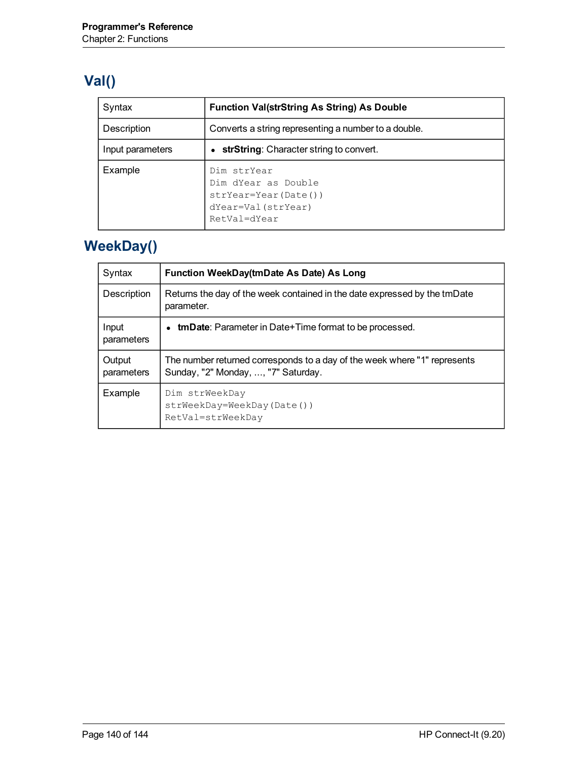## Val()

| Syntax | **Function Val(strString As String) As Double** |
|---|---|
| Description | Converts a string representing a number to a double. |
| Input parameters | • **strString**: Character string to convert. |
| Example | `Dim strYear`<br>`Dim dYear as Double`<br>`strYear=Year(Date())`<br>`dYear=Val(strYear)`<br>`RetVal=dYear` |

## WeekDay()

| Syntax | **Function WeekDay(tmDate As Date) As Long** |
|---|---|
| Description | Returns the day of the week contained in the date expressed by the tmDate parameter. |
| Input parameters | • **tmDate**: Parameter in Date+Time format to be processed. |
| Output parameters | The number returned corresponds to a day of the week where "1" represents Sunday, "2" Monday, ..., "7" Saturday. |
| Example | `Dim strWeekDay`<br>`strWeekDay=WeekDay(Date())`<br>`RetVal=strWeekDay` |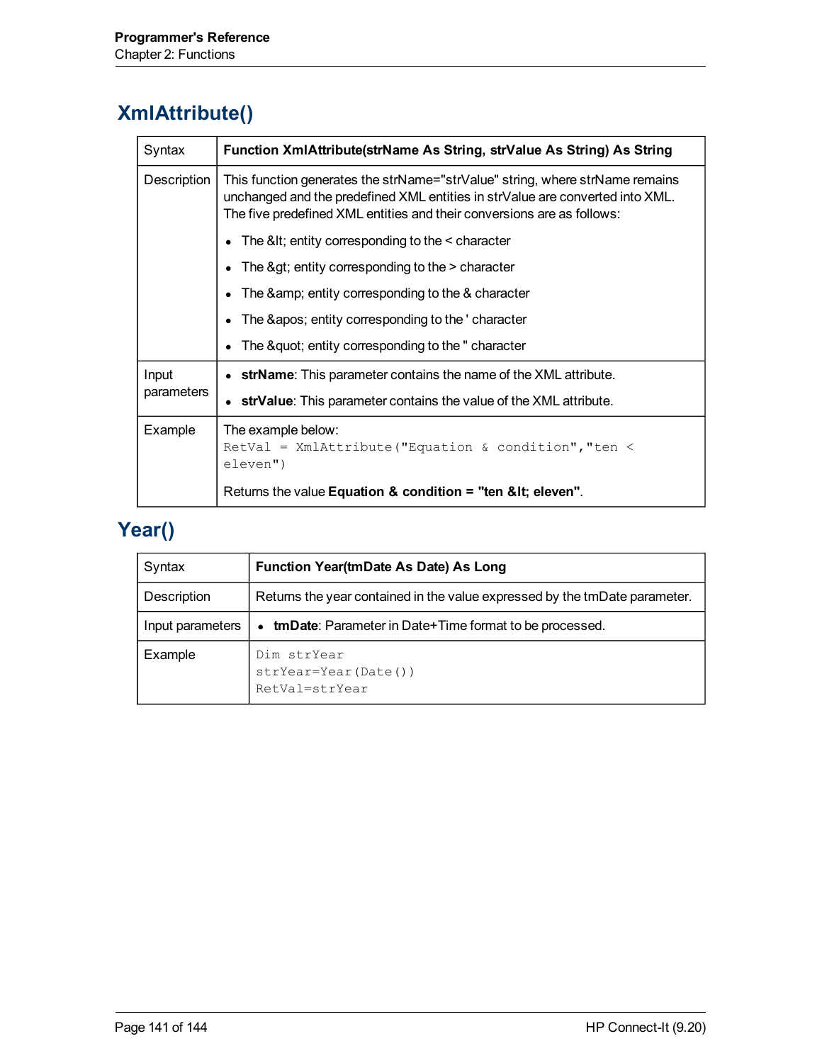## XmlAttribute()

| | |
|---|---|
| Syntax | **Function XmlAttribute(strName As String, strValue As String) As String** |
| Description | This function generates the strName="strValue" string, where strName remains unchanged and the predefined XML entities in strValue are converted into XML. The five predefined XML entities and their conversions are as follows:<br>• The &lt; entity corresponding to the < character<br>• The &gt; entity corresponding to the > character<br>• The &amp; entity corresponding to the & character<br>• The &apos; entity corresponding to the ' character<br>• The &quot; entity corresponding to the " character |
| Input parameters | • **strName**: This parameter contains the name of the XML attribute.<br>• **strValue**: This parameter contains the value of the XML attribute. |
| Example | The example below:<br>`RetVal = XmlAttribute("Equation & condition","ten < eleven")`<br>Returns the value **Equation & condition = "ten &lt; eleven"**. |

## Year()

| | |
|---|---|
| Syntax | **Function Year(tmDate As Date) As Long** |
| Description | Returns the year contained in the value expressed by the tmDate parameter. |
| Input parameters | • **tmDate**: Parameter in Date+Time format to be processed. |
| Example | `Dim strYear`<br>`strYear=Year(Date())`<br>`RetVal=strYear` |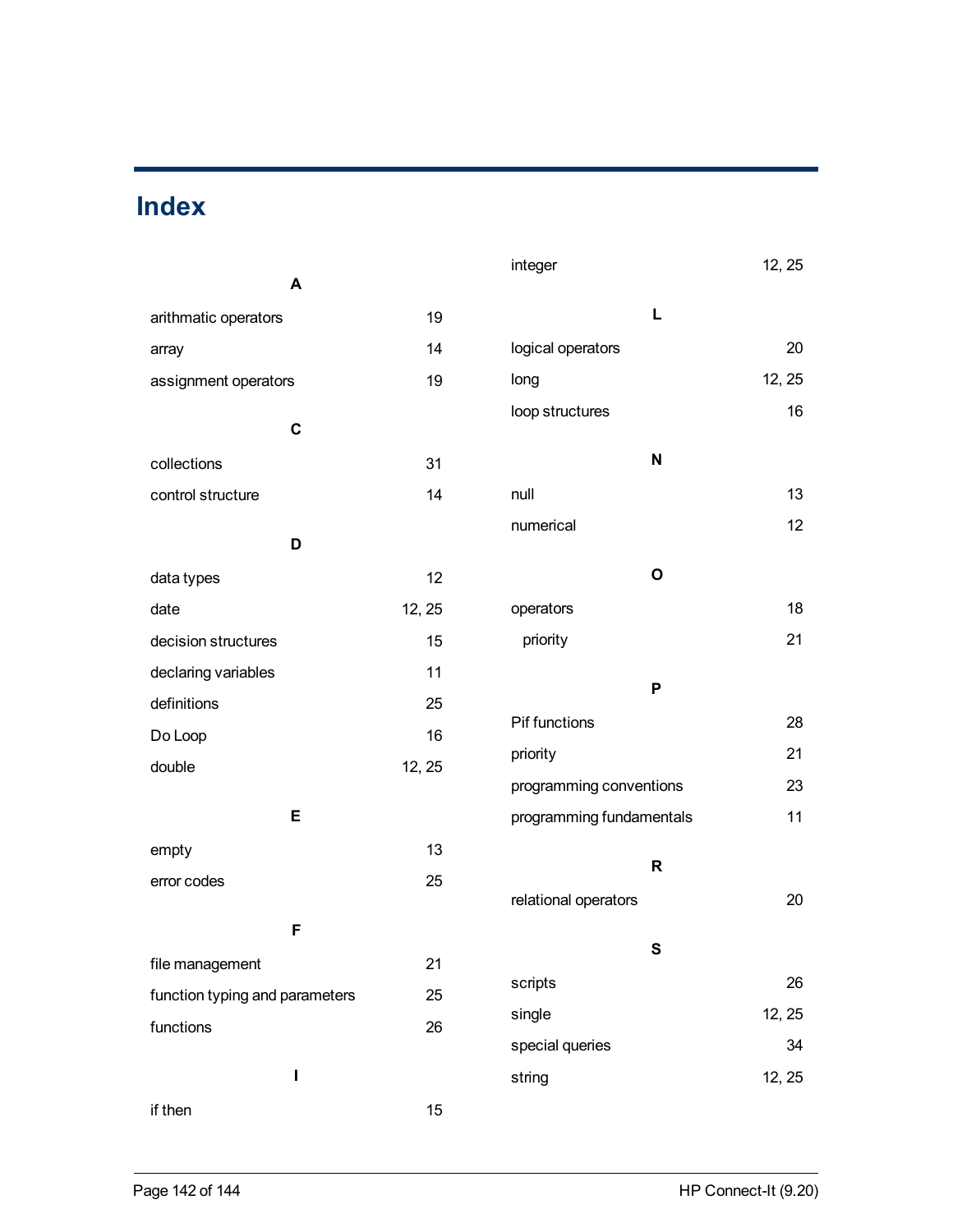# Index

**A**

arithmatic operators 19

array 14

assignment operators 19

**C**

collections 31

control structure 14

**D**

data types 12

date 12, 25

decision structures 15

declaring variables 11

definitions 25

Do Loop 16

double 12, 25

**E**

empty 13

error codes 25

**F**

file management 21

function typing and parameters 25

functions 26

**I**

if then 15

integer 12, 25

**L**

logical operators 20

long 12, 25

loop structures 16

**N**

null 13

numerical 12

**O**

operators 18

- priority 21

**P**

Pif functions 28

priority 21

programming conventions 23

programming fundamentals 11

**R**

relational operators 20

**S**

scripts 26

single 12, 25

special queries 34

string 12, 25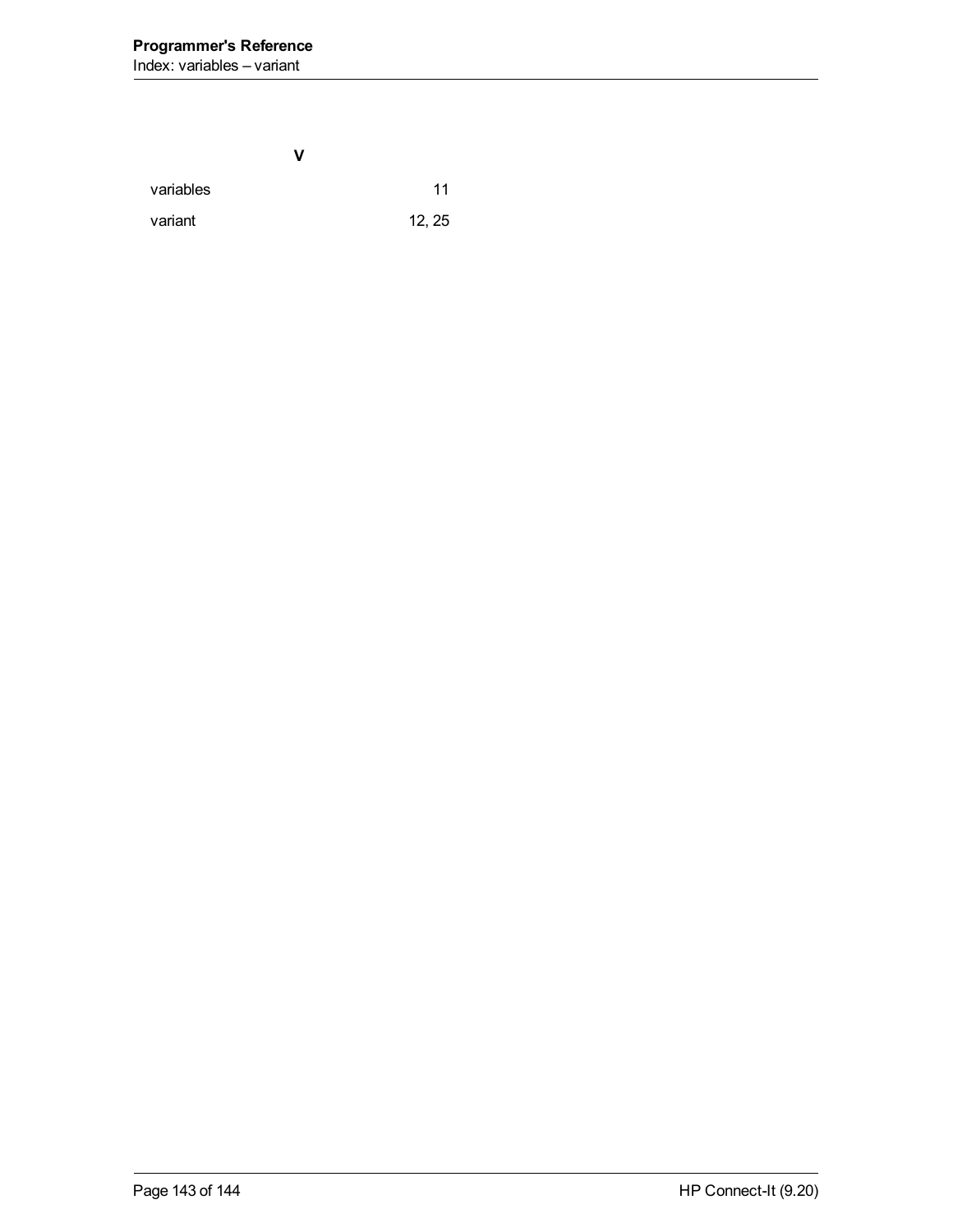## V

variables 11

variant 12, 25